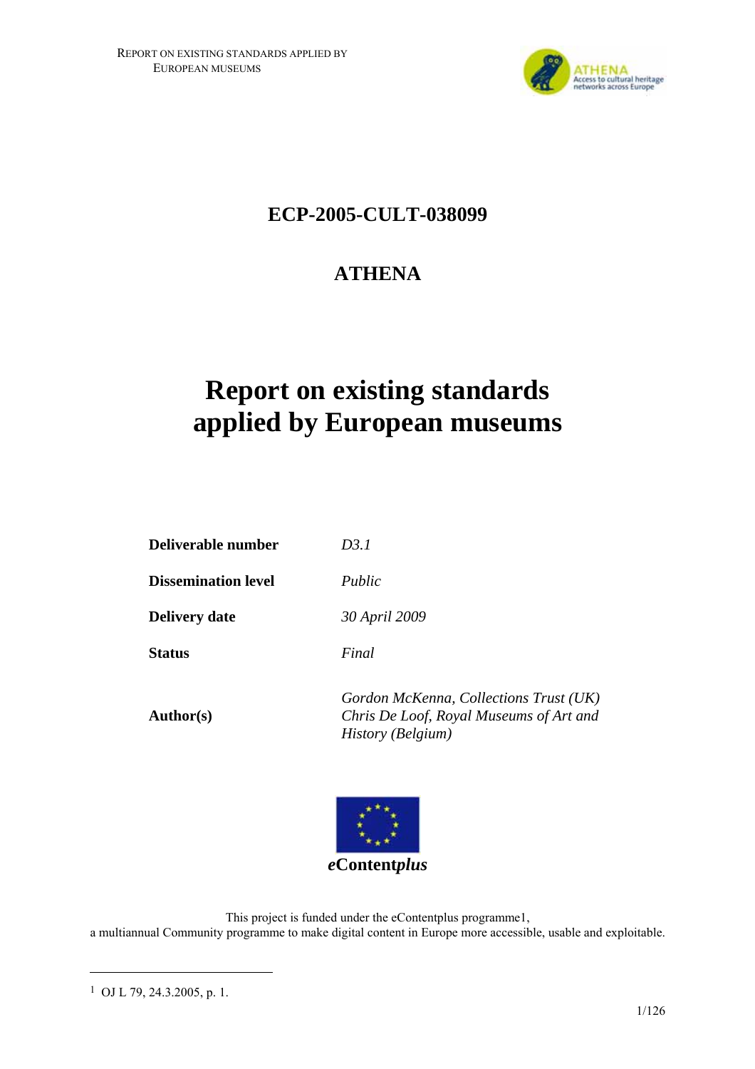**ECP-2005-CULT-038099**

**ATHENA**

# Report on existing standards applied by European museums

| | |
|---|---|
| **Deliverable number** | *D3.1* |
| **Dissemination level** | *Public* |
| **Delivery date** | *30 April 2009* |
| **Status** | *Final* |
| **Author(s)** | *Gordon McKenna, Collections Trust (UK)*<br>*Chris De Loof, Royal Museums of Art and History (Belgium)* |

***e*Content*plus***

This project is funded under the eContentplus programme[1],
a multiannual Community programme to make digital content in Europe more accessible, usable and exploitable.

[1] OJ L 79, 24.3.2005, p. 1.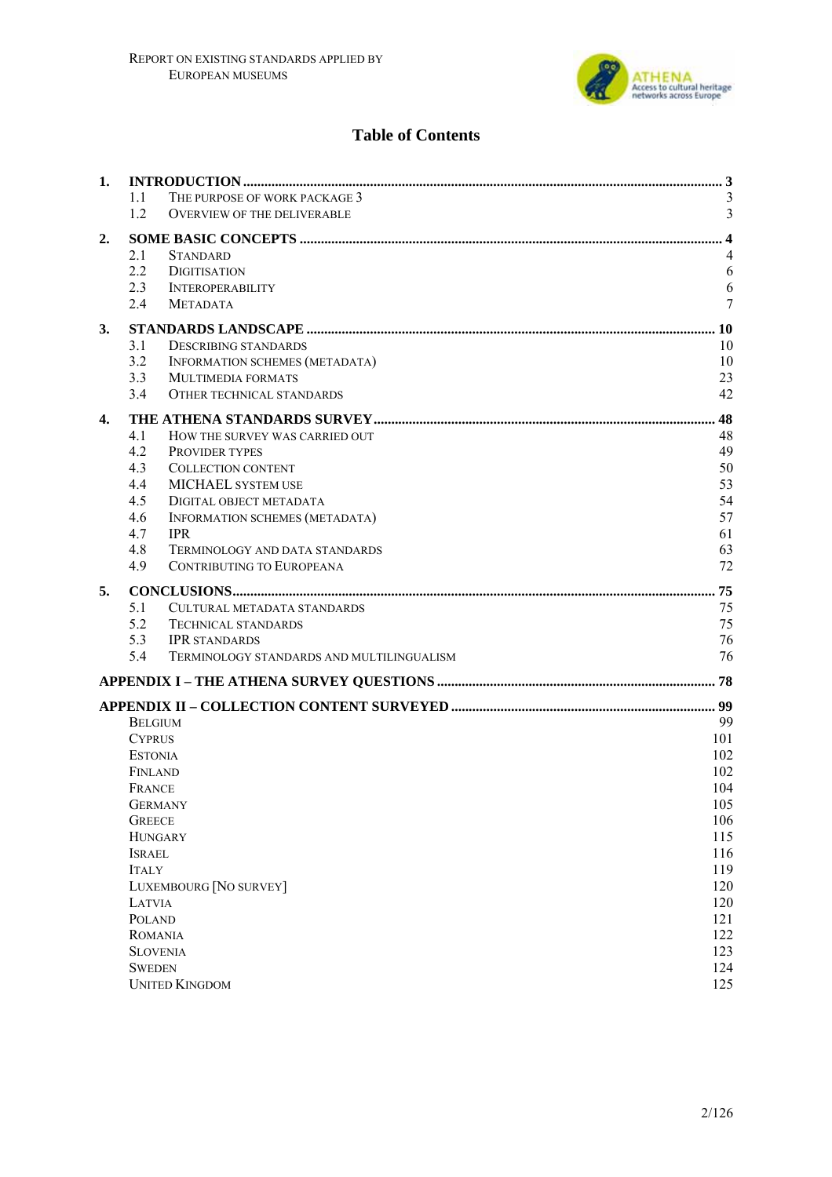# Table of Contents

1. **INTRODUCTION** ........ 3
   - 1.1 THE PURPOSE OF WORK PACKAGE 3 ........ 3
   - 1.2 OVERVIEW OF THE DELIVERABLE ........ 3
2. **SOME BASIC CONCEPTS** ........ 4
   - 2.1 STANDARD ........ 4
   - 2.2 DIGITISATION ........ 6
   - 2.3 INTEROPERABILITY ........ 6
   - 2.4 METADATA ........ 7
3. **STANDARDS LANDSCAPE** ........ 10
   - 3.1 DESCRIBING STANDARDS ........ 10
   - 3.2 INFORMATION SCHEMES (METADATA) ........ 10
   - 3.3 MULTIMEDIA FORMATS ........ 23
   - 3.4 OTHER TECHNICAL STANDARDS ........ 42
4. **THE ATHENA STANDARDS SURVEY** ........ 48
   - 4.1 HOW THE SURVEY WAS CARRIED OUT ........ 48
   - 4.2 PROVIDER TYPES ........ 49
   - 4.3 COLLECTION CONTENT ........ 50
   - 4.4 MICHAEL SYSTEM USE ........ 53
   - 4.5 DIGITAL OBJECT METADATA ........ 54
   - 4.6 INFORMATION SCHEMES (METADATA) ........ 57
   - 4.7 IPR ........ 61
   - 4.8 TERMINOLOGY AND DATA STANDARDS ........ 63
   - 4.9 CONTRIBUTING TO EUROPEANA ........ 72
5. **CONCLUSIONS** ........ 75
   - 5.1 CULTURAL METADATA STANDARDS ........ 75
   - 5.2 TECHNICAL STANDARDS ........ 75
   - 5.3 IPR STANDARDS ........ 76
   - 5.4 TERMINOLOGY STANDARDS AND MULTILINGUALISM ........ 76

**APPENDIX I – THE ATHENA SURVEY QUESTIONS** ........ 78

**APPENDIX II – COLLECTION CONTENT SURVEYED** ........ 99

- BELGIUM ........ 99
- CYPRUS ........ 101
- ESTONIA ........ 102
- FINLAND ........ 102
- FRANCE ........ 104
- GERMANY ........ 105
- GREECE ........ 106
- HUNGARY ........ 115
- ISRAEL ........ 116
- ITALY ........ 119
- LUXEMBOURG [NO SURVEY] ........ 120
- LATVIA ........ 120
- POLAND ........ 121
- ROMANIA ........ 122
- SLOVENIA ........ 123
- SWEDEN ........ 124
- UNITED KINGDOM ........ 125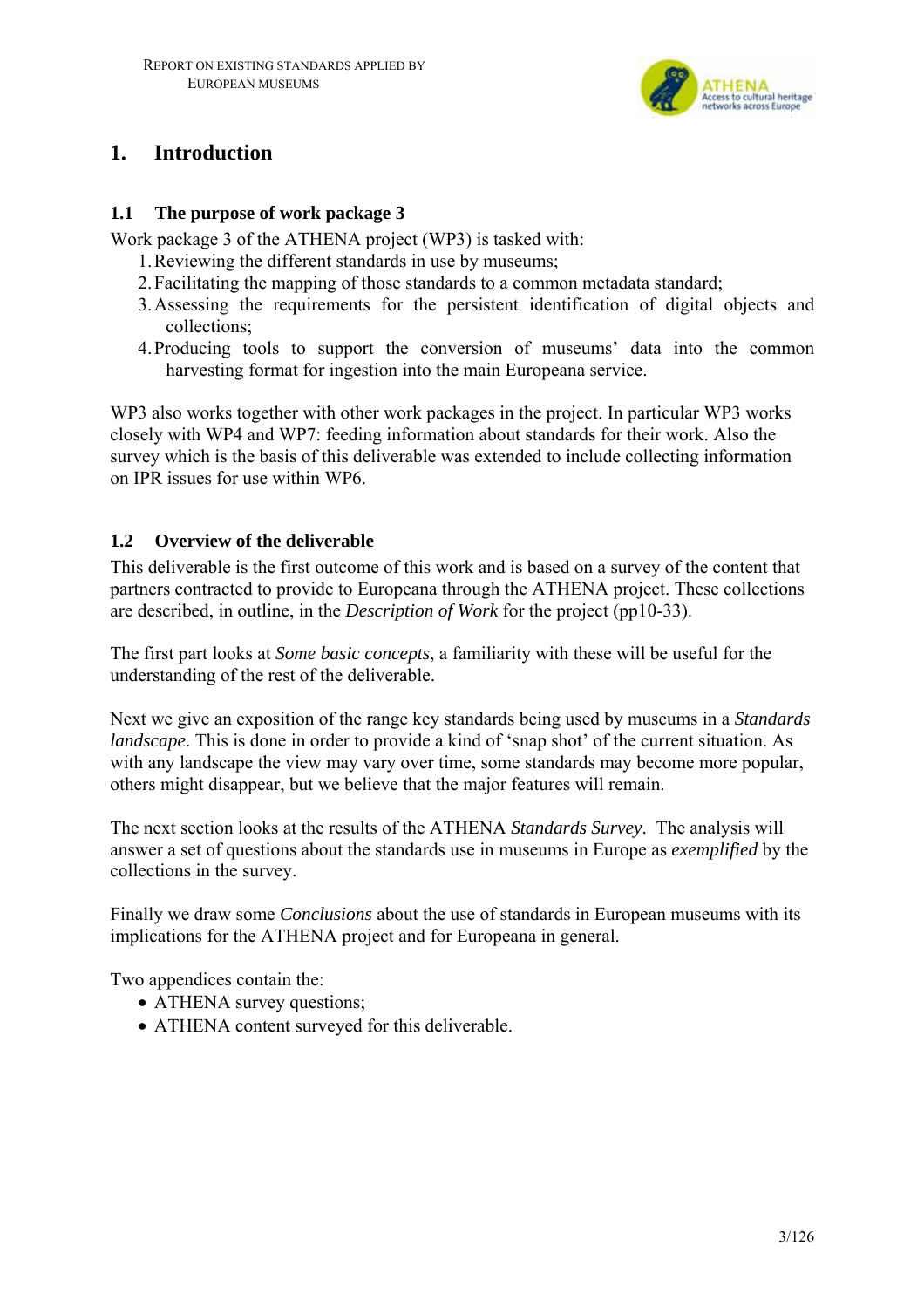# 1. Introduction

## 1.1 The purpose of work package 3

Work package 3 of the ATHENA project (WP3) is tasked with:

1. Reviewing the different standards in use by museums;
2. Facilitating the mapping of those standards to a common metadata standard;
3. Assessing the requirements for the persistent identification of digital objects and collections;
4. Producing tools to support the conversion of museums' data into the common harvesting format for ingestion into the main Europeana service.

WP3 also works together with other work packages in the project. In particular WP3 works closely with WP4 and WP7: feeding information about standards for their work. Also the survey which is the basis of this deliverable was extended to include collecting information on IPR issues for use within WP6.

## 1.2 Overview of the deliverable

This deliverable is the first outcome of this work and is based on a survey of the content that partners contracted to provide to Europeana through the ATHENA project. These collections are described, in outline, in the *Description of Work* for the project (pp10-33).

The first part looks at *Some basic concepts*, a familiarity with these will be useful for the understanding of the rest of the deliverable.

Next we give an exposition of the range key standards being used by museums in a *Standards landscape*. This is done in order to provide a kind of 'snap shot' of the current situation. As with any landscape the view may vary over time, some standards may become more popular, others might disappear, but we believe that the major features will remain.

The next section looks at the results of the ATHENA *Standards Survey*. The analysis will answer a set of questions about the standards use in museums in Europe as *exemplified* by the collections in the survey.

Finally we draw some *Conclusions* about the use of standards in European museums with its implications for the ATHENA project and for Europeana in general.

Two appendices contain the:

- ATHENA survey questions;
- ATHENA content surveyed for this deliverable.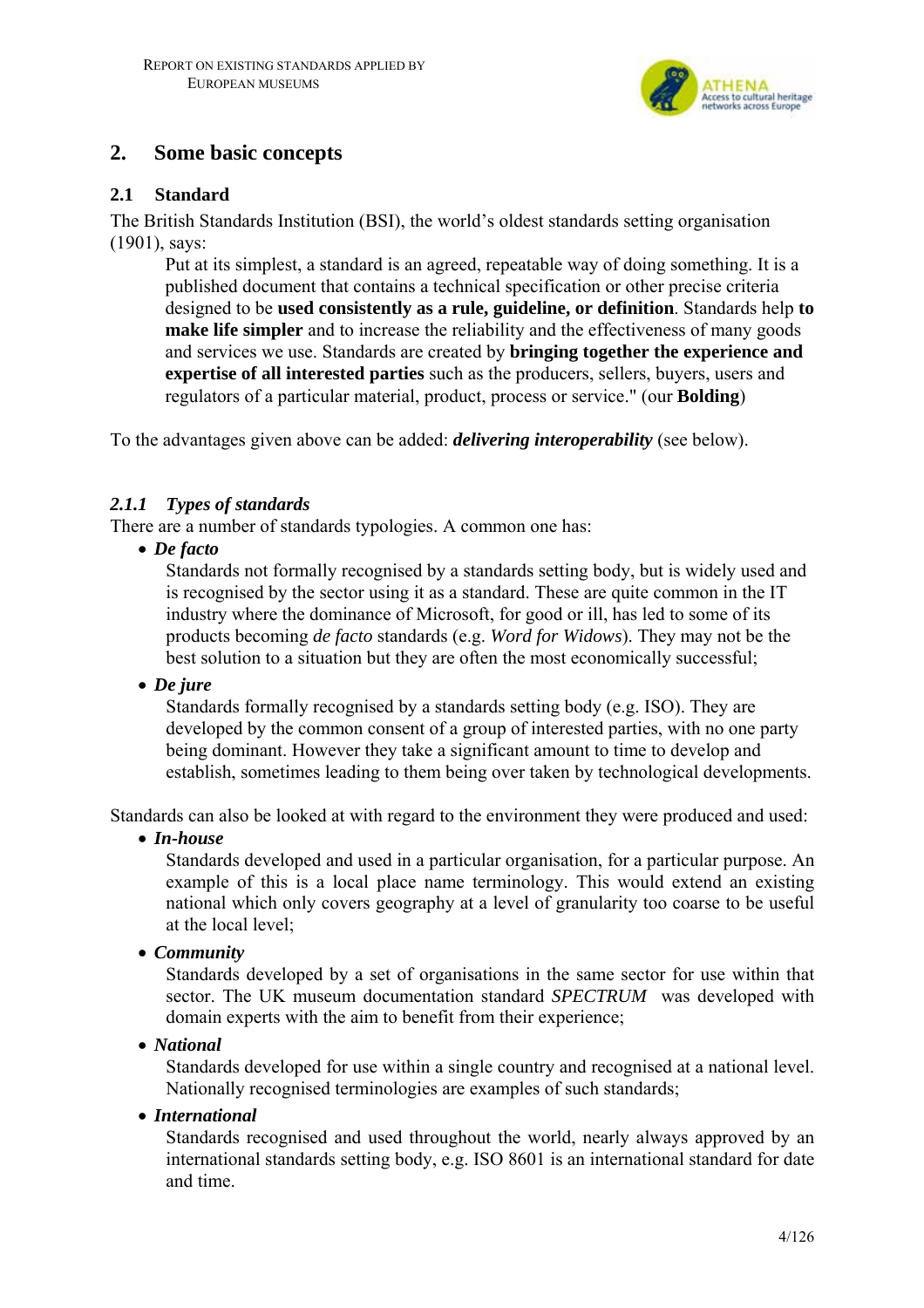## 2. Some basic concepts

### 2.1 Standard

The British Standards Institution (BSI), the world's oldest standards setting organisation (1901), says:

> Put at its simplest, a standard is an agreed, repeatable way of doing something. It is a published document that contains a technical specification or other precise criteria designed to be **used consistently as a rule, guideline, or definition**. Standards help **to make life simpler** and to increase the reliability and the effectiveness of many goods and services we use. Standards are created by **bringing together the experience and expertise of all interested parties** such as the producers, sellers, buyers, users and regulators of a particular material, product, process or service." (our **Bolding**)

To the advantages given above can be added: ***delivering interoperability*** (see below).

#### *2.1.1 Types of standards*

There are a number of standards typologies. A common one has:

- ***De facto***

  Standards not formally recognised by a standards setting body, but is widely used and is recognised by the sector using it as a standard. These are quite common in the IT industry where the dominance of Microsoft, for good or ill, has led to some of its products becoming *de facto* standards (e.g. *Word for Widows*). They may not be the best solution to a situation but they are often the most economically successful;

- ***De jure***

  Standards formally recognised by a standards setting body (e.g. ISO). They are developed by the common consent of a group of interested parties, with no one party being dominant. However they take a significant amount to time to develop and establish, sometimes leading to them being over taken by technological developments.

Standards can also be looked at with regard to the environment they were produced and used:

- ***In-house***

  Standards developed and used in a particular organisation, for a particular purpose. An example of this is a local place name terminology. This would extend an existing national which only covers geography at a level of granularity too coarse to be useful at the local level;

- ***Community***

  Standards developed by a set of organisations in the same sector for use within that sector. The UK museum documentation standard *SPECTRUM* was developed with domain experts with the aim to benefit from their experience;

- ***National***

  Standards developed for use within a single country and recognised at a national level. Nationally recognised terminologies are examples of such standards;

- ***International***

  Standards recognised and used throughout the world, nearly always approved by an international standards setting body, e.g. ISO 8601 is an international standard for date and time.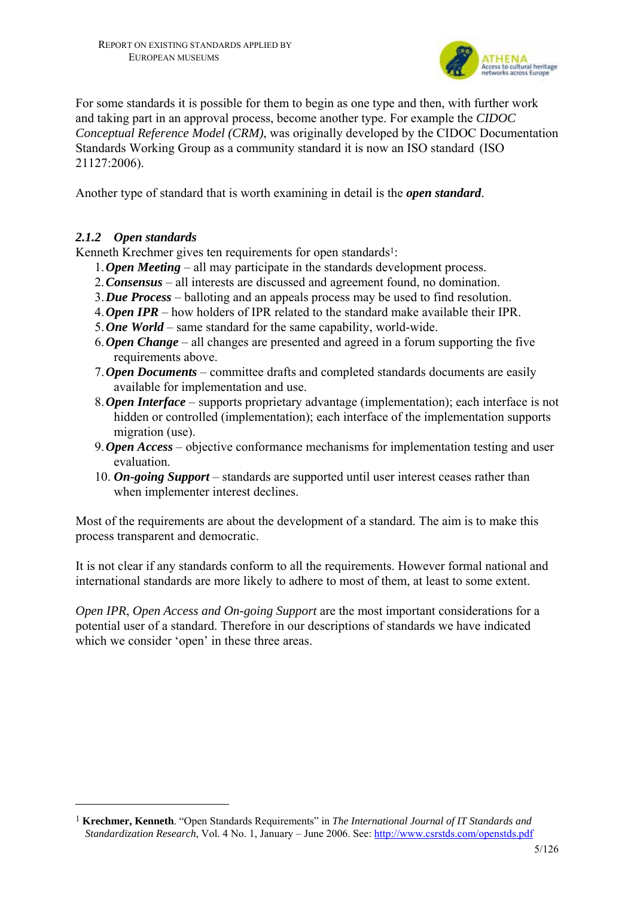For some standards it is possible for them to begin as one type and then, with further work and taking part in an approval process, become another type. For example the *CIDOC Conceptual Reference Model (CRM)*, was originally developed by the CIDOC Documentation Standards Working Group as a community standard it is now an ISO standard (ISO 21127:2006).

Another type of standard that is worth examining in detail is the ***open standard***.

### *2.1.2 Open standards*

Kenneth Krechmer gives ten requirements for open standards[1]:

1. ***Open Meeting*** – all may participate in the standards development process.
2. ***Consensus*** – all interests are discussed and agreement found, no domination.
3. ***Due Process*** – balloting and an appeals process may be used to find resolution.
4. ***Open IPR*** – how holders of IPR related to the standard make available their IPR.
5. ***One World*** – same standard for the same capability, world-wide.
6. ***Open Change*** – all changes are presented and agreed in a forum supporting the five requirements above.
7. ***Open Documents*** – committee drafts and completed standards documents are easily available for implementation and use.
8. ***Open Interface*** – supports proprietary advantage (implementation); each interface is not hidden or controlled (implementation); each interface of the implementation supports migration (use).
9. ***Open Access*** – objective conformance mechanisms for implementation testing and user evaluation.
10. ***On-going Support*** – standards are supported until user interest ceases rather than when implementer interest declines.

Most of the requirements are about the development of a standard. The aim is to make this process transparent and democratic.

It is not clear if any standards conform to all the requirements. However formal national and international standards are more likely to adhere to most of them, at least to some extent.

*Open IPR*, *Open Access and On-going Support* are the most important considerations for a potential user of a standard. Therefore in our descriptions of standards we have indicated which we consider 'open' in these three areas.

---

[1] **Krechmer, Kenneth**. "Open Standards Requirements" in *The International Journal of IT Standards and Standardization Research*, Vol. 4 No. 1, January – June 2006. See: http://www.csrstds.com/openstds.pdf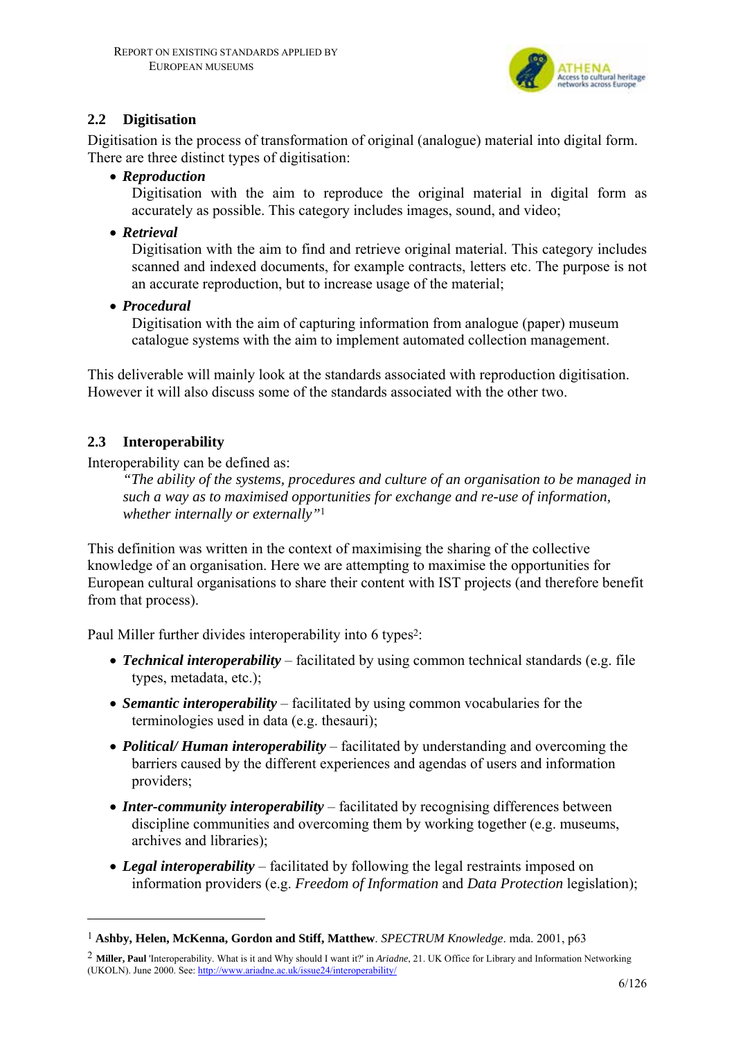## 2.2 Digitisation

Digitisation is the process of transformation of original (analogue) material into digital form. There are three distinct types of digitisation:

- ***Reproduction***
  Digitisation with the aim to reproduce the original material in digital form as accurately as possible. This category includes images, sound, and video;
- ***Retrieval***
  Digitisation with the aim to find and retrieve original material. This category includes scanned and indexed documents, for example contracts, letters etc. The purpose is not an accurate reproduction, but to increase usage of the material;
- ***Procedural***
  Digitisation with the aim of capturing information from analogue (paper) museum catalogue systems with the aim to implement automated collection management.

This deliverable will mainly look at the standards associated with reproduction digitisation. However it will also discuss some of the standards associated with the other two.

## 2.3 Interoperability

Interoperability can be defined as:

> *"The ability of the systems, procedures and culture of an organisation to be managed in such a way as to maximised opportunities for exchange and re-use of information, whether internally or externally"*[1]

This definition was written in the context of maximising the sharing of the collective knowledge of an organisation. Here we are attempting to maximise the opportunities for European cultural organisations to share their content with IST projects (and therefore benefit from that process).

Paul Miller further divides interoperability into 6 types[2]:

- ***Technical interoperability*** – facilitated by using common technical standards (e.g. file types, metadata, etc.);
- ***Semantic interoperability*** – facilitated by using common vocabularies for the terminologies used in data (e.g. thesauri);
- ***Political/ Human interoperability*** – facilitated by understanding and overcoming the barriers caused by the different experiences and agendas of users and information providers;
- ***Inter-community interoperability*** – facilitated by recognising differences between discipline communities and overcoming them by working together (e.g. museums, archives and libraries);
- ***Legal interoperability*** – facilitated by following the legal restraints imposed on information providers (e.g. *Freedom of Information* and *Data Protection* legislation);

---

[1] **Ashby, Helen, McKenna, Gordon and Stiff, Matthew**. *SPECTRUM Knowledge*. mda. 2001, p63

[2] **Miller, Paul** 'Interoperability. What is it and Why should I want it?' in *Ariadne*, 21. UK Office for Library and Information Networking (UKOLN). June 2000. See: http://www.ariadne.ac.uk/issue24/interoperability/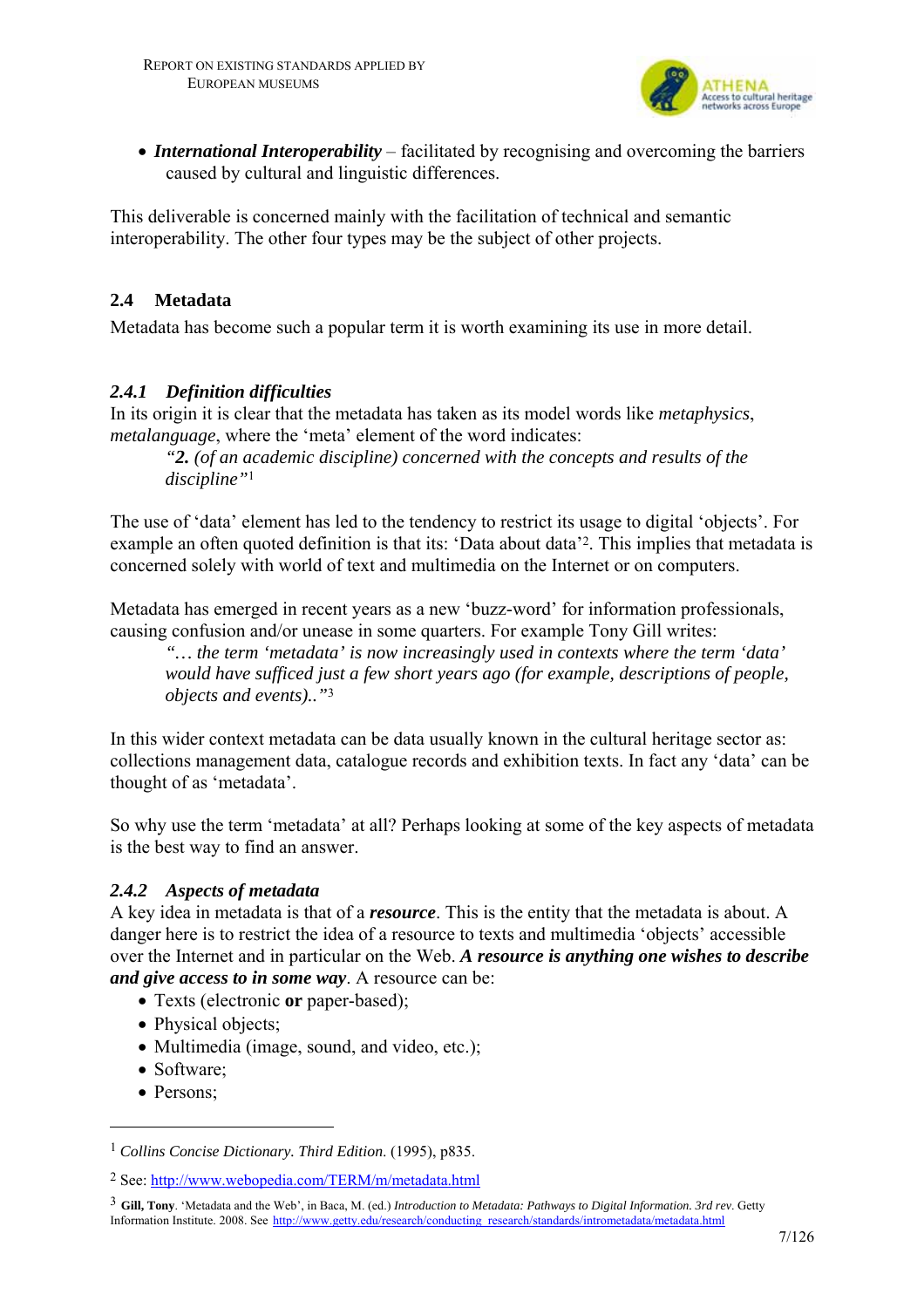- ***International Interoperability*** – facilitated by recognising and overcoming the barriers caused by cultural and linguistic differences.

This deliverable is concerned mainly with the facilitation of technical and semantic interoperability. The other four types may be the subject of other projects.

## 2.4 Metadata

Metadata has become such a popular term it is worth examining its use in more detail.

### *2.4.1 Definition difficulties*

In its origin it is clear that the metadata has taken as its model words like *metaphysics*, *metalanguage*, where the 'meta' element of the word indicates:

> *"**2.** (of an academic discipline) concerned with the concepts and results of the discipline"*[1]

The use of 'data' element has led to the tendency to restrict its usage to digital 'objects'. For example an often quoted definition is that its: 'Data about data'[2]. This implies that metadata is concerned solely with world of text and multimedia on the Internet or on computers.

Metadata has emerged in recent years as a new 'buzz-word' for information professionals, causing confusion and/or unease in some quarters. For example Tony Gill writes:

> *"… the term 'metadata' is now increasingly used in contexts where the term 'data' would have sufficed just a few short years ago (for example, descriptions of people, objects and events).."*[3]

In this wider context metadata can be data usually known in the cultural heritage sector as: collections management data, catalogue records and exhibition texts. In fact any 'data' can be thought of as 'metadata'.

So why use the term 'metadata' at all? Perhaps looking at some of the key aspects of metadata is the best way to find an answer.

### *2.4.2 Aspects of metadata*

A key idea in metadata is that of a ***resource***. This is the entity that the metadata is about. A danger here is to restrict the idea of a resource to texts and multimedia 'objects' accessible over the Internet and in particular on the Web. ***A resource is anything one wishes to describe and give access to in some way***. A resource can be:

- Texts (electronic **or** paper-based);
- Physical objects;
- Multimedia (image, sound, and video, etc.);
- Software;
- Persons;

---

[1] *Collins Concise Dictionary. Third Edition*. (1995), p835.

[2] See: http://www.webopedia.com/TERM/m/metadata.html

[3] **Gill, Tony**. 'Metadata and the Web', in Baca, M. (ed.) *Introduction to Metadata: Pathways to Digital Information. 3rd rev*. Getty Information Institute. 2008. See http://www.getty.edu/research/conducting_research/standards/intrometadata/metadata.html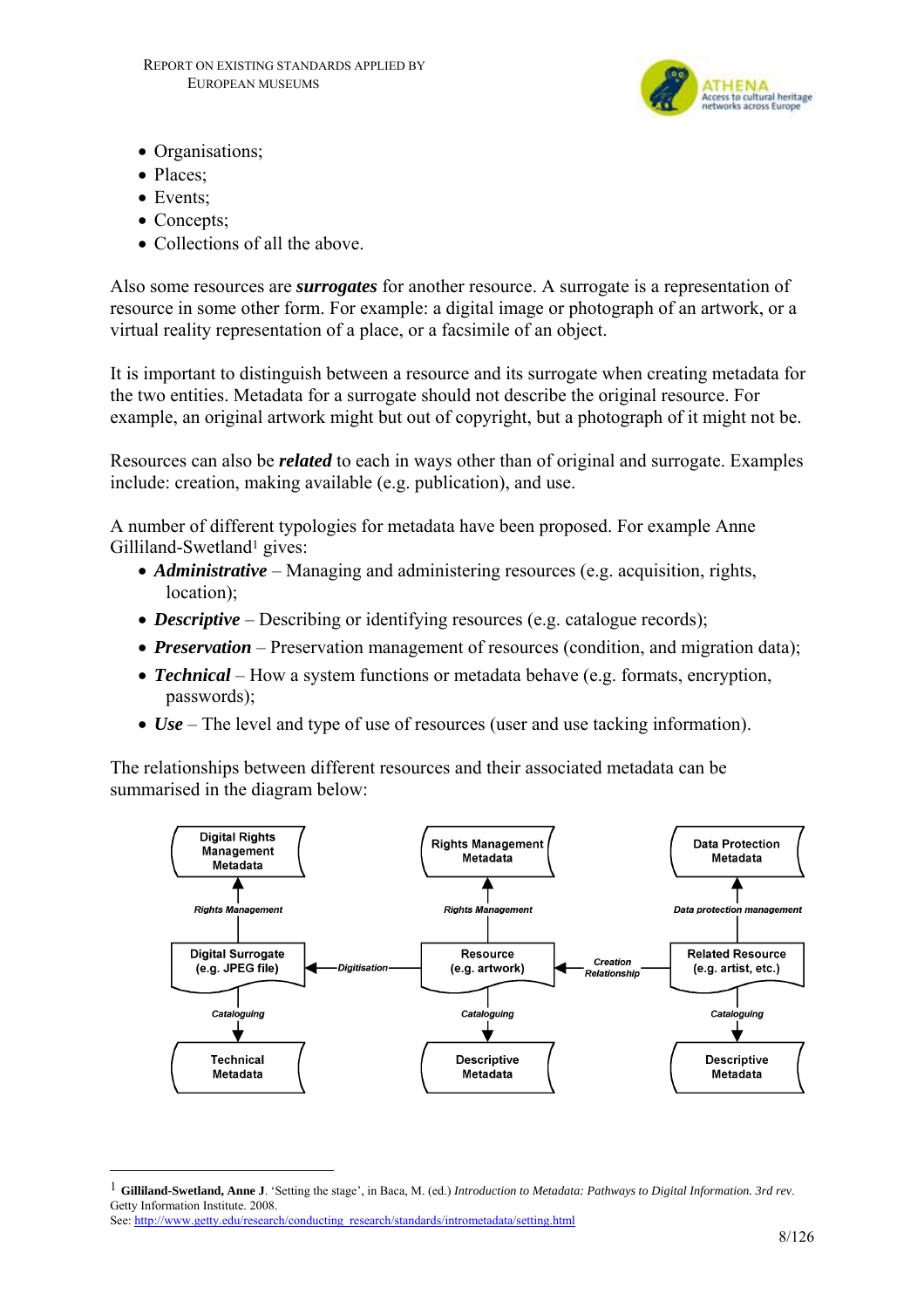- Organisations;
- Places;
- Events;
- Concepts;
- Collections of all the above.

Also some resources are ***surrogates*** for another resource. A surrogate is a representation of resource in some other form. For example: a digital image or photograph of an artwork, or a virtual reality representation of a place, or a facsimile of an object.

It is important to distinguish between a resource and its surrogate when creating metadata for the two entities. Metadata for a surrogate should not describe the original resource. For example, an original artwork might but out of copyright, but a photograph of it might not be.

Resources can also be ***related*** to each in ways other than of original and surrogate. Examples include: creation, making available (e.g. publication), and use.

A number of different typologies for metadata have been proposed. For example Anne Gilliland-Swetland[1] gives:

- ***Administrative*** – Managing and administering resources (e.g. acquisition, rights, location);
- ***Descriptive*** – Describing or identifying resources (e.g. catalogue records);
- ***Preservation*** – Preservation management of resources (condition, and migration data);
- ***Technical*** – How a system functions or metadata behave (e.g. formats, encryption, passwords);
- ***Use*** – The level and type of use of resources (user and use tacking information).

The relationships between different resources and their associated metadata can be summarised in the diagram below:

| Digital Rights Management Metadata | | Rights Management Metadata | | Data Protection Metadata |
|---|---|---|---|---|
| ↑ *Rights Management* | | ↑ *Rights Management* | | ↑ *Data protection management* |
| Digital Surrogate (e.g. JPEG file) | ← *Digitisation* | Resource (e.g. artwork) | ← *Creation Relationship* | Related Resource (e.g. artist, etc.) |
| ↓ *Cataloguing* | | ↓ *Cataloguing* | | ↓ *Cataloguing* |
| Technical Metadata | | Descriptive Metadata | | Descriptive Metadata |

---

[1] **Gilliland-Swetland, Anne J**. 'Setting the stage', in Baca, M. (ed.) *Introduction to Metadata: Pathways to Digital Information. 3rd rev*. Getty Information Institute. 2008.
See: http://www.getty.edu/research/conducting_research/standards/intrometadata/setting.html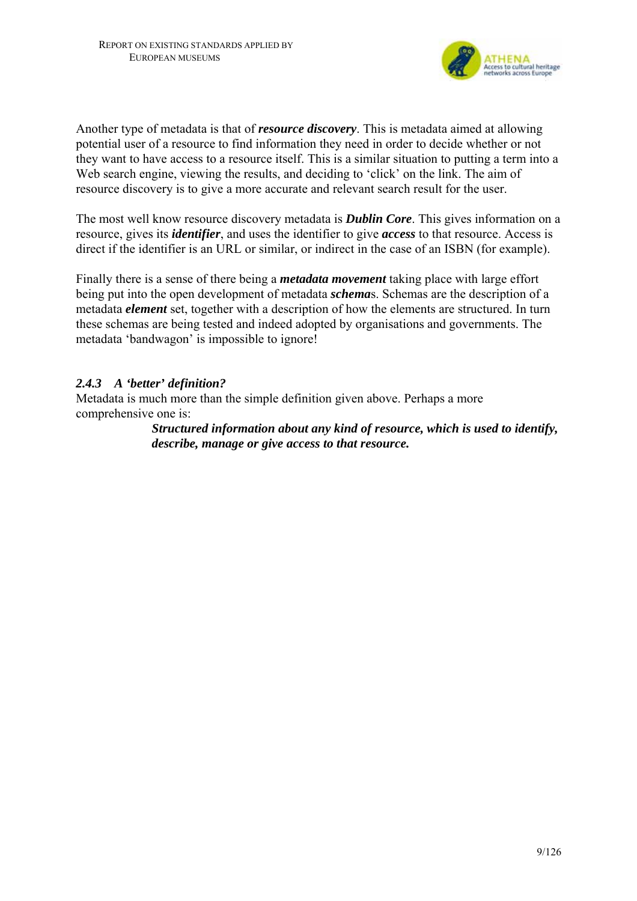Another type of metadata is that of ***resource discovery***. This is metadata aimed at allowing potential user of a resource to find information they need in order to decide whether or not they want to have access to a resource itself. This is a similar situation to putting a term into a Web search engine, viewing the results, and deciding to 'click' on the link. The aim of resource discovery is to give a more accurate and relevant search result for the user.

The most well know resource discovery metadata is ***Dublin Core***. This gives information on a resource, gives its ***identifier***, and uses the identifier to give ***access*** to that resource. Access is direct if the identifier is an URL or similar, or indirect in the case of an ISBN (for example).

Finally there is a sense of there being a ***metadata movement*** taking place with large effort being put into the open development of metadata ***schema***s. Schemas are the description of a metadata ***element*** set, together with a description of how the elements are structured. In turn these schemas are being tested and indeed adopted by organisations and governments. The metadata 'bandwagon' is impossible to ignore!

### *2.4.3 A 'better' definition?*

Metadata is much more than the simple definition given above. Perhaps a more comprehensive one is:

> ***Structured information about any kind of resource, which is used to identify, describe, manage or give access to that resource.***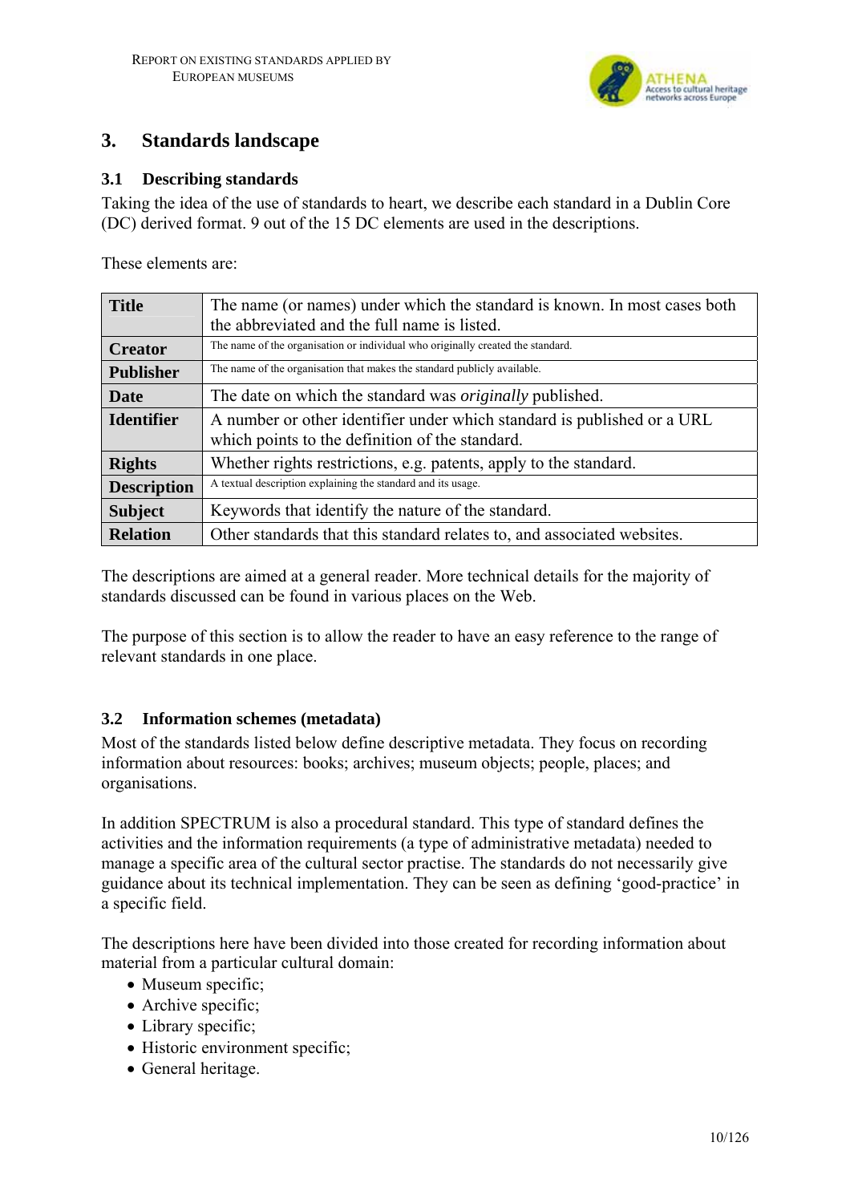## 3. Standards landscape

### 3.1 Describing standards

Taking the idea of the use of standards to heart, we describe each standard in a Dublin Core (DC) derived format. 9 out of the 15 DC elements are used in the descriptions.

These elements are:

| | |
|---|---|
| **Title** | The name (or names) under which the standard is known. In most cases both the abbreviated and the full name is listed. |
| **Creator** | The name of the organisation or individual who originally created the standard. |
| **Publisher** | The name of the organisation that makes the standard publicly available. |
| **Date** | The date on which the standard was *originally* published. |
| **Identifier** | A number or other identifier under which standard is published or a URL which points to the definition of the standard. |
| **Rights** | Whether rights restrictions, e.g. patents, apply to the standard. |
| **Description** | A textual description explaining the standard and its usage. |
| **Subject** | Keywords that identify the nature of the standard. |
| **Relation** | Other standards that this standard relates to, and associated websites. |

The descriptions are aimed at a general reader. More technical details for the majority of standards discussed can be found in various places on the Web.

The purpose of this section is to allow the reader to have an easy reference to the range of relevant standards in one place.

### 3.2 Information schemes (metadata)

Most of the standards listed below define descriptive metadata. They focus on recording information about resources: books; archives; museum objects; people, places; and organisations.

In addition SPECTRUM is also a procedural standard. This type of standard defines the activities and the information requirements (a type of administrative metadata) needed to manage a specific area of the cultural sector practise. The standards do not necessarily give guidance about its technical implementation. They can be seen as defining 'good-practice' in a specific field.

The descriptions here have been divided into those created for recording information about material from a particular cultural domain:

- Museum specific;
- Archive specific;
- Library specific;
- Historic environment specific;
- General heritage.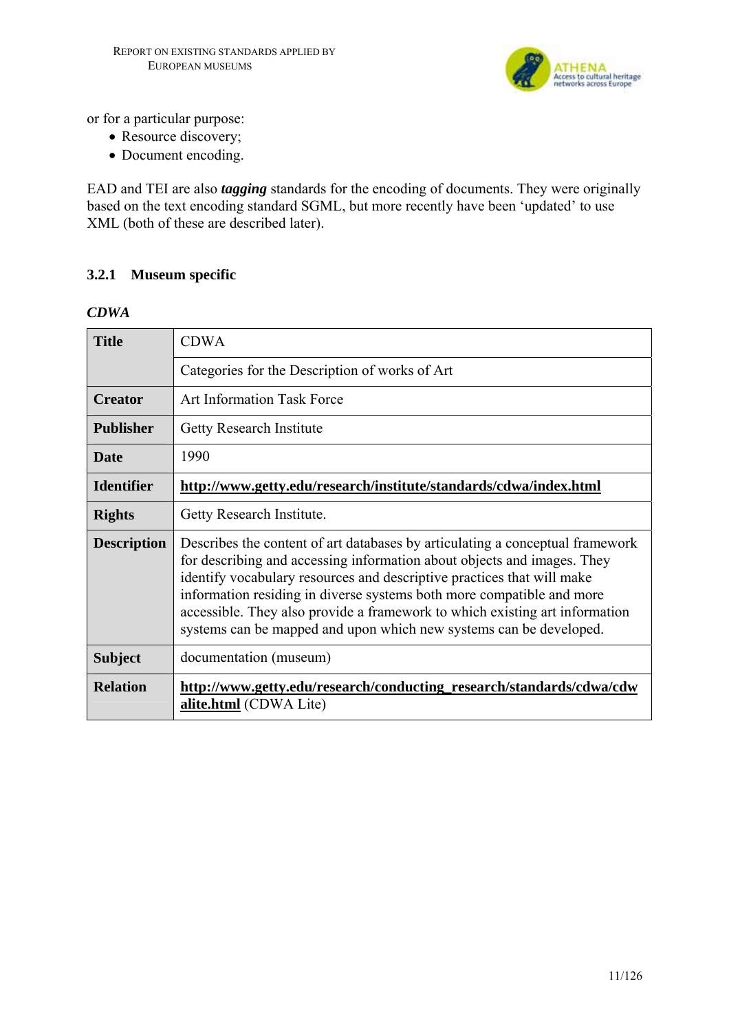or for a particular purpose:

- Resource discovery;
- Document encoding.

EAD and TEI are also ***tagging*** standards for the encoding of documents. They were originally based on the text encoding standard SGML, but more recently have been 'updated' to use XML (both of these are described later).

### 3.2.1 Museum specific

***CDWA***

| | |
|---|---|
| **Title** | CDWA |
| | Categories for the Description of works of Art |
| **Creator** | Art Information Task Force |
| **Publisher** | Getty Research Institute |
| **Date** | 1990 |
| **Identifier** | **http://www.getty.edu/research/institute/standards/cdwa/index.html** |
| **Rights** | Getty Research Institute. |
| **Description** | Describes the content of art databases by articulating a conceptual framework for describing and accessing information about objects and images. They identify vocabulary resources and descriptive practices that will make information residing in diverse systems both more compatible and more accessible. They also provide a framework to which existing art information systems can be mapped and upon which new systems can be developed. |
| **Subject** | documentation (museum) |
| **Relation** | **http://www.getty.edu/research/conducting_research/standards/cdwa/cdwalite.html** (CDWA Lite) |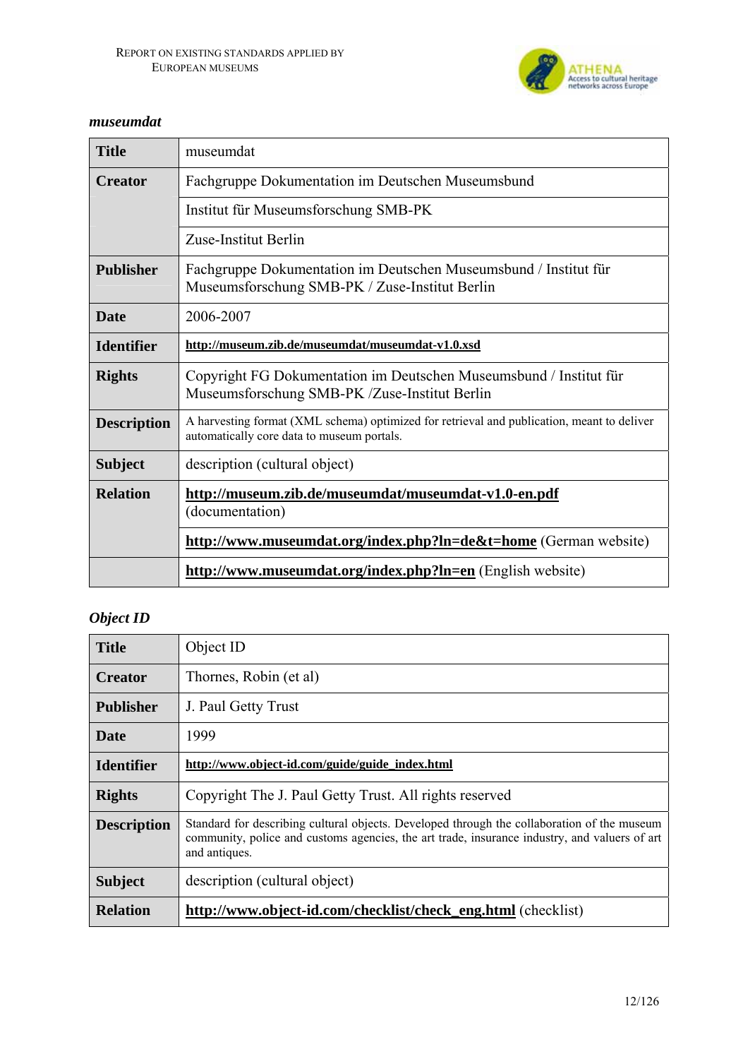*museumdat*

| Title | museumdat |
|---|---|
| Creator | Fachgruppe Dokumentation im Deutschen Museumsbund |
| | Institut für Museumsforschung SMB-PK |
| | Zuse-Institut Berlin |
| Publisher | Fachgruppe Dokumentation im Deutschen Museumsbund / Institut für Museumsforschung SMB-PK / Zuse-Institut Berlin |
| Date | 2006-2007 |
| Identifier | **http://museum.zib.de/museumdat/museumdat-v1.0.xsd** |
| Rights | Copyright FG Dokumentation im Deutschen Museumsbund / Institut für Museumsforschung SMB-PK /Zuse-Institut Berlin |
| Description | A harvesting format (XML schema) optimized for retrieval and publication, meant to deliver automatically core data to museum portals. |
| Subject | description (cultural object) |
| Relation | **http://museum.zib.de/museumdat/museumdat-v1.0-en.pdf** (documentation) |
| | **http://www.museumdat.org/index.php?ln=de&t=home** (German website) |
| | **http://www.museumdat.org/index.php?ln=en** (English website) |

*Object ID*

| Title | Object ID |
|---|---|
| Creator | Thornes, Robin (et al) |
| Publisher | J. Paul Getty Trust |
| Date | 1999 |
| Identifier | **http://www.object-id.com/guide/guide_index.html** |
| Rights | Copyright The J. Paul Getty Trust. All rights reserved |
| Description | Standard for describing cultural objects. Developed through the collaboration of the museum community, police and customs agencies, the art trade, insurance industry, and valuers of art and antiques. |
| Subject | description (cultural object) |
| Relation | **http://www.object-id.com/checklist/check_eng.html** (checklist) |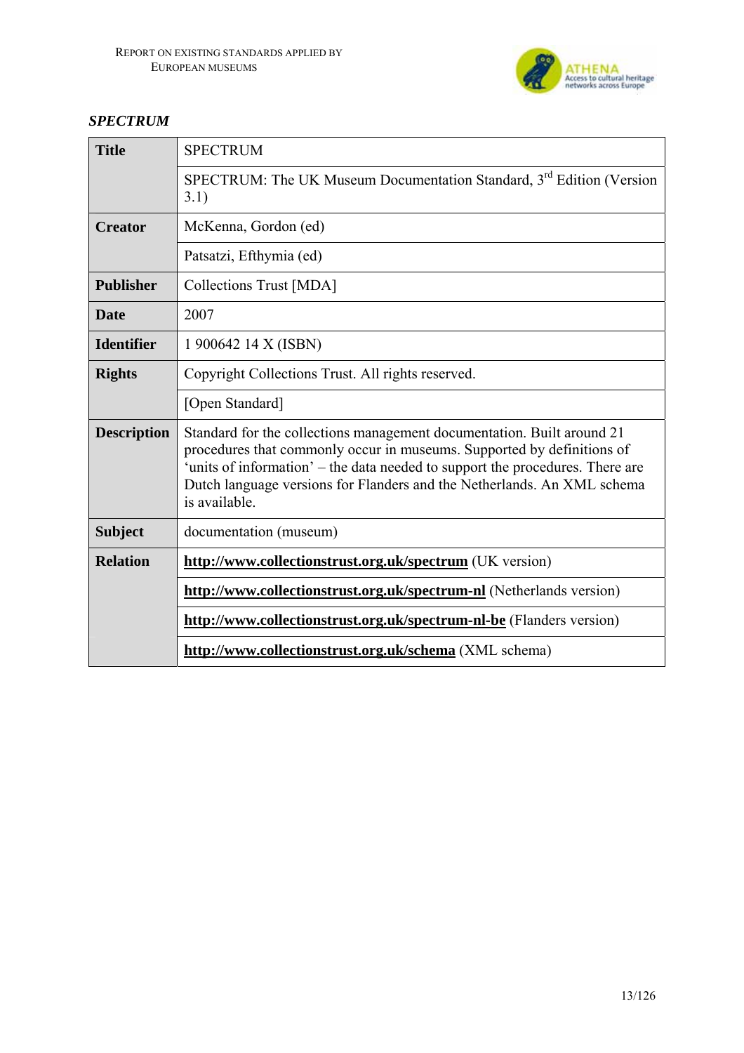### *SPECTRUM*

| **Title** | SPECTRUM |
|---|---|
| | SPECTRUM: The UK Museum Documentation Standard, 3rd Edition (Version 3.1) |
| **Creator** | McKenna, Gordon (ed) |
| | Patsatzi, Efthymia (ed) |
| **Publisher** | Collections Trust [MDA] |
| **Date** | 2007 |
| **Identifier** | 1 900642 14 X (ISBN) |
| **Rights** | Copyright Collections Trust. All rights reserved. |
| | [Open Standard] |
| **Description** | Standard for the collections management documentation. Built around 21 procedures that commonly occur in museums. Supported by definitions of 'units of information' – the data needed to support the procedures. There are Dutch language versions for Flanders and the Netherlands. An XML schema is available. |
| **Subject** | documentation (museum) |
| **Relation** | **http://www.collectionstrust.org.uk/spectrum** (UK version) |
| | **http://www.collectionstrust.org.uk/spectrum-nl** (Netherlands version) |
| | **http://www.collectionstrust.org.uk/spectrum-nl-be** (Flanders version) |
| | **http://www.collectionstrust.org.uk/schema** (XML schema) |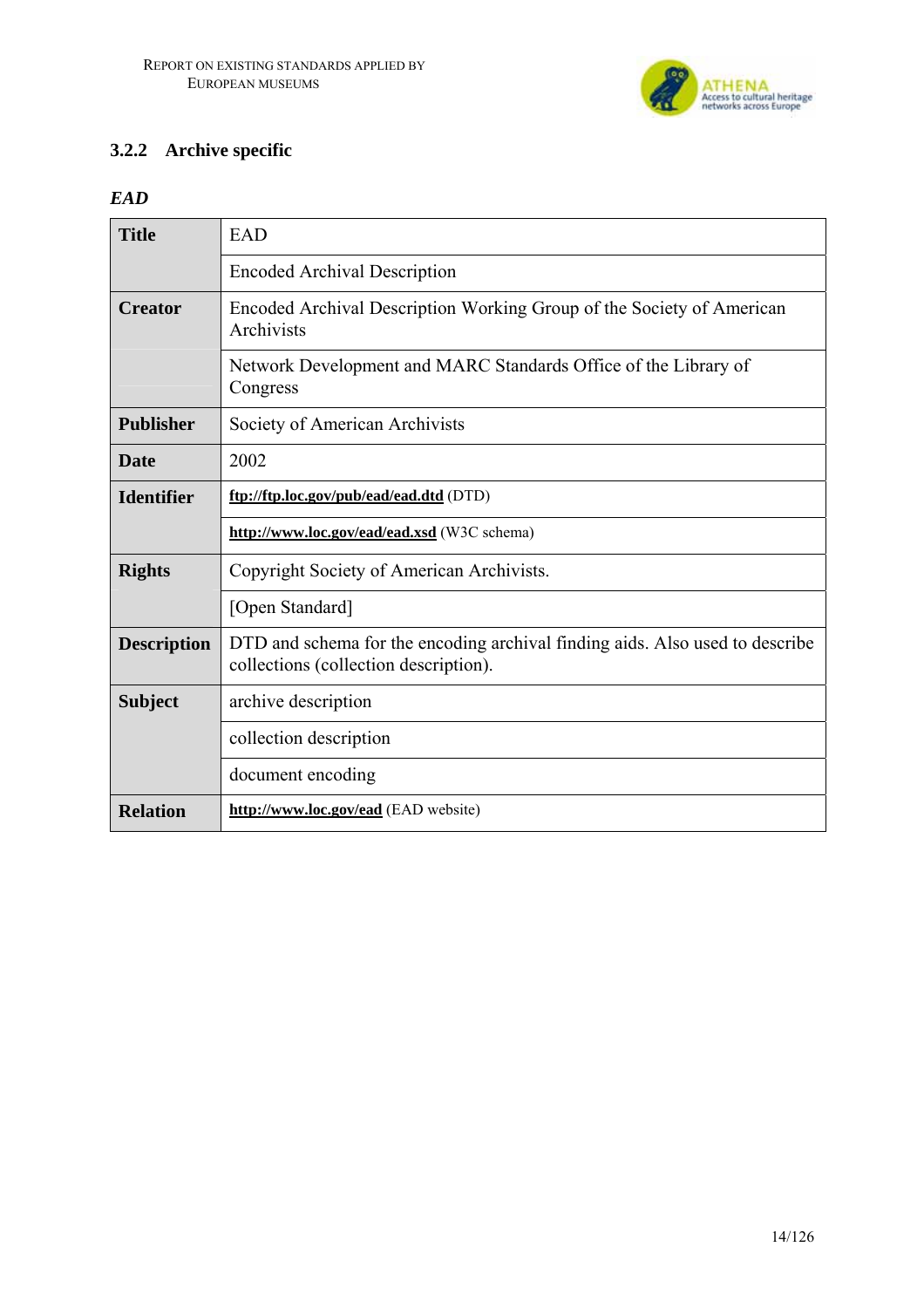### 3.2.2 Archive specific

*EAD*

| | |
|---|---|
| **Title** | EAD |
| | Encoded Archival Description |
| **Creator** | Encoded Archival Description Working Group of the Society of American Archivists |
| | Network Development and MARC Standards Office of the Library of Congress |
| **Publisher** | Society of American Archivists |
| **Date** | 2002 |
| **Identifier** | **ftp://ftp.loc.gov/pub/ead/ead.dtd** (DTD) |
| | **http://www.loc.gov/ead/ead.xsd** (W3C schema) |
| **Rights** | Copyright Society of American Archivists. |
| | [Open Standard] |
| **Description** | DTD and schema for the encoding archival finding aids. Also used to describe collections (collection description). |
| **Subject** | archive description |
| | collection description |
| | document encoding |
| **Relation** | **http://www.loc.gov/ead** (EAD website) |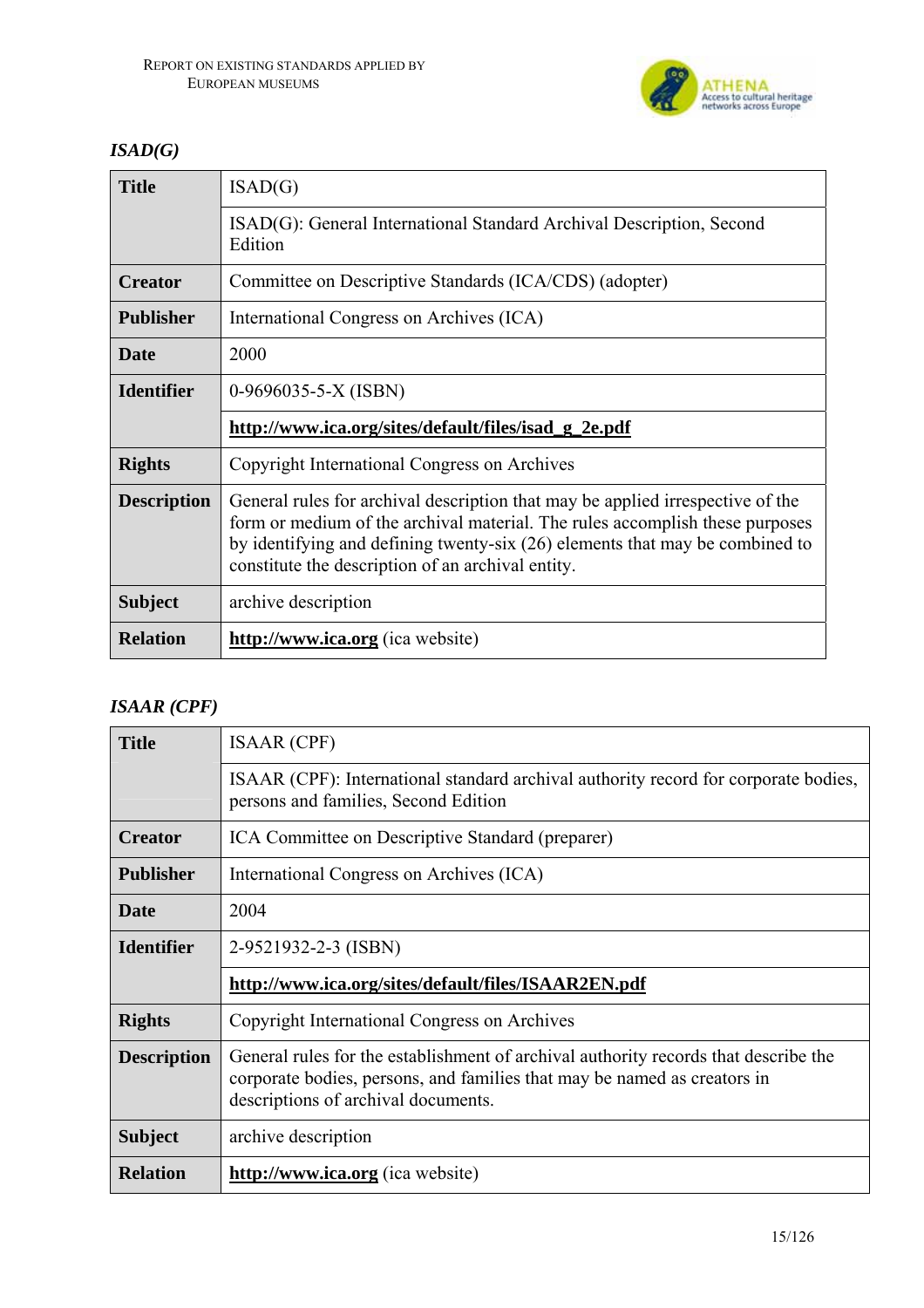### *ISAD(G)*

| | |
|---|---|
| **Title** | ISAD(G) |
| | ISAD(G): General International Standard Archival Description, Second Edition |
| **Creator** | Committee on Descriptive Standards (ICA/CDS) (adopter) |
| **Publisher** | International Congress on Archives (ICA) |
| **Date** | 2000 |
| **Identifier** | 0-9696035-5-X (ISBN) |
| | **http://www.ica.org/sites/default/files/isad_g_2e.pdf** |
| **Rights** | Copyright International Congress on Archives |
| **Description** | General rules for archival description that may be applied irrespective of the form or medium of the archival material. The rules accomplish these purposes by identifying and defining twenty-six (26) elements that may be combined to constitute the description of an archival entity. |
| **Subject** | archive description |
| **Relation** | **http://www.ica.org** (ica website) |

### *ISAAR (CPF)*

| | |
|---|---|
| **Title** | ISAAR (CPF) |
| | ISAAR (CPF): International standard archival authority record for corporate bodies, persons and families, Second Edition |
| **Creator** | ICA Committee on Descriptive Standard (preparer) |
| **Publisher** | International Congress on Archives (ICA) |
| **Date** | 2004 |
| **Identifier** | 2-9521932-2-3 (ISBN) |
| | **http://www.ica.org/sites/default/files/ISAAR2EN.pdf** |
| **Rights** | Copyright International Congress on Archives |
| **Description** | General rules for the establishment of archival authority records that describe the corporate bodies, persons, and families that may be named as creators in descriptions of archival documents. |
| **Subject** | archive description |
| **Relation** | **http://www.ica.org** (ica website) |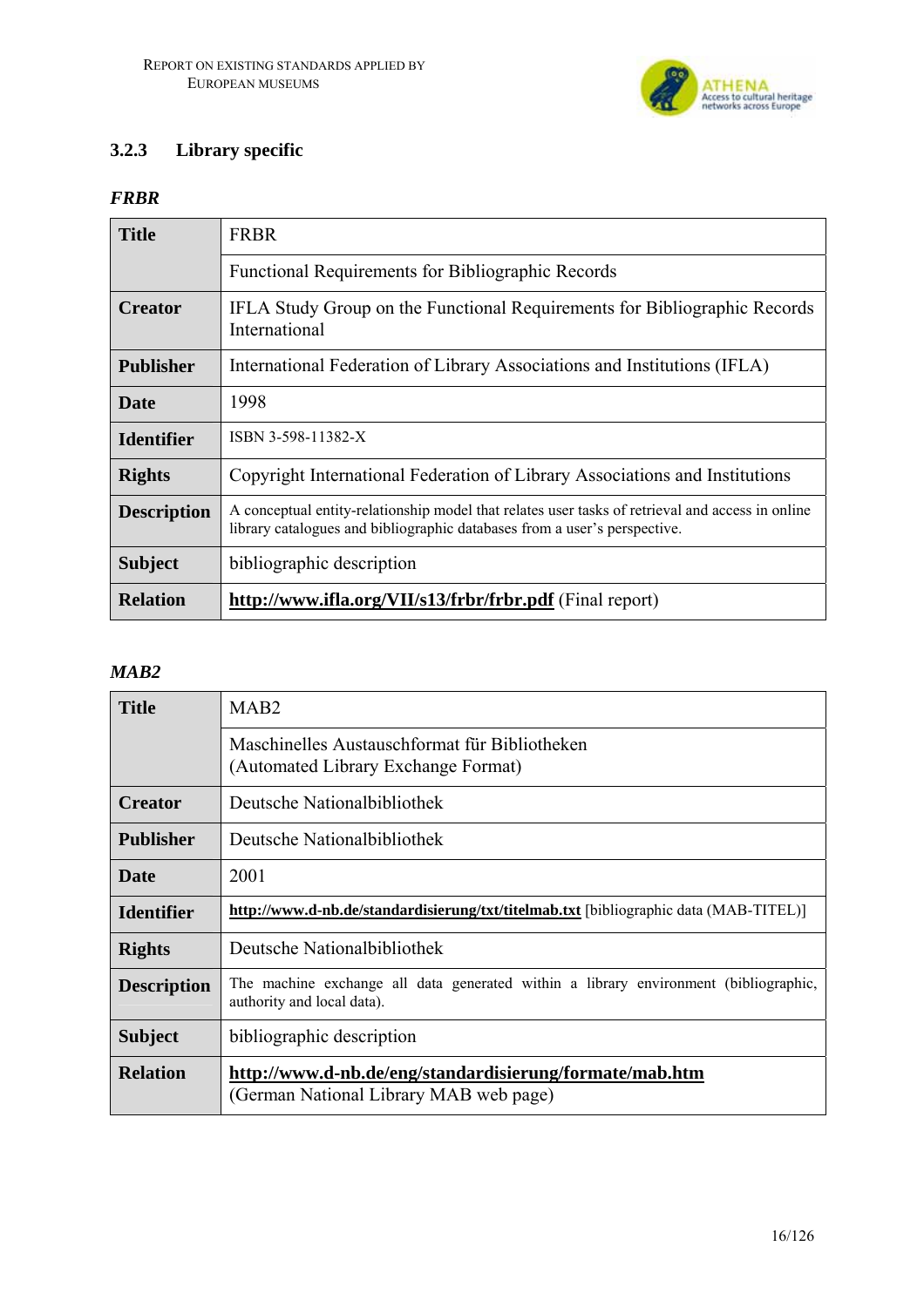### 3.2.3 Library specific

*FRBR*

| Title | FRBR |
|---|---|
| | Functional Requirements for Bibliographic Records |
| **Creator** | IFLA Study Group on the Functional Requirements for Bibliographic Records International |
| **Publisher** | International Federation of Library Associations and Institutions (IFLA) |
| **Date** | 1998 |
| **Identifier** | ISBN 3-598-11382-X |
| **Rights** | Copyright International Federation of Library Associations and Institutions |
| **Description** | A conceptual entity-relationship model that relates user tasks of retrieval and access in online library catalogues and bibliographic databases from a user's perspective. |
| **Subject** | bibliographic description |
| **Relation** | **http://www.ifla.org/VII/s13/frbr/frbr.pdf** (Final report) |

*MAB2*

| Title | MAB2 |
|---|---|
| | Maschinelles Austauschformat für Bibliotheken (Automated Library Exchange Format) |
| **Creator** | Deutsche Nationalbibliothek |
| **Publisher** | Deutsche Nationalbibliothek |
| **Date** | 2001 |
| **Identifier** | **http://www.d-nb.de/standardisierung/txt/titelmab.txt** [bibliographic data (MAB-TITEL)] |
| **Rights** | Deutsche Nationalbibliothek |
| **Description** | The machine exchange all data generated within a library environment (bibliographic, authority and local data). |
| **Subject** | bibliographic description |
| **Relation** | **http://www.d-nb.de/eng/standardisierung/formate/mab.htm** (German National Library MAB web page) |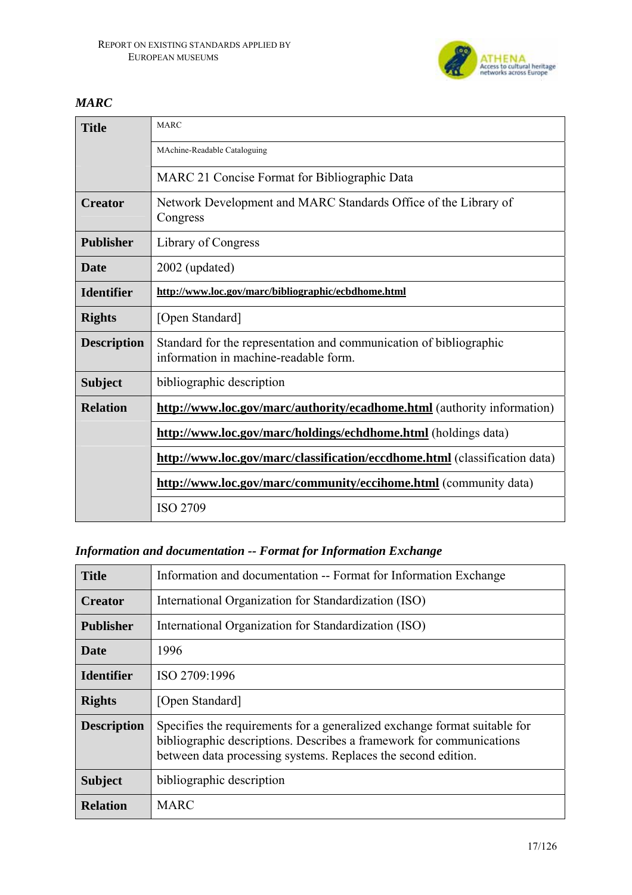### *MARC*

| **Title** | MARC |
|---|---|
| | MAchine-Readable Cataloguing |
| | MARC 21 Concise Format for Bibliographic Data |
| **Creator** | Network Development and MARC Standards Office of the Library of Congress |
| **Publisher** | Library of Congress |
| **Date** | 2002 (updated) |
| **Identifier** | **http://www.loc.gov/marc/bibliographic/ecbdhome.html** |
| **Rights** | [Open Standard] |
| **Description** | Standard for the representation and communication of bibliographic information in machine-readable form. |
| **Subject** | bibliographic description |
| **Relation** | **http://www.loc.gov/marc/authority/ecadhome.html** (authority information) |
| | **http://www.loc.gov/marc/holdings/echdhome.html** (holdings data) |
| | **http://www.loc.gov/marc/classification/eccdhome.html** (classification data) |
| | **http://www.loc.gov/marc/community/eccihome.html** (community data) |
| | ISO 2709 |

### *Information and documentation -- Format for Information Exchange*

| **Title** | Information and documentation -- Format for Information Exchange |
|---|---|
| **Creator** | International Organization for Standardization (ISO) |
| **Publisher** | International Organization for Standardization (ISO) |
| **Date** | 1996 |
| **Identifier** | ISO 2709:1996 |
| **Rights** | [Open Standard] |
| **Description** | Specifies the requirements for a generalized exchange format suitable for bibliographic descriptions. Describes a framework for communications between data processing systems. Replaces the second edition. |
| **Subject** | bibliographic description |
| **Relation** | MARC |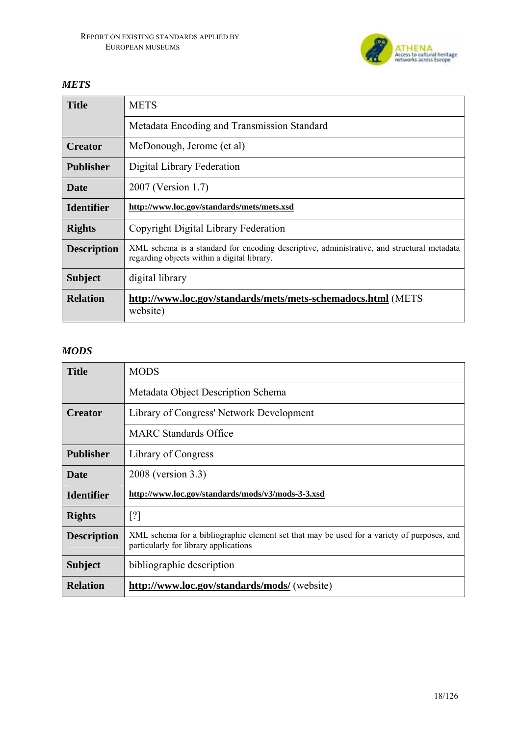### *METS*

| **Title** | METS |
|---|---|
| | Metadata Encoding and Transmission Standard |
| **Creator** | McDonough, Jerome (et al) |
| **Publisher** | Digital Library Federation |
| **Date** | 2007 (Version 1.7) |
| **Identifier** | **http://www.loc.gov/standards/mets/mets.xsd** |
| **Rights** | Copyright Digital Library Federation |
| **Description** | XML schema is a standard for encoding descriptive, administrative, and structural metadata regarding objects within a digital library. |
| **Subject** | digital library |
| **Relation** | **http://www.loc.gov/standards/mets/mets-schemadocs.html** (METS website) |

### *MODS*

| **Title** | MODS |
|---|---|
| | Metadata Object Description Schema |
| **Creator** | Library of Congress' Network Development |
| | MARC Standards Office |
| **Publisher** | Library of Congress |
| **Date** | 2008 (version 3.3) |
| **Identifier** | **http://www.loc.gov/standards/mods/v3/mods-3-3.xsd** |
| **Rights** | [?] |
| **Description** | XML schema for a bibliographic element set that may be used for a variety of purposes, and particularly for library applications |
| **Subject** | bibliographic description |
| **Relation** | **http://www.loc.gov/standards/mods/** (website) |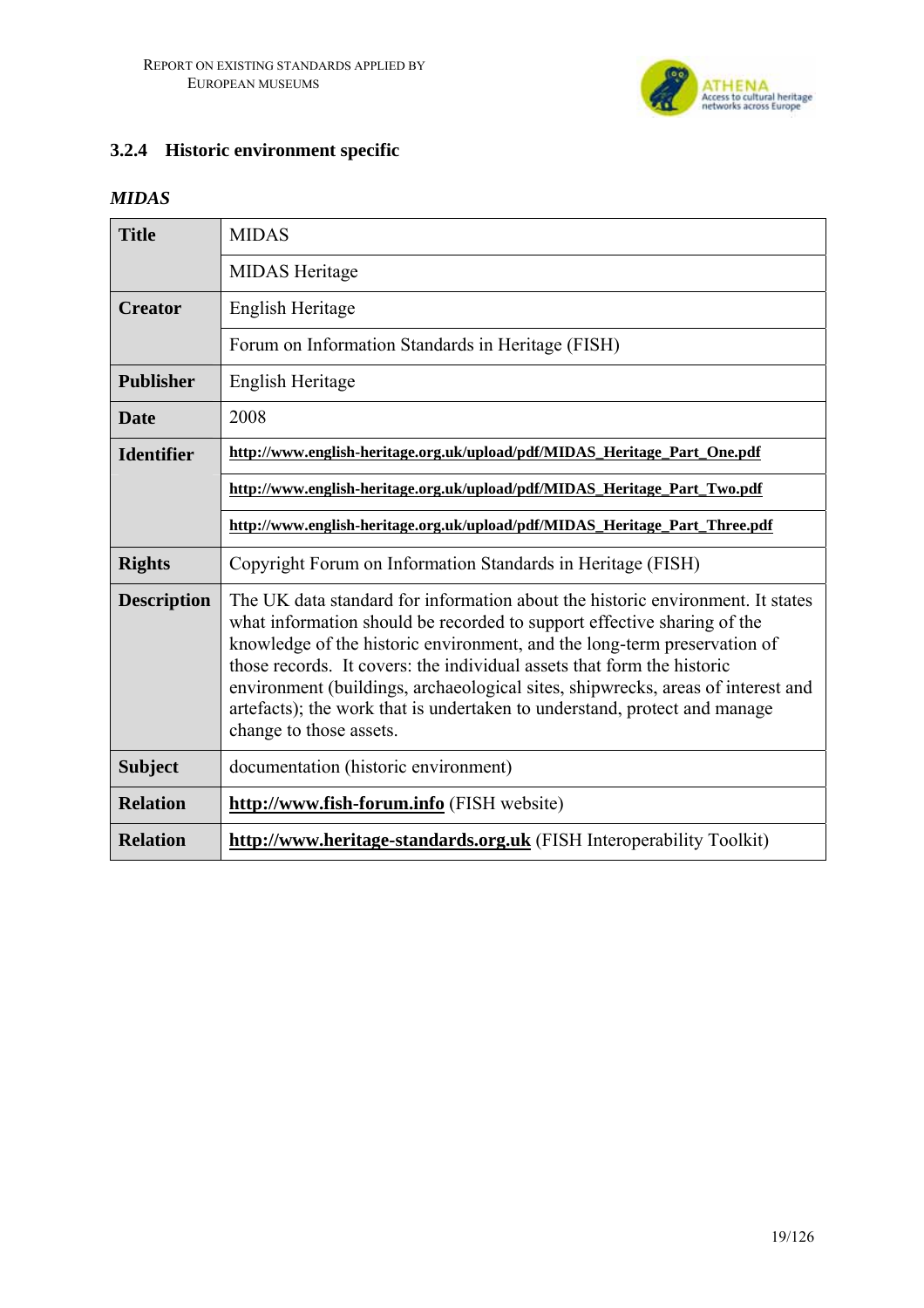### 3.2.4 Historic environment specific

***MIDAS***

| **Title** | MIDAS |
|---|---|
| | MIDAS Heritage |
| **Creator** | English Heritage |
| | Forum on Information Standards in Heritage (FISH) |
| **Publisher** | English Heritage |
| **Date** | 2008 |
| **Identifier** | **http://www.english-heritage.org.uk/upload/pdf/MIDAS_Heritage_Part_One.pdf** |
| | **http://www.english-heritage.org.uk/upload/pdf/MIDAS_Heritage_Part_Two.pdf** |
| | **http://www.english-heritage.org.uk/upload/pdf/MIDAS_Heritage_Part_Three.pdf** |
| **Rights** | Copyright Forum on Information Standards in Heritage (FISH) |
| **Description** | The UK data standard for information about the historic environment. It states what information should be recorded to support effective sharing of the knowledge of the historic environment, and the long-term preservation of those records. It covers: the individual assets that form the historic environment (buildings, archaeological sites, shipwrecks, areas of interest and artefacts); the work that is undertaken to understand, protect and manage change to those assets. |
| **Subject** | documentation (historic environment) |
| **Relation** | **http://www.fish-forum.info** (FISH website) |
| **Relation** | **http://www.heritage-standards.org.uk** (FISH Interoperability Toolkit) |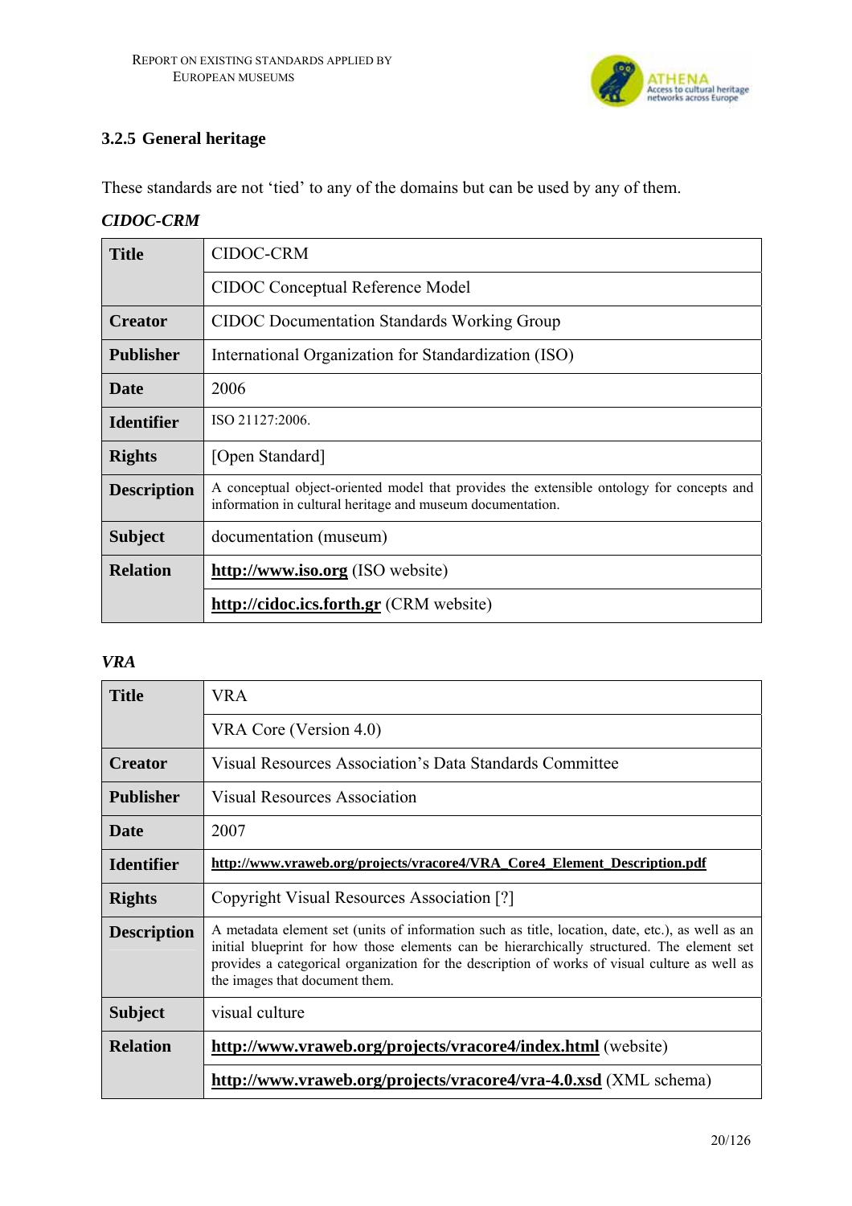### 3.2.5 General heritage

These standards are not 'tied' to any of the domains but can be used by any of them.

***CIDOC-CRM***

| | |
|---|---|
| **Title** | CIDOC-CRM |
| | CIDOC Conceptual Reference Model |
| **Creator** | CIDOC Documentation Standards Working Group |
| **Publisher** | International Organization for Standardization (ISO) |
| **Date** | 2006 |
| **Identifier** | ISO 21127:2006. |
| **Rights** | [Open Standard] |
| **Description** | A conceptual object-oriented model that provides the extensible ontology for concepts and information in cultural heritage and museum documentation. |
| **Subject** | documentation (museum) |
| **Relation** | **http://www.iso.org** (ISO website) |
| | **http://cidoc.ics.forth.gr** (CRM website) |

***VRA***

| | |
|---|---|
| **Title** | VRA |
| | VRA Core (Version 4.0) |
| **Creator** | Visual Resources Association's Data Standards Committee |
| **Publisher** | Visual Resources Association |
| **Date** | 2007 |
| **Identifier** | **http://www.vraweb.org/projects/vracore4/VRA_Core4_Element_Description.pdf** |
| **Rights** | Copyright Visual Resources Association [?] |
| **Description** | A metadata element set (units of information such as title, location, date, etc.), as well as an initial blueprint for how those elements can be hierarchically structured. The element set provides a categorical organization for the description of works of visual culture as well as the images that document them. |
| **Subject** | visual culture |
| **Relation** | **http://www.vraweb.org/projects/vracore4/index.html** (website) |
| | **http://www.vraweb.org/projects/vracore4/vra-4.0.xsd** (XML schema) |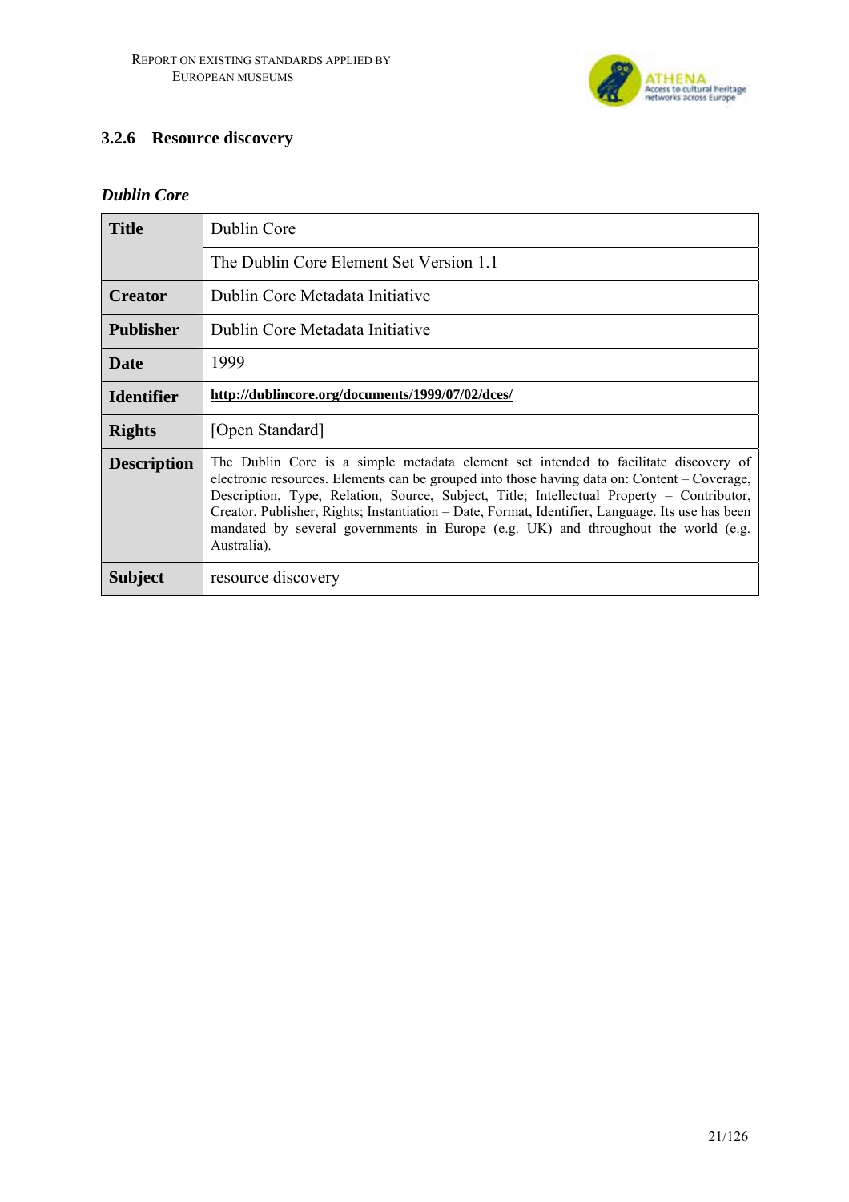### 3.2.6 Resource discovery

*Dublin Core*

| | |
|---|---|
| **Title** | Dublin Core |
| | The Dublin Core Element Set Version 1.1 |
| **Creator** | Dublin Core Metadata Initiative |
| **Publisher** | Dublin Core Metadata Initiative |
| **Date** | 1999 |
| **Identifier** | **http://dublincore.org/documents/1999/07/02/dces/** |
| **Rights** | [Open Standard] |
| **Description** | The Dublin Core is a simple metadata element set intended to facilitate discovery of electronic resources. Elements can be grouped into those having data on: Content – Coverage, Description, Type, Relation, Source, Subject, Title; Intellectual Property – Contributor, Creator, Publisher, Rights; Instantiation – Date, Format, Identifier, Language. Its use has been mandated by several governments in Europe (e.g. UK) and throughout the world (e.g. Australia). |
| **Subject** | resource discovery |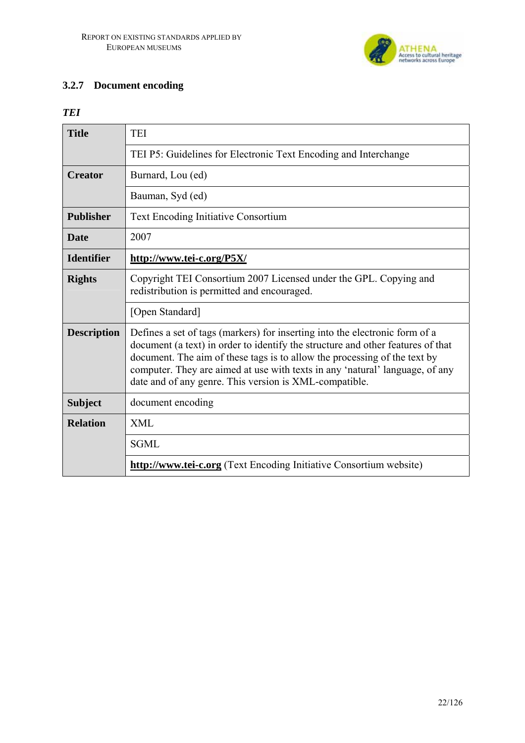### 3.2.7 Document encoding

***TEI***

| | |
|---|---|
| **Title** | TEI |
| | TEI P5: Guidelines for Electronic Text Encoding and Interchange |
| **Creator** | Burnard, Lou (ed) |
| | Bauman, Syd (ed) |
| **Publisher** | Text Encoding Initiative Consortium |
| **Date** | 2007 |
| **Identifier** | **http://www.tei-c.org/P5X/** |
| **Rights** | Copyright TEI Consortium 2007 Licensed under the GPL. Copying and redistribution is permitted and encouraged. |
| | [Open Standard] |
| **Description** | Defines a set of tags (markers) for inserting into the electronic form of a document (a text) in order to identify the structure and other features of that document. The aim of these tags is to allow the processing of the text by computer. They are aimed at use with texts in any 'natural' language, of any date and of any genre. This version is XML-compatible. |
| **Subject** | document encoding |
| **Relation** | XML |
| | SGML |
| | **http://www.tei-c.org** (Text Encoding Initiative Consortium website) |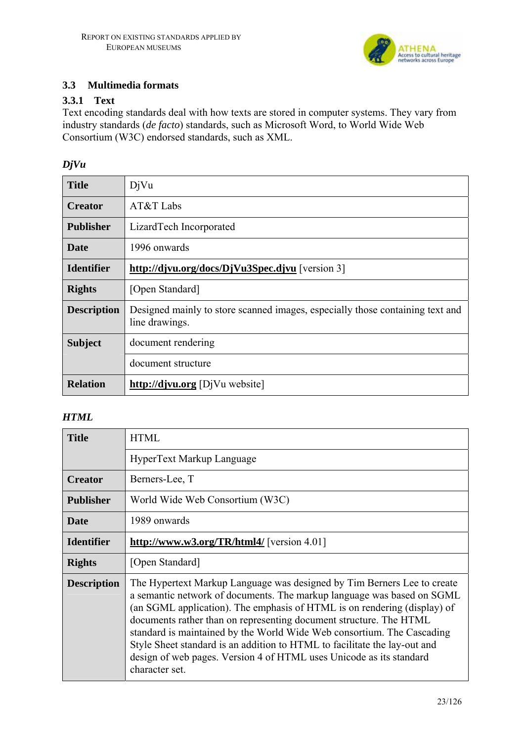## 3.3 Multimedia formats

### 3.3.1 Text

Text encoding standards deal with how texts are stored in computer systems. They vary from industry standards (*de facto*) standards, such as Microsoft Word, to World Wide Web Consortium (W3C) endorsed standards, such as XML.

***DjVu***

| | |
|---|---|
| **Title** | DjVu |
| **Creator** | AT&T Labs |
| **Publisher** | LizardTech Incorporated |
| **Date** | 1996 onwards |
| **Identifier** | **http://djvu.org/docs/DjVu3Spec.djvu** [version 3] |
| **Rights** | [Open Standard] |
| **Description** | Designed mainly to store scanned images, especially those containing text and line drawings. |
| **Subject** | document rendering |
| | document structure |
| **Relation** | **http://djvu.org** [DjVu website] |

***HTML***

| | |
|---|---|
| **Title** | HTML |
| | HyperText Markup Language |
| **Creator** | Berners-Lee, T |
| **Publisher** | World Wide Web Consortium (W3C) |
| **Date** | 1989 onwards |
| **Identifier** | **http://www.w3.org/TR/html4/** [version 4.01] |
| **Rights** | [Open Standard] |
| **Description** | The Hypertext Markup Language was designed by Tim Berners Lee to create a semantic network of documents. The markup language was based on SGML (an SGML application). The emphasis of HTML is on rendering (display) of documents rather than on representing document structure. The HTML standard is maintained by the World Wide Web consortium. The Cascading Style Sheet standard is an addition to HTML to facilitate the lay-out and design of web pages. Version 4 of HTML uses Unicode as its standard character set. |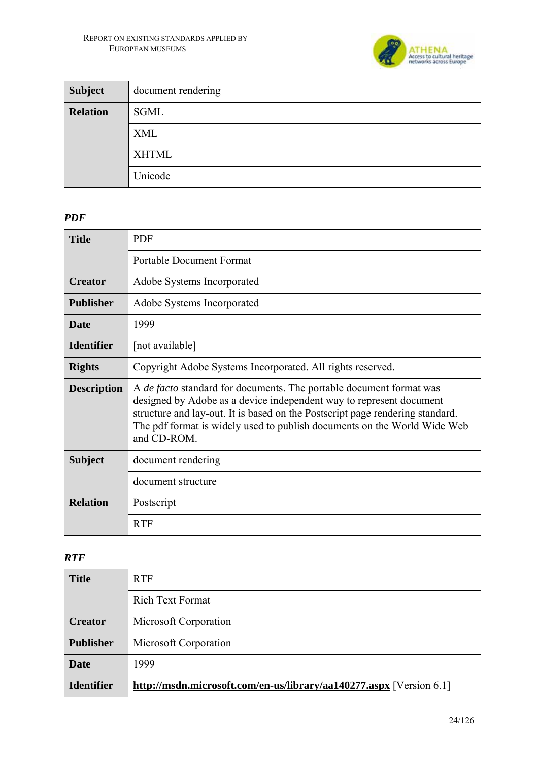| Subject | document rendering |
|---|---|
| Relation | SGML |
| | XML |
| | XHTML |
| | Unicode |

***PDF***

| Title | PDF |
|---|---|
| | Portable Document Format |
| Creator | Adobe Systems Incorporated |
| Publisher | Adobe Systems Incorporated |
| Date | 1999 |
| Identifier | [not available] |
| Rights | Copyright Adobe Systems Incorporated. All rights reserved. |
| Description | A *de facto* standard for documents. The portable document format was designed by Adobe as a device independent way to represent document structure and lay-out. It is based on the Postscript page rendering standard. The pdf format is widely used to publish documents on the World Wide Web and CD-ROM. |
| Subject | document rendering |
| | document structure |
| Relation | Postscript |
| | RTF |

***RTF***

| Title | RTF |
|---|---|
| | Rich Text Format |
| Creator | Microsoft Corporation |
| Publisher | Microsoft Corporation |
| Date | 1999 |
| Identifier | **http://msdn.microsoft.com/en-us/library/aa140277.aspx** [Version 6.1] |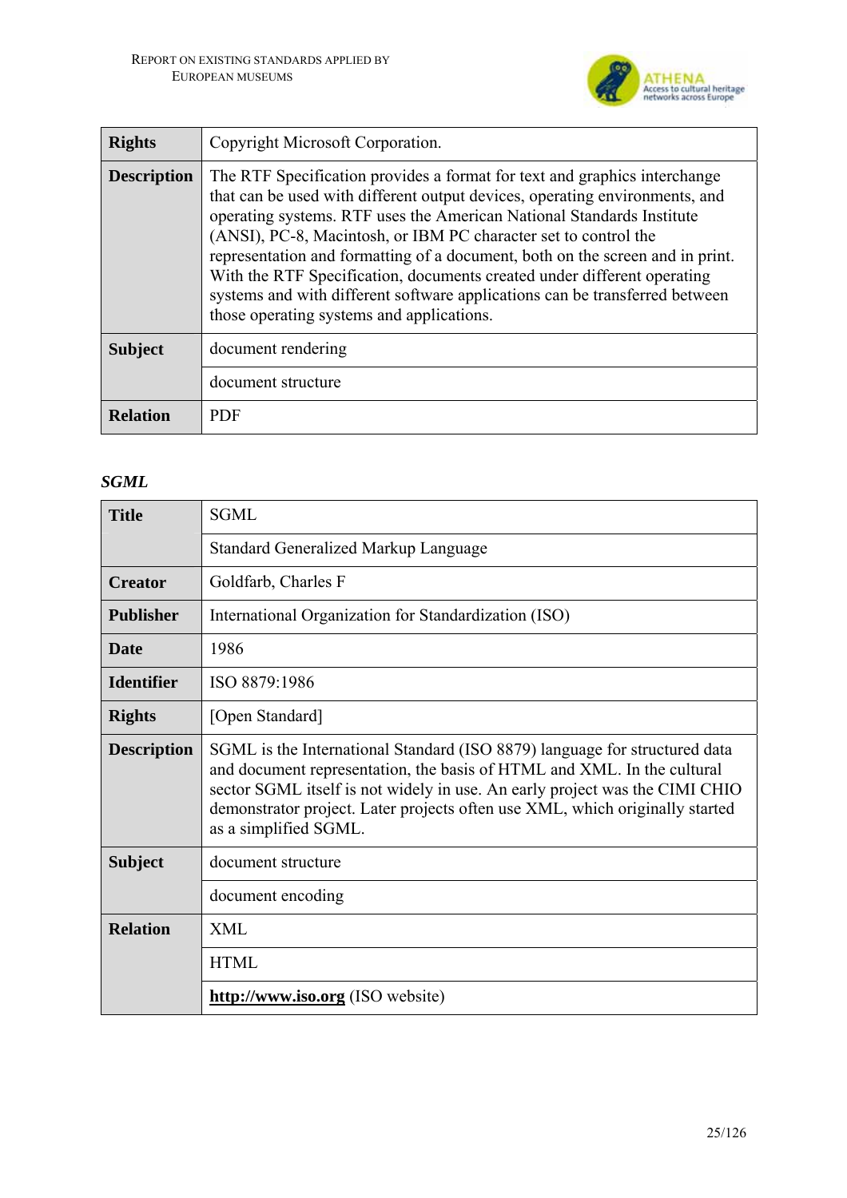| | |
|---|---|
| **Rights** | Copyright Microsoft Corporation. |
| **Description** | The RTF Specification provides a format for text and graphics interchange that can be used with different output devices, operating environments, and operating systems. RTF uses the American National Standards Institute (ANSI), PC-8, Macintosh, or IBM PC character set to control the representation and formatting of a document, both on the screen and in print. With the RTF Specification, documents created under different operating systems and with different software applications can be transferred between those operating systems and applications. |
| **Subject** | document rendering |
| | document structure |
| **Relation** | PDF |

### *SGML*

| | |
|---|---|
| **Title** | SGML |
| | Standard Generalized Markup Language |
| **Creator** | Goldfarb, Charles F |
| **Publisher** | International Organization for Standardization (ISO) |
| **Date** | 1986 |
| **Identifier** | ISO 8879:1986 |
| **Rights** | [Open Standard] |
| **Description** | SGML is the International Standard (ISO 8879) language for structured data and document representation, the basis of HTML and XML. In the cultural sector SGML itself is not widely in use. An early project was the CIMI CHIO demonstrator project. Later projects often use XML, which originally started as a simplified SGML. |
| **Subject** | document structure |
| | document encoding |
| **Relation** | XML |
| | HTML |
| | **http://www.iso.org** (ISO website) |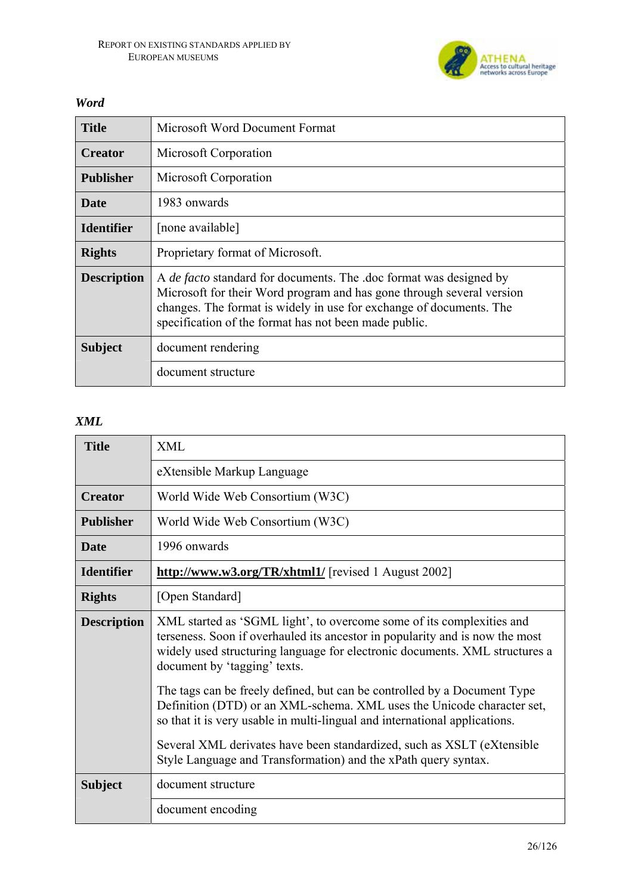### *Word*

| | |
|---|---|
| **Title** | Microsoft Word Document Format |
| **Creator** | Microsoft Corporation |
| **Publisher** | Microsoft Corporation |
| **Date** | 1983 onwards |
| **Identifier** | [none available] |
| **Rights** | Proprietary format of Microsoft. |
| **Description** | A *de facto* standard for documents. The .doc format was designed by Microsoft for their Word program and has gone through several version changes. The format is widely in use for exchange of documents. The specification of the format has not been made public. |
| **Subject** | document rendering |
| | document structure |

### *XML*

| | |
|---|---|
| **Title** | XML |
| | eXtensible Markup Language |
| **Creator** | World Wide Web Consortium (W3C) |
| **Publisher** | World Wide Web Consortium (W3C) |
| **Date** | 1996 onwards |
| **Identifier** | **http://www.w3.org/TR/xhtml1/** [revised 1 August 2002] |
| **Rights** | [Open Standard] |
| **Description** | XML started as 'SGML light', to overcome some of its complexities and terseness. Soon if overhauled its ancestor in popularity and is now the most widely used structuring language for electronic documents. XML structures a document by 'tagging' texts.<br><br>The tags can be freely defined, but can be controlled by a Document Type Definition (DTD) or an XML-schema. XML uses the Unicode character set, so that it is very usable in multi-lingual and international applications.<br><br>Several XML derivates have been standardized, such as XSLT (eXtensible Style Language and Transformation) and the xPath query syntax. |
| **Subject** | document structure |
| | document encoding |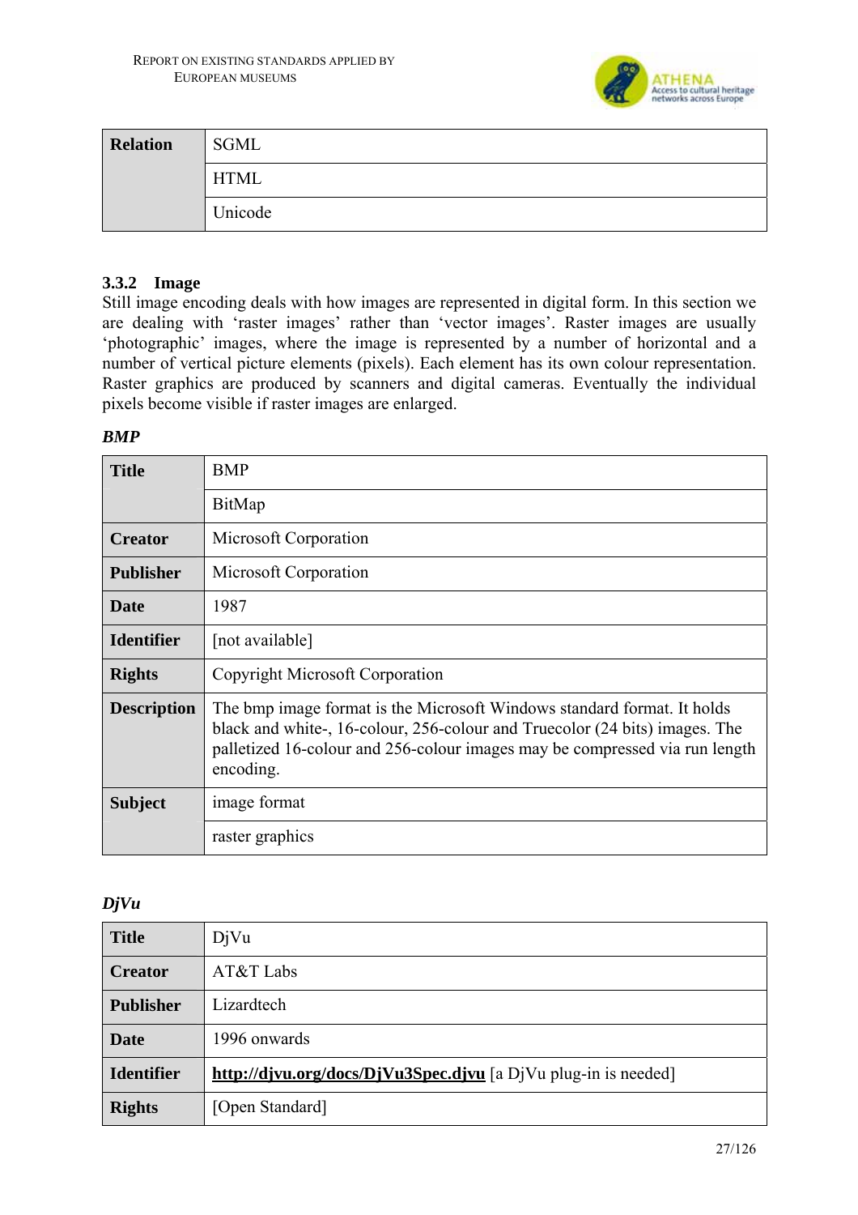| Relation | SGML |
|---|---|
| | HTML |
| | Unicode |

### 3.3.2 Image

Still image encoding deals with how images are represented in digital form. In this section we are dealing with 'raster images' rather than 'vector images'. Raster images are usually 'photographic' images, where the image is represented by a number of horizontal and a number of vertical picture elements (pixels). Each element has its own colour representation. Raster graphics are produced by scanners and digital cameras. Eventually the individual pixels become visible if raster images are enlarged.

***BMP***

| Title | BMP |
|---|---|
| | BitMap |
| **Creator** | Microsoft Corporation |
| **Publisher** | Microsoft Corporation |
| **Date** | 1987 |
| **Identifier** | [not available] |
| **Rights** | Copyright Microsoft Corporation |
| **Description** | The bmp image format is the Microsoft Windows standard format. It holds black and white-, 16-colour, 256-colour and Truecolor (24 bits) images. The palletized 16-colour and 256-colour images may be compressed via run length encoding. |
| **Subject** | image format |
| | raster graphics |

***DjVu***

| Title | DjVu |
|---|---|
| **Creator** | AT&T Labs |
| **Publisher** | Lizardtech |
| **Date** | 1996 onwards |
| **Identifier** | **http://djvu.org/docs/DjVu3Spec.djvu** [a DjVu plug-in is needed] |
| **Rights** | [Open Standard] |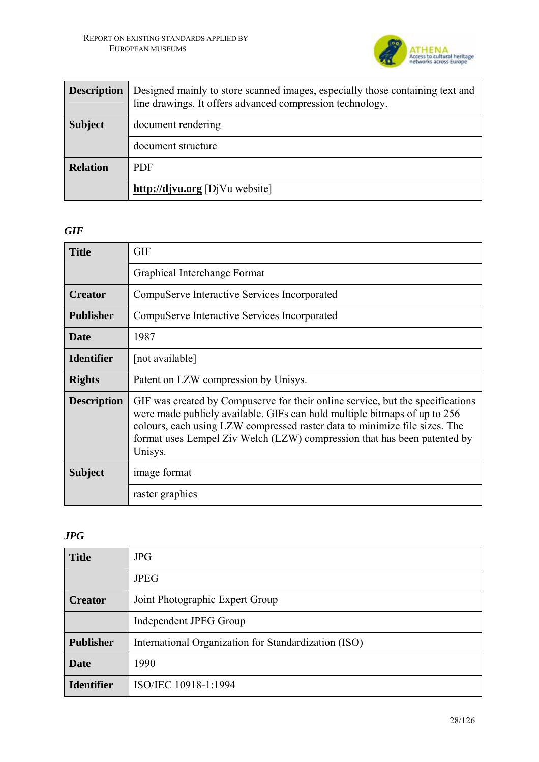| | |
|---|---|
| **Description** | Designed mainly to store scanned images, especially those containing text and line drawings. It offers advanced compression technology. |
| **Subject** | document rendering |
| | document structure |
| **Relation** | PDF |
| | **http://djvu.org** [DjVu website] |

***GIF***

| | |
|---|---|
| **Title** | GIF |
| | Graphical Interchange Format |
| **Creator** | CompuServe Interactive Services Incorporated |
| **Publisher** | CompuServe Interactive Services Incorporated |
| **Date** | 1987 |
| **Identifier** | [not available] |
| **Rights** | Patent on LZW compression by Unisys. |
| **Description** | GIF was created by Compuserve for their online service, but the specifications were made publicly available. GIFs can hold multiple bitmaps of up to 256 colours, each using LZW compressed raster data to minimize file sizes. The format uses Lempel Ziv Welch (LZW) compression that has been patented by Unisys. |
| **Subject** | image format |
| | raster graphics |

***JPG***

| | |
|---|---|
| **Title** | JPG |
| | JPEG |
| **Creator** | Joint Photographic Expert Group |
| | Independent JPEG Group |
| **Publisher** | International Organization for Standardization (ISO) |
| **Date** | 1990 |
| **Identifier** | ISO/IEC 10918-1:1994 |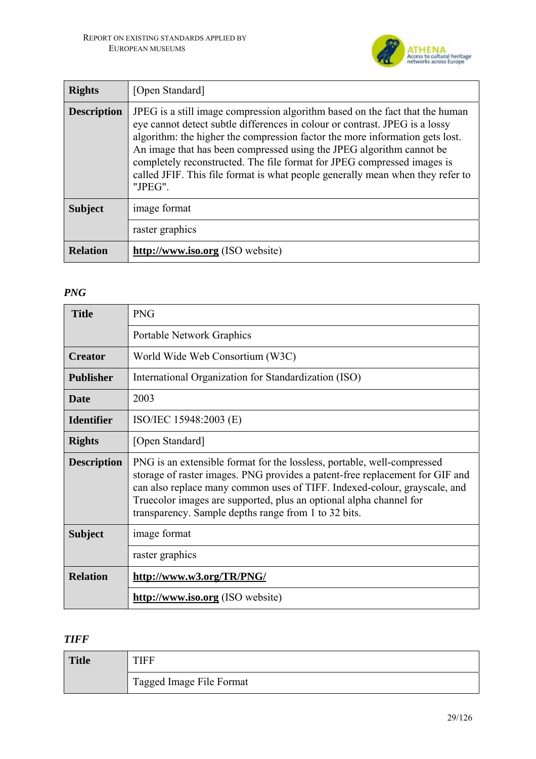| | |
|---|---|
| **Rights** | [Open Standard] |
| **Description** | JPEG is a still image compression algorithm based on the fact that the human eye cannot detect subtle differences in colour or contrast. JPEG is a lossy algorithm: the higher the compression factor the more information gets lost. An image that has been compressed using the JPEG algorithm cannot be completely reconstructed. The file format for JPEG compressed images is called JFIF. This file format is what people generally mean when they refer to "JPEG". |
| **Subject** | image format |
| | raster graphics |
| **Relation** | **http://www.iso.org** (ISO website) |

### *PNG*

| | |
|---|---|
| **Title** | PNG |
| | Portable Network Graphics |
| **Creator** | World Wide Web Consortium (W3C) |
| **Publisher** | International Organization for Standardization (ISO) |
| **Date** | 2003 |
| **Identifier** | ISO/IEC 15948:2003 (E) |
| **Rights** | [Open Standard] |
| **Description** | PNG is an extensible format for the lossless, portable, well-compressed storage of raster images. PNG provides a patent-free replacement for GIF and can also replace many common uses of TIFF. Indexed-colour, grayscale, and Truecolor images are supported, plus an optional alpha channel for transparency. Sample depths range from 1 to 32 bits. |
| **Subject** | image format |
| | raster graphics |
| **Relation** | **http://www.w3.org/TR/PNG/** |
| | **http://www.iso.org** (ISO website) |

### *TIFF*

| | |
|---|---|
| **Title** | TIFF |
| | Tagged Image File Format |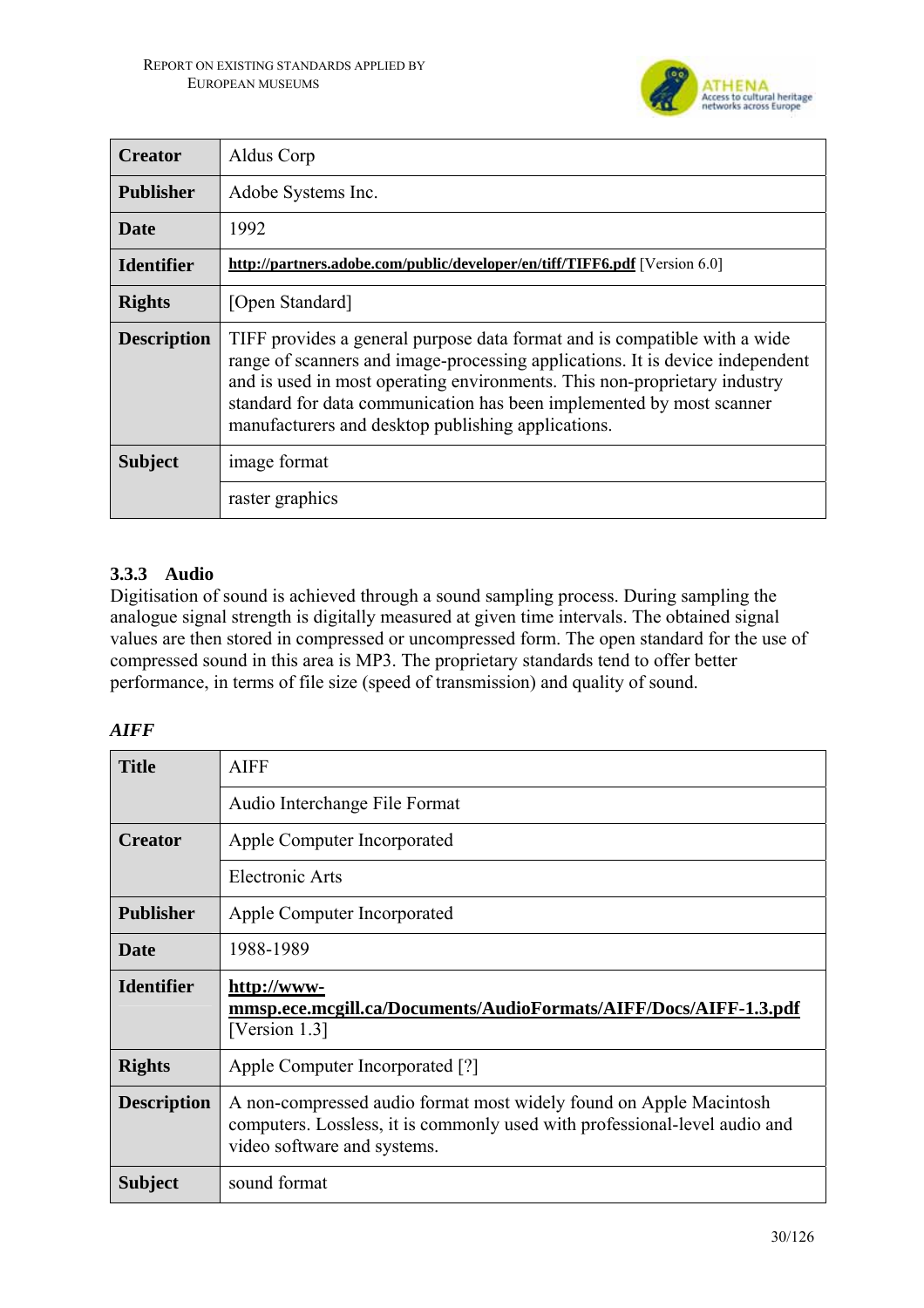| Creator | Aldus Corp |
| --- | --- |
| Publisher | Adobe Systems Inc. |
| Date | 1992 |
| Identifier | **http://partners.adobe.com/public/developer/en/tiff/TIFF6.pdf** [Version 6.0] |
| Rights | [Open Standard] |
| Description | TIFF provides a general purpose data format and is compatible with a wide range of scanners and image-processing applications. It is device independent and is used in most operating environments. This non-proprietary industry standard for data communication has been implemented by most scanner manufacturers and desktop publishing applications. |
| Subject | image format |
| | raster graphics |

### 3.3.3 Audio

Digitisation of sound is achieved through a sound sampling process. During sampling the analogue signal strength is digitally measured at given time intervals. The obtained signal values are then stored in compressed or uncompressed form. The open standard for the use of compressed sound in this area is MP3. The proprietary standards tend to offer better performance, in terms of file size (speed of transmission) and quality of sound.

***AIFF***

| Title | AIFF |
| --- | --- |
| | Audio Interchange File Format |
| Creator | Apple Computer Incorporated |
| | Electronic Arts |
| Publisher | Apple Computer Incorporated |
| Date | 1988-1989 |
| Identifier | **http://www-mmsp.ece.mcgill.ca/Documents/AudioFormats/AIFF/Docs/AIFF-1.3.pdf** [Version 1.3] |
| Rights | Apple Computer Incorporated [?] |
| Description | A non-compressed audio format most widely found on Apple Macintosh computers. Lossless, it is commonly used with professional-level audio and video software and systems. |
| Subject | sound format |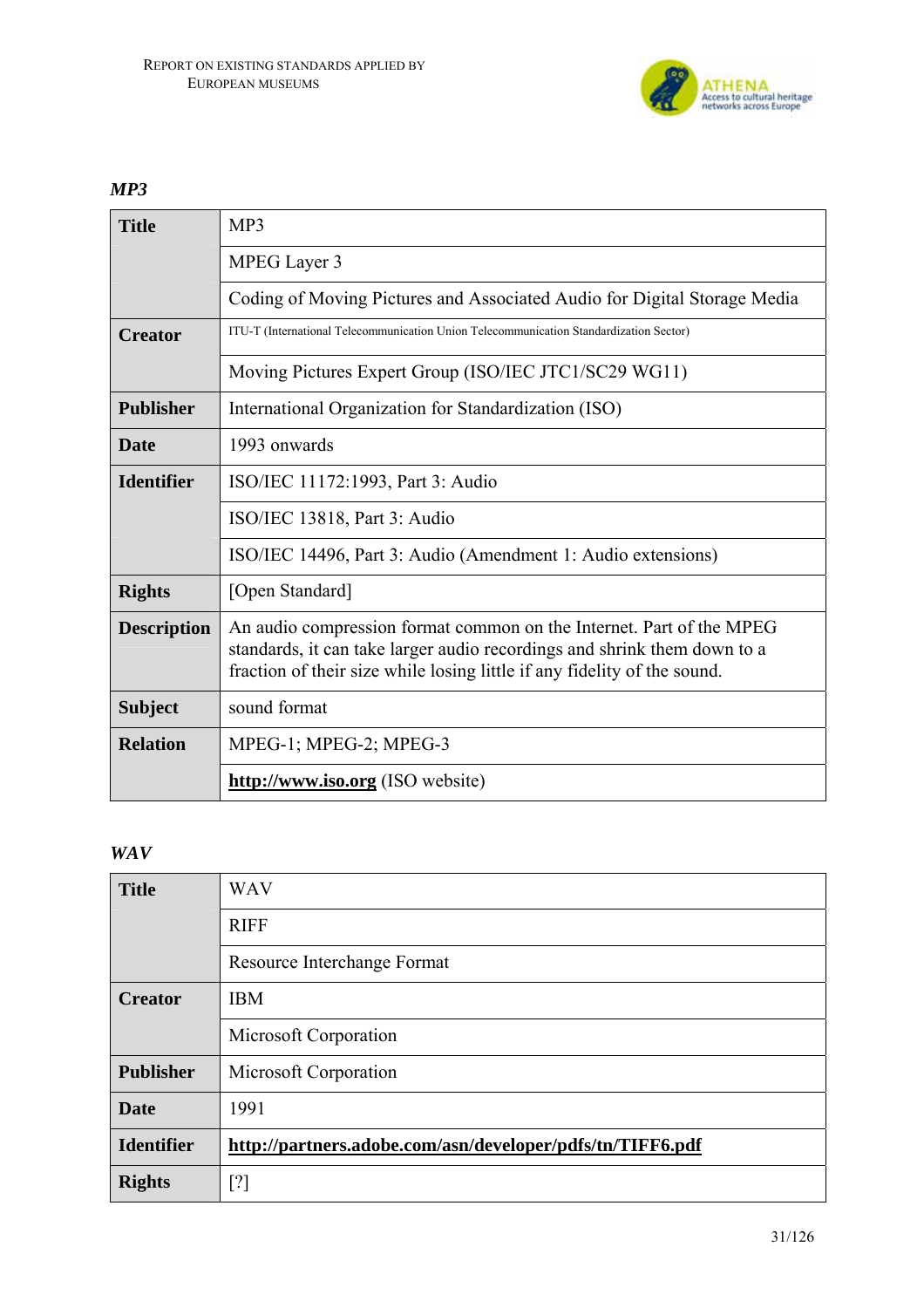*MP3*

| **Title** | MP3 |
|---|---|
| | MPEG Layer 3 |
| | Coding of Moving Pictures and Associated Audio for Digital Storage Media |
| **Creator** | ITU-T (International Telecommunication Union Telecommunication Standardization Sector) |
| | Moving Pictures Expert Group (ISO/IEC JTC1/SC29 WG11) |
| **Publisher** | International Organization for Standardization (ISO) |
| **Date** | 1993 onwards |
| **Identifier** | ISO/IEC 11172:1993, Part 3: Audio |
| | ISO/IEC 13818, Part 3: Audio |
| | ISO/IEC 14496, Part 3: Audio (Amendment 1: Audio extensions) |
| **Rights** | [Open Standard] |
| **Description** | An audio compression format common on the Internet. Part of the MPEG standards, it can take larger audio recordings and shrink them down to a fraction of their size while losing little if any fidelity of the sound. |
| **Subject** | sound format |
| **Relation** | MPEG-1; MPEG-2; MPEG-3 |
| | **http://www.iso.org** (ISO website) |

*WAV*

| **Title** | WAV |
|---|---|
| | RIFF |
| | Resource Interchange Format |
| **Creator** | IBM |
| | Microsoft Corporation |
| **Publisher** | Microsoft Corporation |
| **Date** | 1991 |
| **Identifier** | **http://partners.adobe.com/asn/developer/pdfs/tn/TIFF6.pdf** |
| **Rights** | [?] |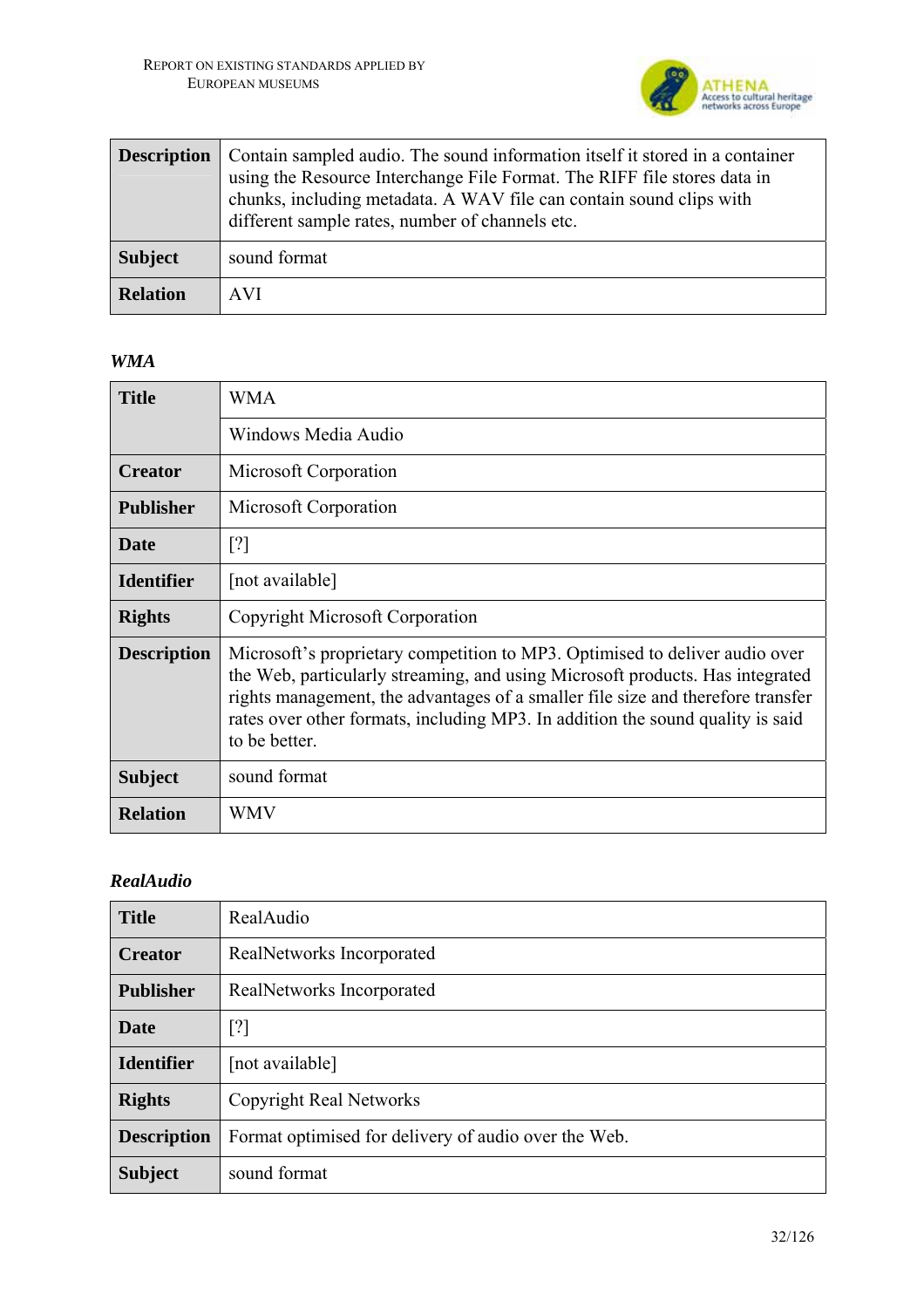| Description | Contain sampled audio. The sound information itself it stored in a container using the Resource Interchange File Format. The RIFF file stores data in chunks, including metadata. A WAV file can contain sound clips with different sample rates, number of channels etc. |
|---|---|
| Subject | sound format |
| Relation | AVI |

***WMA***

| Title | WMA |
|---|---|
| | Windows Media Audio |
| Creator | Microsoft Corporation |
| Publisher | Microsoft Corporation |
| Date | [?] |
| Identifier | [not available] |
| Rights | Copyright Microsoft Corporation |
| Description | Microsoft's proprietary competition to MP3. Optimised to deliver audio over the Web, particularly streaming, and using Microsoft products. Has integrated rights management, the advantages of a smaller file size and therefore transfer rates over other formats, including MP3. In addition the sound quality is said to be better. |
| Subject | sound format |
| Relation | WMV |

***RealAudio***

| Title | RealAudio |
|---|---|
| Creator | RealNetworks Incorporated |
| Publisher | RealNetworks Incorporated |
| Date | [?] |
| Identifier | [not available] |
| Rights | Copyright Real Networks |
| Description | Format optimised for delivery of audio over the Web. |
| Subject | sound format |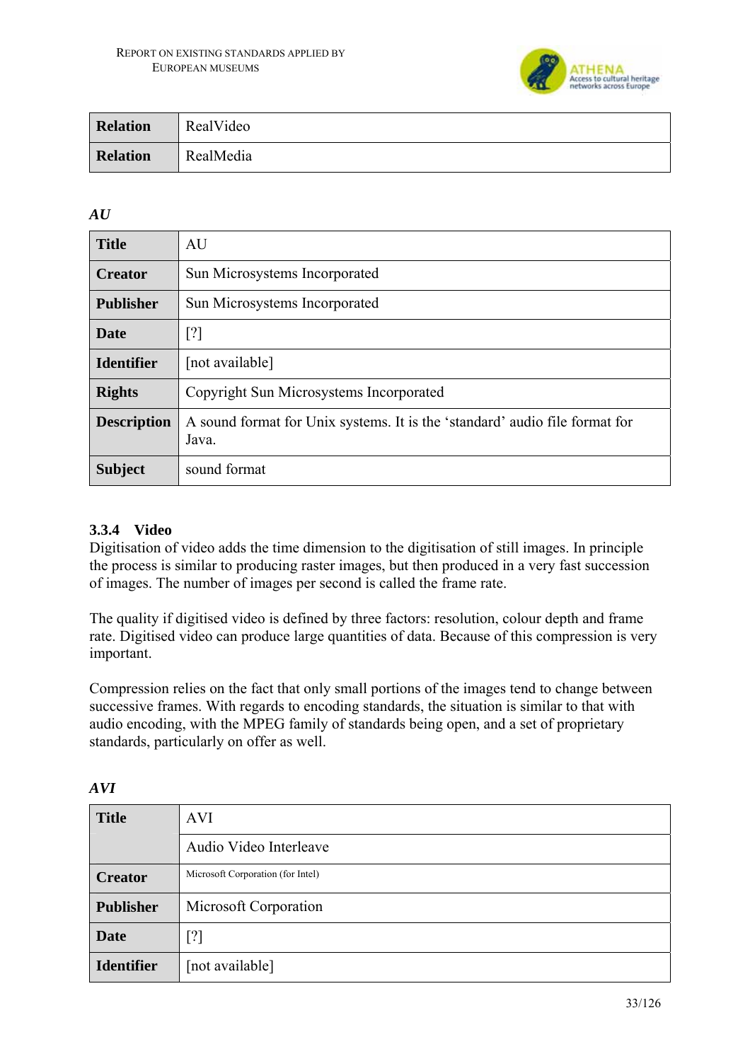| Relation | RealVideo |
|---|---|
| Relation | RealMedia |

*AU*

| Title | AU |
|---|---|
| Creator | Sun Microsystems Incorporated |
| Publisher | Sun Microsystems Incorporated |
| Date | [?] |
| Identifier | [not available] |
| Rights | Copyright Sun Microsystems Incorporated |
| Description | A sound format for Unix systems. It is the 'standard' audio file format for Java. |
| Subject | sound format |

### 3.3.4 Video

Digitisation of video adds the time dimension to the digitisation of still images. In principle the process is similar to producing raster images, but then produced in a very fast succession of images. The number of images per second is called the frame rate.

The quality if digitised video is defined by three factors: resolution, colour depth and frame rate. Digitised video can produce large quantities of data. Because of this compression is very important.

Compression relies on the fact that only small portions of the images tend to change between successive frames. With regards to encoding standards, the situation is similar to that with audio encoding, with the MPEG family of standards being open, and a set of proprietary standards, particularly on offer as well.

*AVI*

| Title | AVI |
|---|---|
| | Audio Video Interleave |
| Creator | Microsoft Corporation (for Intel) |
| Publisher | Microsoft Corporation |
| Date | [?] |
| Identifier | [not available] |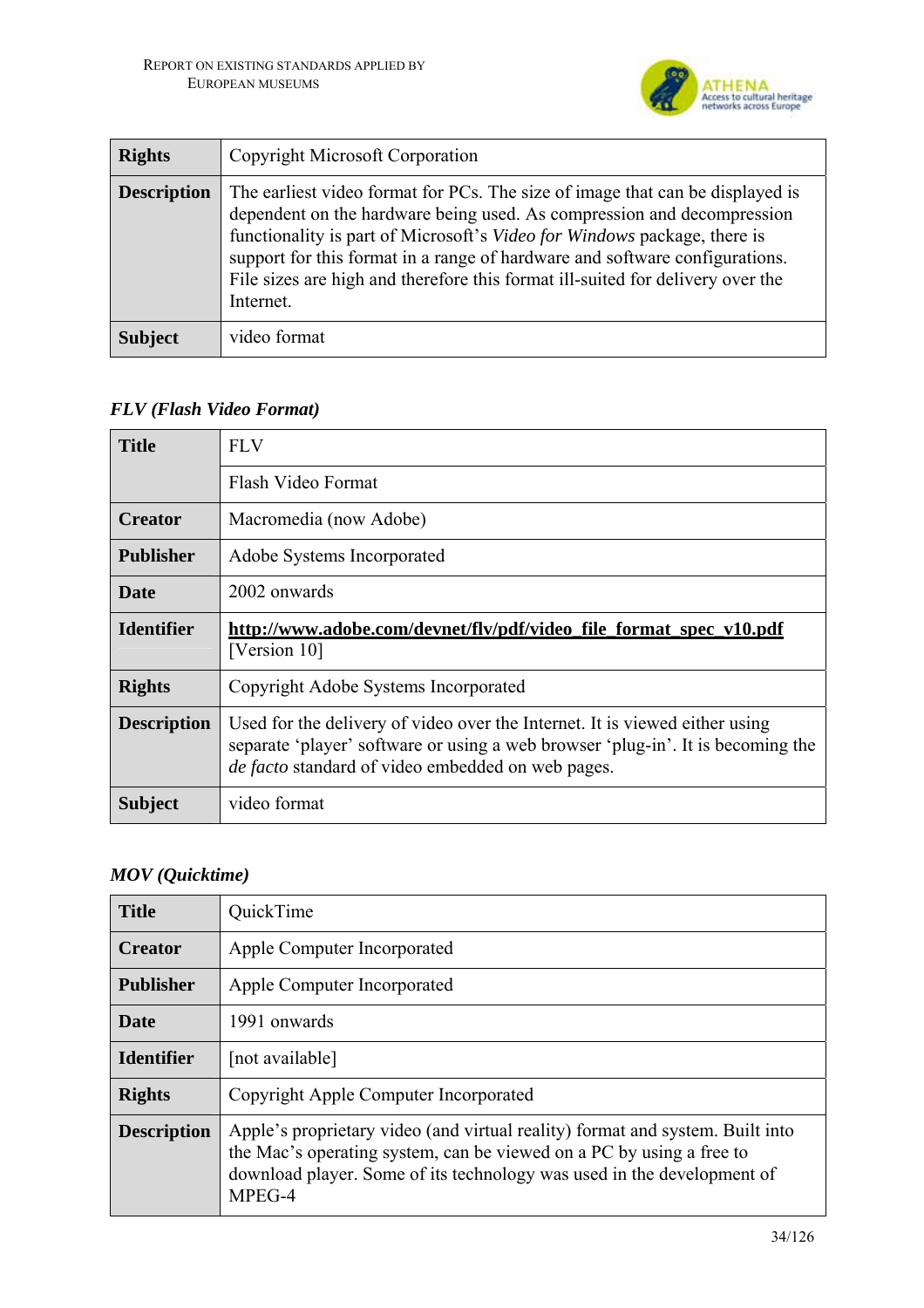| Rights | Copyright Microsoft Corporation |
|---|---|
| Description | The earliest video format for PCs. The size of image that can be displayed is dependent on the hardware being used. As compression and decompression functionality is part of Microsoft's *Video for Windows* package, there is support for this format in a range of hardware and software configurations. File sizes are high and therefore this format ill-suited for delivery over the Internet. |
| Subject | video format |

### *FLV (Flash Video Format)*

| Title | FLV |
|---|---|
| | Flash Video Format |
| Creator | Macromedia (now Adobe) |
| Publisher | Adobe Systems Incorporated |
| Date | 2002 onwards |
| Identifier | **http://www.adobe.com/devnet/flv/pdf/video_file_format_spec_v10.pdf** [Version 10] |
| Rights | Copyright Adobe Systems Incorporated |
| Description | Used for the delivery of video over the Internet. It is viewed either using separate 'player' software or using a web browser 'plug-in'. It is becoming the *de facto* standard of video embedded on web pages. |
| Subject | video format |

### *MOV (Quicktime)*

| Title | QuickTime |
|---|---|
| Creator | Apple Computer Incorporated |
| Publisher | Apple Computer Incorporated |
| Date | 1991 onwards |
| Identifier | [not available] |
| Rights | Copyright Apple Computer Incorporated |
| Description | Apple's proprietary video (and virtual reality) format and system. Built into the Mac's operating system, can be viewed on a PC by using a free to download player. Some of its technology was used in the development of MPEG-4 |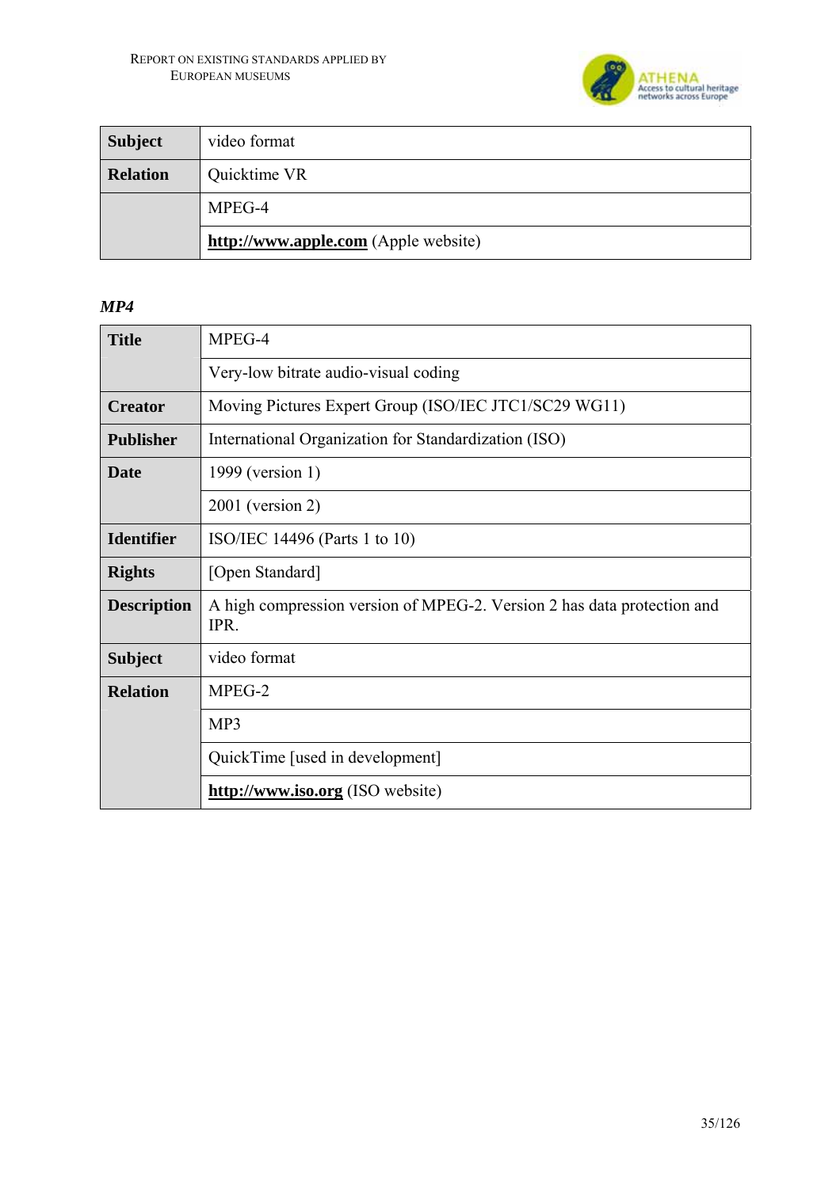| | |
|---|---|
| **Subject** | video format |
| **Relation** | Quicktime VR |
| | MPEG-4 |
| | **http://www.apple.com** (Apple website) |

***MP4***

| | |
|---|---|
| **Title** | MPEG-4 |
| | Very-low bitrate audio-visual coding |
| **Creator** | Moving Pictures Expert Group (ISO/IEC JTC1/SC29 WG11) |
| **Publisher** | International Organization for Standardization (ISO) |
| **Date** | 1999 (version 1) |
| | 2001 (version 2) |
| **Identifier** | ISO/IEC 14496 (Parts 1 to 10) |
| **Rights** | [Open Standard] |
| **Description** | A high compression version of MPEG-2. Version 2 has data protection and IPR. |
| **Subject** | video format |
| **Relation** | MPEG-2 |
| | MP3 |
| | QuickTime [used in development] |
| | **http://www.iso.org** (ISO website) |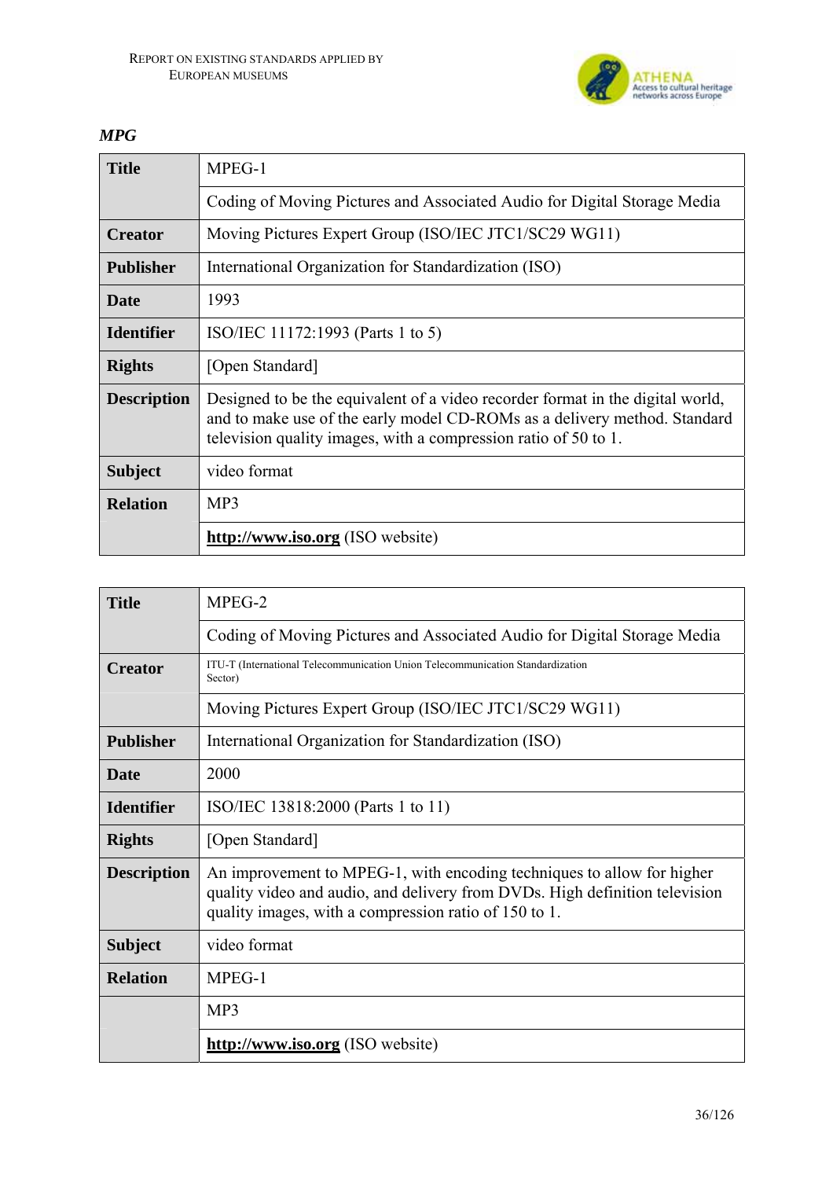*MPG*

| Title | MPEG-1 |
|---|---|
| | Coding of Moving Pictures and Associated Audio for Digital Storage Media |
| **Creator** | Moving Pictures Expert Group (ISO/IEC JTC1/SC29 WG11) |
| **Publisher** | International Organization for Standardization (ISO) |
| **Date** | 1993 |
| **Identifier** | ISO/IEC 11172:1993 (Parts 1 to 5) |
| **Rights** | [Open Standard] |
| **Description** | Designed to be the equivalent of a video recorder format in the digital world, and to make use of the early model CD-ROMs as a delivery method. Standard television quality images, with a compression ratio of 50 to 1. |
| **Subject** | video format |
| **Relation** | MP3 |
| | **http://www.iso.org** (ISO website) |

| Title | MPEG-2 |
|---|---|
| | Coding of Moving Pictures and Associated Audio for Digital Storage Media |
| **Creator** | ITU-T (International Telecommunication Union Telecommunication Standardization Sector) |
| | Moving Pictures Expert Group (ISO/IEC JTC1/SC29 WG11) |
| **Publisher** | International Organization for Standardization (ISO) |
| **Date** | 2000 |
| **Identifier** | ISO/IEC 13818:2000 (Parts 1 to 11) |
| **Rights** | [Open Standard] |
| **Description** | An improvement to MPEG-1, with encoding techniques to allow for higher quality video and audio, and delivery from DVDs. High definition television quality images, with a compression ratio of 150 to 1. |
| **Subject** | video format |
| **Relation** | MPEG-1 |
| | MP3 |
| | **http://www.iso.org** (ISO website) |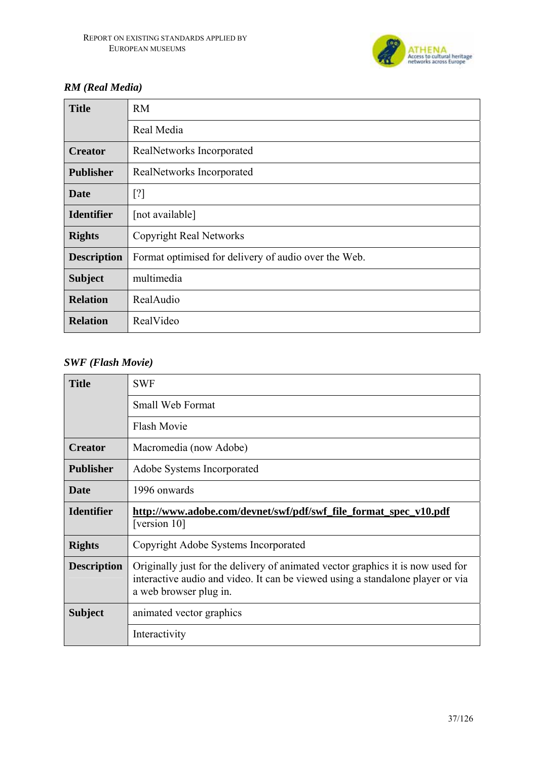*RM (Real Media)*

| **Title** | RM |
|---|---|
| | Real Media |
| **Creator** | RealNetworks Incorporated |
| **Publisher** | RealNetworks Incorporated |
| **Date** | [?] |
| **Identifier** | [not available] |
| **Rights** | Copyright Real Networks |
| **Description** | Format optimised for delivery of audio over the Web. |
| **Subject** | multimedia |
| **Relation** | RealAudio |
| **Relation** | RealVideo |

*SWF (Flash Movie)*

| **Title** | SWF |
|---|---|
| | Small Web Format |
| | Flash Movie |
| **Creator** | Macromedia (now Adobe) |
| **Publisher** | Adobe Systems Incorporated |
| **Date** | 1996 onwards |
| **Identifier** | **http://www.adobe.com/devnet/swf/pdf/swf_file_format_spec_v10.pdf** [version 10] |
| **Rights** | Copyright Adobe Systems Incorporated |
| **Description** | Originally just for the delivery of animated vector graphics it is now used for interactive audio and video. It can be viewed using a standalone player or via a web browser plug in. |
| **Subject** | animated vector graphics |
| | Interactivity |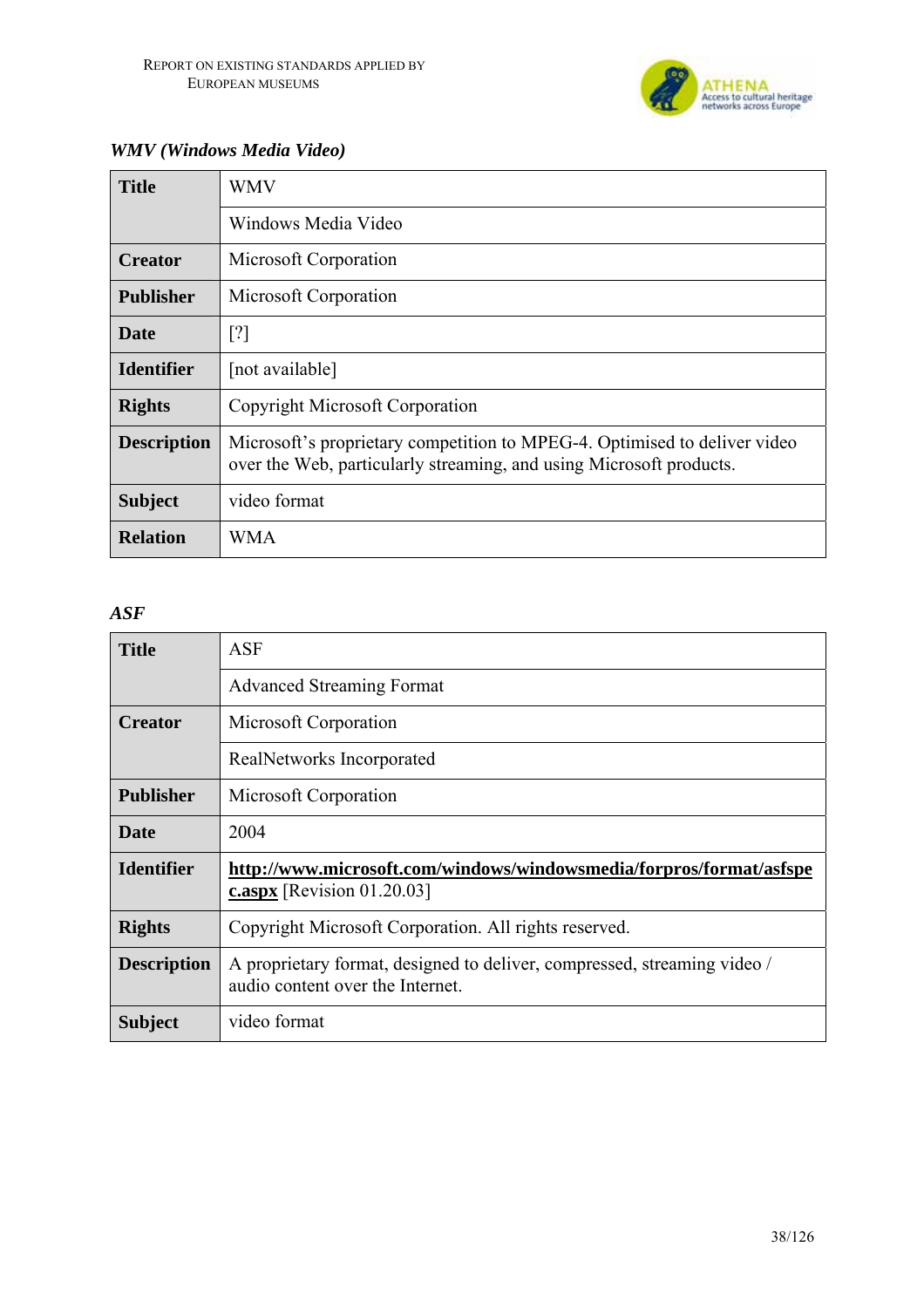### *WMV (Windows Media Video)*

| **Title** | WMV |
|---|---|
| | Windows Media Video |
| **Creator** | Microsoft Corporation |
| **Publisher** | Microsoft Corporation |
| **Date** | [?] |
| **Identifier** | [not available] |
| **Rights** | Copyright Microsoft Corporation |
| **Description** | Microsoft's proprietary competition to MPEG-4. Optimised to deliver video over the Web, particularly streaming, and using Microsoft products. |
| **Subject** | video format |
| **Relation** | WMA |

### *ASF*

| **Title** | ASF |
|---|---|
| | Advanced Streaming Format |
| **Creator** | Microsoft Corporation |
| | RealNetworks Incorporated |
| **Publisher** | Microsoft Corporation |
| **Date** | 2004 |
| **Identifier** | **http://www.microsoft.com/windows/windowsmedia/forpros/format/asfspec.aspx** [Revision 01.20.03] |
| **Rights** | Copyright Microsoft Corporation. All rights reserved. |
| **Description** | A proprietary format, designed to deliver, compressed, streaming video / audio content over the Internet. |
| **Subject** | video format |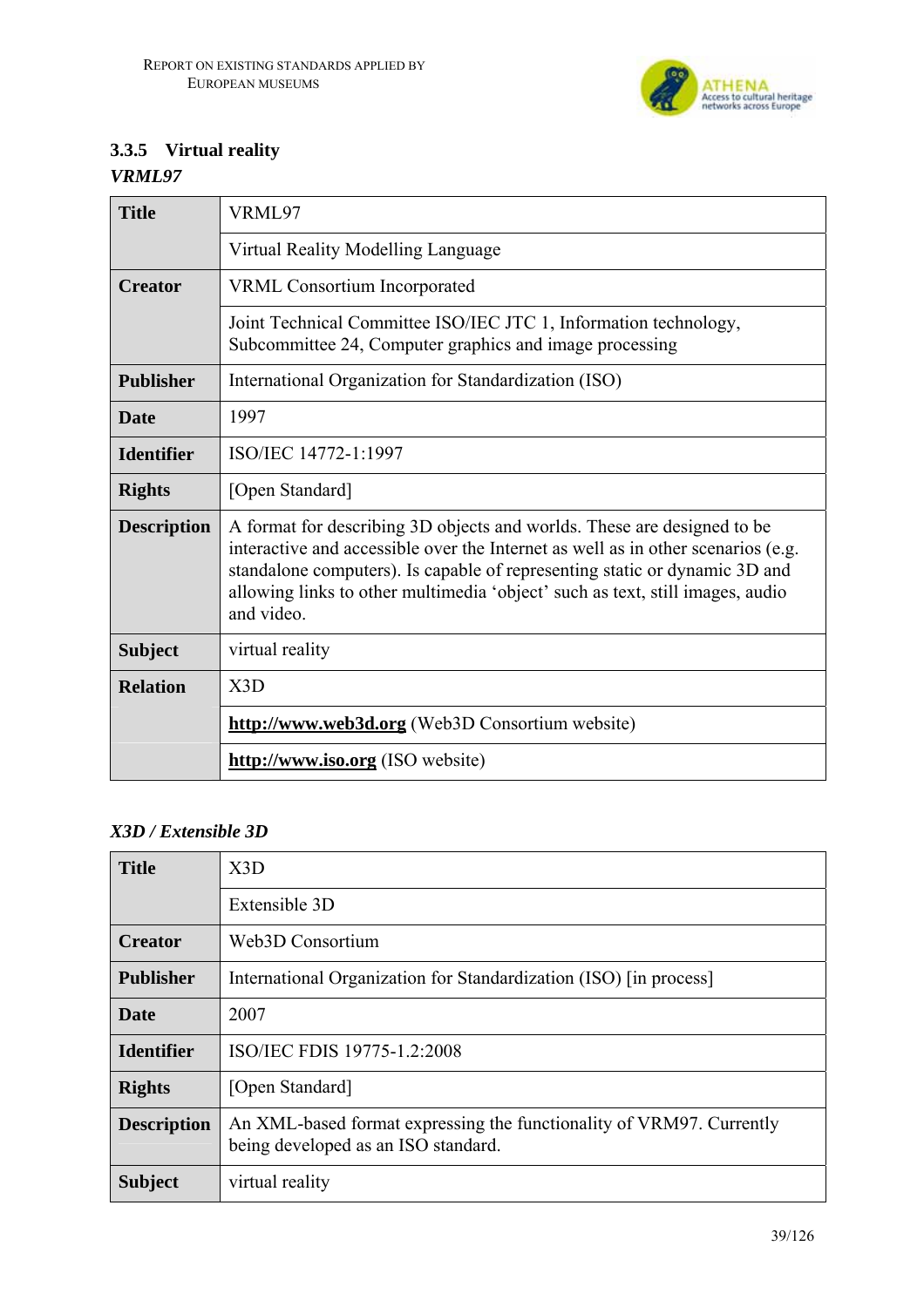### 3.3.5 Virtual reality

*VRML97*

| | |
|---|---|
| **Title** | VRML97 |
| | Virtual Reality Modelling Language |
| **Creator** | VRML Consortium Incorporated |
| | Joint Technical Committee ISO/IEC JTC 1, Information technology, Subcommittee 24, Computer graphics and image processing |
| **Publisher** | International Organization for Standardization (ISO) |
| **Date** | 1997 |
| **Identifier** | ISO/IEC 14772-1:1997 |
| **Rights** | [Open Standard] |
| **Description** | A format for describing 3D objects and worlds. These are designed to be interactive and accessible over the Internet as well as in other scenarios (e.g. standalone computers). Is capable of representing static or dynamic 3D and allowing links to other multimedia 'object' such as text, still images, audio and video. |
| **Subject** | virtual reality |
| **Relation** | X3D |
| | **http://www.web3d.org** (Web3D Consortium website) |
| | **http://www.iso.org** (ISO website) |

*X3D / Extensible 3D*

| | |
|---|---|
| **Title** | X3D |
| | Extensible 3D |
| **Creator** | Web3D Consortium |
| **Publisher** | International Organization for Standardization (ISO) [in process] |
| **Date** | 2007 |
| **Identifier** | ISO/IEC FDIS 19775-1.2:2008 |
| **Rights** | [Open Standard] |
| **Description** | An XML-based format expressing the functionality of VRM97. Currently being developed as an ISO standard. |
| **Subject** | virtual reality |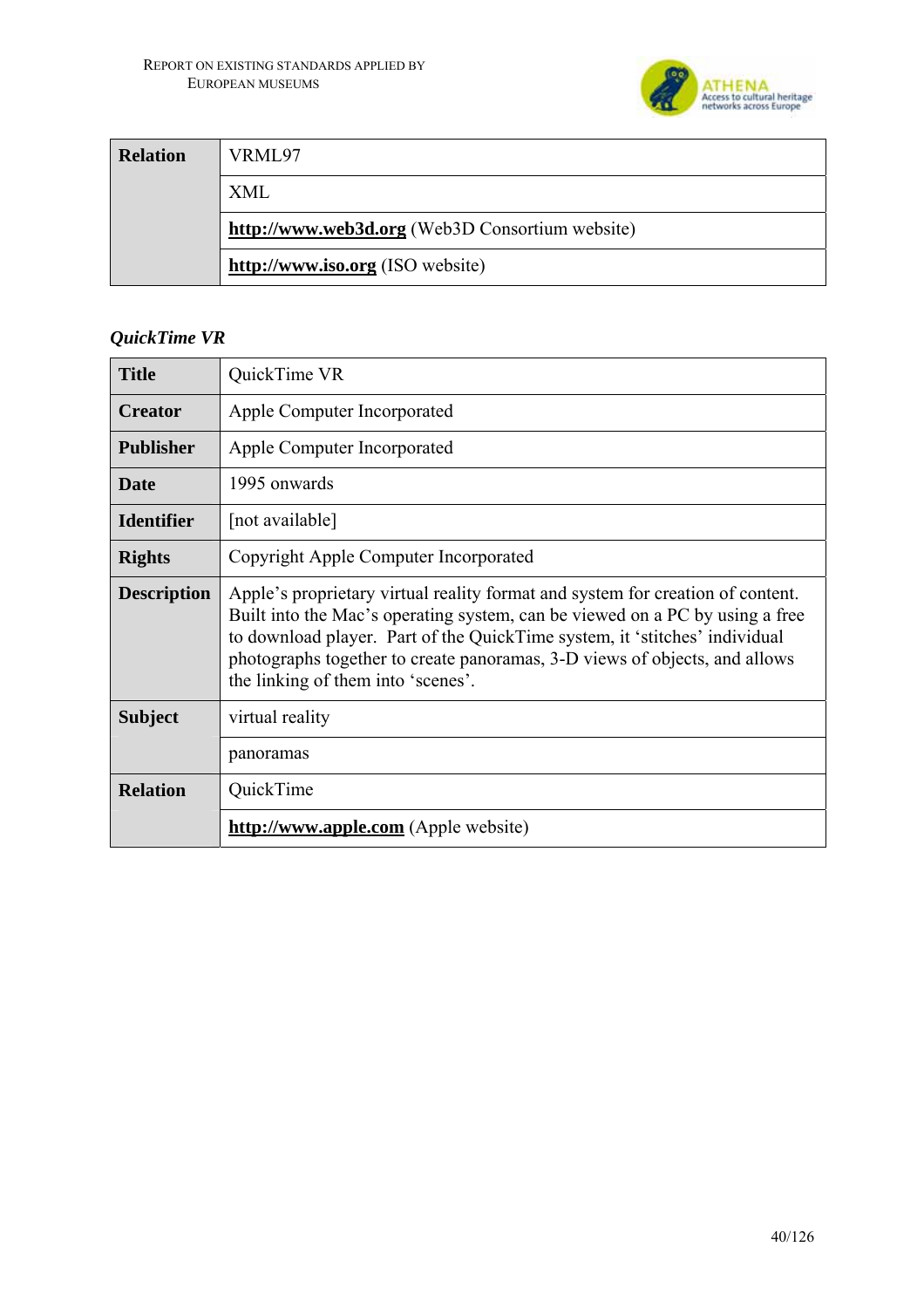| Relation | VRML97 |
|---|---|
| | XML |
| | **http://www.web3d.org** (Web3D Consortium website) |
| | **http://www.iso.org** (ISO website) |

### *QuickTime VR*

| Title | QuickTime VR |
|---|---|
| **Creator** | Apple Computer Incorporated |
| **Publisher** | Apple Computer Incorporated |
| **Date** | 1995 onwards |
| **Identifier** | [not available] |
| **Rights** | Copyright Apple Computer Incorporated |
| **Description** | Apple's proprietary virtual reality format and system for creation of content. Built into the Mac's operating system, can be viewed on a PC by using a free to download player. Part of the QuickTime system, it 'stitches' individual photographs together to create panoramas, 3-D views of objects, and allows the linking of them into 'scenes'. |
| **Subject** | virtual reality |
| | panoramas |
| **Relation** | QuickTime |
| | **http://www.apple.com** (Apple website) |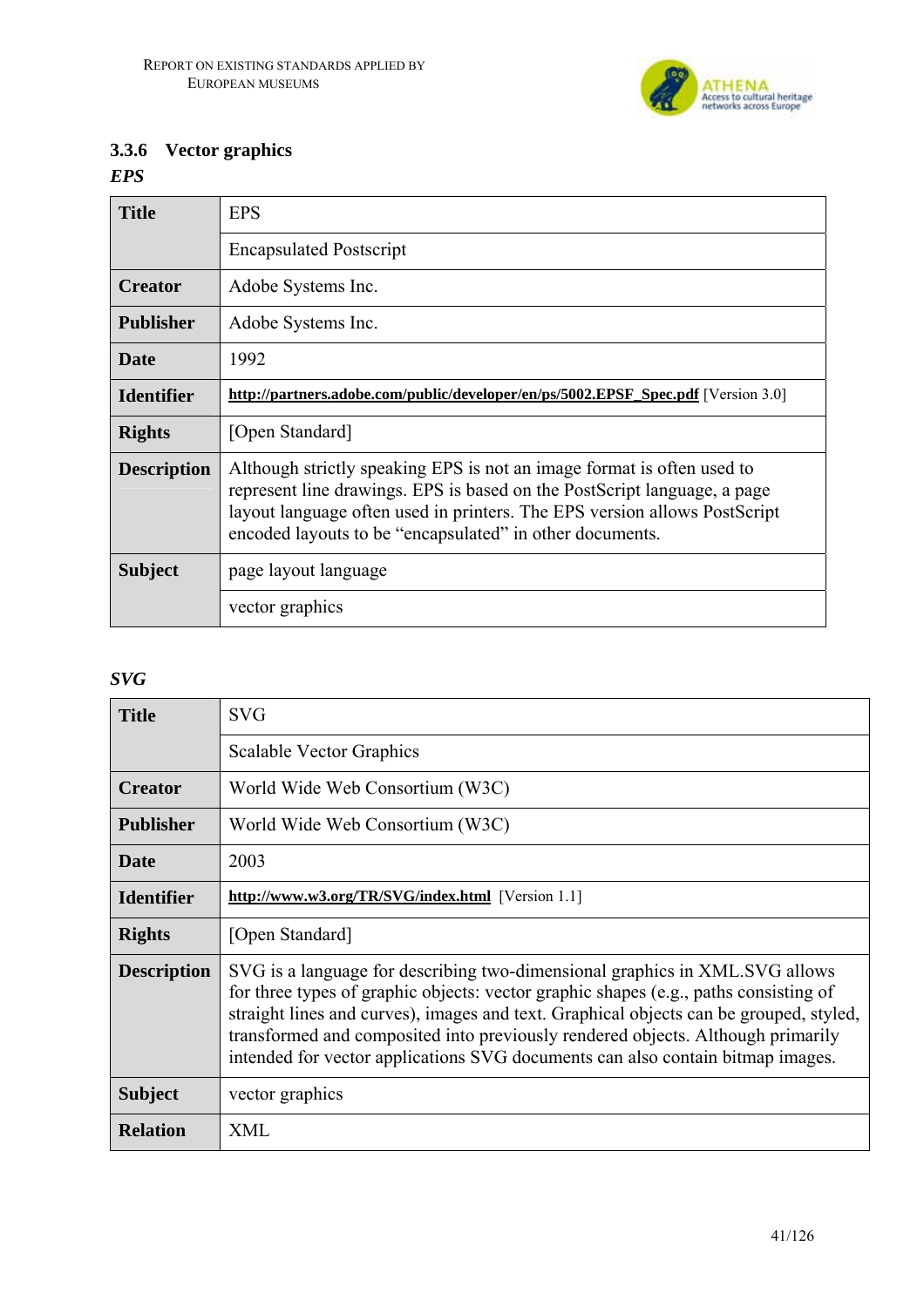### 3.3.6 Vector graphics

*EPS*

| Title | EPS |
|---|---|
| | Encapsulated Postscript |
| Creator | Adobe Systems Inc. |
| Publisher | Adobe Systems Inc. |
| Date | 1992 |
| Identifier | **http://partners.adobe.com/public/developer/en/ps/5002.EPSF_Spec.pdf** [Version 3.0] |
| Rights | [Open Standard] |
| Description | Although strictly speaking EPS is not an image format is often used to represent line drawings. EPS is based on the PostScript language, a page layout language often used in printers. The EPS version allows PostScript encoded layouts to be "encapsulated" in other documents. |
| Subject | page layout language |
| | vector graphics |

*SVG*

| Title | SVG |
|---|---|
| | Scalable Vector Graphics |
| Creator | World Wide Web Consortium (W3C) |
| Publisher | World Wide Web Consortium (W3C) |
| Date | 2003 |
| Identifier | **http://www.w3.org/TR/SVG/index.html** [Version 1.1] |
| Rights | [Open Standard] |
| Description | SVG is a language for describing two-dimensional graphics in XML.SVG allows for three types of graphic objects: vector graphic shapes (e.g., paths consisting of straight lines and curves), images and text. Graphical objects can be grouped, styled, transformed and composited into previously rendered objects. Although primarily intended for vector applications SVG documents can also contain bitmap images. |
| Subject | vector graphics |
| Relation | XML |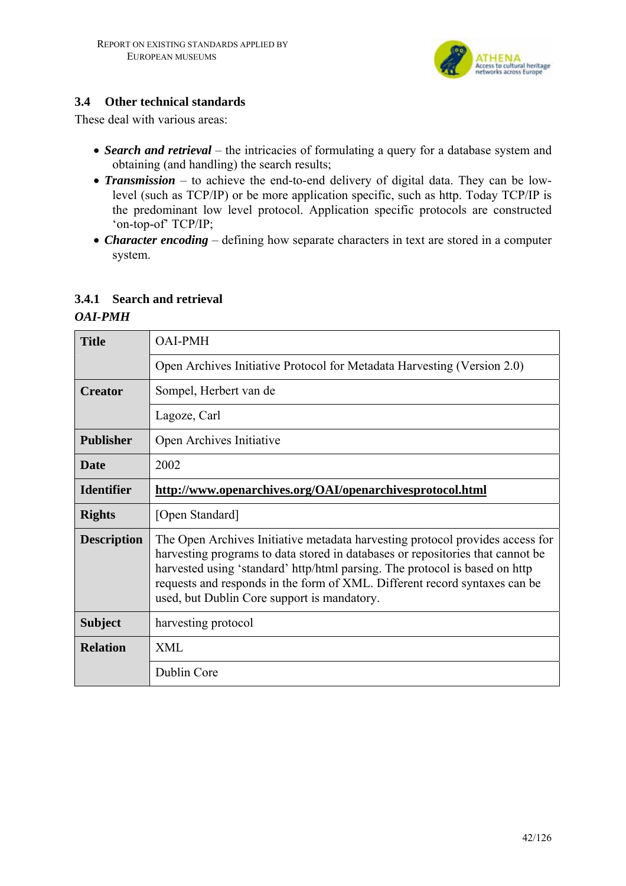### 3.4 Other technical standards

These deal with various areas:

- ***Search and retrieval*** – the intricacies of formulating a query for a database system and obtaining (and handling) the search results;
- ***Transmission*** – to achieve the end-to-end delivery of digital data. They can be low-level (such as TCP/IP) or be more application specific, such as http. Today TCP/IP is the predominant low level protocol. Application specific protocols are constructed 'on-top-of' TCP/IP;
- ***Character encoding*** – defining how separate characters in text are stored in a computer system.

#### 3.4.1 Search and retrieval

***OAI-PMH***

| **Title** | OAI-PMH |
|---|---|
| | Open Archives Initiative Protocol for Metadata Harvesting (Version 2.0) |
| **Creator** | Sompel, Herbert van de |
| | Lagoze, Carl |
| **Publisher** | Open Archives Initiative |
| **Date** | 2002 |
| **Identifier** | **http://www.openarchives.org/OAI/openarchivesprotocol.html** |
| **Rights** | [Open Standard] |
| **Description** | The Open Archives Initiative metadata harvesting protocol provides access for harvesting programs to data stored in databases or repositories that cannot be harvested using 'standard' http/html parsing. The protocol is based on http requests and responds in the form of XML. Different record syntaxes can be used, but Dublin Core support is mandatory. |
| **Subject** | harvesting protocol |
| **Relation** | XML |
| | Dublin Core |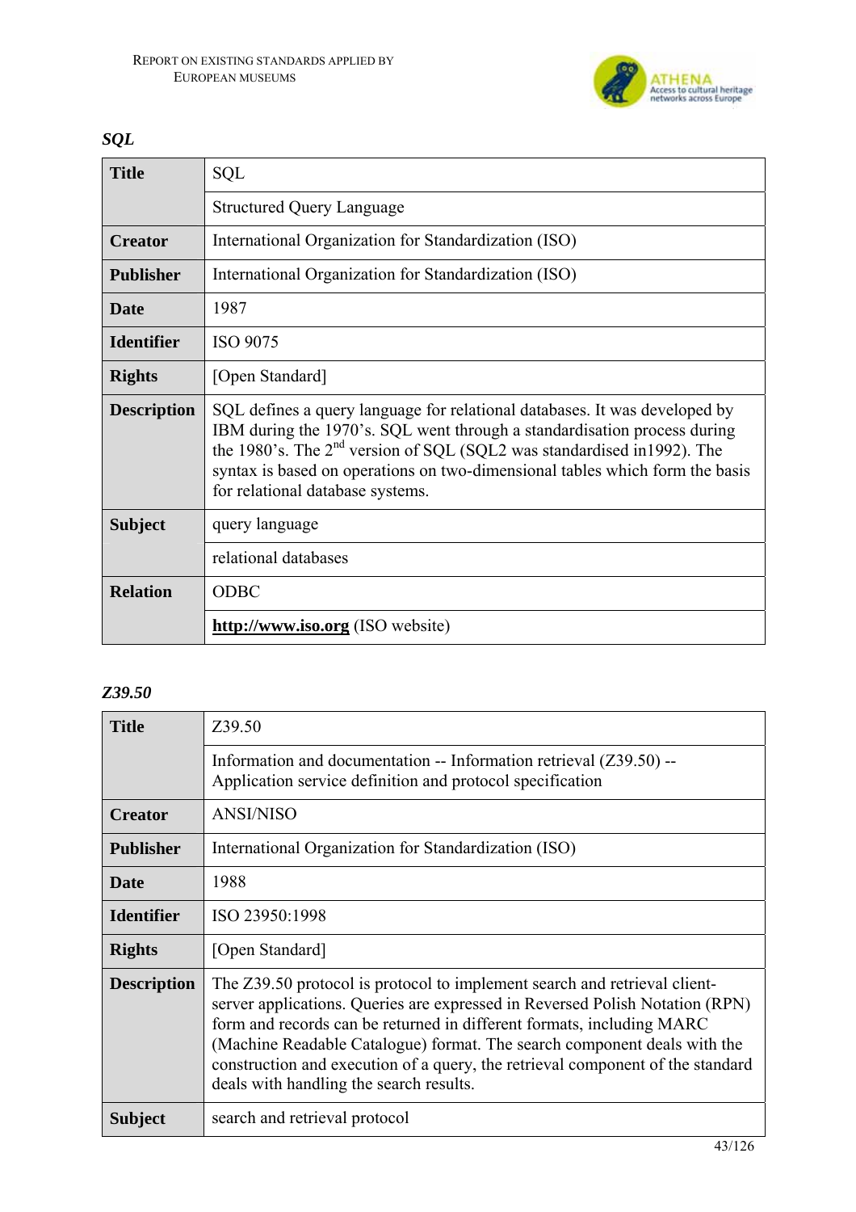*SQL*

| Title | SQL |
|---|---|
| | Structured Query Language |
| **Creator** | International Organization for Standardization (ISO) |
| **Publisher** | International Organization for Standardization (ISO) |
| **Date** | 1987 |
| **Identifier** | ISO 9075 |
| **Rights** | [Open Standard] |
| **Description** | SQL defines a query language for relational databases. It was developed by IBM during the 1970's. SQL went through a standardisation process during the 1980's. The 2nd version of SQL (SQL2 was standardised in1992). The syntax is based on operations on two-dimensional tables which form the basis for relational database systems. |
| **Subject** | query language |
| | relational databases |
| **Relation** | ODBC |
| | **http://www.iso.org** (ISO website) |

*Z39.50*

| Title | Z39.50 |
|---|---|
| | Information and documentation -- Information retrieval (Z39.50) -- Application service definition and protocol specification |
| **Creator** | ANSI/NISO |
| **Publisher** | International Organization for Standardization (ISO) |
| **Date** | 1988 |
| **Identifier** | ISO 23950:1998 |
| **Rights** | [Open Standard] |
| **Description** | The Z39.50 protocol is protocol to implement search and retrieval client-server applications. Queries are expressed in Reversed Polish Notation (RPN) form and records can be returned in different formats, including MARC (Machine Readable Catalogue) format. The search component deals with the construction and execution of a query, the retrieval component of the standard deals with handling the search results. |
| **Subject** | search and retrieval protocol |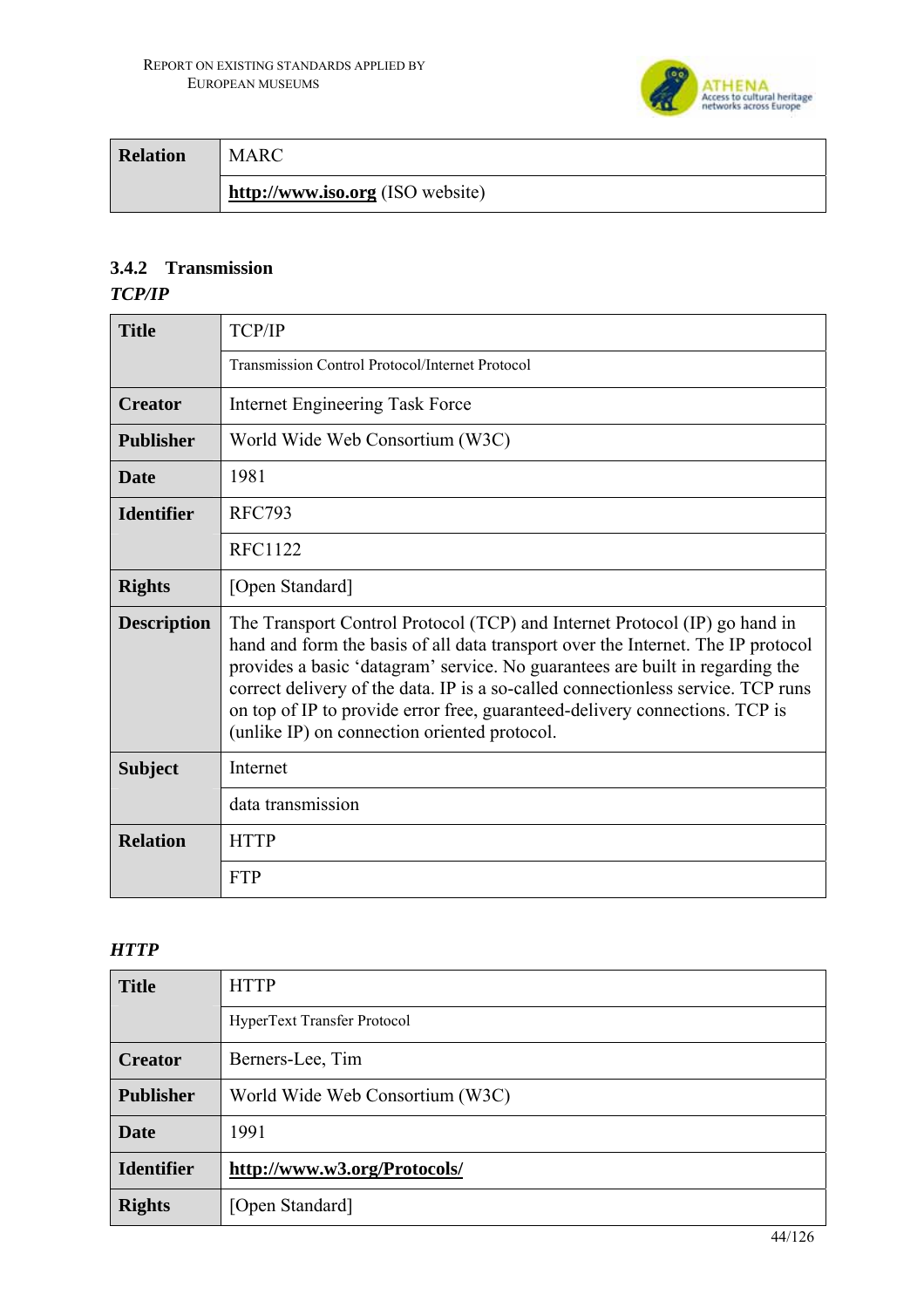| Relation | MARC |
|---|---|
| | **http://www.iso.org** (ISO website) |

### 3.4.2 Transmission

***TCP/IP***

| Title | TCP/IP |
|---|---|
| | Transmission Control Protocol/Internet Protocol |
| **Creator** | Internet Engineering Task Force |
| **Publisher** | World Wide Web Consortium (W3C) |
| **Date** | 1981 |
| **Identifier** | RFC793 |
| | RFC1122 |
| **Rights** | [Open Standard] |
| **Description** | The Transport Control Protocol (TCP) and Internet Protocol (IP) go hand in hand and form the basis of all data transport over the Internet. The IP protocol provides a basic 'datagram' service. No guarantees are built in regarding the correct delivery of the data. IP is a so-called connectionless service. TCP runs on top of IP to provide error free, guaranteed-delivery connections. TCP is (unlike IP) on connection oriented protocol. |
| **Subject** | Internet |
| | data transmission |
| **Relation** | HTTP |
| | FTP |

***HTTP***

| Title | HTTP |
|---|---|
| | HyperText Transfer Protocol |
| **Creator** | Berners-Lee, Tim |
| **Publisher** | World Wide Web Consortium (W3C) |
| **Date** | 1991 |
| **Identifier** | **http://www.w3.org/Protocols/** |
| **Rights** | [Open Standard] |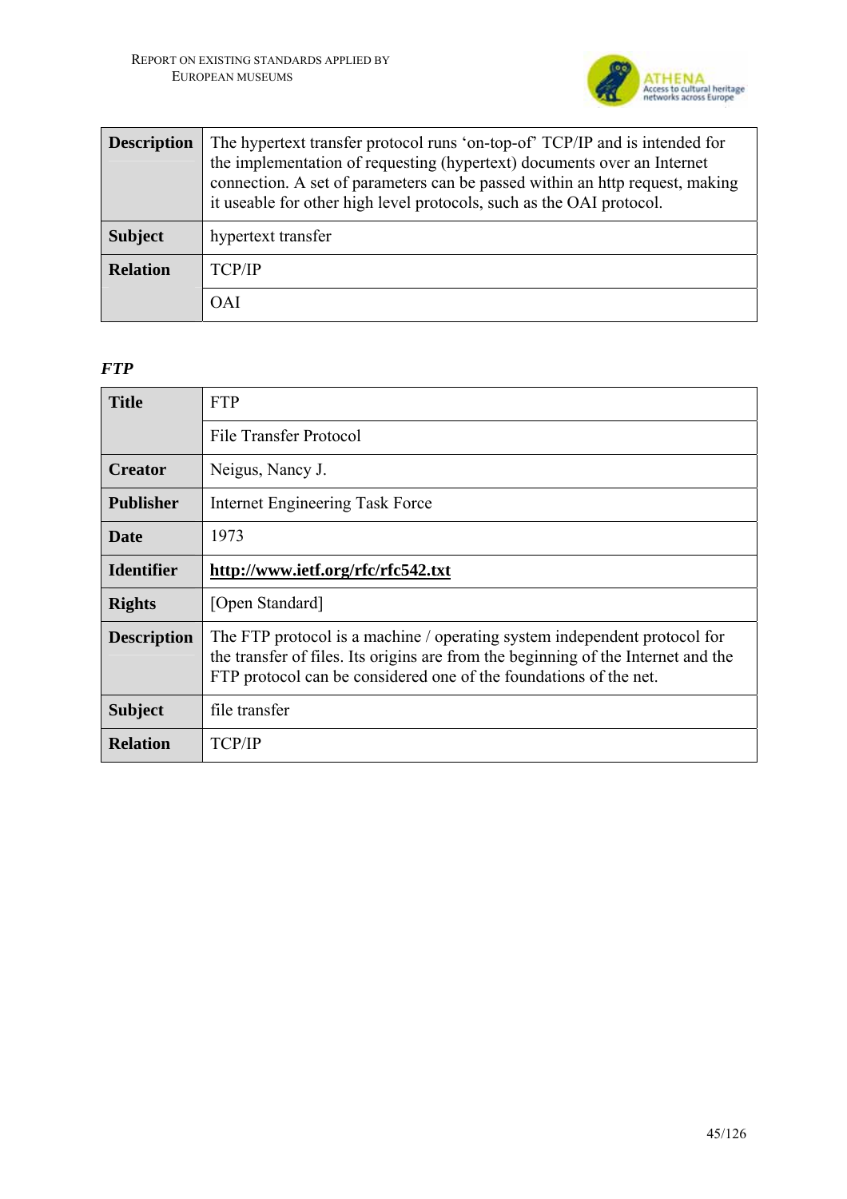| | |
|---|---|
| **Description** | The hypertext transfer protocol runs 'on-top-of' TCP/IP and is intended for the implementation of requesting (hypertext) documents over an Internet connection. A set of parameters can be passed within an http request, making it useable for other high level protocols, such as the OAI protocol. |
| **Subject** | hypertext transfer |
| **Relation** | TCP/IP |
| | OAI |

***FTP***

| | |
|---|---|
| **Title** | FTP |
| | File Transfer Protocol |
| **Creator** | Neigus, Nancy J. |
| **Publisher** | Internet Engineering Task Force |
| **Date** | 1973 |
| **Identifier** | **http://www.ietf.org/rfc/rfc542.txt** |
| **Rights** | [Open Standard] |
| **Description** | The FTP protocol is a machine / operating system independent protocol for the transfer of files. Its origins are from the beginning of the Internet and the FTP protocol can be considered one of the foundations of the net. |
| **Subject** | file transfer |
| **Relation** | TCP/IP |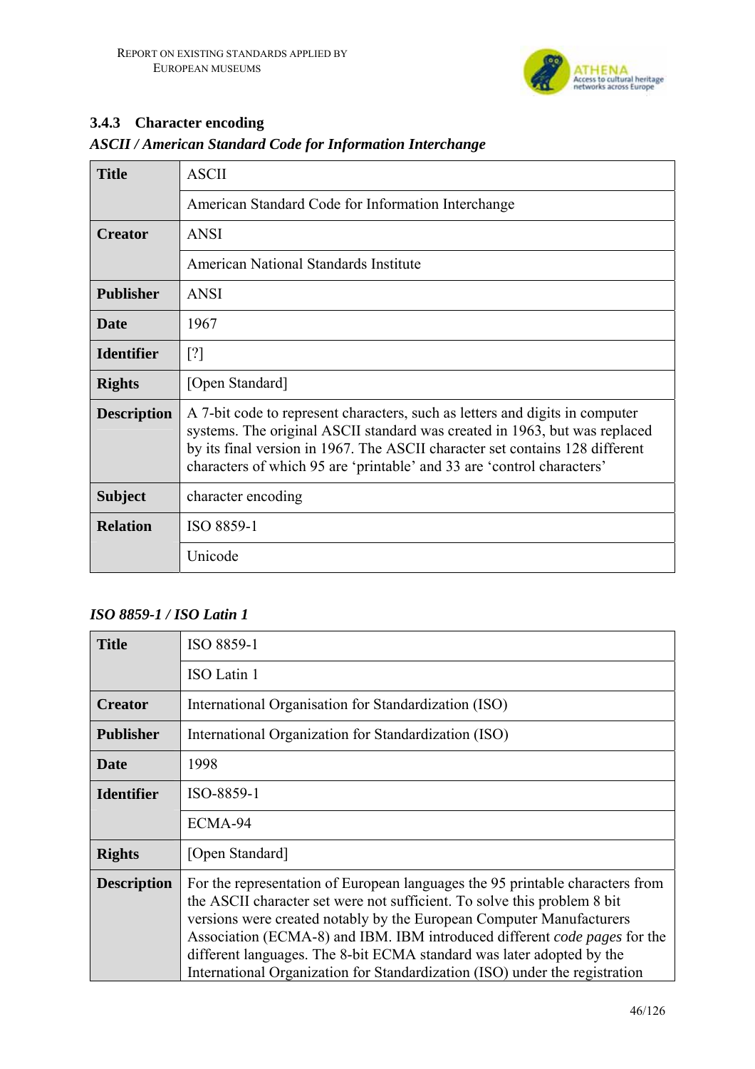### 3.4.3 Character encoding

*ASCII / American Standard Code for Information Interchange*

| | |
|---|---|
| **Title** | ASCII |
| | American Standard Code for Information Interchange |
| **Creator** | ANSI |
| | American National Standards Institute |
| **Publisher** | ANSI |
| **Date** | 1967 |
| **Identifier** | [?] |
| **Rights** | [Open Standard] |
| **Description** | A 7-bit code to represent characters, such as letters and digits in computer systems. The original ASCII standard was created in 1963, but was replaced by its final version in 1967. The ASCII character set contains 128 different characters of which 95 are 'printable' and 33 are 'control characters' |
| **Subject** | character encoding |
| **Relation** | ISO 8859-1 |
| | Unicode |

*ISO 8859-1 / ISO Latin 1*

| | |
|---|---|
| **Title** | ISO 8859-1 |
| | ISO Latin 1 |
| **Creator** | International Organisation for Standardization (ISO) |
| **Publisher** | International Organization for Standardization (ISO) |
| **Date** | 1998 |
| **Identifier** | ISO-8859-1 |
| | ECMA-94 |
| **Rights** | [Open Standard] |
| **Description** | For the representation of European languages the 95 printable characters from the ASCII character set were not sufficient. To solve this problem 8 bit versions were created notably by the European Computer Manufacturers Association (ECMA-8) and IBM. IBM introduced different *code pages* for the different languages. The 8-bit ECMA standard was later adopted by the International Organization for Standardization (ISO) under the registration |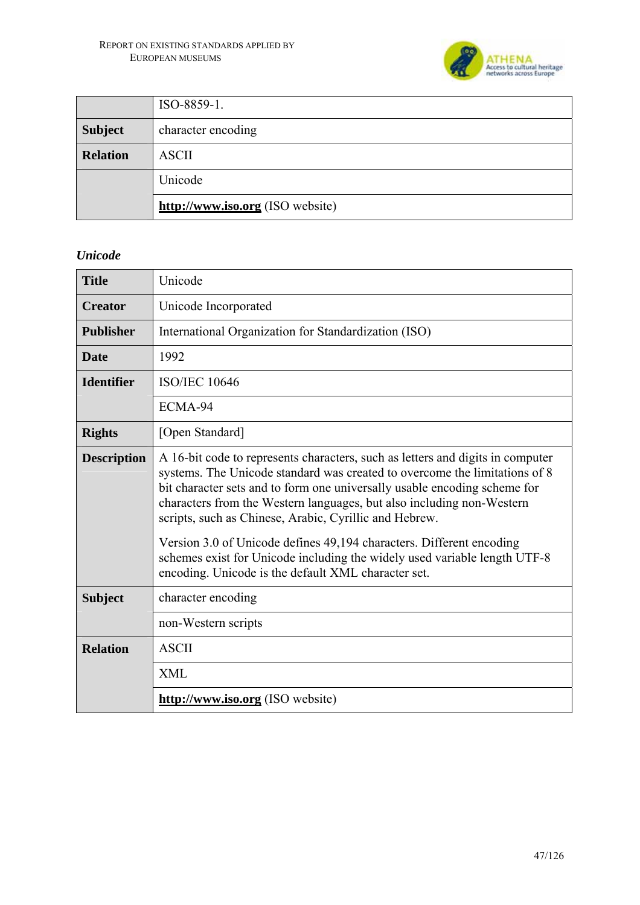|  | ISO-8859-1. |
|---|---|
| **Subject** | character encoding |
| **Relation** | ASCII |
|  | Unicode |
|  | **http://www.iso.org** (ISO website) |

***Unicode***

| **Title** | Unicode |
|---|---|
| **Creator** | Unicode Incorporated |
| **Publisher** | International Organization for Standardization (ISO) |
| **Date** | 1992 |
| **Identifier** | ISO/IEC 10646 |
|  | ECMA-94 |
| **Rights** | [Open Standard] |
| **Description** | A 16-bit code to represents characters, such as letters and digits in computer systems. The Unicode standard was created to overcome the limitations of 8 bit character sets and to form one universally usable encoding scheme for characters from the Western languages, but also including non-Western scripts, such as Chinese, Arabic, Cyrillic and Hebrew.<br><br>Version 3.0 of Unicode defines 49,194 characters. Different encoding schemes exist for Unicode including the widely used variable length UTF-8 encoding. Unicode is the default XML character set. |
| **Subject** | character encoding |
|  | non-Western scripts |
| **Relation** | ASCII |
|  | XML |
|  | **http://www.iso.org** (ISO website) |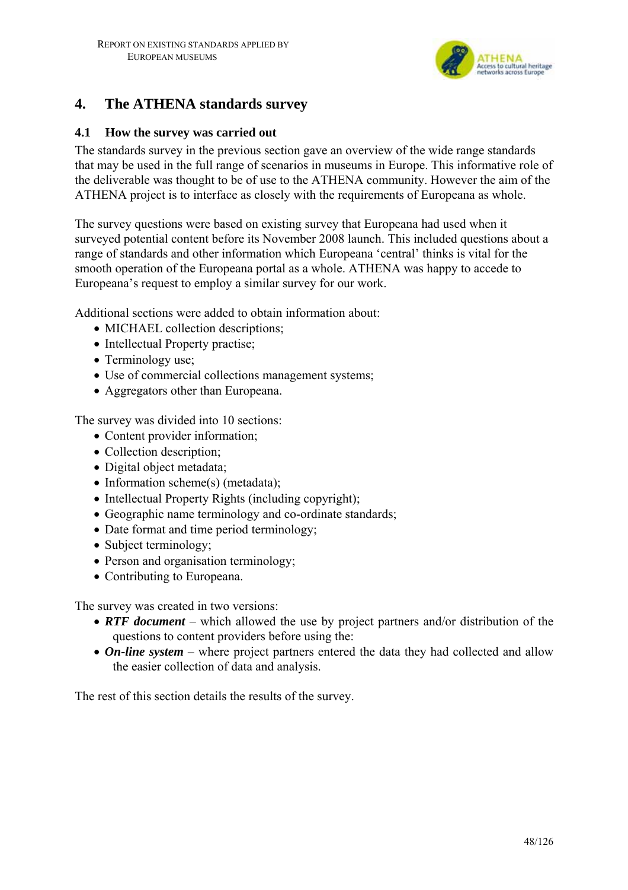# 4. The ATHENA standards survey

## 4.1 How the survey was carried out

The standards survey in the previous section gave an overview of the wide range standards that may be used in the full range of scenarios in museums in Europe. This informative role of the deliverable was thought to be of use to the ATHENA community. However the aim of the ATHENA project is to interface as closely with the requirements of Europeana as whole.

The survey questions were based on existing survey that Europeana had used when it surveyed potential content before its November 2008 launch. This included questions about a range of standards and other information which Europeana 'central' thinks is vital for the smooth operation of the Europeana portal as a whole. ATHENA was happy to accede to Europeana's request to employ a similar survey for our work.

Additional sections were added to obtain information about:

- MICHAEL collection descriptions;
- Intellectual Property practise;
- Terminology use;
- Use of commercial collections management systems;
- Aggregators other than Europeana.

The survey was divided into 10 sections:

- Content provider information;
- Collection description;
- Digital object metadata;
- Information scheme(s) (metadata);
- Intellectual Property Rights (including copyright);
- Geographic name terminology and co-ordinate standards;
- Date format and time period terminology;
- Subject terminology;
- Person and organisation terminology;
- Contributing to Europeana.

The survey was created in two versions:

- ***RTF document*** – which allowed the use by project partners and/or distribution of the questions to content providers before using the:
- ***On-line system*** – where project partners entered the data they had collected and allow the easier collection of data and analysis.

The rest of this section details the results of the survey.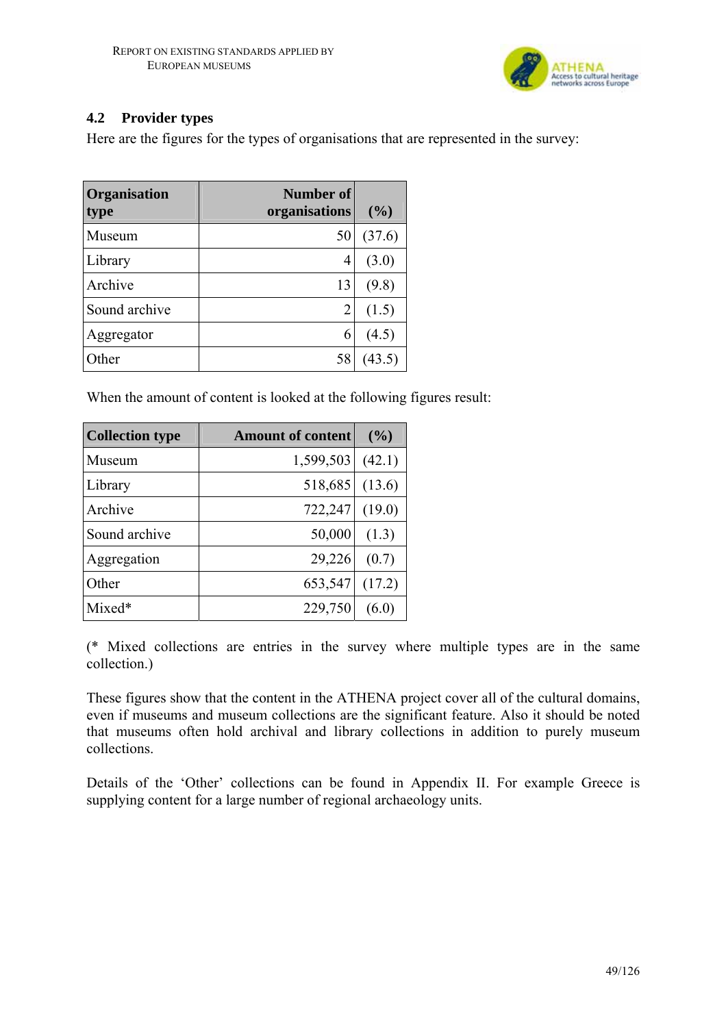## 4.2 Provider types

Here are the figures for the types of organisations that are represented in the survey:

| Organisation type | Number of organisations | (%) |
|---|---:|---|
| Museum | 50 | (37.6) |
| Library | 4 | (3.0) |
| Archive | 13 | (9.8) |
| Sound archive | 2 | (1.5) |
| Aggregator | 6 | (4.5) |
| Other | 58 | (43.5) |

When the amount of content is looked at the following figures result:

| Collection type | Amount of content | (%) |
|---|---:|---|
| Museum | 1,599,503 | (42.1) |
| Library | 518,685 | (13.6) |
| Archive | 722,247 | (19.0) |
| Sound archive | 50,000 | (1.3) |
| Aggregation | 29,226 | (0.7) |
| Other | 653,547 | (17.2) |
| Mixed* | 229,750 | (6.0) |

(* Mixed collections are entries in the survey where multiple types are in the same collection.)

These figures show that the content in the ATHENA project cover all of the cultural domains, even if museums and museum collections are the significant feature. Also it should be noted that museums often hold archival and library collections in addition to purely museum collections.

Details of the 'Other' collections can be found in Appendix II. For example Greece is supplying content for a large number of regional archaeology units.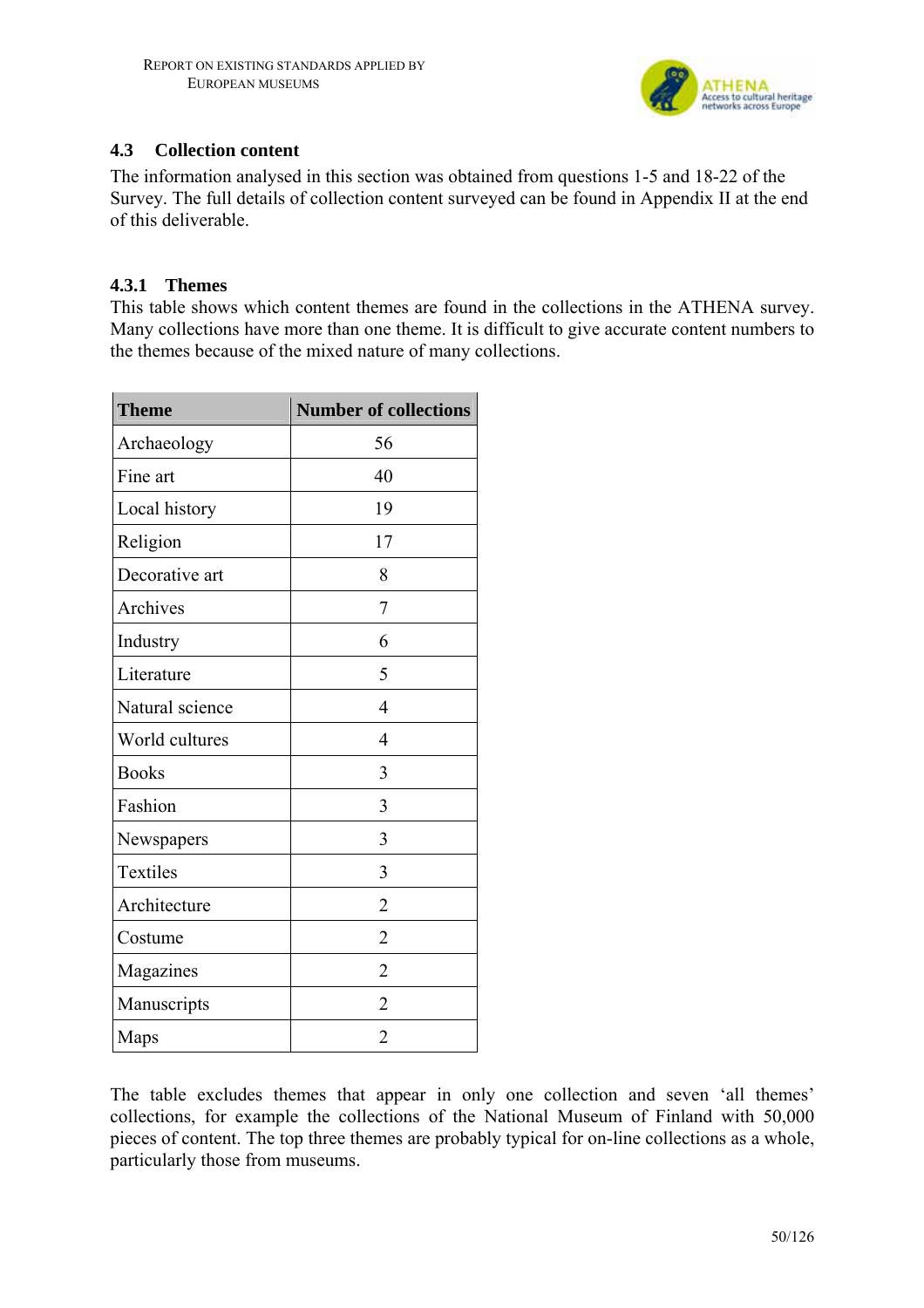### 4.3 Collection content

The information analysed in this section was obtained from questions 1-5 and 18-22 of the Survey. The full details of collection content surveyed can be found in Appendix II at the end of this deliverable.

#### 4.3.1 Themes

This table shows which content themes are found in the collections in the ATHENA survey. Many collections have more than one theme. It is difficult to give accurate content numbers to the themes because of the mixed nature of many collections.

| Theme | Number of collections |
|---|---|
| Archaeology | 56 |
| Fine art | 40 |
| Local history | 19 |
| Religion | 17 |
| Decorative art | 8 |
| Archives | 7 |
| Industry | 6 |
| Literature | 5 |
| Natural science | 4 |
| World cultures | 4 |
| Books | 3 |
| Fashion | 3 |
| Newspapers | 3 |
| Textiles | 3 |
| Architecture | 2 |
| Costume | 2 |
| Magazines | 2 |
| Manuscripts | 2 |
| Maps | 2 |

The table excludes themes that appear in only one collection and seven 'all themes' collections, for example the collections of the National Museum of Finland with 50,000 pieces of content. The top three themes are probably typical for on-line collections as a whole, particularly those from museums.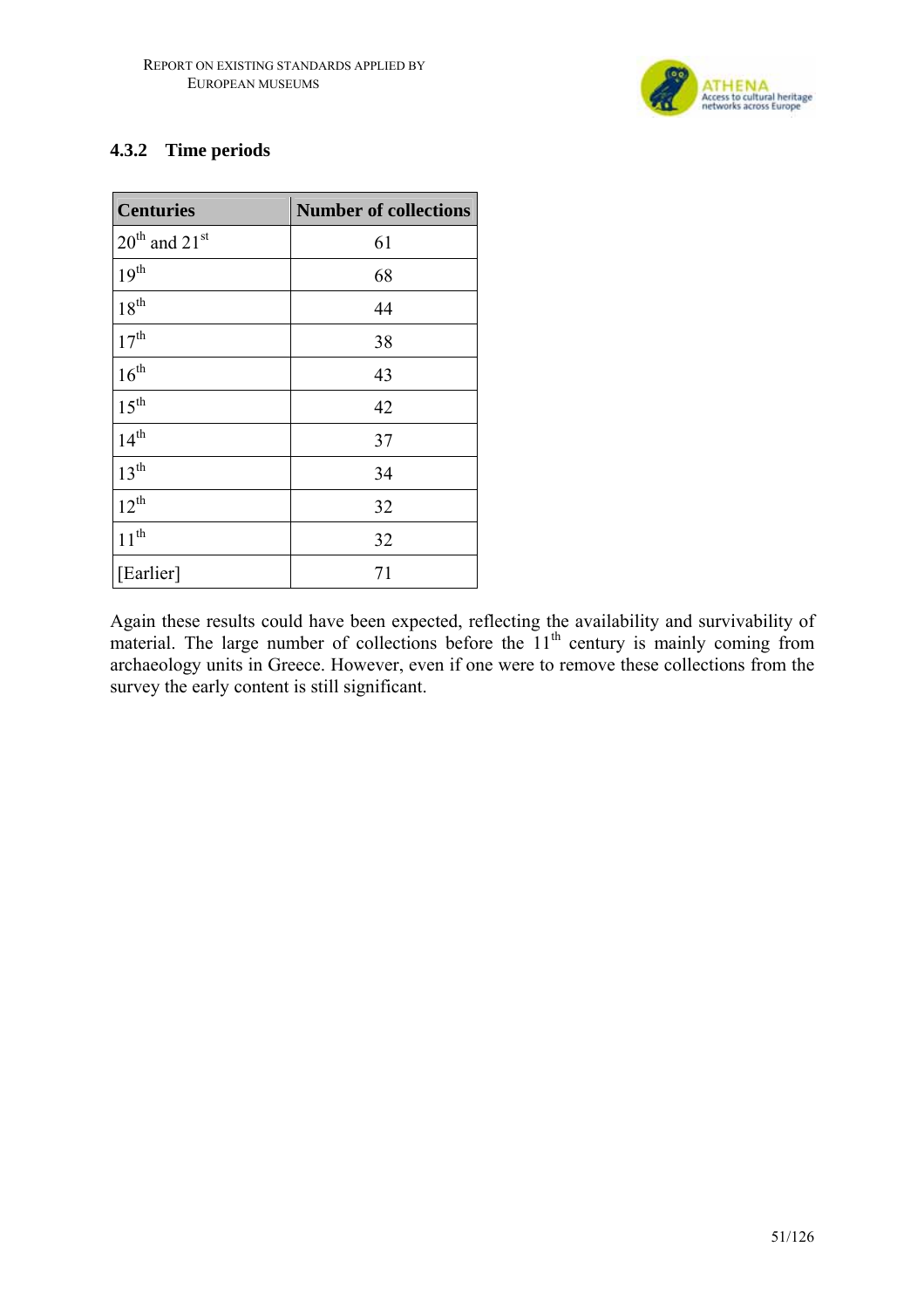### 4.3.2 Time periods

| Centuries | Number of collections |
|---|---|
| 20th and 21st | 61 |
| 19th | 68 |
| 18th | 44 |
| 17th | 38 |
| 16th | 43 |
| 15th | 42 |
| 14th | 37 |
| 13th | 34 |
| 12th | 32 |
| 11th | 32 |
| [Earlier] | 71 |

Again these results could have been expected, reflecting the availability and survivability of material. The large number of collections before the 11th century is mainly coming from archaeology units in Greece. However, even if one were to remove these collections from the survey the early content is still significant.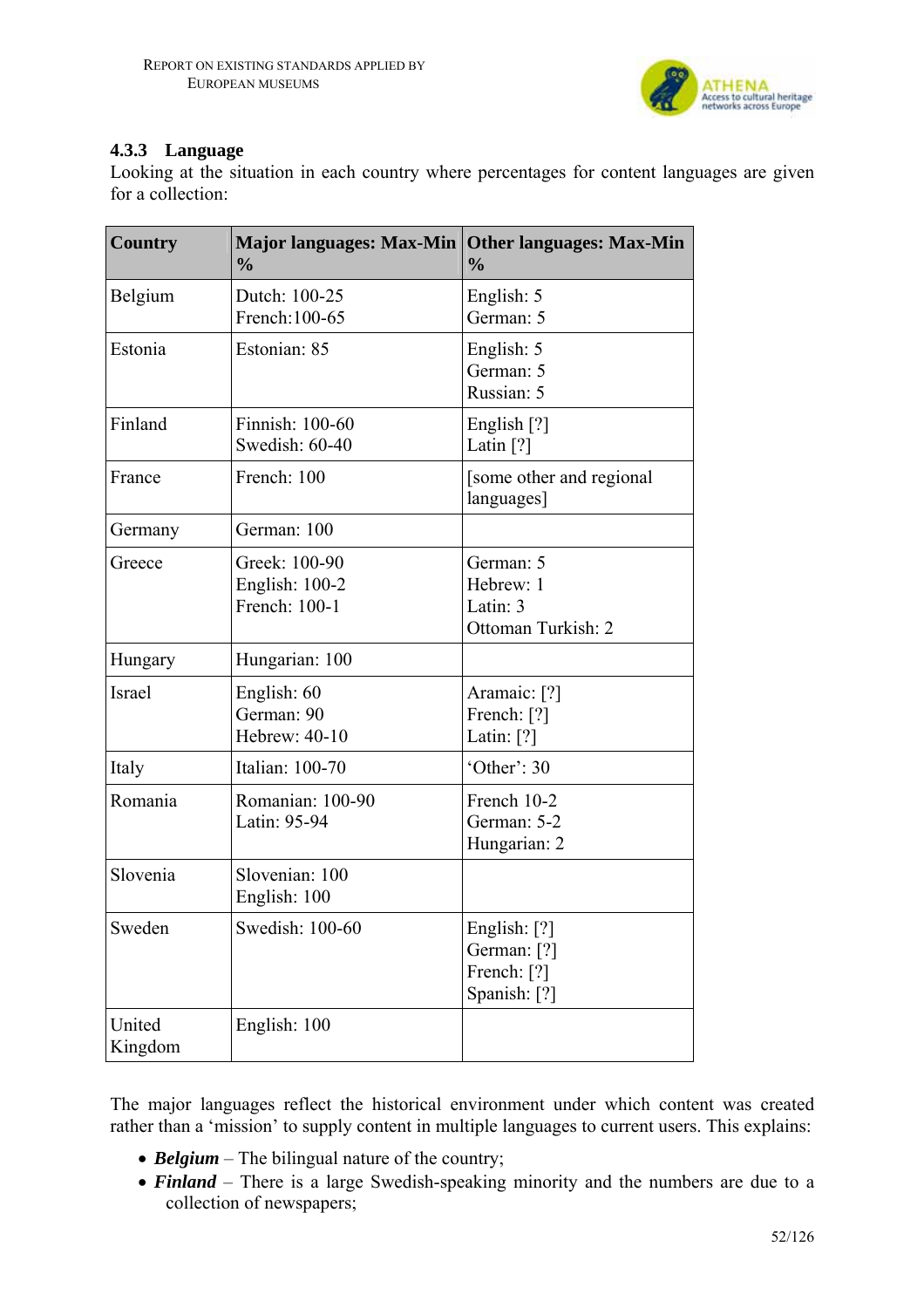### 4.3.3 Language

Looking at the situation in each country where percentages for content languages are given for a collection:

| Country | Major languages: Max-Min % | Other languages: Max-Min % |
|---|---|---|
| Belgium | Dutch: 100-25<br>French:100-65 | English: 5<br>German: 5 |
| Estonia | Estonian: 85 | English: 5<br>German: 5<br>Russian: 5 |
| Finland | Finnish: 100-60<br>Swedish: 60-40 | English [?]<br>Latin [?] |
| France | French: 100 | [some other and regional languages] |
| Germany | German: 100 | |
| Greece | Greek: 100-90<br>English: 100-2<br>French: 100-1 | German: 5<br>Hebrew: 1<br>Latin: 3<br>Ottoman Turkish: 2 |
| Hungary | Hungarian: 100 | |
| Israel | English: 60<br>German: 90<br>Hebrew: 40-10 | Aramaic: [?]<br>French: [?]<br>Latin: [?] |
| Italy | Italian: 100-70 | 'Other': 30 |
| Romania | Romanian: 100-90<br>Latin: 95-94 | French 10-2<br>German: 5-2<br>Hungarian: 2 |
| Slovenia | Slovenian: 100<br>English: 100 | |
| Sweden | Swedish: 100-60 | English: [?]<br>German: [?]<br>French: [?]<br>Spanish: [?] |
| United Kingdom | English: 100 | |

The major languages reflect the historical environment under which content was created rather than a 'mission' to supply content in multiple languages to current users. This explains:

- ***Belgium*** – The bilingual nature of the country;
- ***Finland*** – There is a large Swedish-speaking minority and the numbers are due to a collection of newspapers;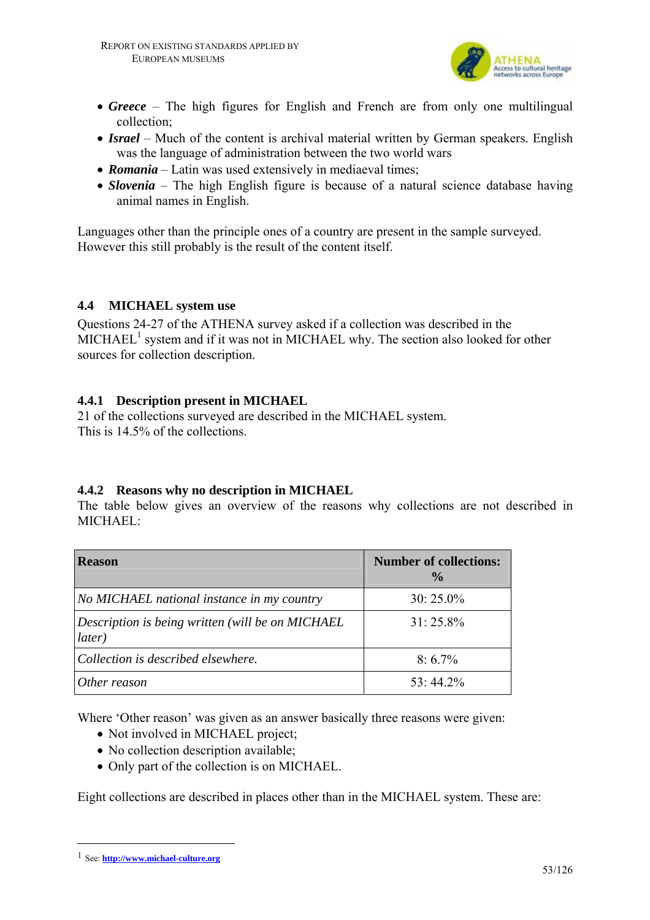- ***Greece*** – The high figures for English and French are from only one multilingual collection;
- ***Israel*** – Much of the content is archival material written by German speakers. English was the language of administration between the two world wars
- ***Romania*** – Latin was used extensively in mediaeval times;
- ***Slovenia*** – The high English figure is because of a natural science database having animal names in English.

Languages other than the principle ones of a country are present in the sample surveyed. However this still probably is the result of the content itself.

### 4.4 MICHAEL system use

Questions 24-27 of the ATHENA survey asked if a collection was described in the MICHAEL[1] system and if it was not in MICHAEL why. The section also looked for other sources for collection description.

#### 4.4.1 Description present in MICHAEL

21 of the collections surveyed are described in the MICHAEL system.
This is 14.5% of the collections.

#### 4.4.2 Reasons why no description in MICHAEL

The table below gives an overview of the reasons why collections are not described in MICHAEL:

| **Reason** | **Number of collections: %** |
|---|---|
| *No MICHAEL national instance in my country* | 30: 25.0% |
| *Description is being written (will be on MICHAEL later)* | 31: 25.8% |
| *Collection is described elsewhere.* | 8: 6.7% |
| *Other reason* | 53: 44.2% |

Where 'Other reason' was given as an answer basically three reasons were given:

- Not involved in MICHAEL project;
- No collection description available;
- Only part of the collection is on MICHAEL.

Eight collections are described in places other than in the MICHAEL system. These are:

---

[1] See: **http://www.michael-culture.org**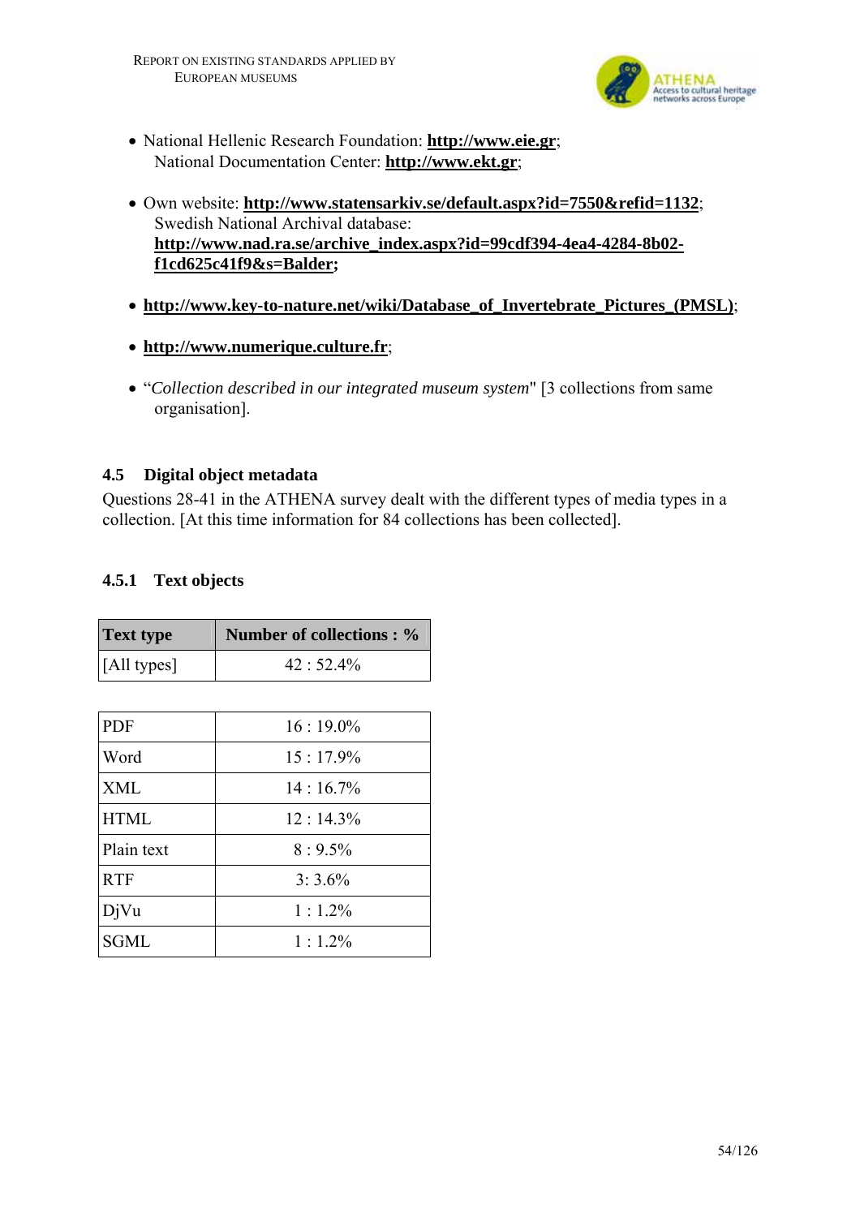- National Hellenic Research Foundation: **http://www.eie.gr**; National Documentation Center: **http://www.ekt.gr**;

- Own website: **http://www.statensarkiv.se/default.aspx?id=7550&refid=1132**; Swedish National Archival database: **http://www.nad.ra.se/archive_index.aspx?id=99cdf394-4ea4-4284-8b02-f1cd625c41f9&s=Balder;**

- **http://www.key-to-nature.net/wiki/Database_of_Invertebrate_Pictures_(PMSL)**;

- **http://www.numerique.culture.fr**;

- "*Collection described in our integrated museum system*" [3 collections from same organisation].

### 4.5 Digital object metadata

Questions 28-41 in the ATHENA survey dealt with the different types of media types in a collection. [At this time information for 84 collections has been collected].

#### 4.5.1 Text objects

| Text type | Number of collections : % |
|---|---|
| [All types] | 42 : 52.4% |

| | |
|---|---|
| PDF | 16 : 19.0% |
| Word | 15 : 17.9% |
| XML | 14 : 16.7% |
| HTML | 12 : 14.3% |
| Plain text | 8 : 9.5% |
| RTF | 3: 3.6% |
| DjVu | 1 : 1.2% |
| SGML | 1 : 1.2% |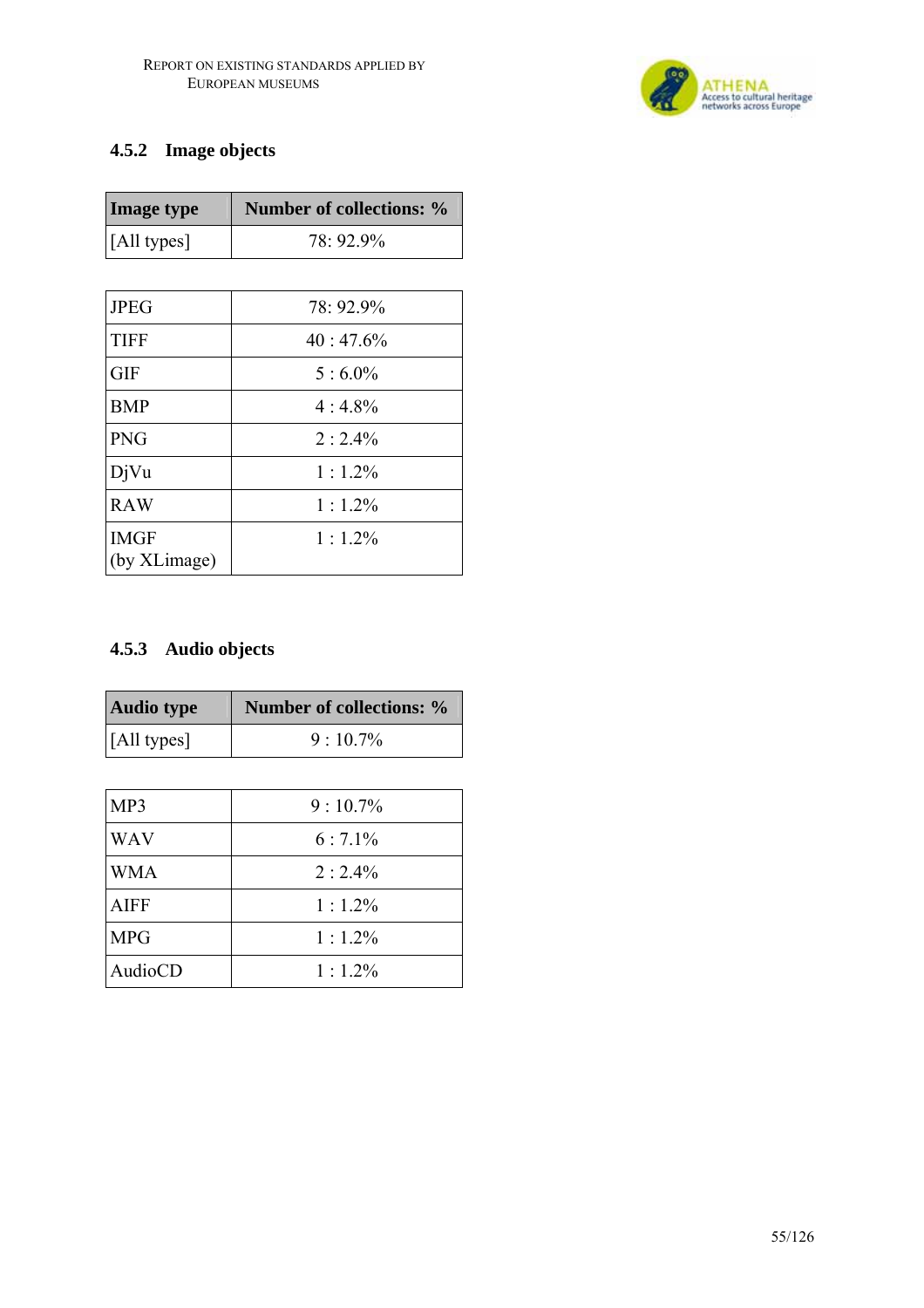### 4.5.2 Image objects

| Image type | Number of collections: % |
|---|---|
| [All types] | 78: 92.9% |

| | |
|---|---|
| JPEG | 78: 92.9% |
| TIFF | 40 : 47.6% |
| GIF | 5 : 6.0% |
| BMP | 4 : 4.8% |
| PNG | 2 : 2.4% |
| DjVu | 1 : 1.2% |
| RAW | 1 : 1.2% |
| IMGF (by XLimage) | 1 : 1.2% |

### 4.5.3 Audio objects

| Audio type | Number of collections: % |
|---|---|
| [All types] | 9 : 10.7% |

| | |
|---|---|
| MP3 | 9 : 10.7% |
| WAV | 6 : 7.1% |
| WMA | 2 : 2.4% |
| AIFF | 1 : 1.2% |
| MPG | 1 : 1.2% |
| AudioCD | 1 : 1.2% |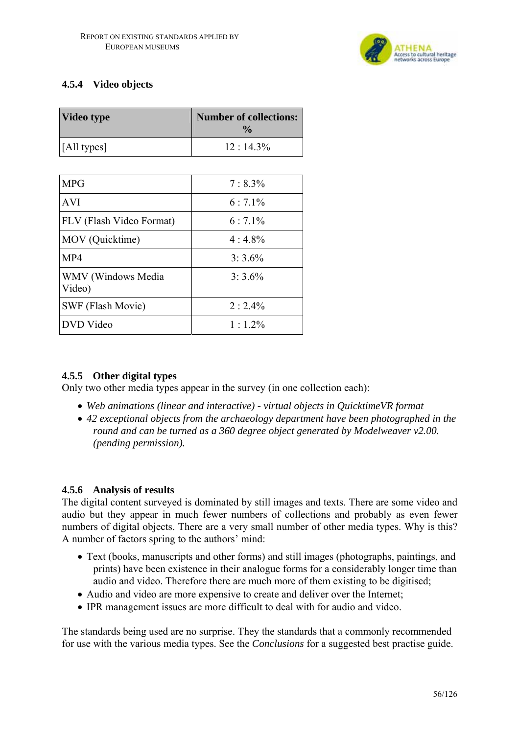#### 4.5.4 Video objects

| Video type | Number of collections: % |
|---|---|
| [All types] | 12 : 14.3% |

| | |
|---|---|
| MPG | 7 : 8.3% |
| AVI | 6 : 7.1% |
| FLV (Flash Video Format) | 6 : 7.1% |
| MOV (Quicktime) | 4 : 4.8% |
| MP4 | 3: 3.6% |
| WMV (Windows Media Video) | 3: 3.6% |
| SWF (Flash Movie) | 2 : 2.4% |
| DVD Video | 1 : 1.2% |

#### 4.5.5 Other digital types

Only two other media types appear in the survey (in one collection each):

- *Web animations (linear and interactive) - virtual objects in QuicktimeVR format*
- *42 exceptional objects from the archaeology department have been photographed in the round and can be turned as a 360 degree object generated by Modelweaver v2.00. (pending permission).*

#### 4.5.6 Analysis of results

The digital content surveyed is dominated by still images and texts. There are some video and audio but they appear in much fewer numbers of collections and probably as even fewer numbers of digital objects. There are a very small number of other media types. Why is this? A number of factors spring to the authors' mind:

- Text (books, manuscripts and other forms) and still images (photographs, paintings, and prints) have been existence in their analogue forms for a considerably longer time than audio and video. Therefore there are much more of them existing to be digitised;
- Audio and video are more expensive to create and deliver over the Internet;
- IPR management issues are more difficult to deal with for audio and video.

The standards being used are no surprise. They the standards that a commonly recommended for use with the various media types. See the *Conclusions* for a suggested best practise guide.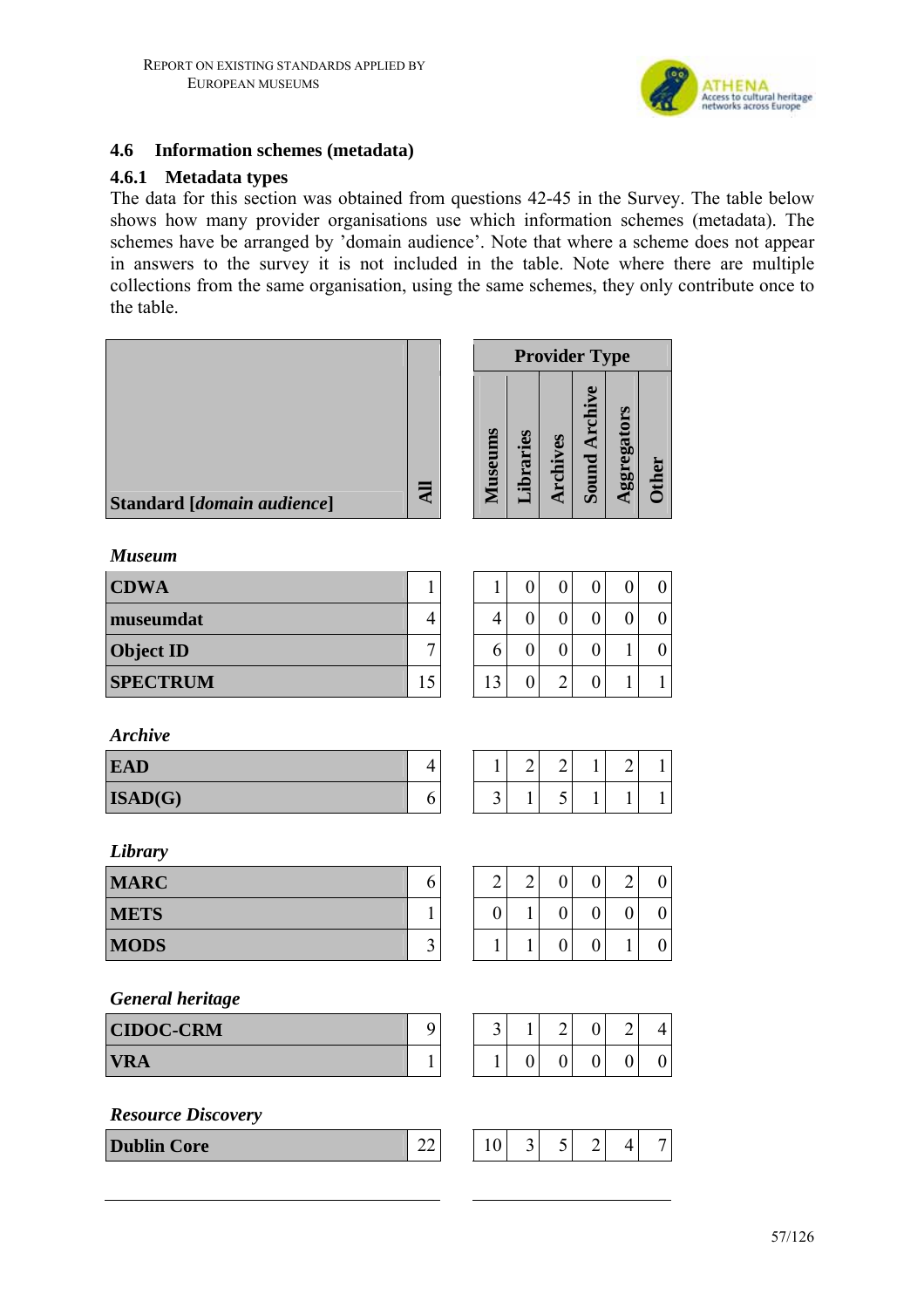## 4.6 Information schemes (metadata)

### 4.6.1 Metadata types

The data for this section was obtained from questions 42-45 in the Survey. The table below shows how many provider organisations use which information schemes (metadata). The schemes have be arranged by 'domain audience'. Note that where a scheme does not appear in answers to the survey it is not included in the table. Note where there are multiple collections from the same organisation, using the same schemes, they only contribute once to the table.

| Standard [*domain audience*] | All | Provider Type | | | | | |
|---|---|---|---|---|---|---|---|
| | | Museums | Libraries | Archives | Sound Archive | Aggregators | Other |
| ***Museum*** | | | | | | | |
| **CDWA** | 1 | 1 | 0 | 0 | 0 | 0 | 0 |
| **museumdat** | 4 | 4 | 0 | 0 | 0 | 0 | 0 |
| **Object ID** | 7 | 6 | 0 | 0 | 0 | 1 | 0 |
| **SPECTRUM** | 15 | 13 | 0 | 2 | 0 | 1 | 1 |
| ***Archive*** | | | | | | | |
| **EAD** | 4 | 1 | 2 | 2 | 1 | 2 | 1 |
| **ISAD(G)** | 6 | 3 | 1 | 5 | 1 | 1 | 1 |
| ***Library*** | | | | | | | |
| **MARC** | 6 | 2 | 2 | 0 | 0 | 2 | 0 |
| **METS** | 1 | 0 | 1 | 0 | 0 | 0 | 0 |
| **MODS** | 3 | 1 | 1 | 0 | 0 | 1 | 0 |
| ***General heritage*** | | | | | | | |
| **CIDOC-CRM** | 9 | 3 | 1 | 2 | 0 | 2 | 4 |
| **VRA** | 1 | 1 | 0 | 0 | 0 | 0 | 0 |
| ***Resource Discovery*** | | | | | | | |
| **Dublin Core** | 22 | 10 | 3 | 5 | 2 | 4 | 7 |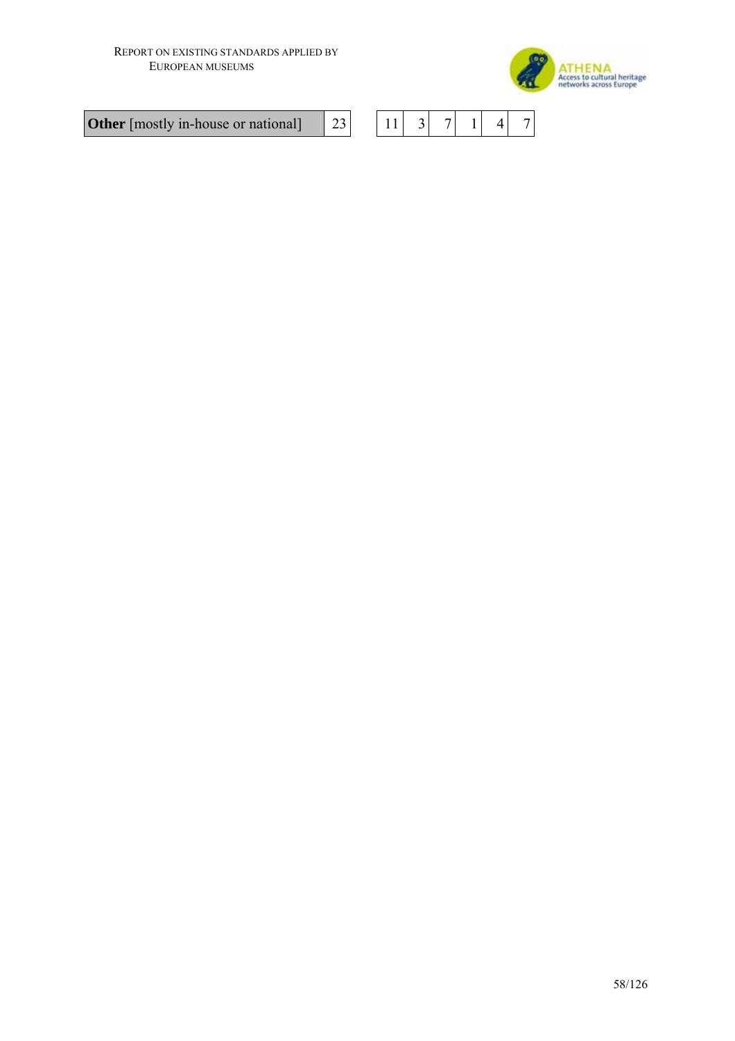| **Other** [mostly in-house or national] | 23 | | 11 | 3 | 7 | 1 | 4 | 7 |
|---|---|---|---|---|---|---|---|---|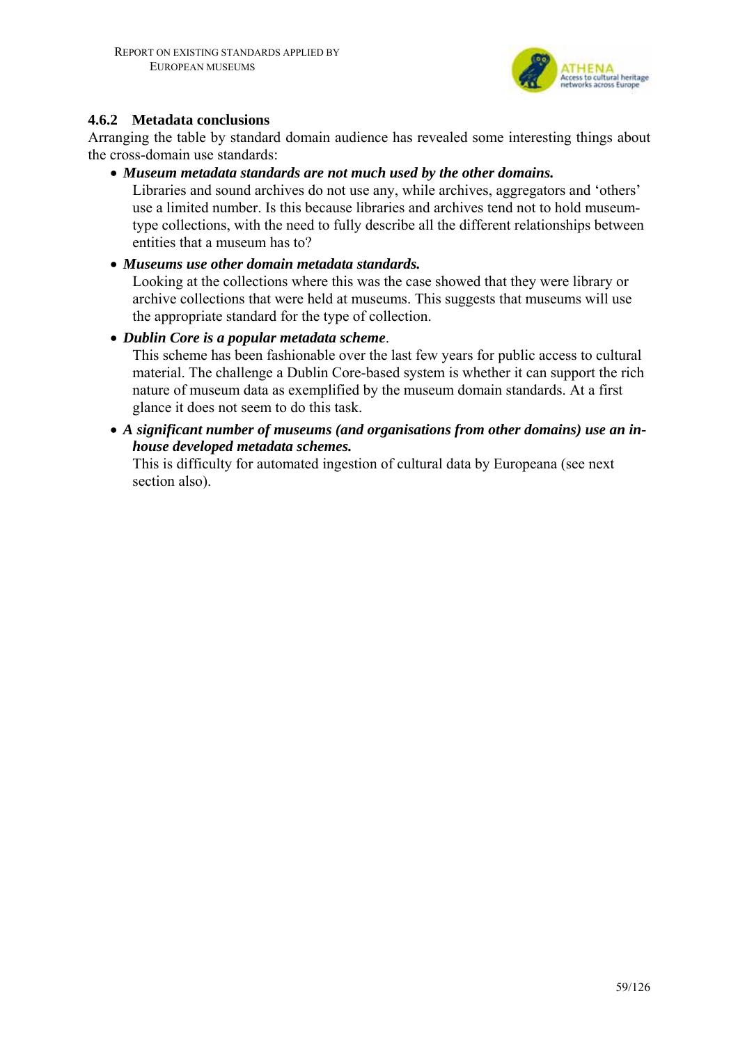### 4.6.2 Metadata conclusions

Arranging the table by standard domain audience has revealed some interesting things about the cross-domain use standards:

- ***Museum metadata standards are not much used by the other domains.***
  Libraries and sound archives do not use any, while archives, aggregators and 'others' use a limited number. Is this because libraries and archives tend not to hold museum-type collections, with the need to fully describe all the different relationships between entities that a museum has to?
- ***Museums use other domain metadata standards.***
  Looking at the collections where this was the case showed that they were library or archive collections that were held at museums. This suggests that museums will use the appropriate standard for the type of collection.
- ***Dublin Core is a popular metadata scheme***.
  This scheme has been fashionable over the last few years for public access to cultural material. The challenge a Dublin Core-based system is whether it can support the rich nature of museum data as exemplified by the museum domain standards. At a first glance it does not seem to do this task.
- ***A significant number of museums (and organisations from other domains) use an in-house developed metadata schemes.***
  This is difficulty for automated ingestion of cultural data by Europeana (see next section also).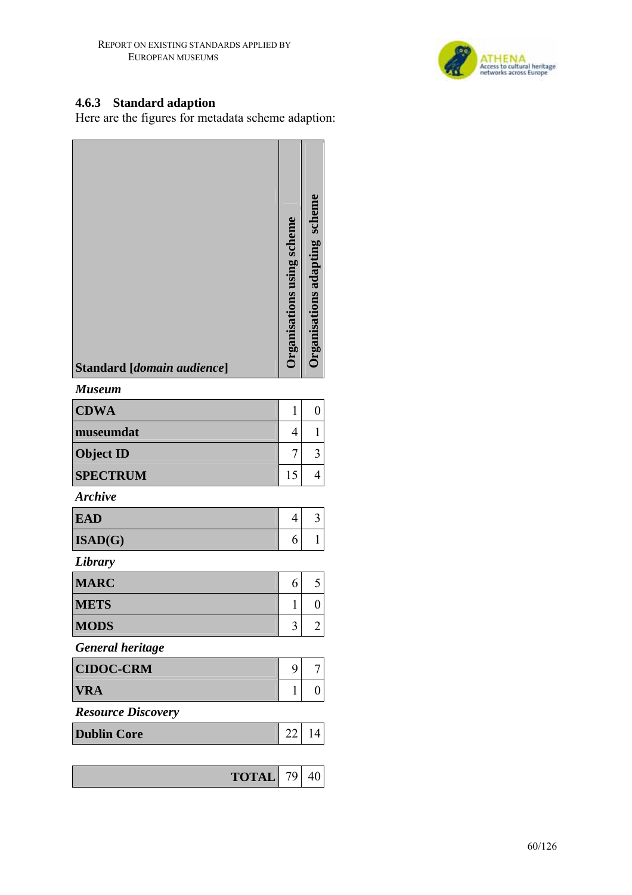### 4.6.3 Standard adaption

Here are the figures for metadata scheme adaption:

| Standard [*domain audience*] | Organisations using scheme | Organisations adapting scheme |
|---|---|---|
| ***Museum*** | | |
| **CDWA** | 1 | 0 |
| **museumdat** | 4 | 1 |
| **Object ID** | 7 | 3 |
| **SPECTRUM** | 15 | 4 |
| ***Archive*** | | |
| **EAD** | 4 | 3 |
| **ISAD(G)** | 6 | 1 |
| ***Library*** | | |
| **MARC** | 6 | 5 |
| **METS** | 1 | 0 |
| **MODS** | 3 | 2 |
| ***General heritage*** | | |
| **CIDOC-CRM** | 9 | 7 |
| **VRA** | 1 | 0 |
| ***Resource Discovery*** | | |
| **Dublin Core** | 22 | 14 |
| **TOTAL** | 79 | 40 |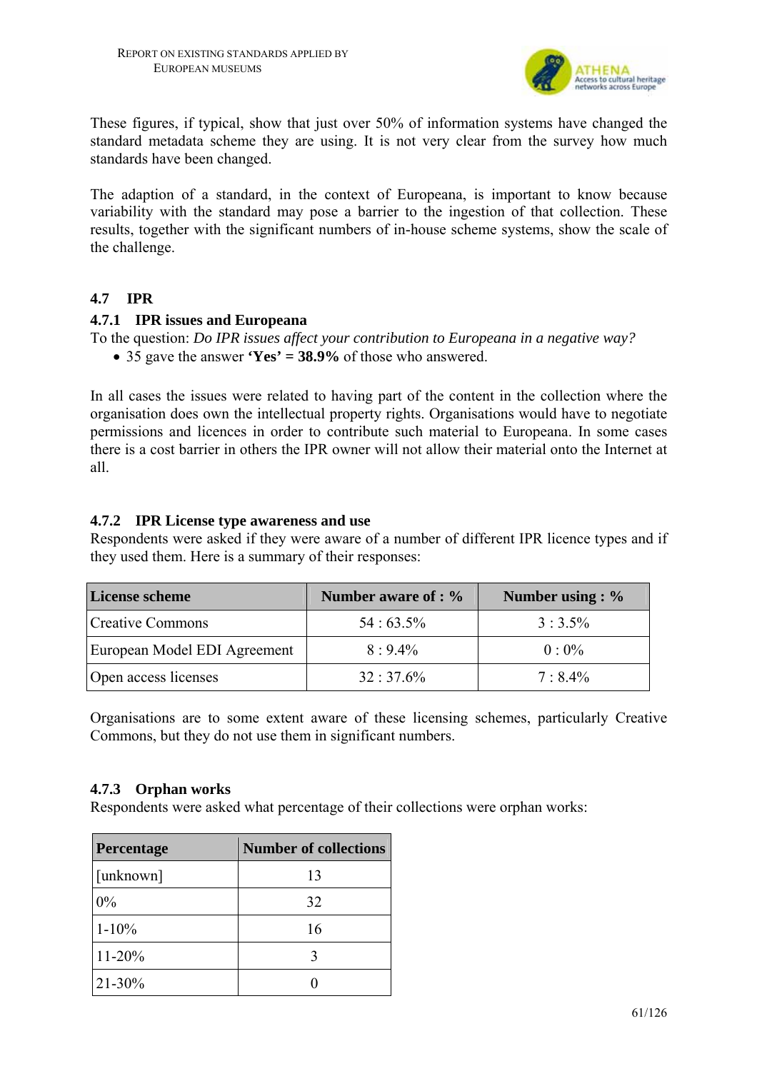These figures, if typical, show that just over 50% of information systems have changed the standard metadata scheme they are using. It is not very clear from the survey how much standards have been changed.

The adaption of a standard, in the context of Europeana, is important to know because variability with the standard may pose a barrier to the ingestion of that collection. These results, together with the significant numbers of in-house scheme systems, show the scale of the challenge.

## 4.7 IPR

### 4.7.1 IPR issues and Europeana

To the question: *Do IPR issues affect your contribution to Europeana in a negative way?*

- 35 gave the answer **'Yes' = 38.9%** of those who answered.

In all cases the issues were related to having part of the content in the collection where the organisation does own the intellectual property rights. Organisations would have to negotiate permissions and licences in order to contribute such material to Europeana. In some cases there is a cost barrier in others the IPR owner will not allow their material onto the Internet at all.

### 4.7.2 IPR License type awareness and use

Respondents were asked if they were aware of a number of different IPR licence types and if they used them. Here is a summary of their responses:

| License scheme | Number aware of : % | Number using : % |
|---|---|---|
| Creative Commons | 54 : 63.5% | 3 : 3.5% |
| European Model EDI Agreement | 8 : 9.4% | 0 : 0% |
| Open access licenses | 32 : 37.6% | 7 : 8.4% |

Organisations are to some extent aware of these licensing schemes, particularly Creative Commons, but they do not use them in significant numbers.

### 4.7.3 Orphan works

Respondents were asked what percentage of their collections were orphan works:

| Percentage | Number of collections |
|---|---|
| [unknown] | 13 |
| 0% | 32 |
| 1-10% | 16 |
| 11-20% | 3 |
| 21-30% | 0 |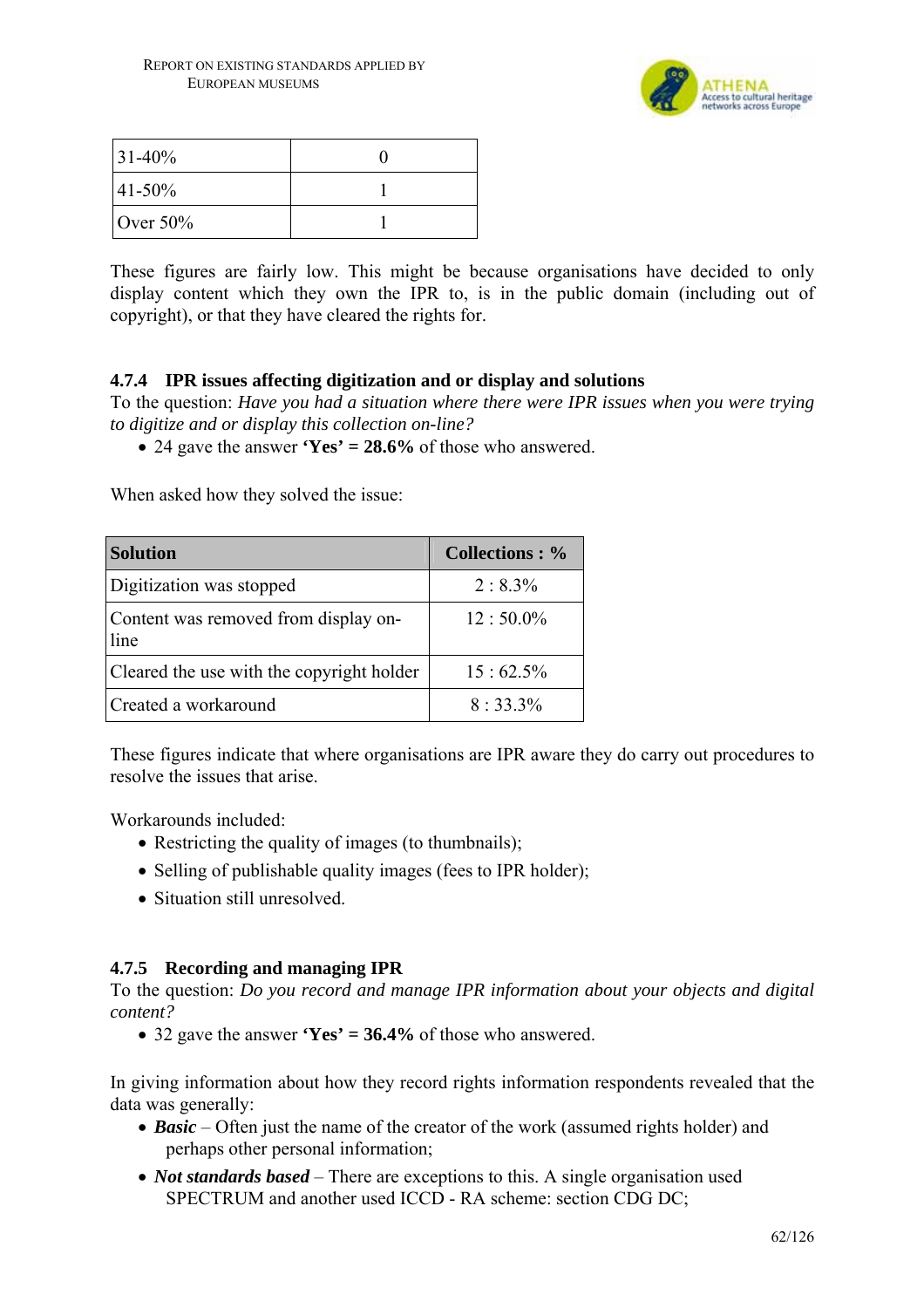| 31-40% | 0 |
|---|---|
| 41-50% | 1 |
| Over 50% | 1 |

These figures are fairly low. This might be because organisations have decided to only display content which they own the IPR to, is in the public domain (including out of copyright), or that they have cleared the rights for.

### 4.7.4 IPR issues affecting digitization and or display and solutions

To the question: *Have you had a situation where there were IPR issues when you were trying to digitize and or display this collection on-line?*

- 24 gave the answer **'Yes' = 28.6%** of those who answered.

When asked how they solved the issue:

| Solution | Collections : % |
|---|---|
| Digitization was stopped | 2 : 8.3% |
| Content was removed from display on-line | 12 : 50.0% |
| Cleared the use with the copyright holder | 15 : 62.5% |
| Created a workaround | 8 : 33.3% |

These figures indicate that where organisations are IPR aware they do carry out procedures to resolve the issues that arise.

Workarounds included:

- Restricting the quality of images (to thumbnails);
- Selling of publishable quality images (fees to IPR holder);
- Situation still unresolved.

### 4.7.5 Recording and managing IPR

To the question: *Do you record and manage IPR information about your objects and digital content?*

- 32 gave the answer **'Yes' = 36.4%** of those who answered.

In giving information about how they record rights information respondents revealed that the data was generally:

- ***Basic*** – Often just the name of the creator of the work (assumed rights holder) and perhaps other personal information;
- ***Not standards based*** – There are exceptions to this. A single organisation used SPECTRUM and another used ICCD - RA scheme: section CDG DC;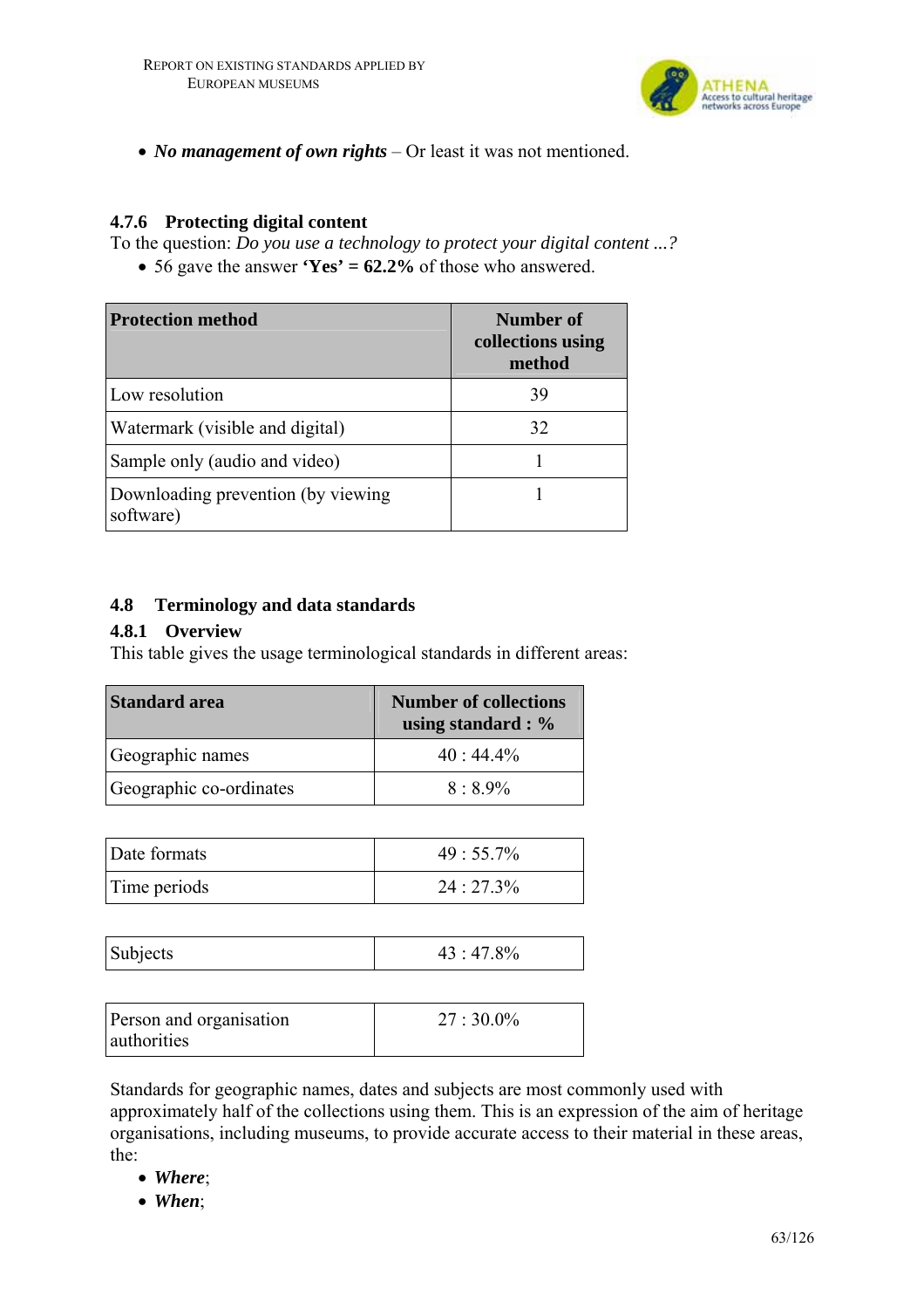- ***No management of own rights*** – Or least it was not mentioned.

### 4.7.6 Protecting digital content

To the question: *Do you use a technology to protect your digital content ...?*

- 56 gave the answer **'Yes' = 62.2%** of those who answered.

| Protection method | Number of collections using method |
|---|---|
| Low resolution | 39 |
| Watermark (visible and digital) | 32 |
| Sample only (audio and video) | 1 |
| Downloading prevention (by viewing software) | 1 |

## 4.8 Terminology and data standards

### 4.8.1 Overview

This table gives the usage terminological standards in different areas:

| Standard area | Number of collections using standard : % |
|---|---|
| Geographic names | 40 : 44.4% |
| Geographic co-ordinates | 8 : 8.9% |
| Date formats | 49 : 55.7% |
| Time periods | 24 : 27.3% |
| Subjects | 43 : 47.8% |
| Person and organisation authorities | 27 : 30.0% |

Standards for geographic names, dates and subjects are most commonly used with approximately half of the collections using them. This is an expression of the aim of heritage organisations, including museums, to provide accurate access to their material in these areas, the:

- ***Where***;
- ***When***;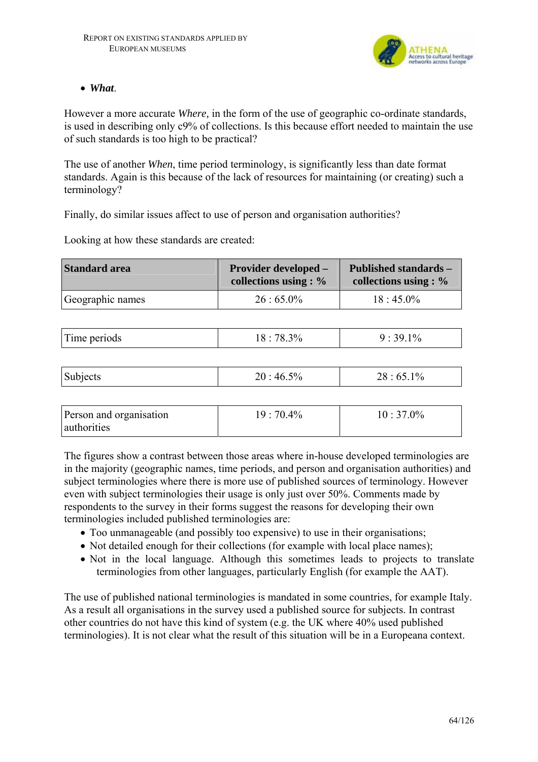- ***What***.

However a more accurate *Where,* in the form of the use of geographic co-ordinate standards, is used in describing only c9% of collections. Is this because effort needed to maintain the use of such standards is too high to be practical?

The use of another *When*, time period terminology, is significantly less than date format standards. Again is this because of the lack of resources for maintaining (or creating) such a terminology?

Finally, do similar issues affect to use of person and organisation authorities?

Looking at how these standards are created:

| Standard area | Provider developed – collections using : % | Published standards – collections using : % |
|---|---|---|
| Geographic names | 26 : 65.0% | 18 : 45.0% |
| Time periods | 18 : 78.3% | 9 : 39.1% |
| Subjects | 20 : 46.5% | 28 : 65.1% |
| Person and organisation authorities | 19 : 70.4% | 10 : 37.0% |

The figures show a contrast between those areas where in-house developed terminologies are in the majority (geographic names, time periods, and person and organisation authorities) and subject terminologies where there is more use of published sources of terminology. However even with subject terminologies their usage is only just over 50%. Comments made by respondents to the survey in their forms suggest the reasons for developing their own terminologies included published terminologies are:

- Too unmanageable (and possibly too expensive) to use in their organisations;
- Not detailed enough for their collections (for example with local place names);
- Not in the local language. Although this sometimes leads to projects to translate terminologies from other languages, particularly English (for example the AAT).

The use of published national terminologies is mandated in some countries, for example Italy. As a result all organisations in the survey used a published source for subjects. In contrast other countries do not have this kind of system (e.g. the UK where 40% used published terminologies). It is not clear what the result of this situation will be in a Europeana context.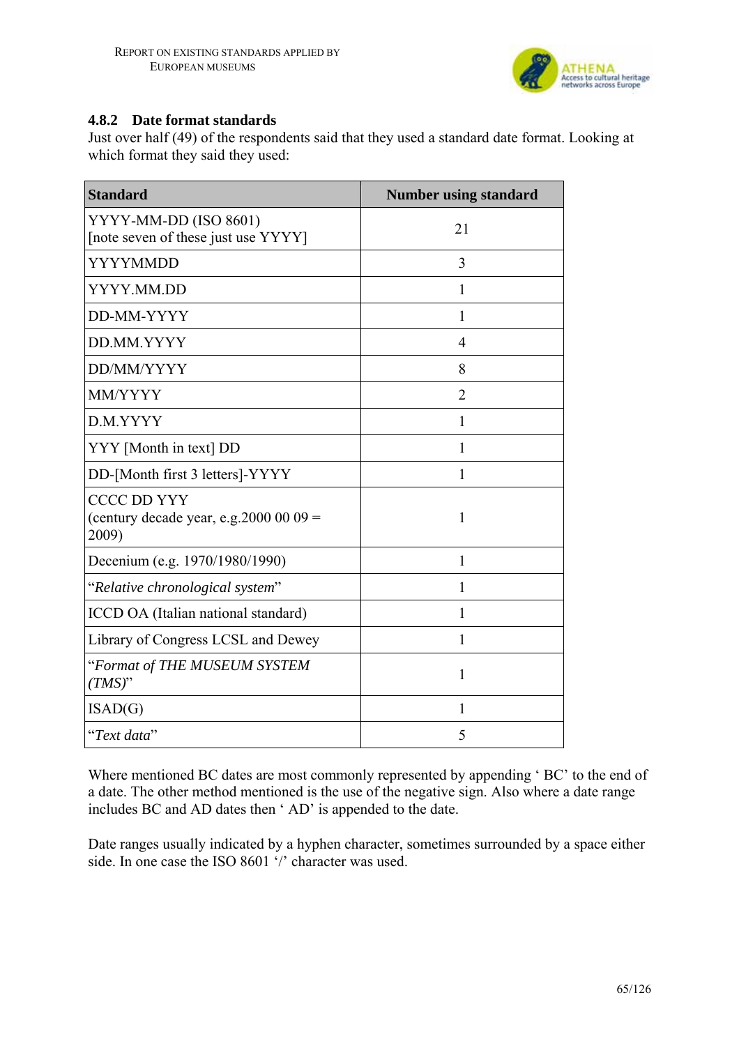### 4.8.2 Date format standards

Just over half (49) of the respondents said that they used a standard date format. Looking at which format they said they used:

| Standard | Number using standard |
|---|---|
| YYYY-MM-DD (ISO 8601) [note seven of these just use YYYY] | 21 |
| YYYYMMDD | 3 |
| YYYY.MM.DD | 1 |
| DD-MM-YYYY | 1 |
| DD.MM.YYYY | 4 |
| DD/MM/YYYY | 8 |
| MM/YYYY | 2 |
| D.M.YYYY | 1 |
| YYY [Month in text] DD | 1 |
| DD-[Month first 3 letters]-YYYY | 1 |
| CCCC DD YYY (century decade year, e.g.2000 00 09 = 2009) | 1 |
| Decenium (e.g. 1970/1980/1990) | 1 |
| "*Relative chronological system*" | 1 |
| ICCD OA (Italian national standard) | 1 |
| Library of Congress LCSL and Dewey | 1 |
| "*Format of THE MUSEUM SYSTEM (TMS)*" | 1 |
| ISAD(G) | 1 |
| "*Text data*" | 5 |

Where mentioned BC dates are most commonly represented by appending ' BC' to the end of a date. The other method mentioned is the use of the negative sign. Also where a date range includes BC and AD dates then ' AD' is appended to the date.

Date ranges usually indicated by a hyphen character, sometimes surrounded by a space either side. In one case the ISO 8601 '/' character was used.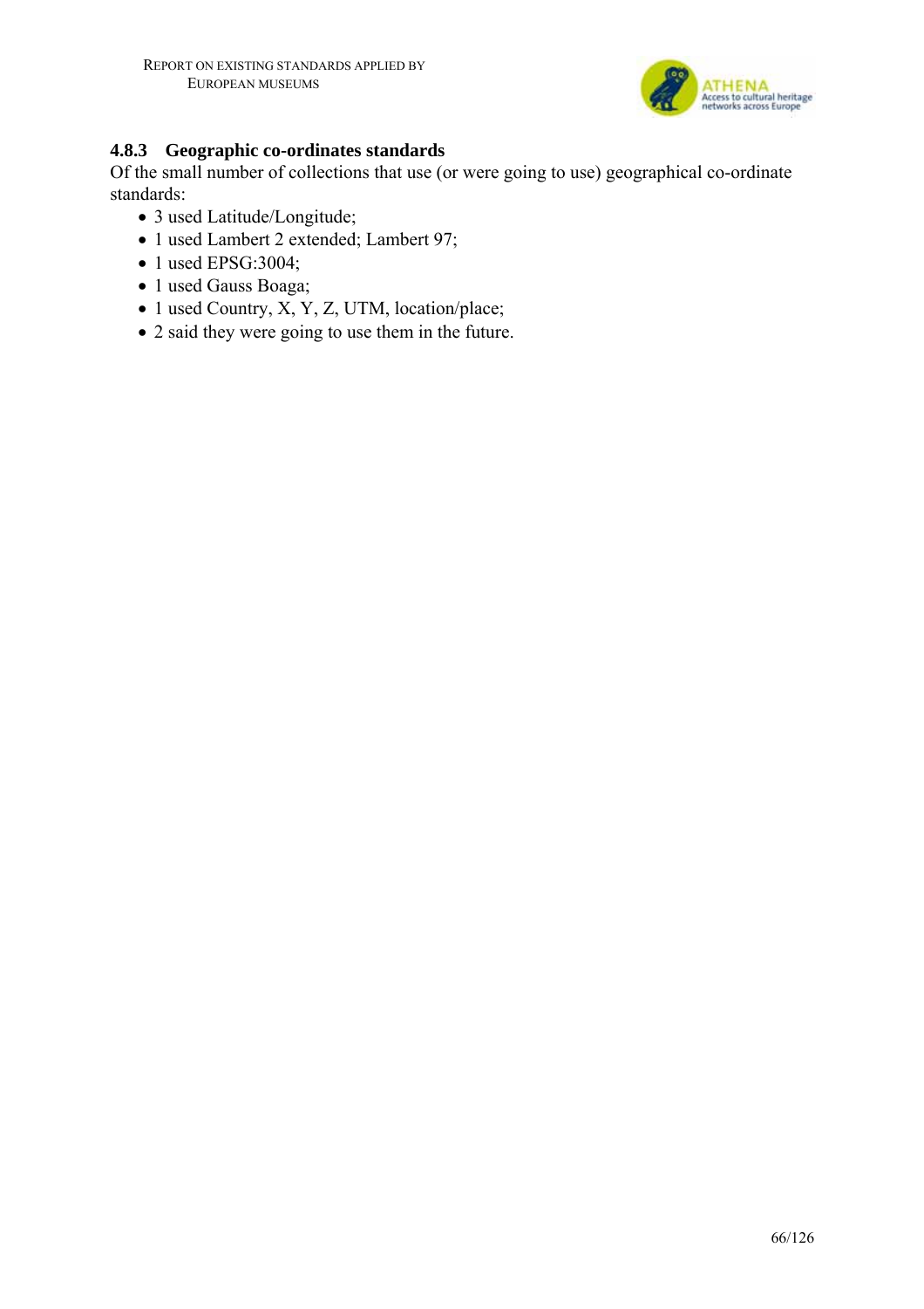### 4.8.3 Geographic co-ordinates standards

Of the small number of collections that use (or were going to use) geographical co-ordinate standards:

- 3 used Latitude/Longitude;
- 1 used Lambert 2 extended; Lambert 97;
- 1 used EPSG:3004;
- 1 used Gauss Boaga;
- 1 used Country, X, Y, Z, UTM, location/place;
- 2 said they were going to use them in the future.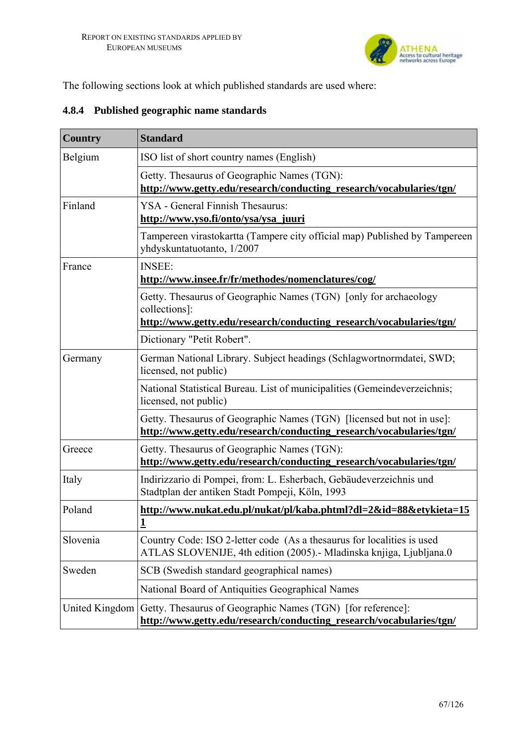The following sections look at which published standards are used where:

### 4.8.4 Published geographic name standards

| Country | Standard |
|---|---|
| Belgium | ISO list of short country names (English) |
| | Getty. Thesaurus of Geographic Names (TGN): **http://www.getty.edu/research/conducting_research/vocabularies/tgn/** |
| Finland | YSA - General Finnish Thesaurus: **http://www.yso.fi/onto/ysa/ysa_juuri** |
| | Tampereen virastokartta (Tampere city official map) Published by Tampereen yhdyskuntatuotanto, 1/2007 |
| France | INSEE: **http://www.insee.fr/fr/methodes/nomenclatures/cog/** |
| | Getty. Thesaurus of Geographic Names (TGN) [only for archaeology collections]: **http://www.getty.edu/research/conducting_research/vocabularies/tgn/** |
| | Dictionary "Petit Robert". |
| Germany | German National Library. Subject headings (Schlagwortnormdatei, SWD; licensed, not public) |
| | National Statistical Bureau. List of municipalities (Gemeindeverzeichnis; licensed, not public) |
| | Getty. Thesaurus of Geographic Names (TGN) [licensed but not in use]: **http://www.getty.edu/research/conducting_research/vocabularies/tgn/** |
| Greece | Getty. Thesaurus of Geographic Names (TGN): **http://www.getty.edu/research/conducting_research/vocabularies/tgn/** |
| Italy | Indirizzario di Pompei, from: L. Esherbach, Gebäudeverzeichnis und Stadtplan der antiken Stadt Pompeji, Köln, 1993 |
| Poland | **http://www.nukat.edu.pl/nukat/pl/kaba.phtml?dl=2&id=88&etykieta=151** |
| Slovenia | Country Code: ISO 2-letter code (As a thesaurus for localities is used ATLAS SLOVENIJE, 4th edition (2005).- Mladinska knjiga, Ljubljana.0 |
| Sweden | SCB (Swedish standard geographical names) |
| | National Board of Antiquities Geographical Names |
| United Kingdom | Getty. Thesaurus of Geographic Names (TGN) [for reference]: **http://www.getty.edu/research/conducting_research/vocabularies/tgn/** |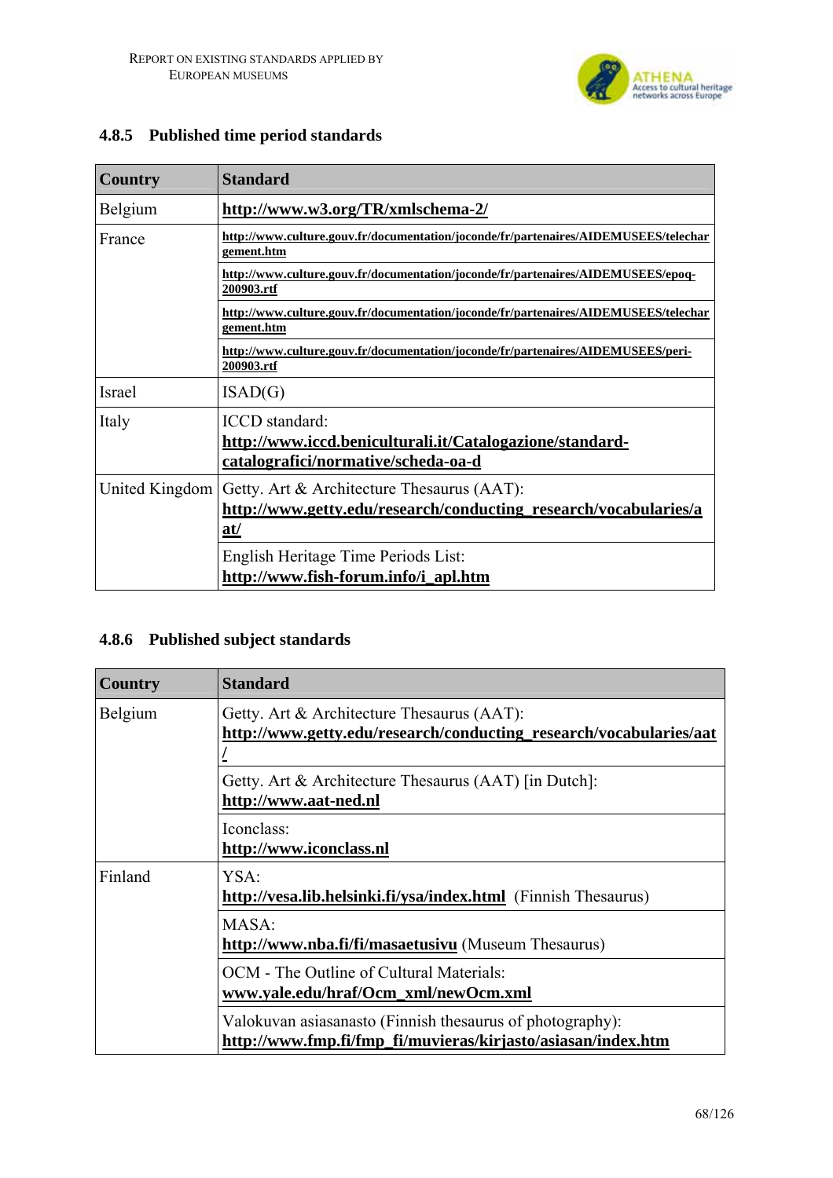### 4.8.5 Published time period standards

| Country | Standard |
| --- | --- |
| Belgium | **http://www.w3.org/TR/xmlschema-2/** |
| France | **http://www.culture.gouv.fr/documentation/joconde/fr/partenaires/AIDEMUSEES/telechargement.htm** |
| | **http://www.culture.gouv.fr/documentation/joconde/fr/partenaires/AIDEMUSEES/epoq-200903.rtf** |
| | **http://www.culture.gouv.fr/documentation/joconde/fr/partenaires/AIDEMUSEES/telechargement.htm** |
| | **http://www.culture.gouv.fr/documentation/joconde/fr/partenaires/AIDEMUSEES/peri-200903.rtf** |
| Israel | ISAD(G) |
| Italy | ICCD standard: **http://www.iccd.beniculturali.it/Catalogazione/standard-catalografici/normative/scheda-oa-d** |
| United Kingdom | Getty. Art & Architecture Thesaurus (AAT): **http://www.getty.edu/research/conducting_research/vocabularies/aat/** |
| | English Heritage Time Periods List: **http://www.fish-forum.info/i_apl.htm** |

### 4.8.6 Published subject standards

| Country | Standard |
| --- | --- |
| Belgium | Getty. Art & Architecture Thesaurus (AAT): **http://www.getty.edu/research/conducting_research/vocabularies/aat/** |
| | Getty. Art & Architecture Thesaurus (AAT) [in Dutch]: **http://www.aat-ned.nl** |
| | Iconclass: **http://www.iconclass.nl** |
| Finland | YSA: **http://vesa.lib.helsinki.fi/ysa/index.html** (Finnish Thesaurus) |
| | MASA: **http://www.nba.fi/fi/masaetusivu** (Museum Thesaurus) |
| | OCM - The Outline of Cultural Materials: **www.yale.edu/hraf/Ocm_xml/newOcm.xml** |
| | Valokuvan asiasanasto (Finnish thesaurus of photography): **http://www.fmp.fi/fmp_fi/muvieras/kirjasto/asiasan/index.htm** |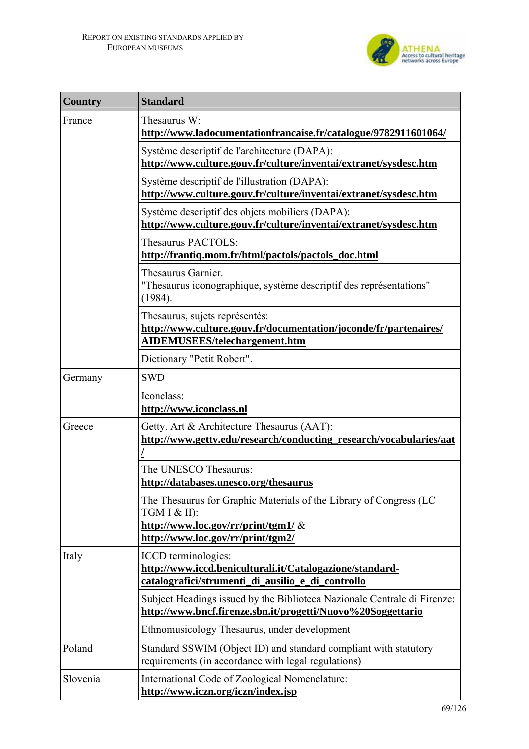| Country | Standard |
|---|---|
| France | Thesaurus W: **http://www.ladocumentationfrancaise.fr/catalogue/9782911601064/** |
| | Système descriptif de l'architecture (DAPA): **http://www.culture.gouv.fr/culture/inventai/extranet/sysdesc.htm** |
| | Système descriptif de l'illustration (DAPA): **http://www.culture.gouv.fr/culture/inventai/extranet/sysdesc.htm** |
| | Système descriptif des objets mobiliers (DAPA): **http://www.culture.gouv.fr/culture/inventai/extranet/sysdesc.htm** |
| | Thesaurus PACTOLS: **http://frantiq.mom.fr/html/pactols/pactols_doc.html** |
| | Thesaurus Garnier. "Thesaurus iconographique, système descriptif des représentations" (1984). |
| | Thesaurus, sujets représentés: **http://www.culture.gouv.fr/documentation/joconde/fr/partenaires/AIDEMUSEES/telechargement.htm** |
| | Dictionary "Petit Robert". |
| Germany | SWD |
| | Iconclass: **http://www.iconclass.nl** |
| Greece | Getty. Art & Architecture Thesaurus (AAT): **http://www.getty.edu/research/conducting_research/vocabularies/aat/** |
| | The UNESCO Thesaurus: **http://databases.unesco.org/thesaurus** |
| | The Thesaurus for Graphic Materials of the Library of Congress (LC TGM I & II): **http://www.loc.gov/rr/print/tgm1/** & **http://www.loc.gov/rr/print/tgm2/** |
| Italy | ICCD terminologies: **http://www.iccd.beniculturali.it/Catalogazione/standard-catalografici/strumenti_di_ausilio_e_di_controllo** |
| | Subject Headings issued by the Biblioteca Nazionale Centrale di Firenze: **http://www.bncf.firenze.sbn.it/progetti/Nuovo%20Soggettario** |
| | Ethnomusicology Thesaurus, under development |
| Poland | Standard SSWIM (Object ID) and standard compliant with statutory requirements (in accordance with legal regulations) |
| Slovenia | International Code of Zoological Nomenclature: **http://www.iczn.org/iczn/index.jsp** |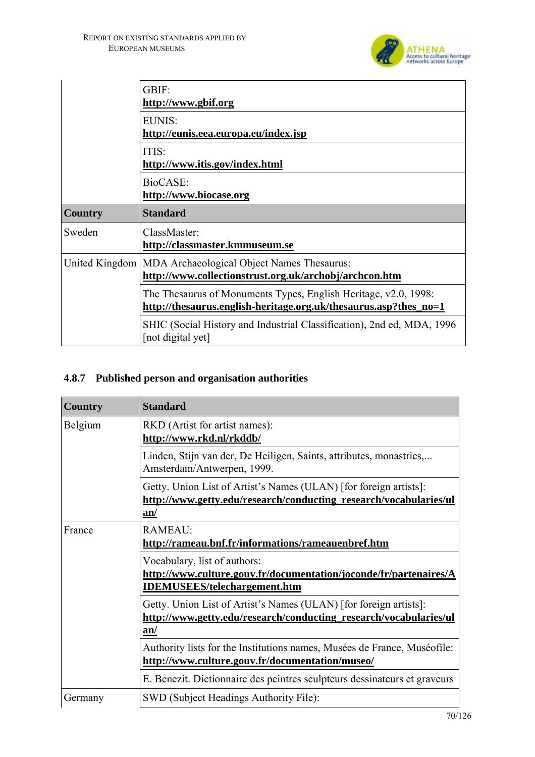| Country | Standard |
|---|---|
| | GBIF: **http://www.gbif.org** |
| | EUNIS: **http://eunis.eea.europa.eu/index.jsp** |
| | ITIS: **http://www.itis.gov/index.html** |
| | BioCASE: **http://www.biocase.org** |

| Country | Standard |
|---|---|
| Sweden | ClassMaster: **http://classmaster.kmmuseum.se** |
| United Kingdom | MDA Archaeological Object Names Thesaurus: **http://www.collectionstrust.org.uk/archobj/archcon.htm** |
| | The Thesaurus of Monuments Types, English Heritage, v2.0, 1998: **http://thesaurus.english-heritage.org.uk/thesaurus.asp?thes_no=1** |
| | SHIC (Social History and Industrial Classification), 2nd ed, MDA, 1996 [not digital yet] |

### 4.8.7 Published person and organisation authorities

| Country | Standard |
|---|---|
| Belgium | RKD (Artist for artist names): **http://www.rkd.nl/rkddb/** |
| | Linden, Stijn van der, De Heiligen, Saints, attributes, monastries,... Amsterdam/Antwerpen, 1999. |
| | Getty. Union List of Artist's Names (ULAN) [for foreign artists]: **http://www.getty.edu/research/conducting_research/vocabularies/ulan/** |
| France | RAMEAU: **http://rameau.bnf.fr/informations/rameauenbref.htm** |
| | Vocabulary, list of authors: **http://www.culture.gouv.fr/documentation/joconde/fr/partenaires/AIDEMUSEES/telechargement.htm** |
| | Getty. Union List of Artist's Names (ULAN) [for foreign artists]: **http://www.getty.edu/research/conducting_research/vocabularies/ulan/** |
| | Authority lists for the Institutions names, Musées de France, Muséofile: **http://www.culture.gouv.fr/documentation/museo/** |
| | E. Benezit. Dictionnaire des peintres sculpteurs dessinateurs et graveurs |
| Germany | SWD (Subject Headings Authority File): |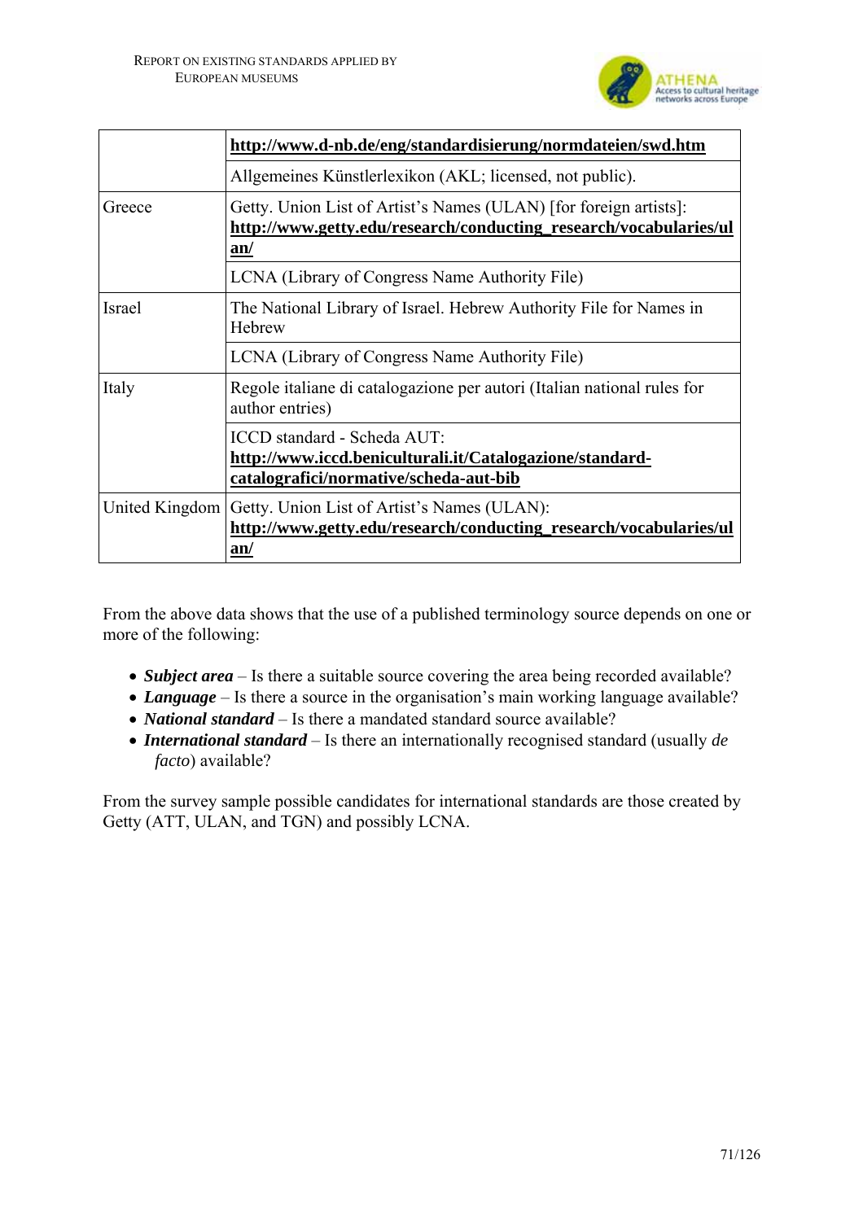| | |
|---|---|
| | **http://www.d-nb.de/eng/standardisierung/normdateien/swd.htm** |
| | Allgemeines Künstlerlexikon (AKL; licensed, not public). |
| Greece | Getty. Union List of Artist's Names (ULAN) [for foreign artists]: **http://www.getty.edu/research/conducting_research/vocabularies/ulan/** |
| | LCNA (Library of Congress Name Authority File) |
| Israel | The National Library of Israel. Hebrew Authority File for Names in Hebrew |
| | LCNA (Library of Congress Name Authority File) |
| Italy | Regole italiane di catalogazione per autori (Italian national rules for author entries) |
| | ICCD standard - Scheda AUT: **http://www.iccd.beniculturali.it/Catalogazione/standard-catalografici/normative/scheda-aut-bib** |
| United Kingdom | Getty. Union List of Artist's Names (ULAN): **http://www.getty.edu/research/conducting_research/vocabularies/ulan/** |

From the above data shows that the use of a published terminology source depends on one or more of the following:

- ***Subject area*** – Is there a suitable source covering the area being recorded available?
- ***Language*** – Is there a source in the organisation's main working language available?
- ***National standard*** – Is there a mandated standard source available?
- ***International standard*** – Is there an internationally recognised standard (usually *de facto*) available?

From the survey sample possible candidates for international standards are those created by Getty (ATT, ULAN, and TGN) and possibly LCNA.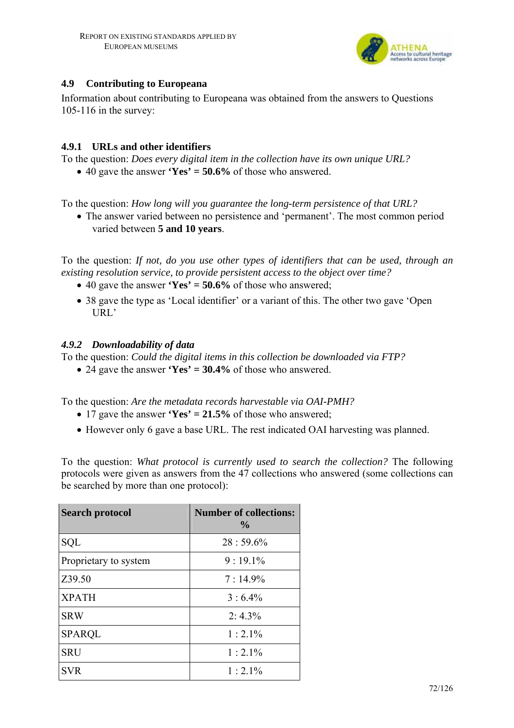### 4.9 Contributing to Europeana

Information about contributing to Europeana was obtained from the answers to Questions 105-116 in the survey:

#### 4.9.1 URLs and other identifiers

To the question: *Does every digital item in the collection have its own unique URL?*

- 40 gave the answer **'Yes' = 50.6%** of those who answered.

To the question: *How long will you guarantee the long-term persistence of that URL?*

- The answer varied between no persistence and 'permanent'. The most common period varied between **5 and 10 years**.

To the question: *If not, do you use other types of identifiers that can be used, through an existing resolution service, to provide persistent access to the object over time?*

- 40 gave the answer **'Yes' = 50.6%** of those who answered;
- 38 gave the type as 'Local identifier' or a variant of this. The other two gave 'Open URL'

#### *4.9.2 Downloadability of data*

To the question: *Could the digital items in this collection be downloaded via FTP?*

- 24 gave the answer **'Yes' = 30.4%** of those who answered.

To the question: *Are the metadata records harvestable via OAI-PMH?*

- 17 gave the answer **'Yes' = 21.5%** of those who answered;
- However only 6 gave a base URL. The rest indicated OAI harvesting was planned.

To the question: *What protocol is currently used to search the collection?* The following protocols were given as answers from the 47 collections who answered (some collections can be searched by more than one protocol):

| Search protocol | Number of collections: % |
|---|---|
| SQL | 28 : 59.6% |
| Proprietary to system | 9 : 19.1% |
| Z39.50 | 7 : 14.9% |
| XPATH | 3 : 6.4% |
| SRW | 2: 4.3% |
| SPARQL | 1 : 2.1% |
| SRU | 1 : 2.1% |
| SVR | 1 : 2.1% |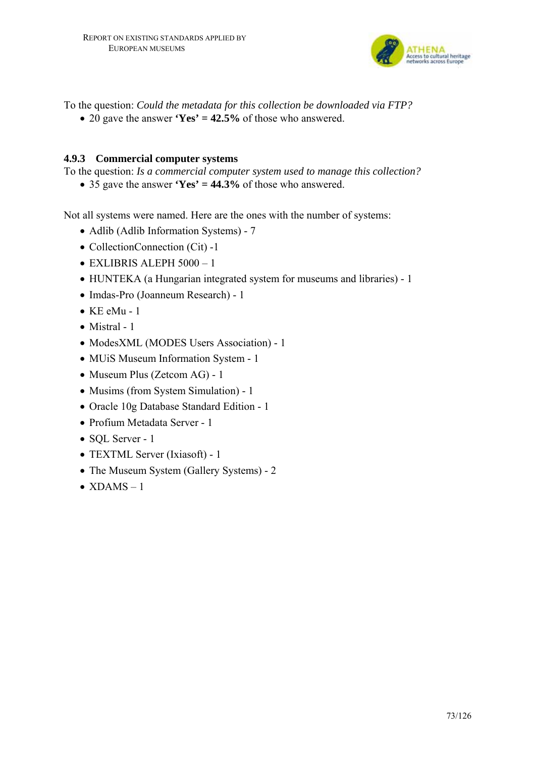To the question: *Could the metadata for this collection be downloaded via FTP?*

- 20 gave the answer **'Yes' = 42.5%** of those who answered.

### 4.9.3 Commercial computer systems

To the question: *Is a commercial computer system used to manage this collection?*

- 35 gave the answer **'Yes' = 44.3%** of those who answered.

Not all systems were named. Here are the ones with the number of systems:

- Adlib (Adlib Information Systems) - 7
- CollectionConnection (Cit) -1
- EXLIBRIS ALEPH 5000 – 1
- HUNTEKA (a Hungarian integrated system for museums and libraries) - 1
- Imdas-Pro (Joanneum Research) - 1
- KE eMu - 1
- Mistral - 1
- ModesXML (MODES Users Association) - 1
- MUiS Museum Information System - 1
- Museum Plus (Zetcom AG) - 1
- Musims (from System Simulation) - 1
- Oracle 10g Database Standard Edition - 1
- Profium Metadata Server - 1
- SQL Server - 1
- TEXTML Server (Ixiasoft) - 1
- The Museum System (Gallery Systems) - 2
- XDAMS – 1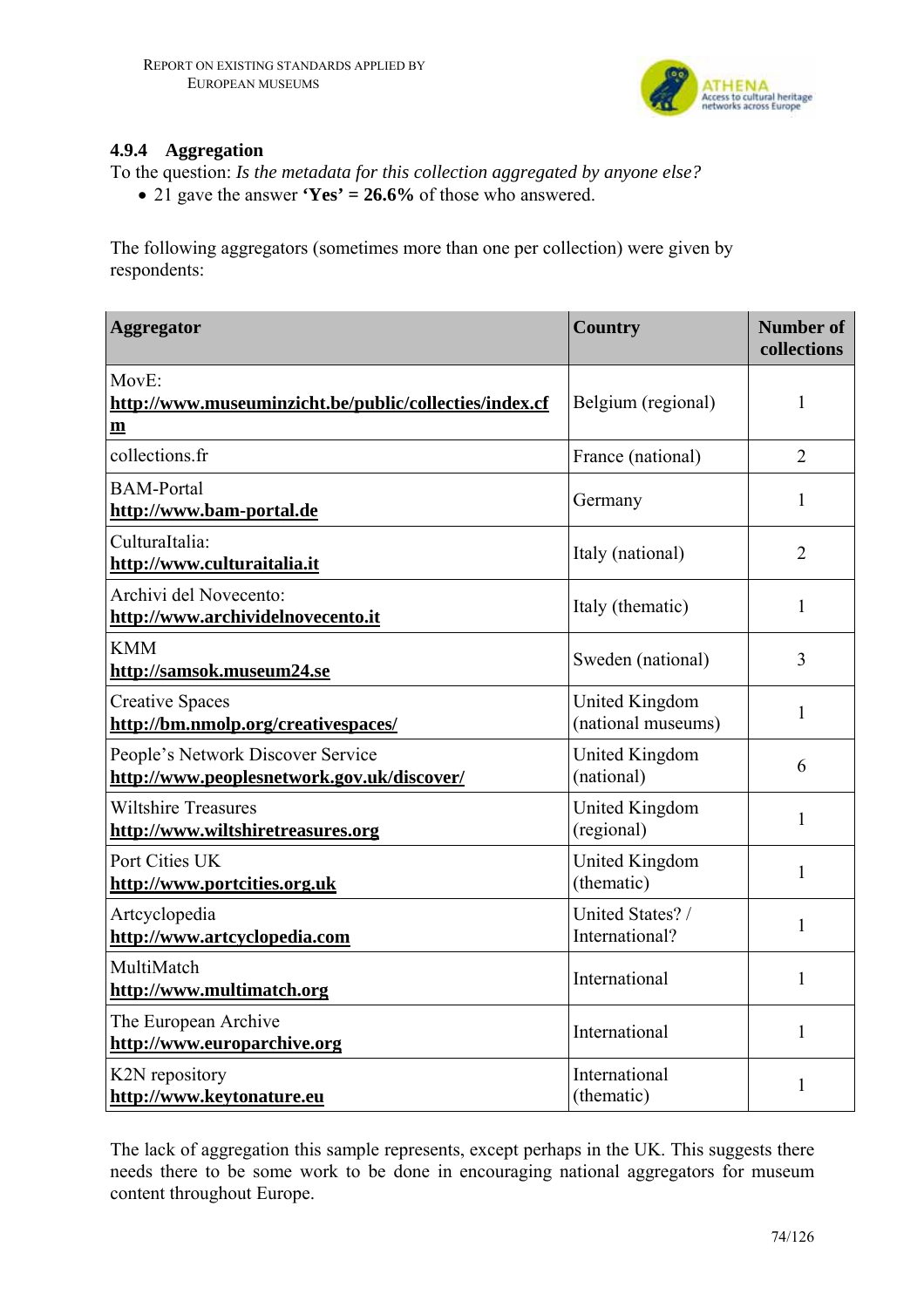### 4.9.4 Aggregation

To the question: *Is the metadata for this collection aggregated by anyone else?*

- 21 gave the answer **'Yes' = 26.6%** of those who answered.

The following aggregators (sometimes more than one per collection) were given by respondents:

| Aggregator | Country | Number of collections |
|---|---|---|
| MovE: **http://www.museuminzicht.be/public/collecties/index.cfm** | Belgium (regional) | 1 |
| collections.fr | France (national) | 2 |
| BAM-Portal **http://www.bam-portal.de** | Germany | 1 |
| CulturaItalia: **http://www.culturaitalia.it** | Italy (national) | 2 |
| Archivi del Novecento: **http://www.archividelnovecento.it** | Italy (thematic) | 1 |
| KMM **http://samsok.museum24.se** | Sweden (national) | 3 |
| Creative Spaces **http://bm.nmolp.org/creativespaces/** | United Kingdom (national museums) | 1 |
| People's Network Discover Service **http://www.peoplesnetwork.gov.uk/discover/** | United Kingdom (national) | 6 |
| Wiltshire Treasures **http://www.wiltshiretreasures.org** | United Kingdom (regional) | 1 |
| Port Cities UK **http://www.portcities.org.uk** | United Kingdom (thematic) | 1 |
| Artcyclopedia **http://www.artcyclopedia.com** | United States? / International? | 1 |
| MultiMatch **http://www.multimatch.org** | International | 1 |
| The European Archive **http://www.europarchive.org** | International | 1 |
| K2N repository **http://www.keytonature.eu** | International (thematic) | 1 |

The lack of aggregation this sample represents, except perhaps in the UK. This suggests there needs there to be some work to be done in encouraging national aggregators for museum content throughout Europe.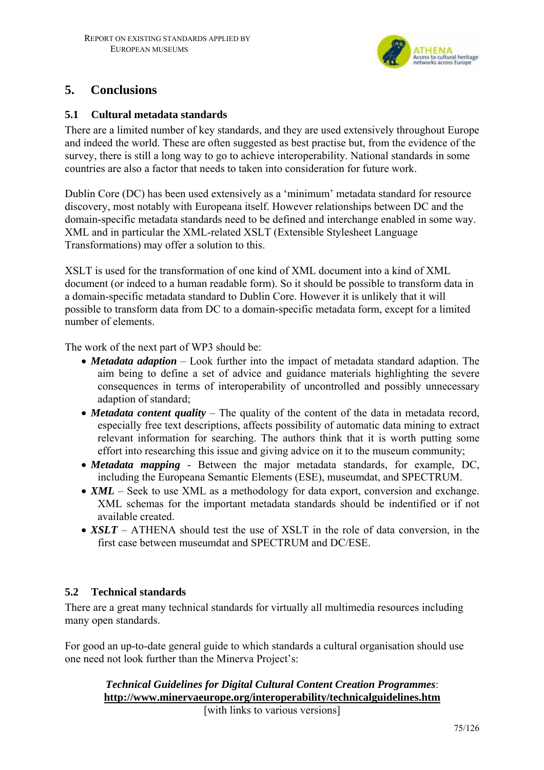## 5. Conclusions

### 5.1 Cultural metadata standards

There are a limited number of key standards, and they are used extensively throughout Europe and indeed the world. These are often suggested as best practise but, from the evidence of the survey, there is still a long way to go to achieve interoperability. National standards in some countries are also a factor that needs to taken into consideration for future work.

Dublin Core (DC) has been used extensively as a 'minimum' metadata standard for resource discovery, most notably with Europeana itself. However relationships between DC and the domain-specific metadata standards need to be defined and interchange enabled in some way. XML and in particular the XML-related XSLT (Extensible Stylesheet Language Transformations) may offer a solution to this.

XSLT is used for the transformation of one kind of XML document into a kind of XML document (or indeed to a human readable form). So it should be possible to transform data in a domain-specific metadata standard to Dublin Core. However it is unlikely that it will possible to transform data from DC to a domain-specific metadata form, except for a limited number of elements.

The work of the next part of WP3 should be:

- ***Metadata adaption*** – Look further into the impact of metadata standard adaption. The aim being to define a set of advice and guidance materials highlighting the severe consequences in terms of interoperability of uncontrolled and possibly unnecessary adaption of standard;
- ***Metadata content quality*** – The quality of the content of the data in metadata record, especially free text descriptions, affects possibility of automatic data mining to extract relevant information for searching. The authors think that it is worth putting some effort into researching this issue and giving advice on it to the museum community;
- ***Metadata mapping*** - Between the major metadata standards, for example, DC, including the Europeana Semantic Elements (ESE), museumdat, and SPECTRUM.
- ***XML*** – Seek to use XML as a methodology for data export, conversion and exchange. XML schemas for the important metadata standards should be indentified or if not available created.
- ***XSLT*** – ATHENA should test the use of XSLT in the role of data conversion, in the first case between museumdat and SPECTRUM and DC/ESE.

### 5.2 Technical standards

There are a great many technical standards for virtually all multimedia resources including many open standards.

For good an up-to-date general guide to which standards a cultural organisation should use one need not look further than the Minerva Project's:

***Technical Guidelines for Digital Cultural Content Creation Programmes***:
**http://www.minervaeurope.org/interoperability/technicalguidelines.htm**
[with links to various versions]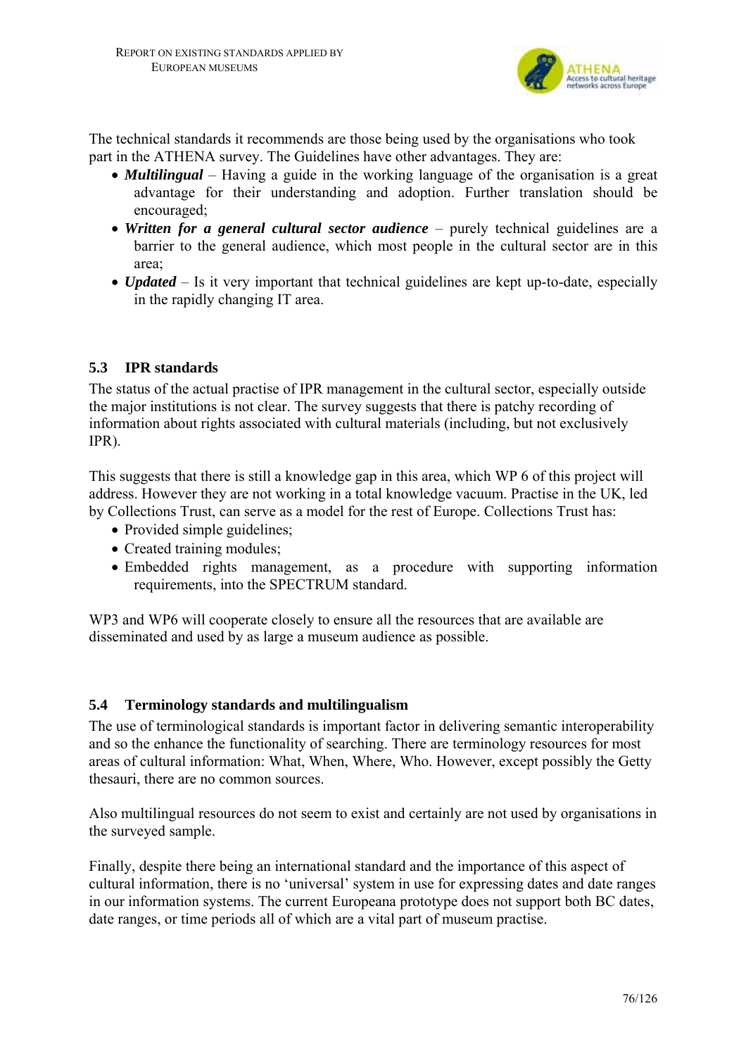The technical standards it recommends are those being used by the organisations who took part in the ATHENA survey. The Guidelines have other advantages. They are:

- ***Multilingual*** – Having a guide in the working language of the organisation is a great advantage for their understanding and adoption. Further translation should be encouraged;
- ***Written for a general cultural sector audience*** – purely technical guidelines are a barrier to the general audience, which most people in the cultural sector are in this area;
- ***Updated*** – Is it very important that technical guidelines are kept up-to-date, especially in the rapidly changing IT area.

### 5.3 IPR standards

The status of the actual practise of IPR management in the cultural sector, especially outside the major institutions is not clear. The survey suggests that there is patchy recording of information about rights associated with cultural materials (including, but not exclusively IPR).

This suggests that there is still a knowledge gap in this area, which WP 6 of this project will address. However they are not working in a total knowledge vacuum. Practise in the UK, led by Collections Trust, can serve as a model for the rest of Europe. Collections Trust has:

- Provided simple guidelines;
- Created training modules;
- Embedded rights management, as a procedure with supporting information requirements, into the SPECTRUM standard.

WP3 and WP6 will cooperate closely to ensure all the resources that are available are disseminated and used by as large a museum audience as possible.

### 5.4 Terminology standards and multilingualism

The use of terminological standards is important factor in delivering semantic interoperability and so the enhance the functionality of searching. There are terminology resources for most areas of cultural information: What, When, Where, Who. However, except possibly the Getty thesauri, there are no common sources.

Also multilingual resources do not seem to exist and certainly are not used by organisations in the surveyed sample.

Finally, despite there being an international standard and the importance of this aspect of cultural information, there is no 'universal' system in use for expressing dates and date ranges in our information systems. The current Europeana prototype does not support both BC dates, date ranges, or time periods all of which are a vital part of museum practise.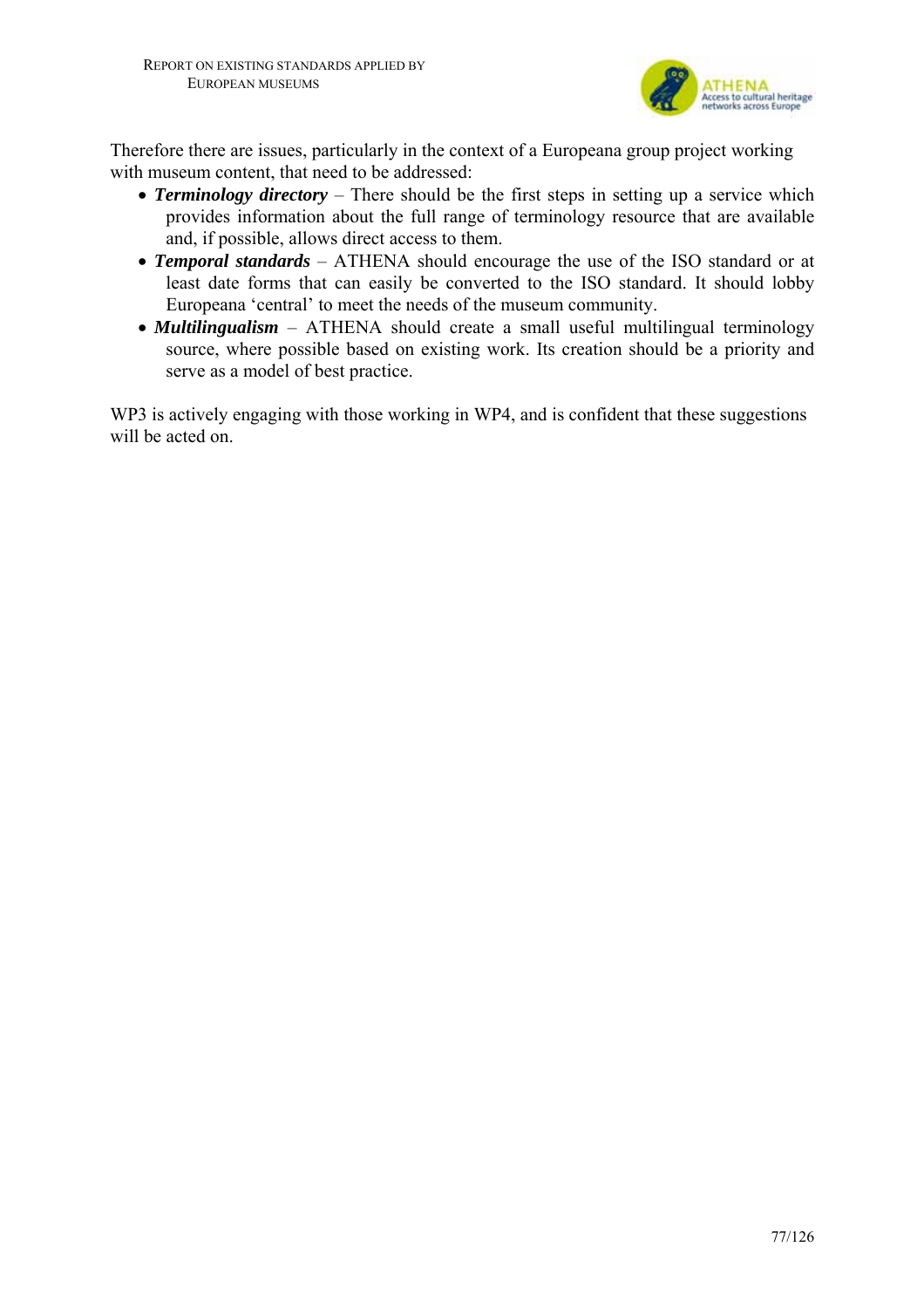Therefore there are issues, particularly in the context of a Europeana group project working with museum content, that need to be addressed:

- ***Terminology directory*** – There should be the first steps in setting up a service which provides information about the full range of terminology resource that are available and, if possible, allows direct access to them.
- ***Temporal standards*** – ATHENA should encourage the use of the ISO standard or at least date forms that can easily be converted to the ISO standard. It should lobby Europeana 'central' to meet the needs of the museum community.
- ***Multilingualism*** – ATHENA should create a small useful multilingual terminology source, where possible based on existing work. Its creation should be a priority and serve as a model of best practice.

WP3 is actively engaging with those working in WP4, and is confident that these suggestions will be acted on.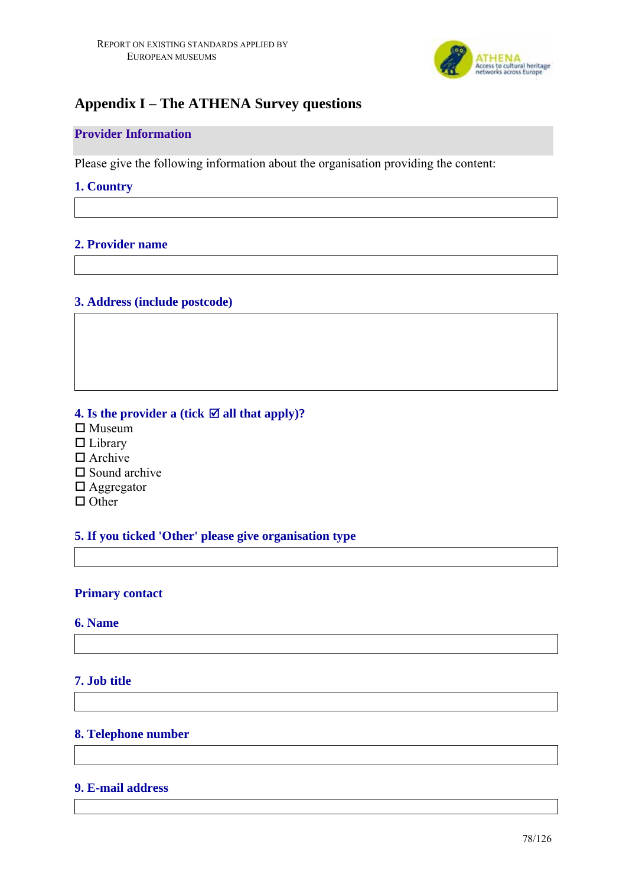# Appendix I – The ATHENA Survey questions

## Provider Information

Please give the following information about the organisation providing the content:

**1. Country**

**2. Provider name**

**3. Address (include postcode)**

**4. Is the provider a (tick ☑ all that apply)?**

☐ Museum
☐ Library
☐ Archive
☐ Sound archive
☐ Aggregator
☐ Other

**5. If you ticked 'Other' please give organisation type**

**Primary contact**

**6. Name**

**7. Job title**

**8. Telephone number**

**9. E-mail address**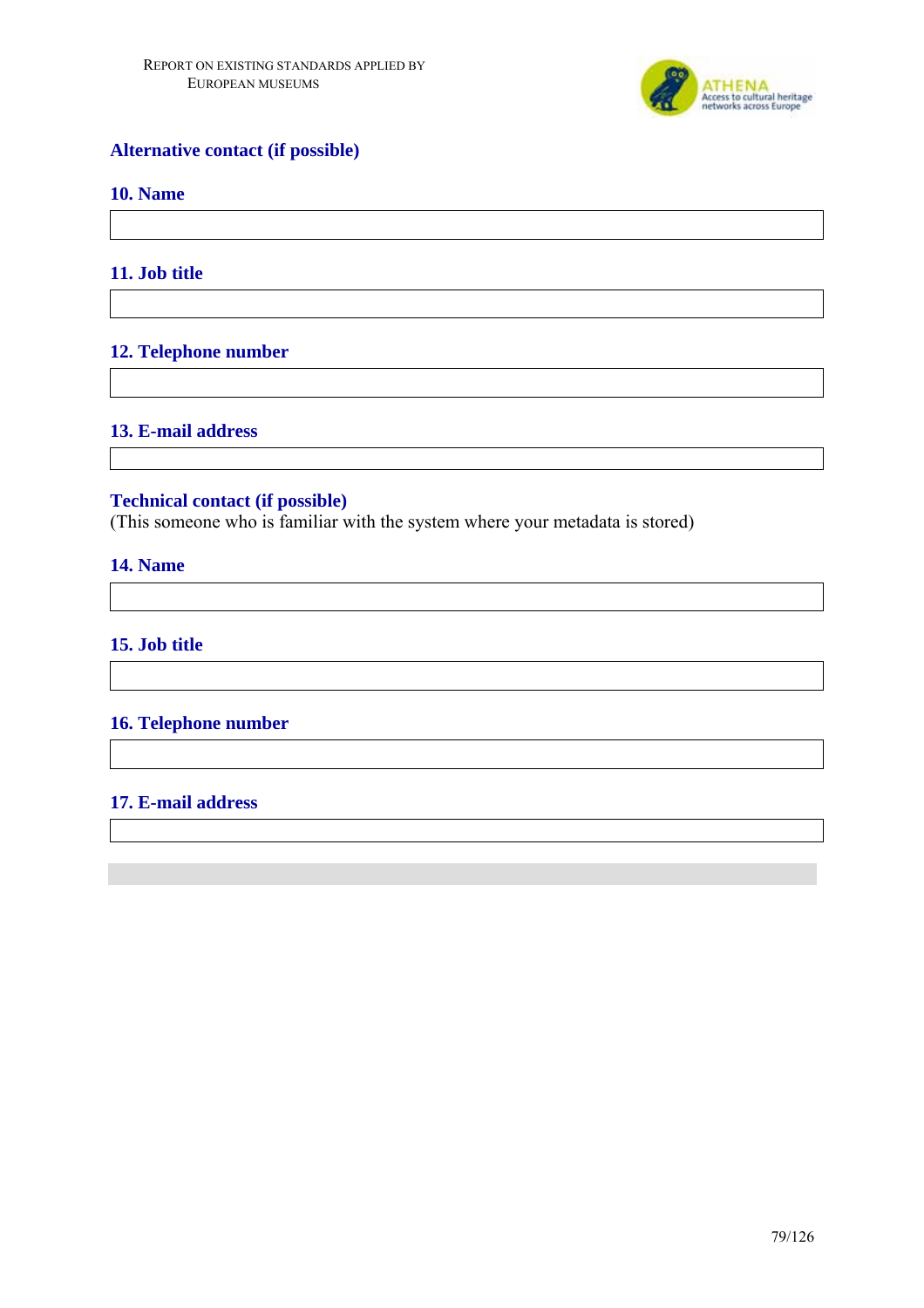**Alternative contact (if possible)**

**10. Name**

**11. Job title**

**12. Telephone number**

**13. E-mail address**

**Technical contact (if possible)**

(This someone who is familiar with the system where your metadata is stored)

**14. Name**

**15. Job title**

**16. Telephone number**

**17. E-mail address**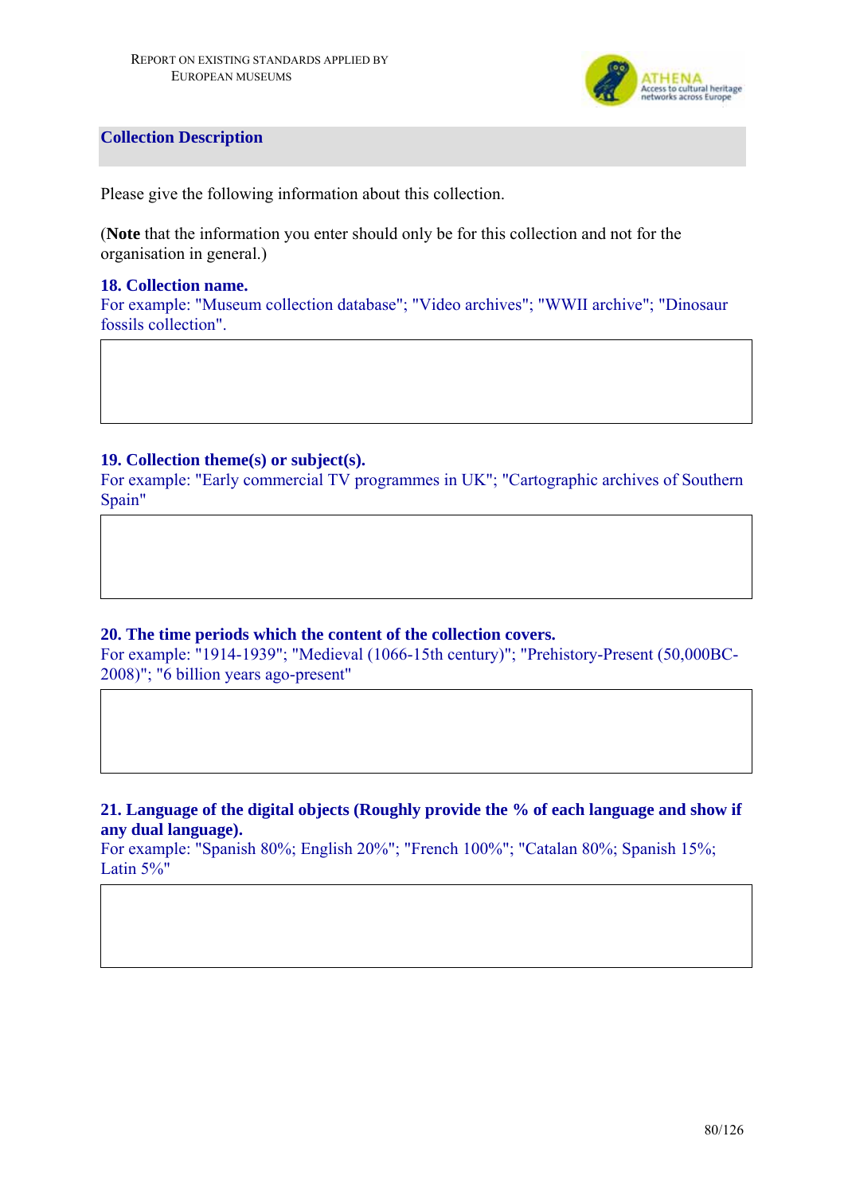## Collection Description

Please give the following information about this collection.

(**Note** that the information you enter should only be for this collection and not for the organisation in general.)

**18. Collection name.**

For example: "Museum collection database"; "Video archives"; "WWII archive"; "Dinosaur fossils collection".

**19. Collection theme(s) or subject(s).**

For example: "Early commercial TV programmes in UK"; "Cartographic archives of Southern Spain"

**20. The time periods which the content of the collection covers.**

For example: "1914-1939"; "Medieval (1066-15th century)"; "Prehistory-Present (50,000BC-2008)"; "6 billion years ago-present"

**21. Language of the digital objects (Roughly provide the % of each language and show if any dual language).**

For example: "Spanish 80%; English 20%"; "French 100%"; "Catalan 80%; Spanish 15%; Latin 5%"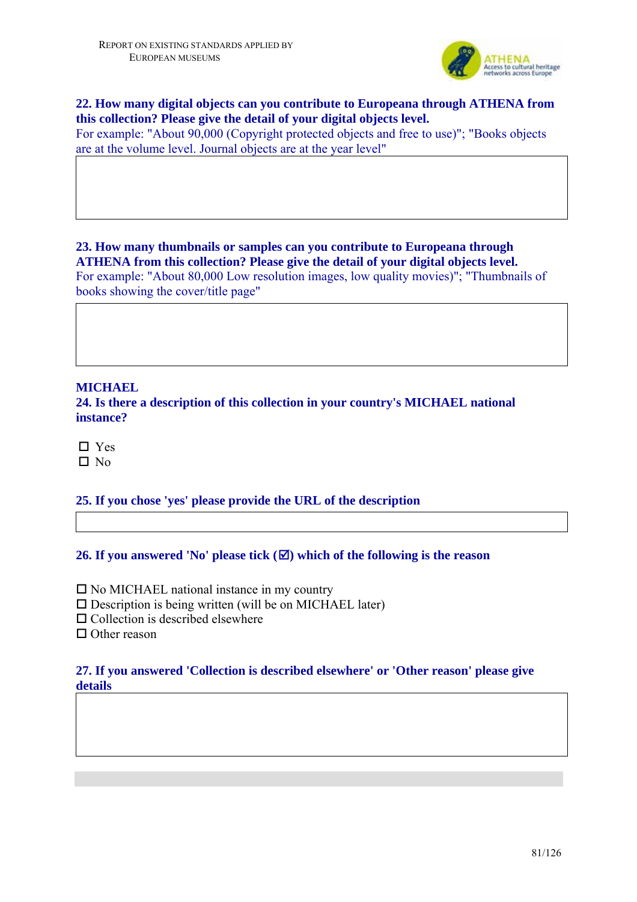**22. How many digital objects can you contribute to Europeana through ATHENA from this collection? Please give the detail of your digital objects level.**

For example: "About 90,000 (Copyright protected objects and free to use)"; "Books objects are at the volume level. Journal objects are at the year level"

|   |
|---|
|   |

**23. How many thumbnails or samples can you contribute to Europeana through ATHENA from this collection? Please give the detail of your digital objects level.**

For example: "About 80,000 Low resolution images, low quality movies)"; "Thumbnails of books showing the cover/title page"

|   |
|---|
|   |

**MICHAEL**

**24. Is there a description of this collection in your country's MICHAEL national instance?**

- ☐ Yes
- ☐ No

**25. If you chose 'yes' please provide the URL of the description**

|   |
|---|
|   |

**26. If you answered 'No' please tick (☑) which of the following is the reason**

- ☐ No MICHAEL national instance in my country
- ☐ Description is being written (will be on MICHAEL later)
- ☐ Collection is described elsewhere
- ☐ Other reason

**27. If you answered 'Collection is described elsewhere' or 'Other reason' please give details**

|   |
|---|
|   |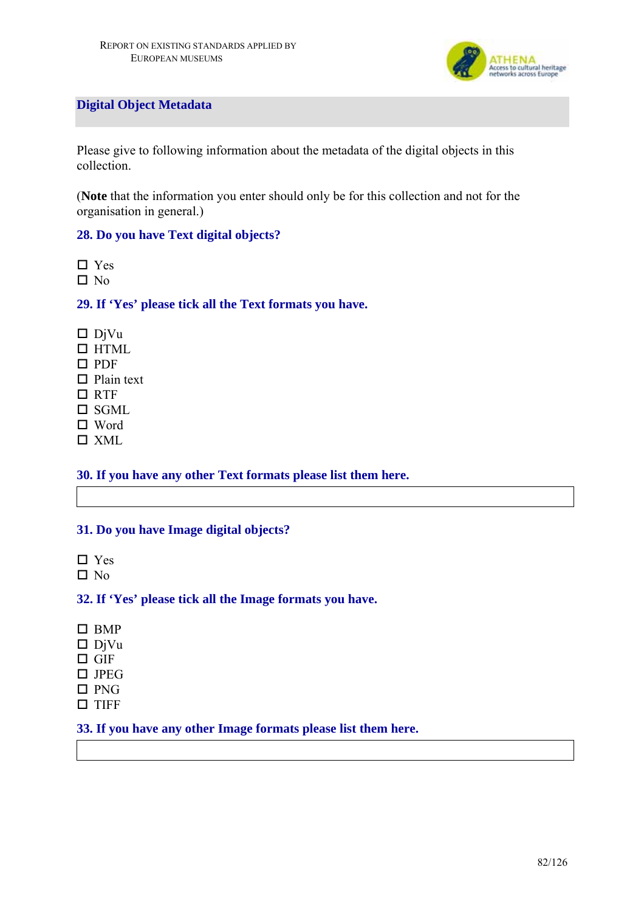## Digital Object Metadata

Please give to following information about the metadata of the digital objects in this collection.

(**Note** that the information you enter should only be for this collection and not for the organisation in general.)

### 28. Do you have Text digital objects?

☐ Yes
☐ No

### 29. If 'Yes' please tick all the Text formats you have.

☐ DjVu
☐ HTML
☐ PDF
☐ Plain text
☐ RTF
☐ SGML
☐ Word
☐ XML

### 30. If you have any other Text formats please list them here.

| |
|---|

### 31. Do you have Image digital objects?

☐ Yes
☐ No

### 32. If 'Yes' please tick all the Image formats you have.

☐ BMP
☐ DjVu
☐ GIF
☐ JPEG
☐ PNG
☐ TIFF

### 33. If you have any other Image formats please list them here.

| |
|---|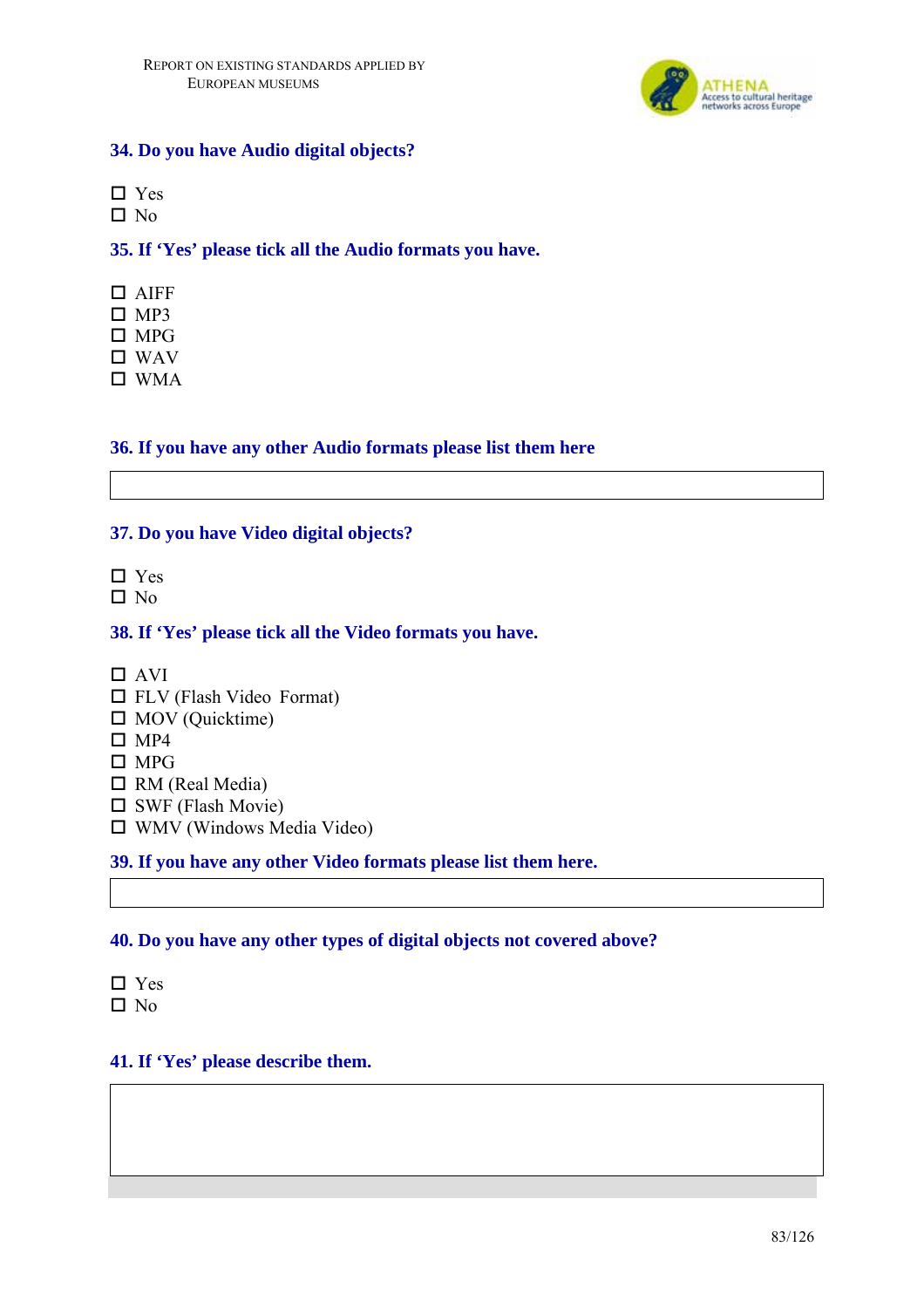### 34. Do you have Audio digital objects?

- ☐ Yes
- ☐ No

### 35. If 'Yes' please tick all the Audio formats you have.

- ☐ AIFF
- ☐ MP3
- ☐ MPG
- ☐ WAV
- ☐ WMA

### 36. If you have any other Audio formats please list them here

| |
|---|
| |

### 37. Do you have Video digital objects?

- ☐ Yes
- ☐ No

### 38. If 'Yes' please tick all the Video formats you have.

- ☐ AVI
- ☐ FLV (Flash Video Format)
- ☐ MOV (Quicktime)
- ☐ MP4
- ☐ MPG
- ☐ RM (Real Media)
- ☐ SWF (Flash Movie)
- ☐ WMV (Windows Media Video)

### 39. If you have any other Video formats please list them here.

| |
|---|
| |

### 40. Do you have any other types of digital objects not covered above?

- ☐ Yes
- ☐ No

### 41. If 'Yes' please describe them.

| |
|---|
| |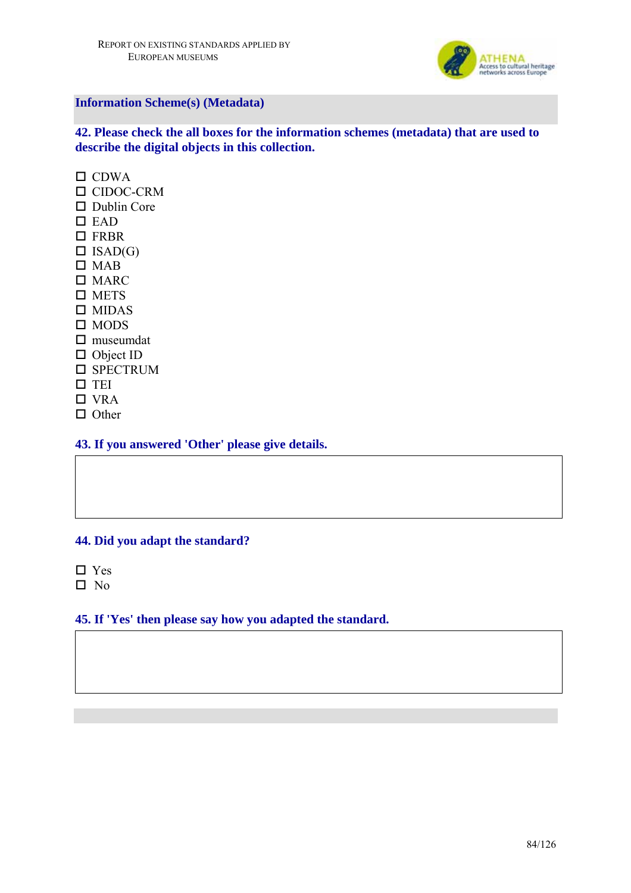## Information Scheme(s) (Metadata)

**42. Please check the all boxes for the information schemes (metadata) that are used to describe the digital objects in this collection.**

- ☐ CDWA
- ☐ CIDOC-CRM
- ☐ Dublin Core
- ☐ EAD
- ☐ FRBR
- ☐ ISAD(G)
- ☐ MAB
- ☐ MARC
- ☐ METS
- ☐ MIDAS
- ☐ MODS
- ☐ museumdat
- ☐ Object ID
- ☐ SPECTRUM
- ☐ TEI
- ☐ VRA
- ☐ Other

**43. If you answered 'Other' please give details.**

| |
|---|
| |

**44. Did you adapt the standard?**

- ☐ Yes
- ☐ No

**45. If 'Yes' then please say how you adapted the standard.**

| |
|---|
| |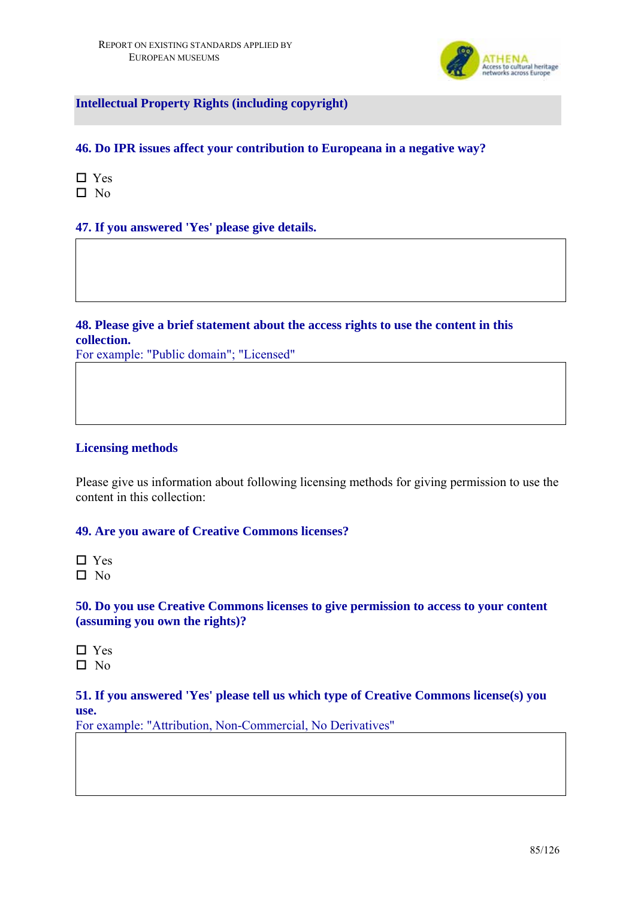## Intellectual Property Rights (including copyright)

### 46. Do IPR issues affect your contribution to Europeana in a negative way?

☐ Yes
☐ No

### 47. If you answered 'Yes' please give details.

### 48. Please give a brief statement about the access rights to use the content in this collection.

For example: "Public domain"; "Licensed"

### Licensing methods

Please give us information about following licensing methods for giving permission to use the content in this collection:

### 49. Are you aware of Creative Commons licenses?

☐ Yes
☐ No

### 50. Do you use Creative Commons licenses to give permission to access to your content (assuming you own the rights)?

☐ Yes
☐ No

### 51. If you answered 'Yes' please tell us which type of Creative Commons license(s) you use.

For example: "Attribution, Non-Commercial, No Derivatives"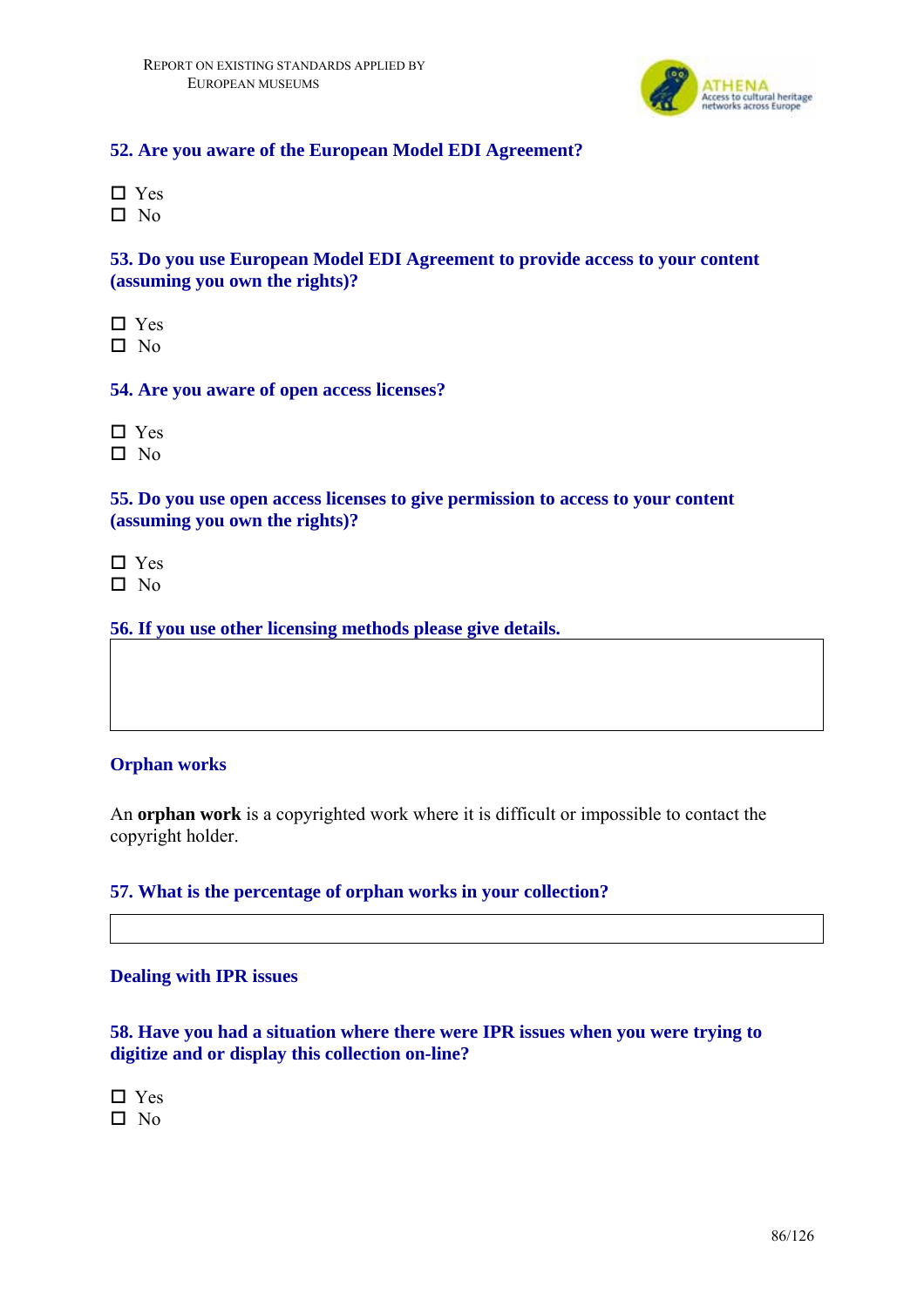**52. Are you aware of the European Model EDI Agreement?**

☐ Yes
☐ No

**53. Do you use European Model EDI Agreement to provide access to your content (assuming you own the rights)?**

☐ Yes
☐ No

**54. Are you aware of open access licenses?**

☐ Yes
☐ No

**55. Do you use open access licenses to give permission to access to your content (assuming you own the rights)?**

☐ Yes
☐ No

**56. If you use other licensing methods please give details.**

| |
|---|
| |

### Orphan works

An **orphan work** is a copyrighted work where it is difficult or impossible to contact the copyright holder.

**57. What is the percentage of orphan works in your collection?**

| |
|---|
| |

### Dealing with IPR issues

**58. Have you had a situation where there were IPR issues when you were trying to digitize and or display this collection on-line?**

☐ Yes
☐ No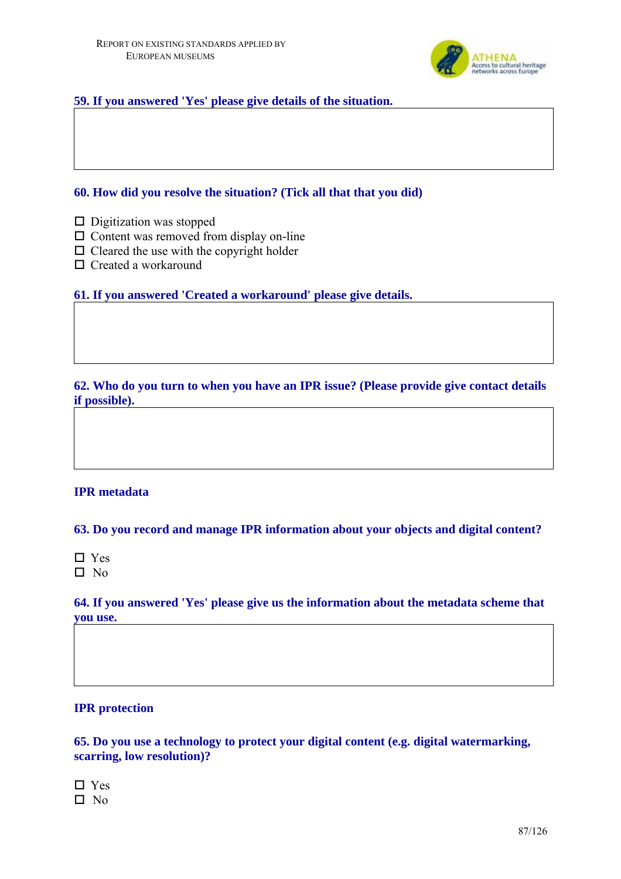**59. If you answered 'Yes' please give details of the situation.**

**60. How did you resolve the situation? (Tick all that that you did)**

- ☐ Digitization was stopped
- ☐ Content was removed from display on-line
- ☐ Cleared the use with the copyright holder
- ☐ Created a workaround

**61. If you answered 'Created a workaround' please give details.**

**62. Who do you turn to when you have an IPR issue? (Please provide give contact details if possible).**

### IPR metadata

**63. Do you record and manage IPR information about your objects and digital content?**

- ☐ Yes
- ☐ No

**64. If you answered 'Yes' please give us the information about the metadata scheme that you use.**

### IPR protection

**65. Do you use a technology to protect your digital content (e.g. digital watermarking, scarring, low resolution)?**

- ☐ Yes
- ☐ No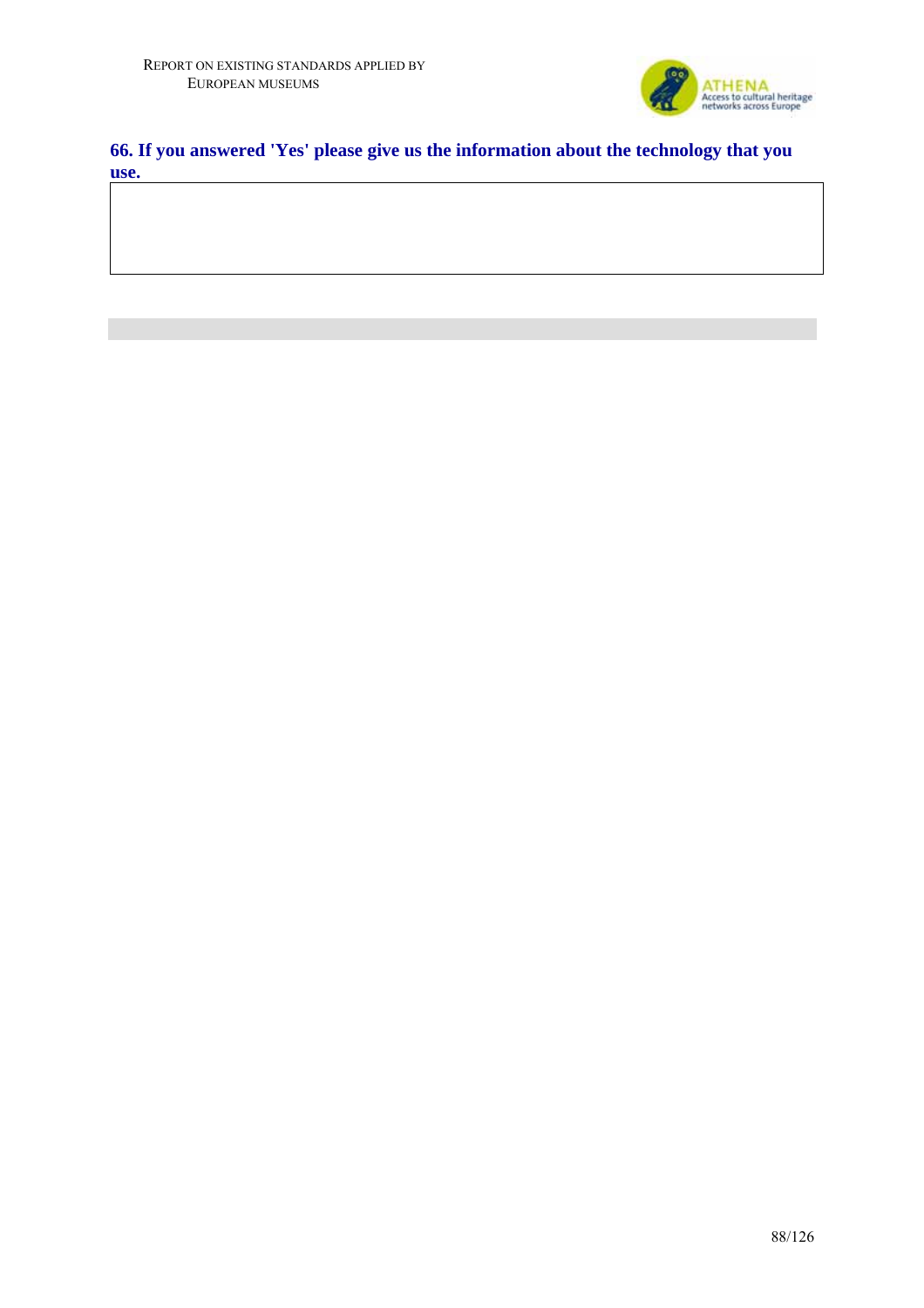### 66. If you answered 'Yes' please give us the information about the technology that you use.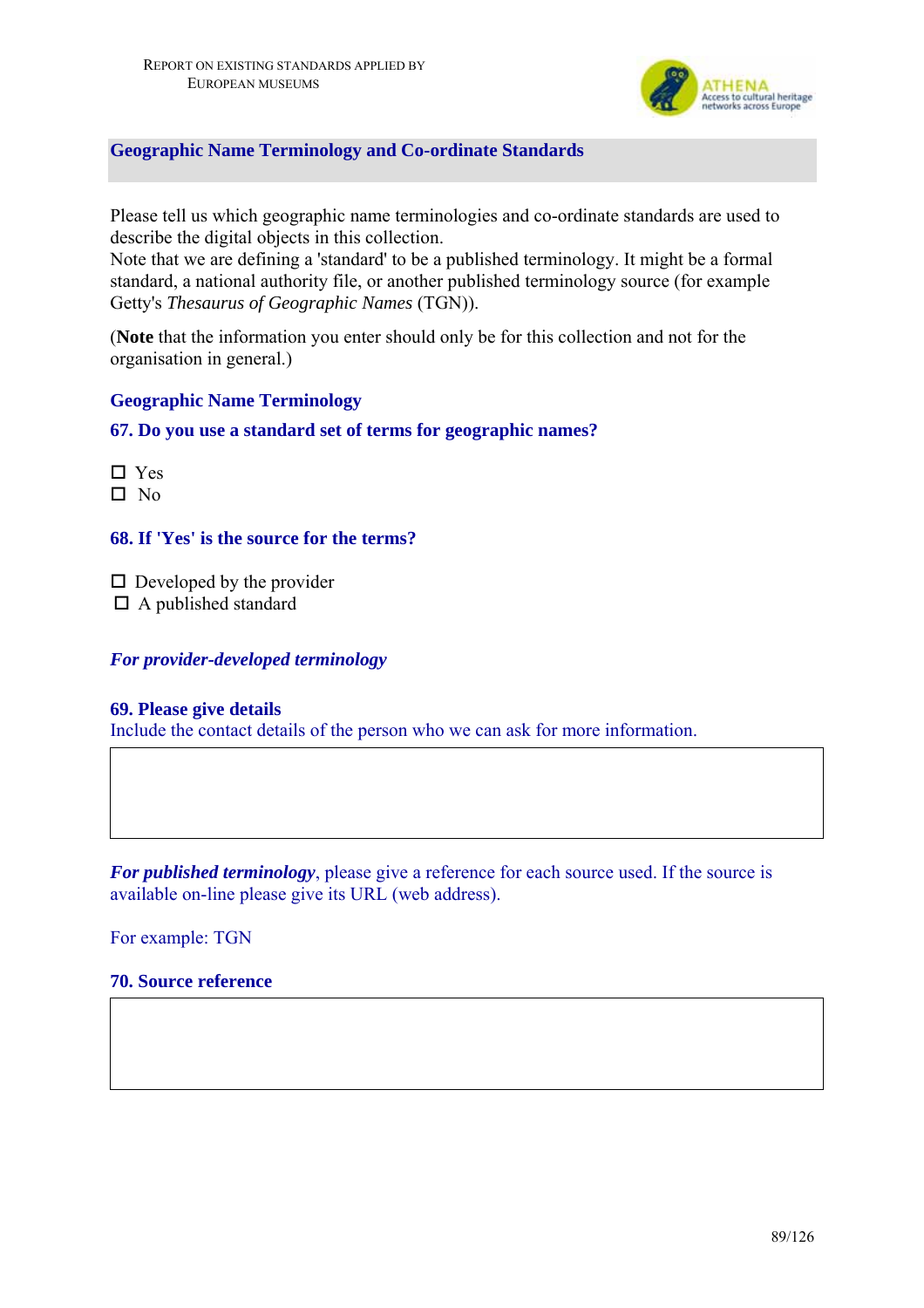## Geographic Name Terminology and Co-ordinate Standards

Please tell us which geographic name terminologies and co-ordinate standards are used to describe the digital objects in this collection.
Note that we are defining a 'standard' to be a published terminology. It might be a formal standard, a national authority file, or another published terminology source (for example Getty's *Thesaurus of Geographic Names* (TGN)).

(**Note** that the information you enter should only be for this collection and not for the organisation in general.)

### Geographic Name Terminology

#### 67. Do you use a standard set of terms for geographic names?

- ☐ Yes
- ☐ No

#### 68. If 'Yes' is the source for the terms?

- ☐ Developed by the provider
- ☐ A published standard

***For provider-developed terminology***

#### 69. Please give details

Include the contact details of the person who we can ask for more information.

| |
|---|
| |

***For published terminology***, please give a reference for each source used. If the source is available on-line please give its URL (web address).

For example: TGN

#### 70. Source reference

| |
|---|
| |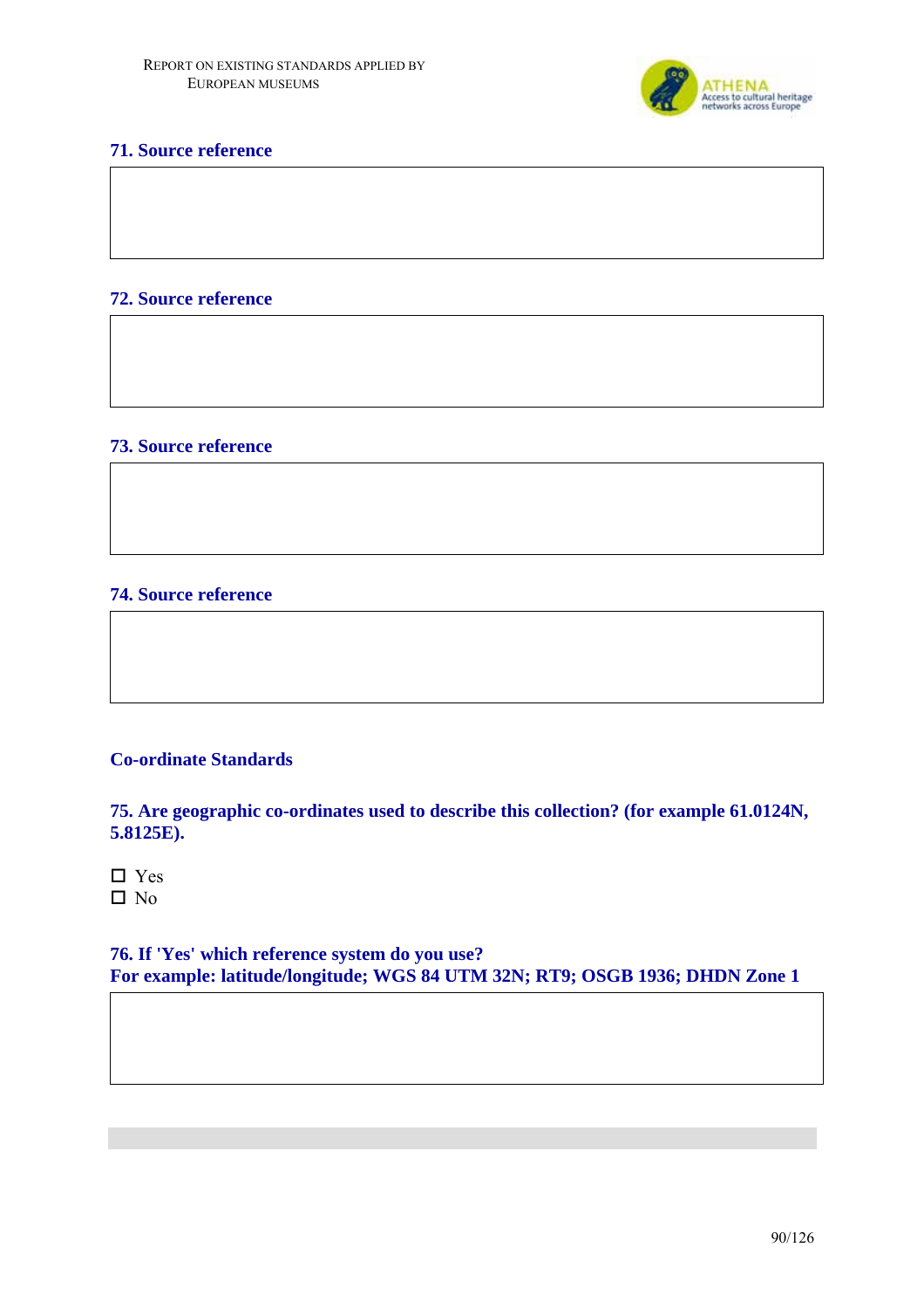### 71. Source reference

### 72. Source reference

### 73. Source reference

### 74. Source reference

## Co-ordinate Standards

### 75. Are geographic co-ordinates used to describe this collection? (for example 61.0124N, 5.8125E).

- ☐ Yes
- ☐ No

### 76. If 'Yes' which reference system do you use? For example: latitude/longitude; WGS 84 UTM 32N; RT9; OSGB 1936; DHDN Zone 1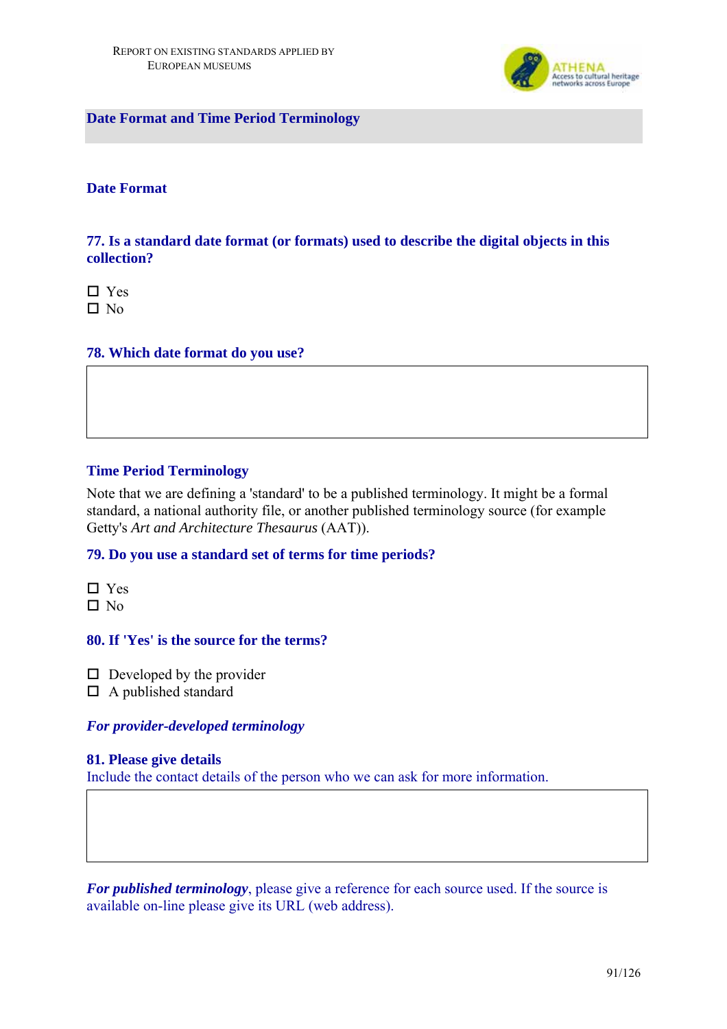## Date Format and Time Period Terminology

### Date Format

#### 77. Is a standard date format (or formats) used to describe the digital objects in this collection?

- ☐ Yes
- ☐ No

#### 78. Which date format do you use?

|   |
|---|
|   |

### Time Period Terminology

Note that we are defining a 'standard' to be a published terminology. It might be a formal standard, a national authority file, or another published terminology source (for example Getty's *Art and Architecture Thesaurus* (AAT)).

#### 79. Do you use a standard set of terms for time periods?

- ☐ Yes
- ☐ No

#### 80. If 'Yes' is the source for the terms?

- ☐ Developed by the provider
- ☐ A published standard

***For provider-developed terminology***

#### 81. Please give details

Include the contact details of the person who we can ask for more information.

|   |
|---|
|   |

***For published terminology***, please give a reference for each source used. If the source is available on-line please give its URL (web address).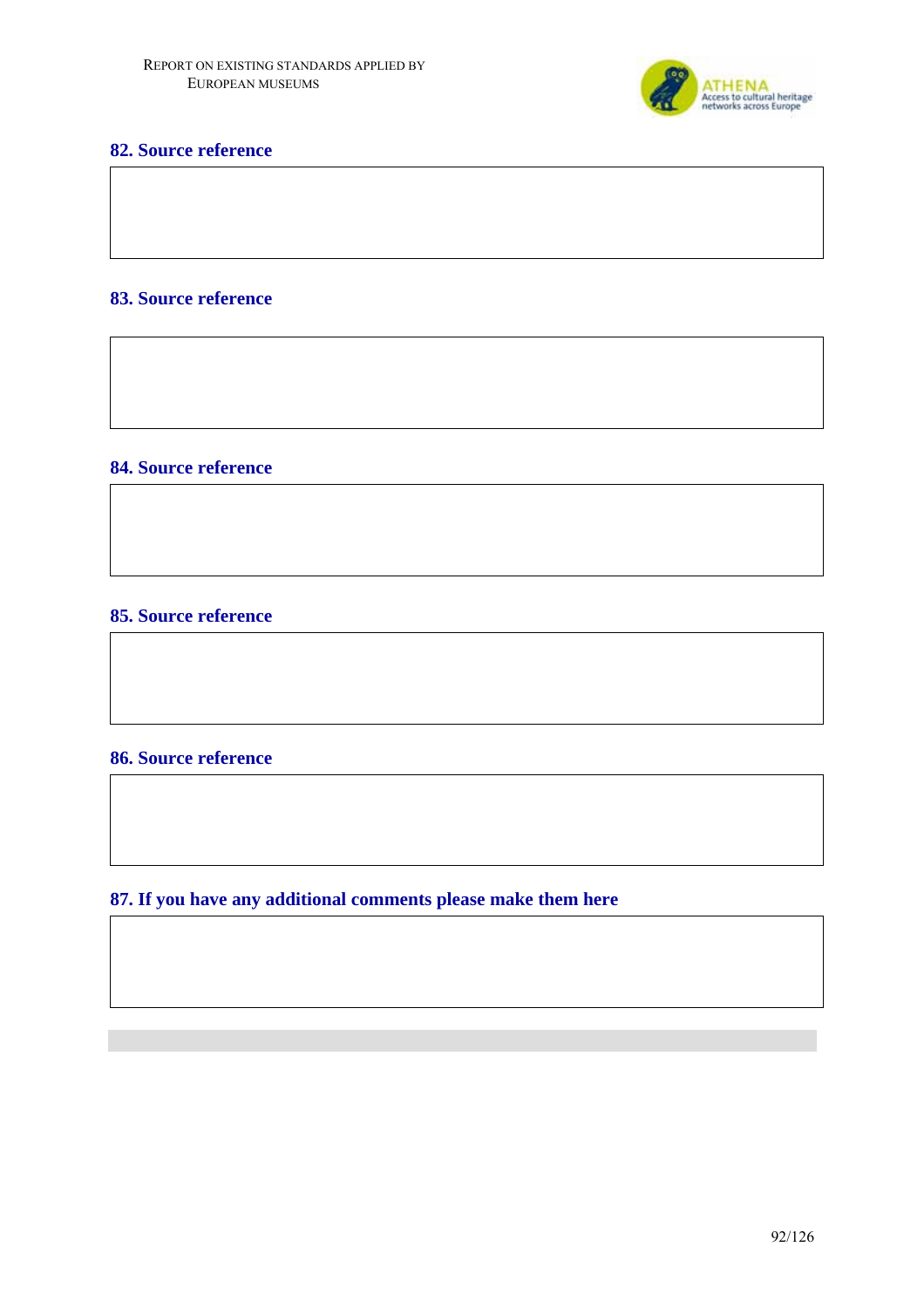### 82. Source reference

### 83. Source reference

### 84. Source reference

### 85. Source reference

### 86. Source reference

### 87. If you have any additional comments please make them here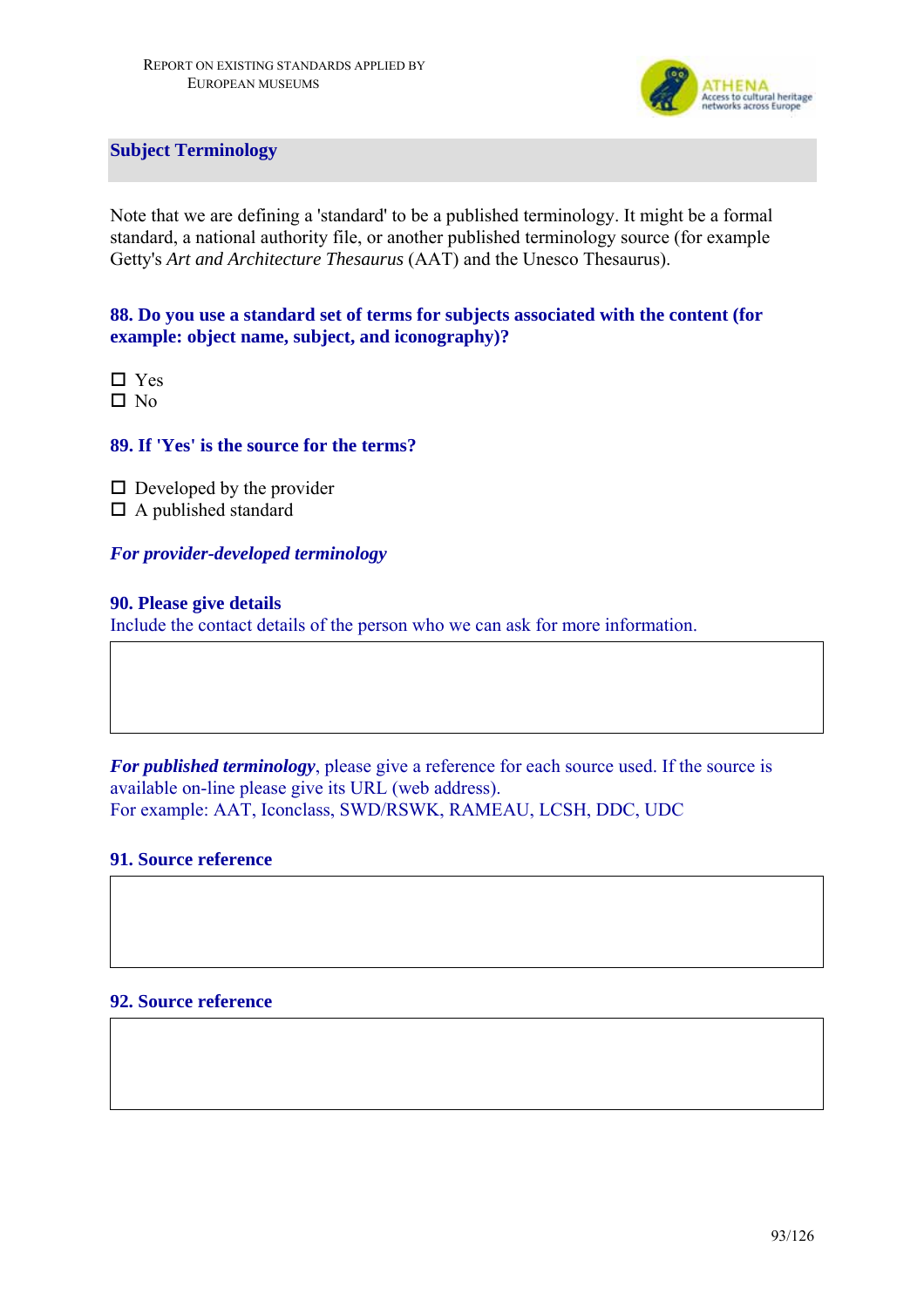## Subject Terminology

Note that we are defining a 'standard' to be a published terminology. It might be a formal standard, a national authority file, or another published terminology source (for example Getty's *Art and Architecture Thesaurus* (AAT) and the Unesco Thesaurus).

**88. Do you use a standard set of terms for subjects associated with the content (for example: object name, subject, and iconography)?**

- ☐ Yes
- ☐ No

**89. If 'Yes' is the source for the terms?**

- ☐ Developed by the provider
- ☐ A published standard

***For provider-developed terminology***

**90. Please give details**

Include the contact details of the person who we can ask for more information.

| |
|---|
| |

***For published terminology***, please give a reference for each source used. If the source is available on-line please give its URL (web address).
For example: AAT, Iconclass, SWD/RSWK, RAMEAU, LCSH, DDC, UDC

**91. Source reference**

| |
|---|
| |

**92. Source reference**

| |
|---|
| |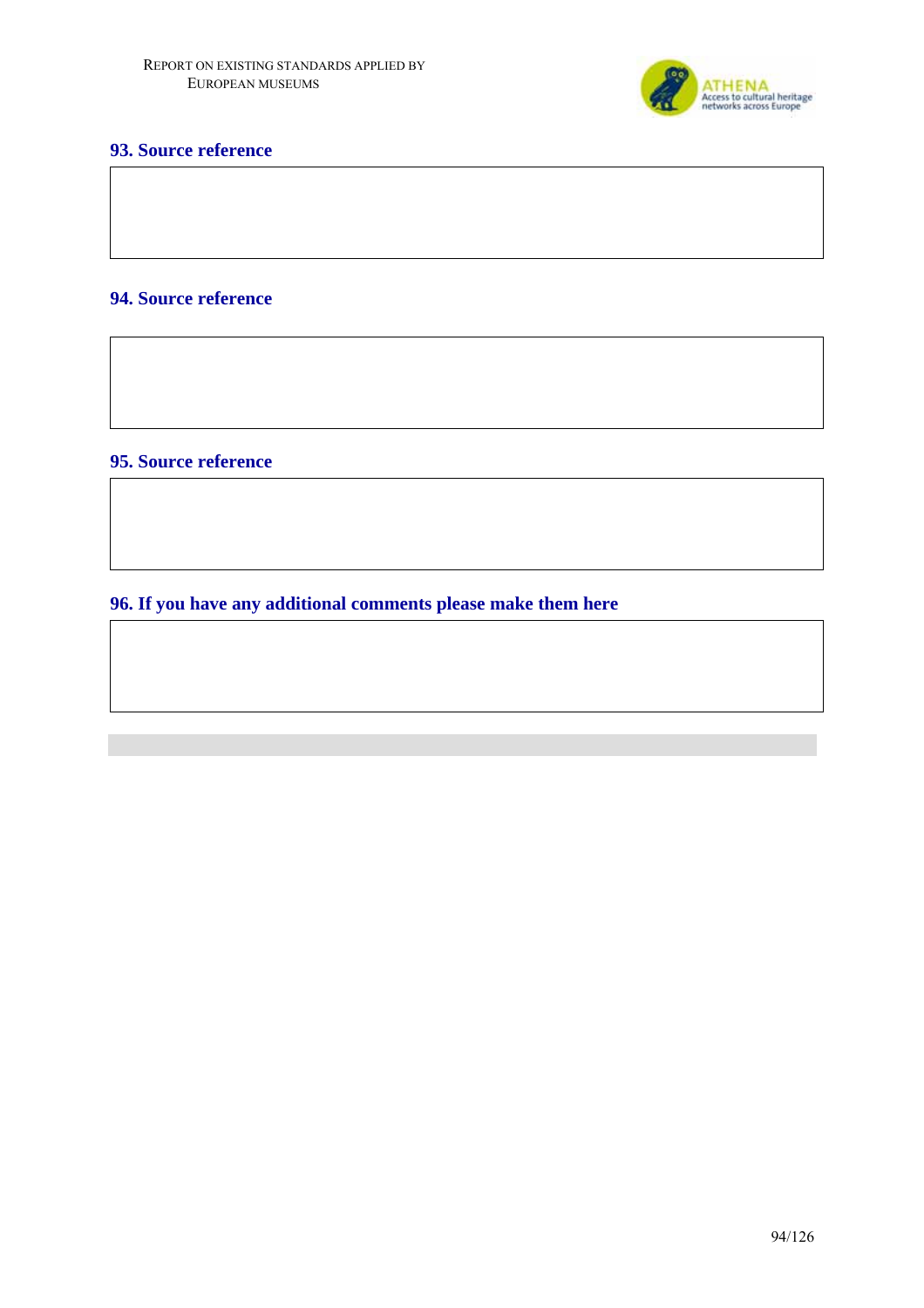### 93. Source reference

### 94. Source reference

### 95. Source reference

### 96. If you have any additional comments please make them here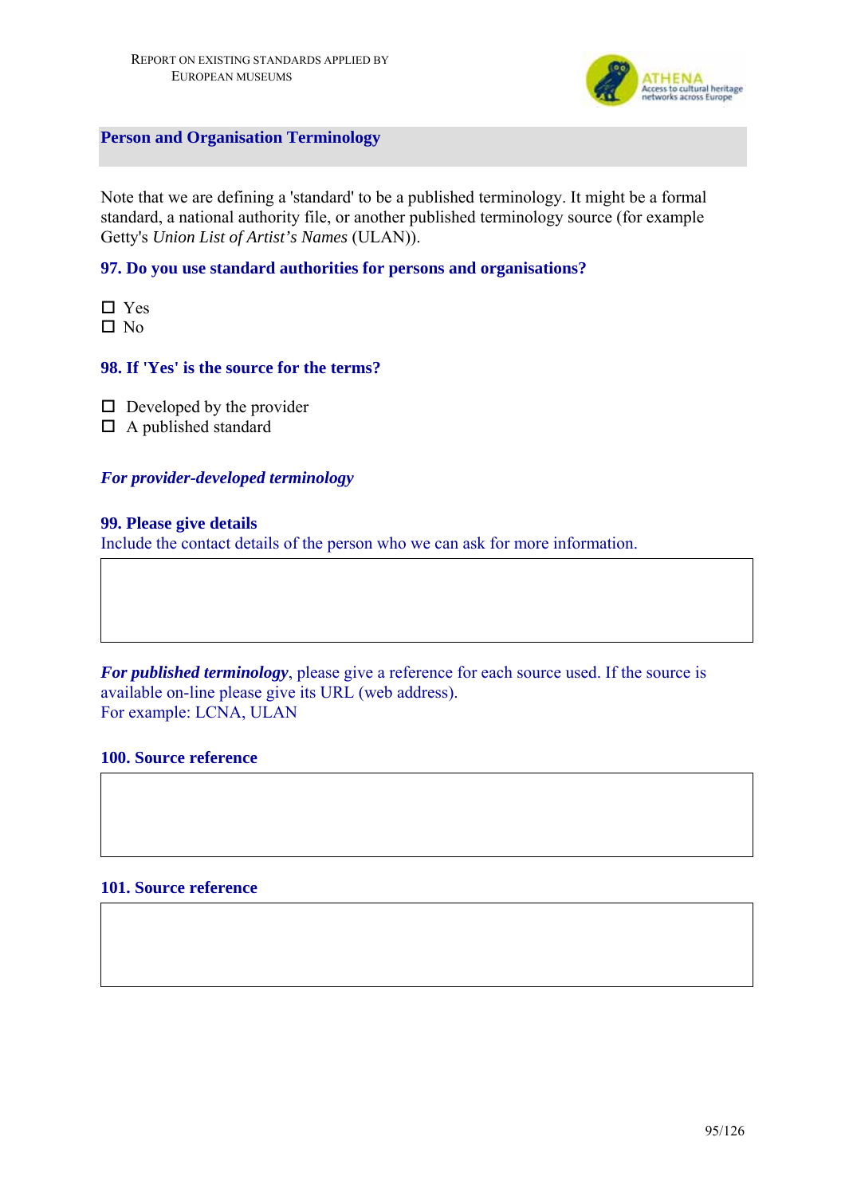## Person and Organisation Terminology

Note that we are defining a 'standard' to be a published terminology. It might be a formal standard, a national authority file, or another published terminology source (for example Getty's *Union List of Artist's Names* (ULAN)).

**97. Do you use standard authorities for persons and organisations?**

☐ Yes
☐ No

**98. If 'Yes' is the source for the terms?**

☐ Developed by the provider
☐ A published standard

***For provider-developed terminology***

**99. Please give details**
Include the contact details of the person who we can ask for more information.

| |
|---|
| |

***For published terminology***, please give a reference for each source used. If the source is available on-line please give its URL (web address).
For example: LCNA, ULAN

**100. Source reference**

| |
|---|
| |

**101. Source reference**

| |
|---|
| |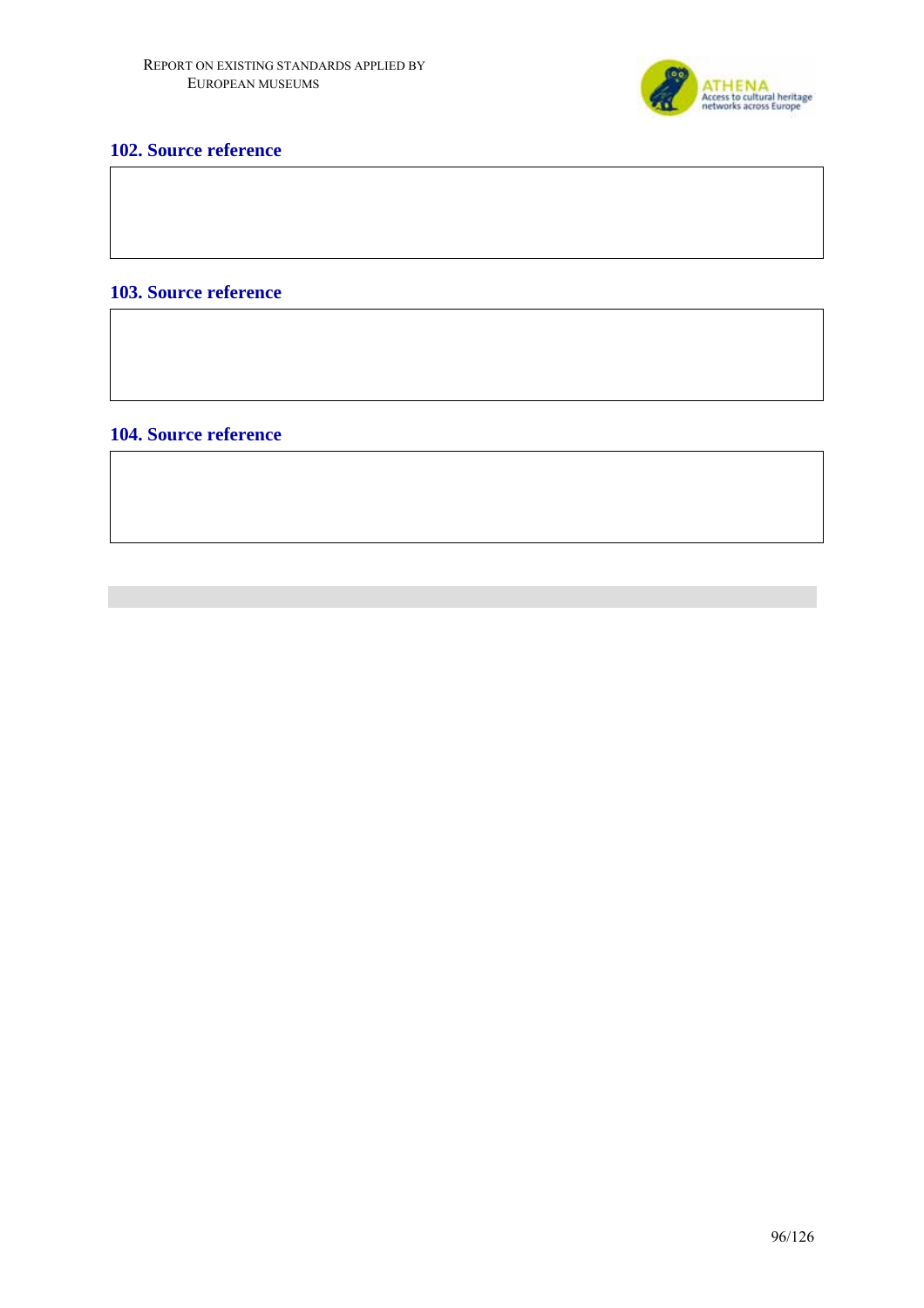## 102. Source reference

## 103. Source reference

## 104. Source reference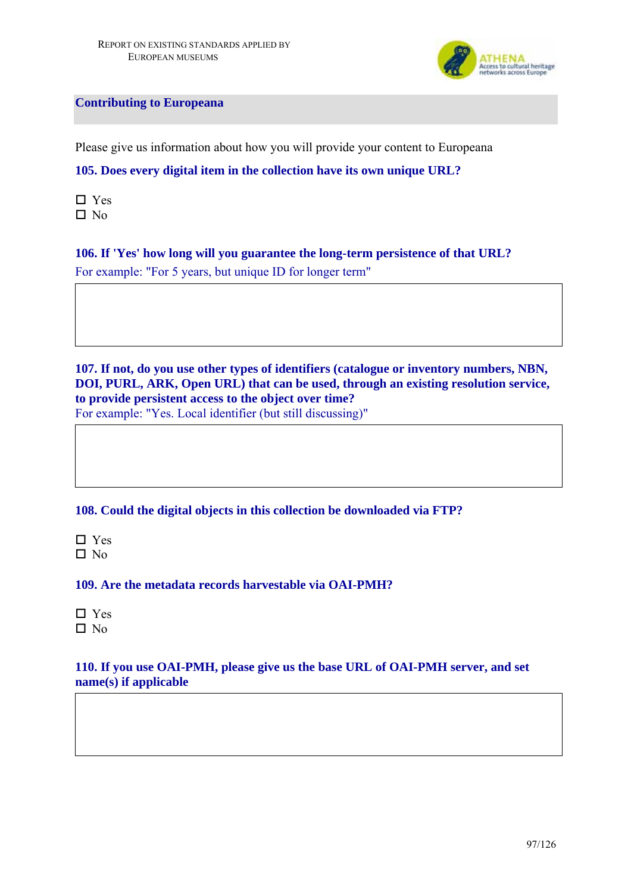## Contributing to Europeana

Please give us information about how you will provide your content to Europeana

**105. Does every digital item in the collection have its own unique URL?**

☐ Yes
☐ No

**106. If 'Yes' how long will you guarantee the long-term persistence of that URL?**

For example: "For 5 years, but unique ID for longer term"

| |
|---|
| |

**107. If not, do you use other types of identifiers (catalogue or inventory numbers, NBN, DOI, PURL, ARK, Open URL) that can be used, through an existing resolution service, to provide persistent access to the object over time?**

For example: "Yes. Local identifier (but still discussing)"

| |
|---|
| |

**108. Could the digital objects in this collection be downloaded via FTP?**

☐ Yes
☐ No

**109. Are the metadata records harvestable via OAI-PMH?**

☐ Yes
☐ No

**110. If you use OAI-PMH, please give us the base URL of OAI-PMH server, and set name(s) if applicable**

| |
|---|
| |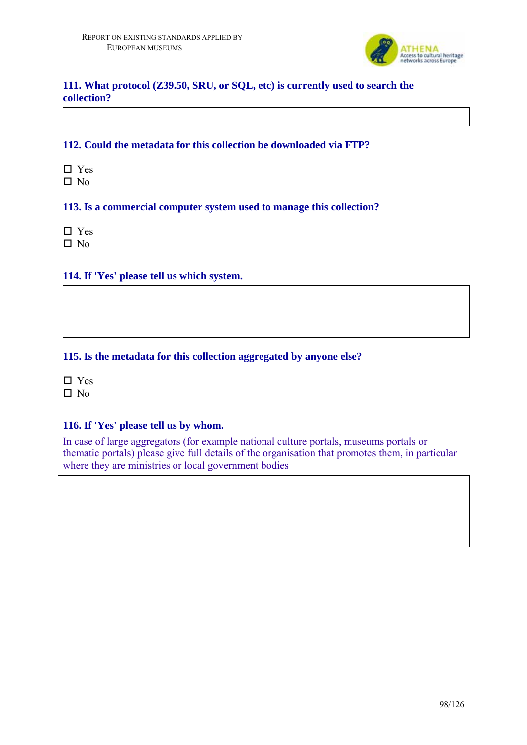### 111. What protocol (Z39.50, SRU, or SQL, etc) is currently used to search the collection?

### 112. Could the metadata for this collection be downloaded via FTP?

- ☐ Yes
- ☐ No

### 113. Is a commercial computer system used to manage this collection?

- ☐ Yes
- ☐ No

### 114. If 'Yes' please tell us which system.

### 115. Is the metadata for this collection aggregated by anyone else?

- ☐ Yes
- ☐ No

### 116. If 'Yes' please tell us by whom.

In case of large aggregators (for example national culture portals, museums portals or thematic portals) please give full details of the organisation that promotes them, in particular where they are ministries or local government bodies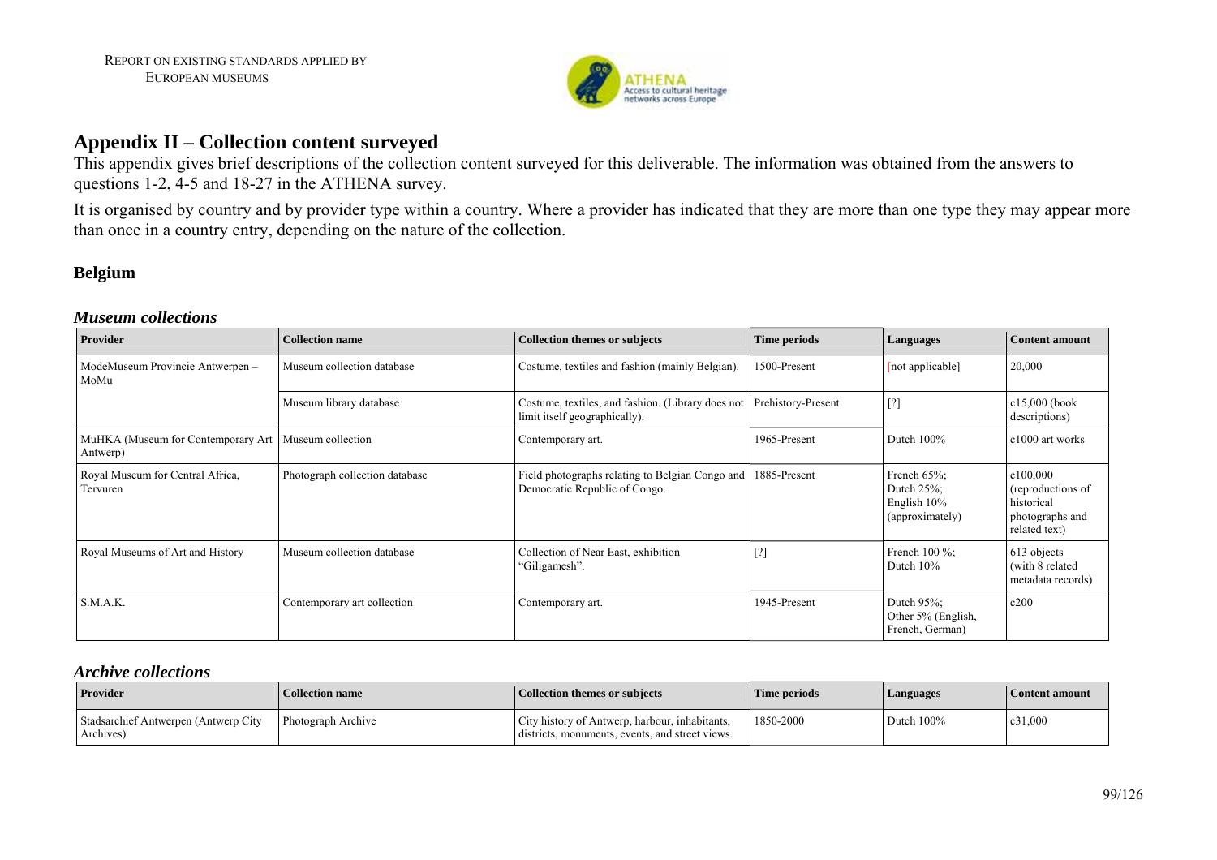## Appendix II – Collection content surveyed

This appendix gives brief descriptions of the collection content surveyed for this deliverable. The information was obtained from the answers to questions 1-2, 4-5 and 18-27 in the ATHENA survey.

It is organised by country and by provider type within a country. Where a provider has indicated that they are more than one type they may appear more than once in a country entry, depending on the nature of the collection.

### Belgium

#### *Museum collections*

| Provider | Collection name | Collection themes or subjects | Time periods | Languages | Content amount |
|---|---|---|---|---|---|
| ModeMuseum Provincie Antwerpen – MoMu | Museum collection database | Costume, textiles and fashion (mainly Belgian). | 1500-Present | [not applicable] | 20,000 |
| | Museum library database | Costume, textiles, and fashion. (Library does not limit itself geographically). | Prehistory-Present | [?] | c15,000 (book descriptions) |
| MuHKA (Museum for Contemporary Art Antwerp) | Museum collection | Contemporary art. | 1965-Present | Dutch 100% | c1000 art works |
| Royal Museum for Central Africa, Tervuren | Photograph collection database | Field photographs relating to Belgian Congo and Democratic Republic of Congo. | 1885-Present | French 65%; Dutch 25%; English 10% (approximately) | c100,000 (reproductions of historical photographs and related text) |
| Royal Museums of Art and History | Museum collection database | Collection of Near East, exhibition "Giligamesh". | [?] | French 100 %; Dutch 10% | 613 objects (with 8 related metadata records) |
| S.M.A.K. | Contemporary art collection | Contemporary art. | 1945-Present | Dutch 95%; Other 5% (English, French, German) | c200 |

#### *Archive collections*

| Provider | Collection name | Collection themes or subjects | Time periods | Languages | Content amount |
|---|---|---|---|---|---|
| Stadsarchief Antwerpen (Antwerp City Archives) | Photograph Archive | City history of Antwerp, harbour, inhabitants, districts, monuments, events, and street views. | 1850-2000 | Dutch 100% | c31,000 |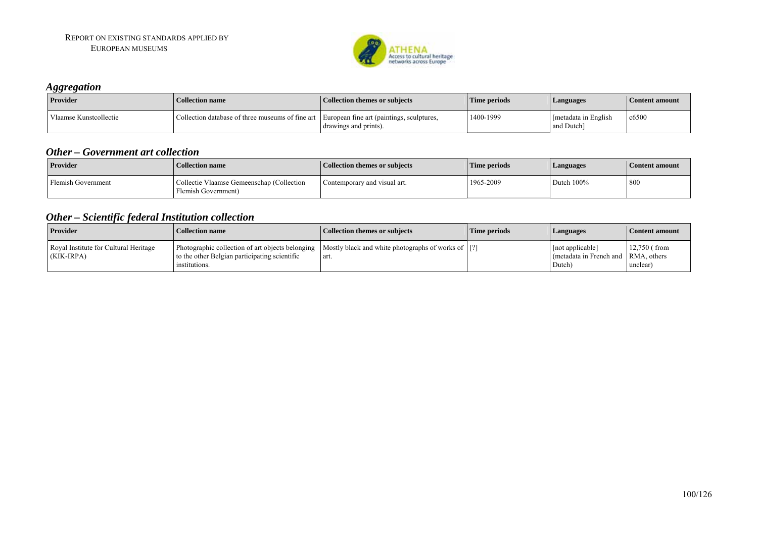## *Aggregation*

| Provider | Collection name | Collection themes or subjects | Time periods | Languages | Content amount |
|---|---|---|---|---|---|
| Vlaamse Kunstcollectie | Collection database of three museums of fine art | European fine art (paintings, sculptures, drawings and prints). | 1400-1999 | [metadata in English and Dutch] | c6500 |

## *Other – Government art collection*

| Provider | Collection name | Collection themes or subjects | Time periods | Languages | Content amount |
|---|---|---|---|---|---|
| Flemish Government | Collectie Vlaamse Gemeenschap (Collection Flemish Government) | Contemporary and visual art. | 1965-2009 | Dutch 100% | 800 |

## *Other – Scientific federal Institution collection*

| Provider | Collection name | Collection themes or subjects | Time periods | Languages | Content amount |
|---|---|---|---|---|---|
| Royal Institute for Cultural Heritage (KIK-IRPA) | Photographic collection of art objects belonging to the other Belgian participating scientific institutions. | Mostly black and white photographs of works of art. | [?] | [not applicable] (metadata in French and Dutch) | 12,750 ( from RMA, others unclear) |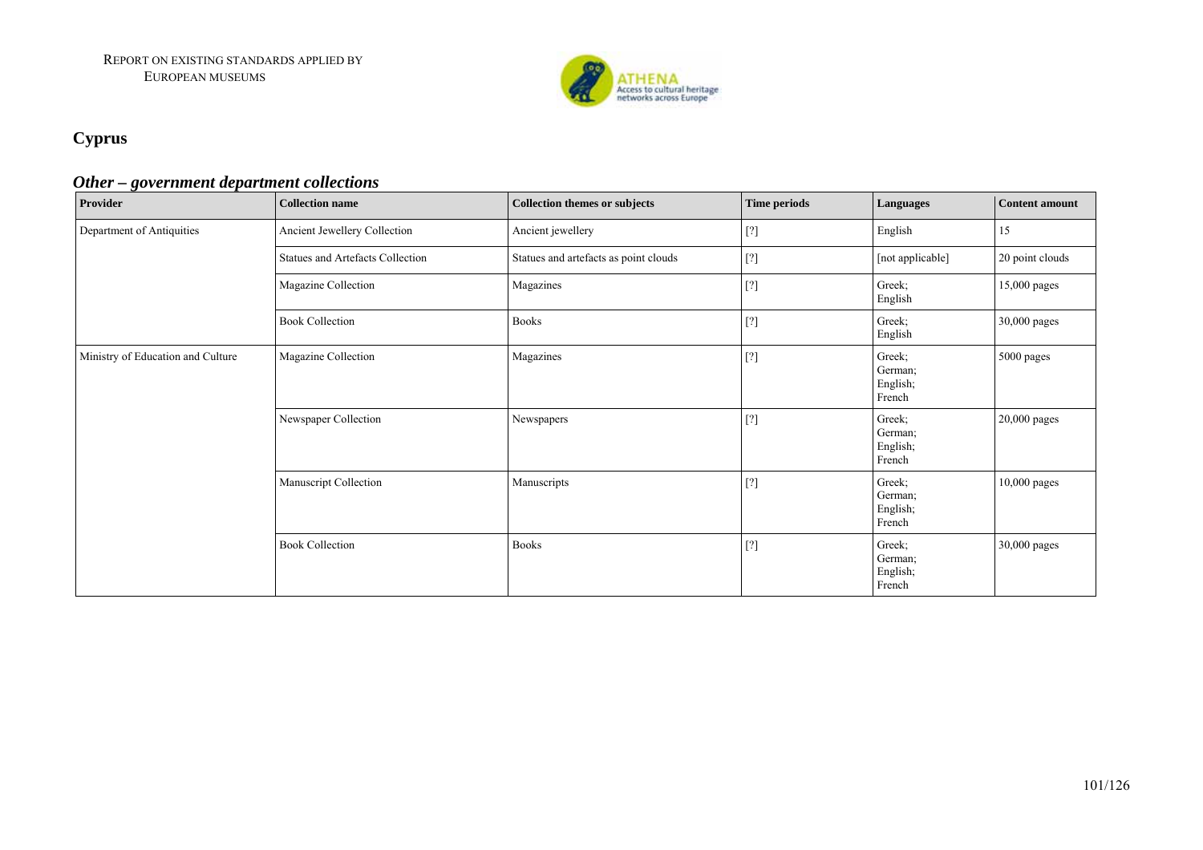# Cyprus

## *Other – government department collections*

| Provider | Collection name | Collection themes or subjects | Time periods | Languages | Content amount |
|---|---|---|---|---|---|
| Department of Antiquities | Ancient Jewellery Collection | Ancient jewellery | [?] | English | 15 |
| | Statues and Artefacts Collection | Statues and artefacts as point clouds | [?] | [not applicable] | 20 point clouds |
| | Magazine Collection | Magazines | [?] | Greek; English | 15,000 pages |
| | Book Collection | Books | [?] | Greek; English | 30,000 pages |
| Ministry of Education and Culture | Magazine Collection | Magazines | [?] | Greek; German; English; French | 5000 pages |
| | Newspaper Collection | Newspapers | [?] | Greek; German; English; French | 20,000 pages |
| | Manuscript Collection | Manuscripts | [?] | Greek; German; English; French | 10,000 pages |
| | Book Collection | Books | [?] | Greek; German; English; French | 30,000 pages |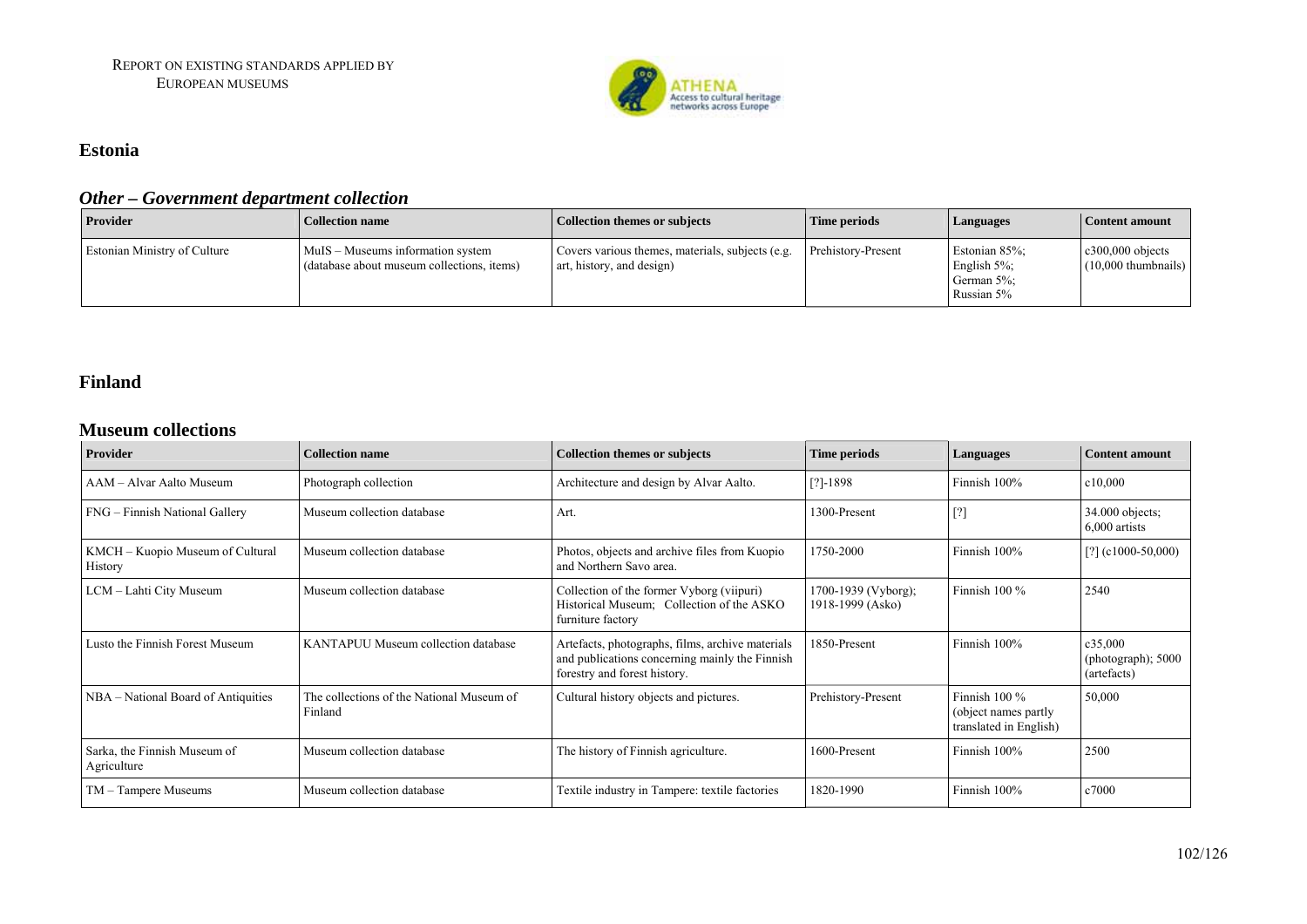## Estonia

### *Other – Government department collection*

| Provider | Collection name | Collection themes or subjects | Time periods | Languages | Content amount |
|---|---|---|---|---|---|
| Estonian Ministry of Culture | MuIS – Museums information system (database about museum collections, items) | Covers various themes, materials, subjects (e.g. art, history, and design) | Prehistory-Present | Estonian 85%; English 5%; German 5%; Russian 5% | c300,000 objects (10,000 thumbnails) |

## Finland

### Museum collections

| Provider | Collection name | Collection themes or subjects | Time periods | Languages | Content amount |
|---|---|---|---|---|---|
| AAM – Alvar Aalto Museum | Photograph collection | Architecture and design by Alvar Aalto. | [?]-1898 | Finnish 100% | c10,000 |
| FNG – Finnish National Gallery | Museum collection database | Art. | 1300-Present | [?] | 34.000 objects; 6,000 artists |
| KMCH – Kuopio Museum of Cultural History | Museum collection database | Photos, objects and archive files from Kuopio and Northern Savo area. | 1750-2000 | Finnish 100% | [?] (c1000-50,000) |
| LCM – Lahti City Museum | Museum collection database | Collection of the former Vyborg (viipuri) Historical Museum; Collection of the ASKO furniture factory | 1700-1939 (Vyborg); 1918-1999 (Asko) | Finnish 100 % | 2540 |
| Lusto the Finnish Forest Museum | KANTAPUU Museum collection database | Artefacts, photographs, films, archive materials and publications concerning mainly the Finnish forestry and forest history. | 1850-Present | Finnish 100% | c35,000 (photograph); 5000 (artefacts) |
| NBA – National Board of Antiquities | The collections of the National Museum of Finland | Cultural history objects and pictures. | Prehistory-Present | Finnish 100 % (object names partly translated in English) | 50,000 |
| Sarka, the Finnish Museum of Agriculture | Museum collection database | The history of Finnish agriculture. | 1600-Present | Finnish 100% | 2500 |
| TM – Tampere Museums | Museum collection database | Textile industry in Tampere: textile factories | 1820-1990 | Finnish 100% | c7000 |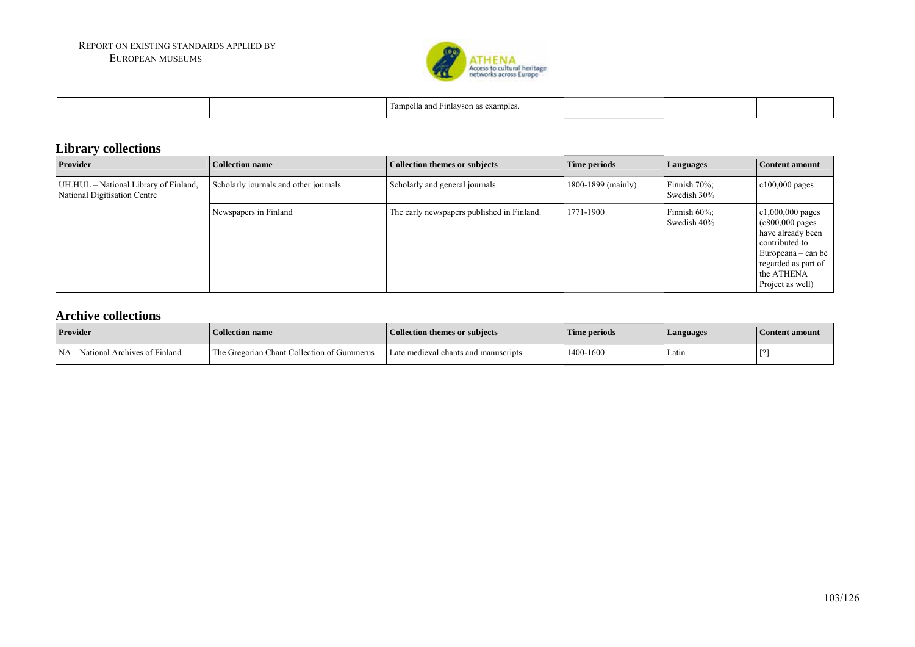| | | Tampella and Finlayson as examples. | | | |
|---|---|---|---|---|---|

## Library collections

| Provider | Collection name | Collection themes or subjects | Time periods | Languages | Content amount |
|---|---|---|---|---|---|
| UH.HUL – National Library of Finland, National Digitisation Centre | Scholarly journals and other journals | Scholarly and general journals. | 1800-1899 (mainly) | Finnish 70%; Swedish 30% | c100,000 pages |
| | Newspapers in Finland | The early newspapers published in Finland. | 1771-1900 | Finnish 60%; Swedish 40% | c1,000,000 pages (c800,000 pages have already been contributed to Europeana – can be regarded as part of the ATHENA Project as well) |

## Archive collections

| Provider | Collection name | Collection themes or subjects | Time periods | Languages | Content amount |
|---|---|---|---|---|---|
| NA – National Archives of Finland | The Gregorian Chant Collection of Gummerus | Late medieval chants and manuscripts. | 1400-1600 | Latin | [?] |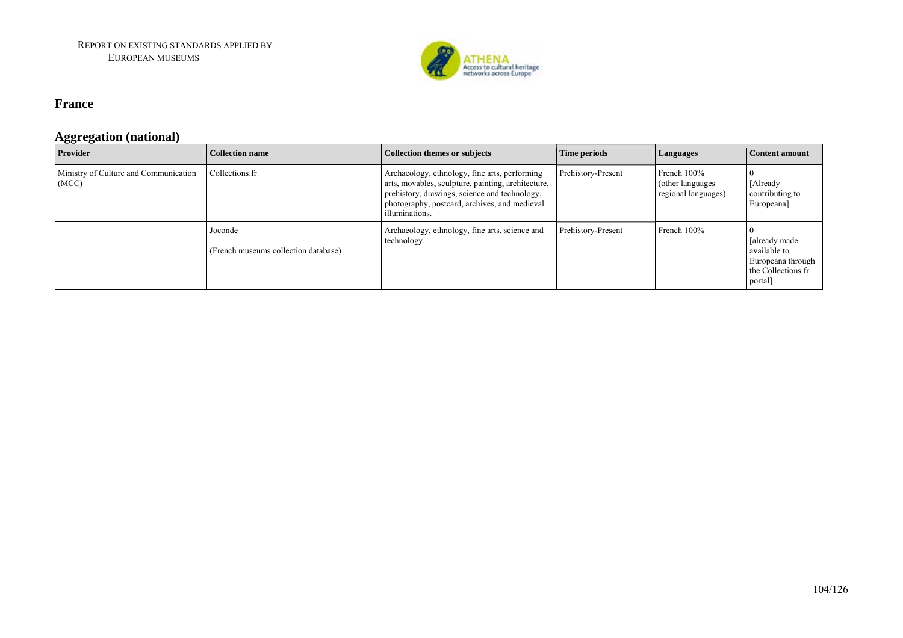## France

### Aggregation (national)

| Provider | Collection name | Collection themes or subjects | Time periods | Languages | Content amount |
|---|---|---|---|---|---|
| Ministry of Culture and Communication (MCC) | Collections.fr | Archaeology, ethnology, fine arts, performing arts, movables, sculpture, painting, architecture, prehistory, drawings, science and technology, photography, postcard, archives, and medieval illuminations. | Prehistory-Present | French 100% (other languages – regional languages) | 0 [Already contributing to Europeana] |
| | Joconde (French museums collection database) | Archaeology, ethnology, fine arts, science and technology. | Prehistory-Present | French 100% | 0 [already made available to Europeana through the Collections.fr portal] |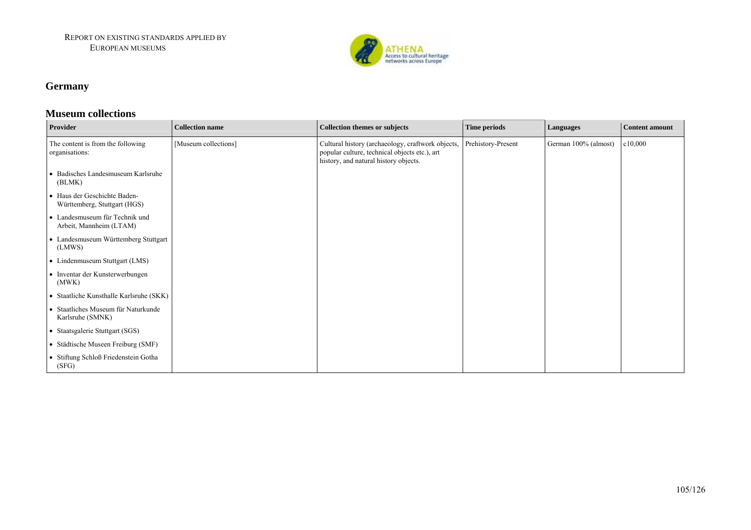## Germany

### Museum collections

| Provider | Collection name | Collection themes or subjects | Time periods | Languages | Content amount |
|---|---|---|---|---|---|
| The content is from the following organisations:<br>• Badisches Landesmuseum Karlsruhe (BLMK)<br>• Haus der Geschichte Baden-Württemberg, Stuttgart (HGS)<br>• Landesmuseum für Technik und Arbeit, Mannheim (LTAM)<br>• Landesmuseum Württemberg Stuttgart (LMWS)<br>• Lindenmuseum Stuttgart (LMS)<br>• Inventar der Kunsterwerbungen (MWK)<br>• Staatliche Kunsthalle Karlsruhe (SKK)<br>• Staatliches Museum für Naturkunde Karlsruhe (SMNK)<br>• Staatsgalerie Stuttgart (SGS)<br>• Städtische Museen Freiburg (SMF)<br>• Stiftung Schloß Friedenstein Gotha (SFG) | [Museum collections] | Cultural history (archaeology, craftwork objects, popular culture, technical objects etc.), art history, and natural history objects. | Prehistory-Present | German 100% (almost) | c10,000 |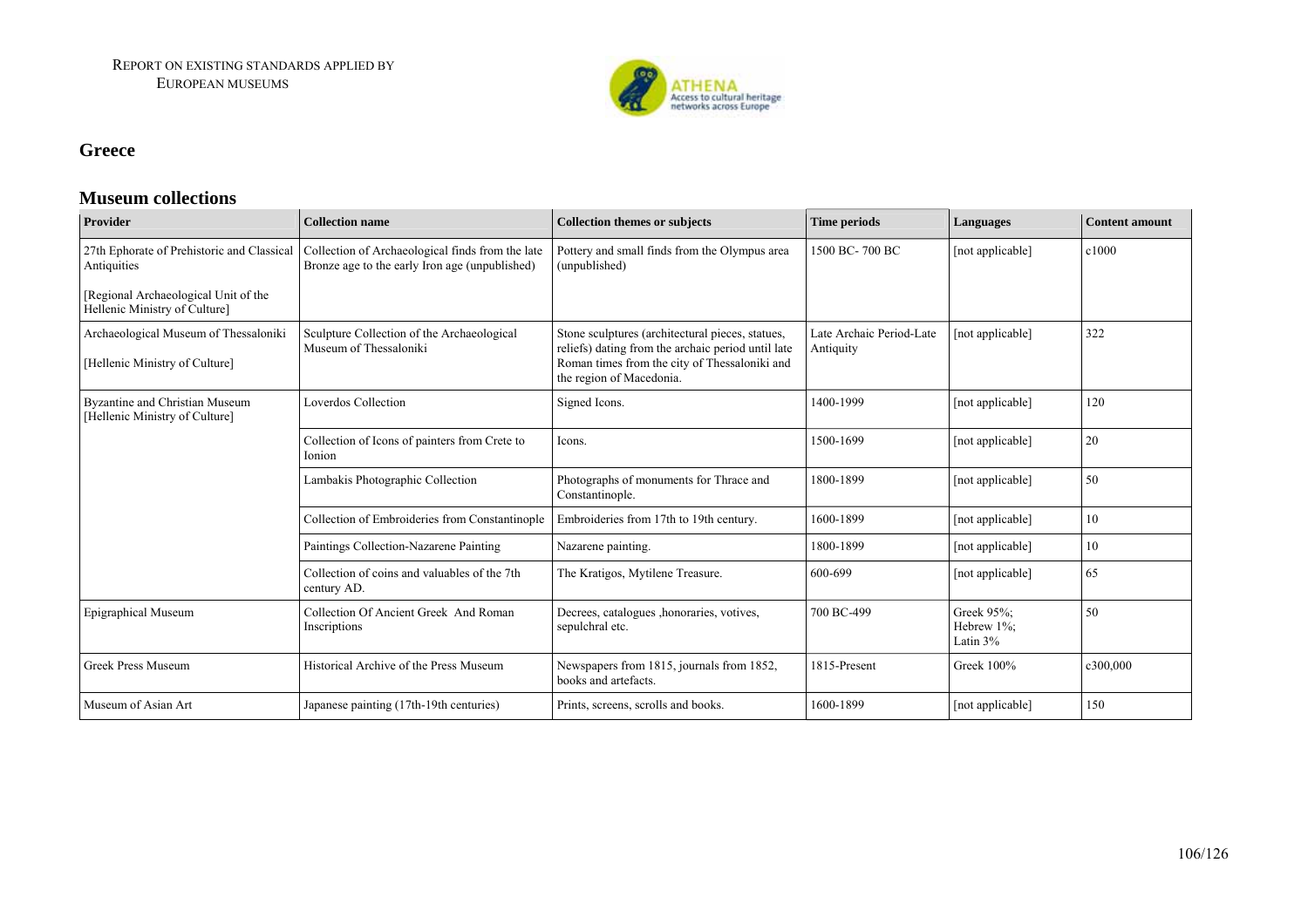## Greece

### Museum collections

| Provider | Collection name | Collection themes or subjects | Time periods | Languages | Content amount |
|---|---|---|---|---|---|
| 27th Ephorate of Prehistoric and Classical Antiquities<br><br>[Regional Archaeological Unit of the Hellenic Ministry of Culture] | Collection of Archaeological finds from the late Bronze age to the early Iron age (unpublished) | Pottery and small finds from the Olympus area (unpublished) | 1500 BC- 700 BC | [not applicable] | c1000 |
| Archaeological Museum of Thessaloniki<br><br>[Hellenic Ministry of Culture] | Sculpture Collection of the Archaeological Museum of Thessaloniki | Stone sculptures (architectural pieces, statues, reliefs) dating from the archaic period until late Roman times from the city of Thessaloniki and the region of Macedonia. | Late Archaic Period-Late Antiquity | [not applicable] | 322 |
| Byzantine and Christian Museum [Hellenic Ministry of Culture] | Loverdos Collection | Signed Icons. | 1400-1999 | [not applicable] | 120 |
| | Collection of Icons of painters from Crete to Ionion | Icons. | 1500-1699 | [not applicable] | 20 |
| | Lambakis Photographic Collection | Photographs of monuments for Thrace and Constantinople. | 1800-1899 | [not applicable] | 50 |
| | Collection of Embroideries from Constantinople | Embroideries from 17th to 19th century. | 1600-1899 | [not applicable] | 10 |
| | Paintings Collection-Nazarene Painting | Nazarene painting. | 1800-1899 | [not applicable] | 10 |
| | Collection of coins and valuables of the 7th century AD. | The Kratigos, Mytilene Treasure. | 600-699 | [not applicable] | 65 |
| Epigraphical Museum | Collection Of Ancient Greek And Roman Inscriptions | Decrees, catalogues ,honoraries, votives, sepulchral etc. | 700 BC-499 | Greek 95%;<br>Hebrew 1%;<br>Latin 3% | 50 |
| Greek Press Museum | Historical Archive of the Press Museum | Newspapers from 1815, journals from 1852, books and artefacts. | 1815-Present | Greek 100% | c300,000 |
| Museum of Asian Art | Japanese painting (17th-19th centuries) | Prints, screens, scrolls and books. | 1600-1899 | [not applicable] | 150 |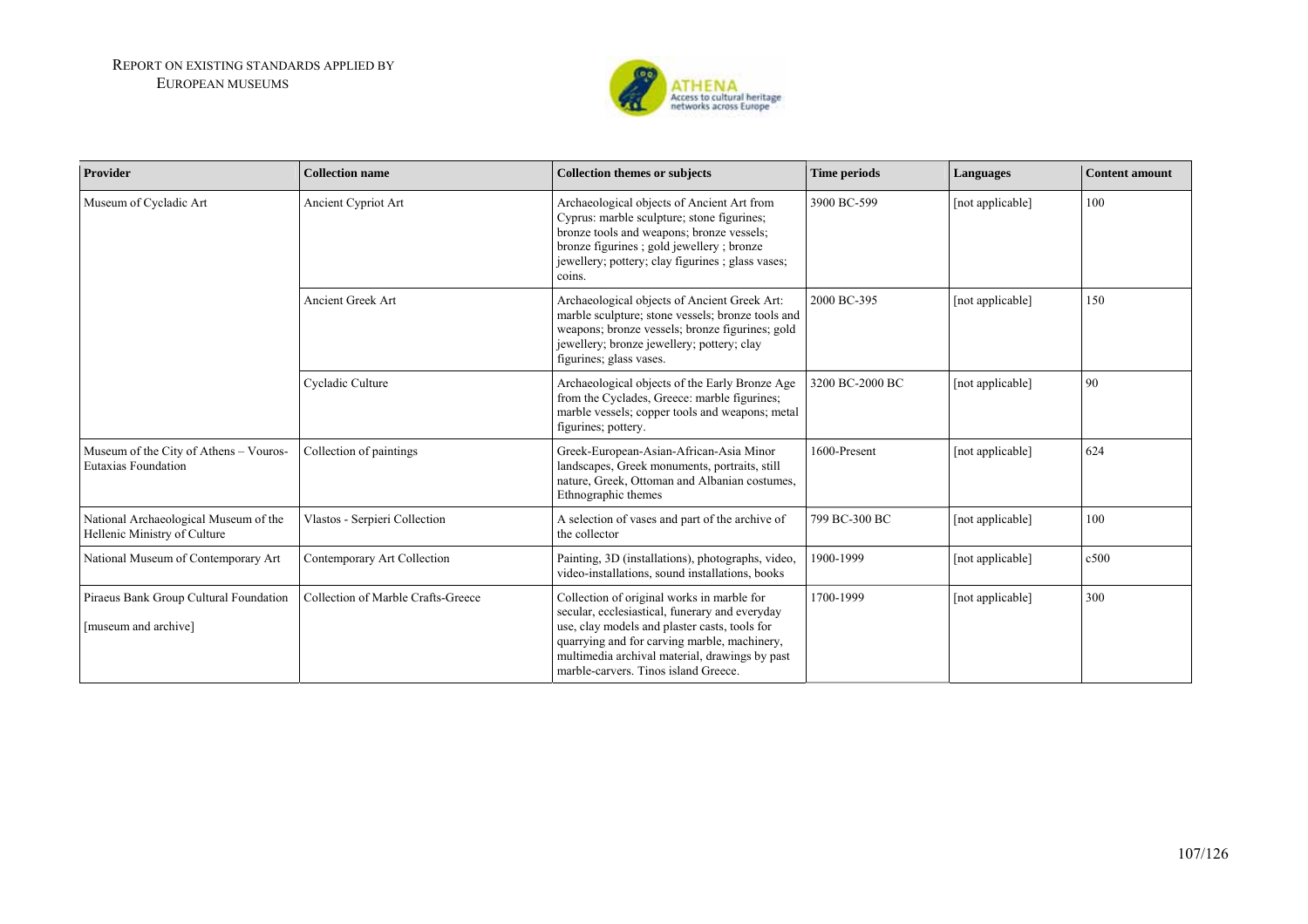| Provider | Collection name | Collection themes or subjects | Time periods | Languages | Content amount |
|---|---|---|---|---|---|
| Museum of Cycladic Art | Ancient Cypriot Art | Archaeological objects of Ancient Art from Cyprus: marble sculpture; stone figurines; bronze tools and weapons; bronze vessels; bronze figurines ; gold jewellery ; bronze jewellery; pottery; clay figurines ; glass vases; coins. | 3900 BC-599 | [not applicable] | 100 |
| | Ancient Greek Art | Archaeological objects of Ancient Greek Art: marble sculpture; stone vessels; bronze tools and weapons; bronze vessels; bronze figurines; gold jewellery; bronze jewellery; pottery; clay figurines; glass vases. | 2000 BC-395 | [not applicable] | 150 |
| | Cycladic Culture | Archaeological objects of the Early Bronze Age from the Cyclades, Greece: marble figurines; marble vessels; copper tools and weapons; metal figurines; pottery. | 3200 BC-2000 BC | [not applicable] | 90 |
| Museum of the City of Athens – Vouros-Eutaxias Foundation | Collection of paintings | Greek-European-Asian-African-Asia Minor landscapes, Greek monuments, portraits, still nature, Greek, Ottoman and Albanian costumes, Ethnographic themes | 1600-Present | [not applicable] | 624 |
| National Archaeological Museum of the Hellenic Ministry of Culture | Vlastos - Serpieri Collection | A selection of vases and part of the archive of the collector | 799 BC-300 BC | [not applicable] | 100 |
| National Museum of Contemporary Art | Contemporary Art Collection | Painting, 3D (installations), photographs, video, video-installations, sound installations, books | 1900-1999 | [not applicable] | c500 |
| Piraeus Bank Group Cultural Foundation [museum and archive] | Collection of Marble Crafts-Greece | Collection of original works in marble for secular, ecclesiastical, funerary and everyday use, clay models and plaster casts, tools for quarrying and for carving marble, machinery, multimedia archival material, drawings by past marble-carvers. Tinos island Greece. | 1700-1999 | [not applicable] | 300 |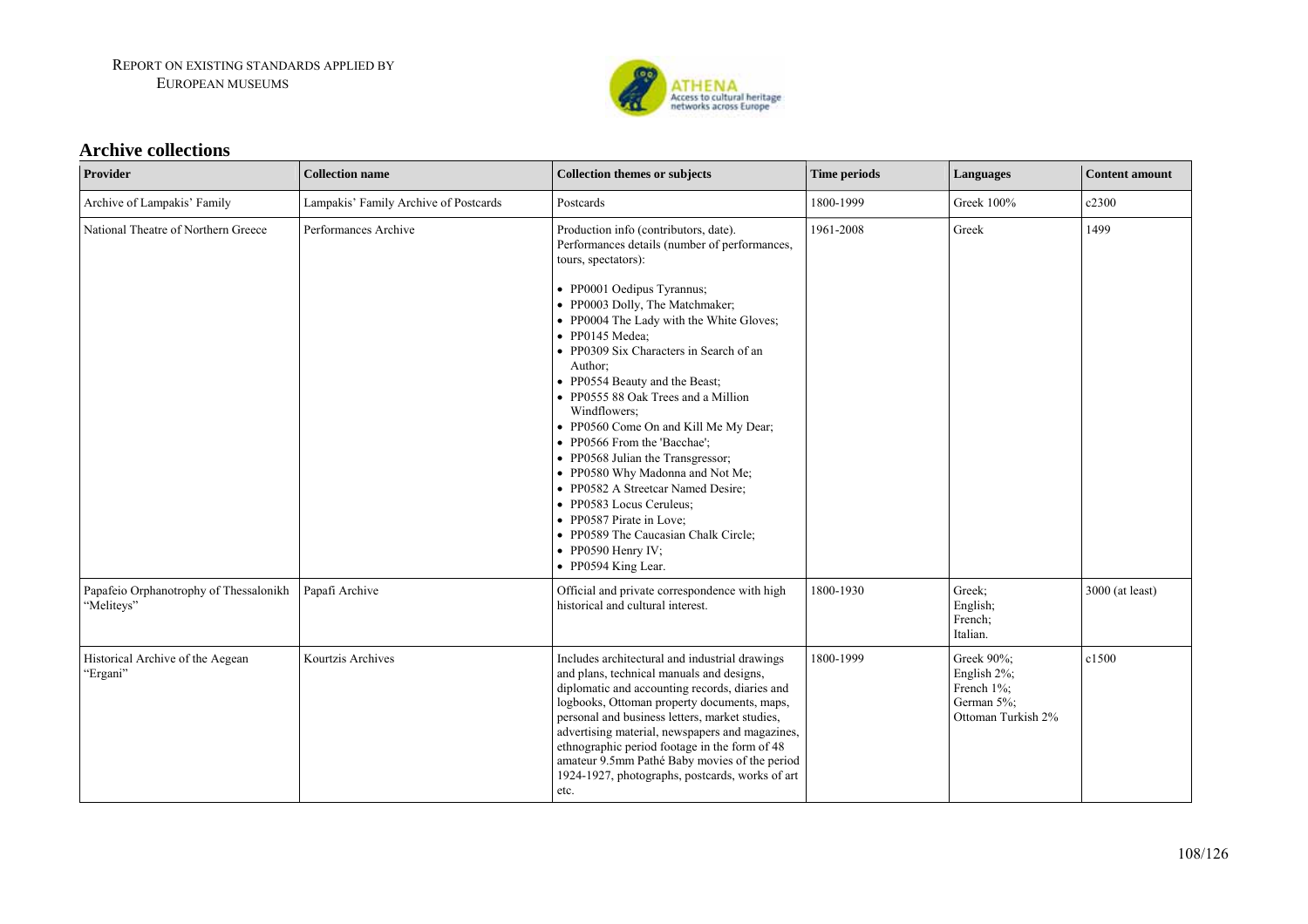## Archive collections

| Provider | Collection name | Collection themes or subjects | Time periods | Languages | Content amount |
|---|---|---|---|---|---|
| Archive of Lampakis' Family | Lampakis' Family Archive of Postcards | Postcards | 1800-1999 | Greek 100% | c2300 |
| National Theatre of Northern Greece | Performances Archive | Production info (contributors, date). Performances details (number of performances, tours, spectators): <br>• PP0001 Oedipus Tyrannus; <br>• PP0003 Dolly, The Matchmaker; <br>• PP0004 The Lady with the White Gloves; <br>• PP0145 Medea; <br>• PP0309 Six Characters in Search of an Author; <br>• PP0554 Beauty and the Beast; <br>• PP0555 88 Oak Trees and a Million Windflowers; <br>• PP0560 Come On and Kill Me My Dear; <br>• PP0566 From the 'Bacchae'; <br>• PP0568 Julian the Transgressor; <br>• PP0580 Why Madonna and Not Me; <br>• PP0582 A Streetcar Named Desire; <br>• PP0583 Locus Ceruleus; <br>• PP0587 Pirate in Love; <br>• PP0589 The Caucasian Chalk Circle; <br>• PP0590 Henry IV; <br>• PP0594 King Lear. | 1961-2008 | Greek | 1499 |
| Papafeio Orphanotrophy of Thessalonikh "Meliteys" | Papafi Archive | Official and private correspondence with high historical and cultural interest. | 1800-1930 | Greek; <br>English; <br>French; <br>Italian. | 3000 (at least) |
| Historical Archive of the Aegean "Ergani" | Kourtzis Archives | Includes architectural and industrial drawings and plans, technical manuals and designs, diplomatic and accounting records, diaries and logbooks, Ottoman property documents, maps, personal and business letters, market studies, advertising material, newspapers and magazines, ethnographic period footage in the form of 48 amateur 9.5mm Pathé Baby movies of the period 1924-1927, photographs, postcards, works of art etc. | 1800-1999 | Greek 90%; <br>English 2%; <br>French 1%; <br>German 5%; <br>Ottoman Turkish 2% | c1500 |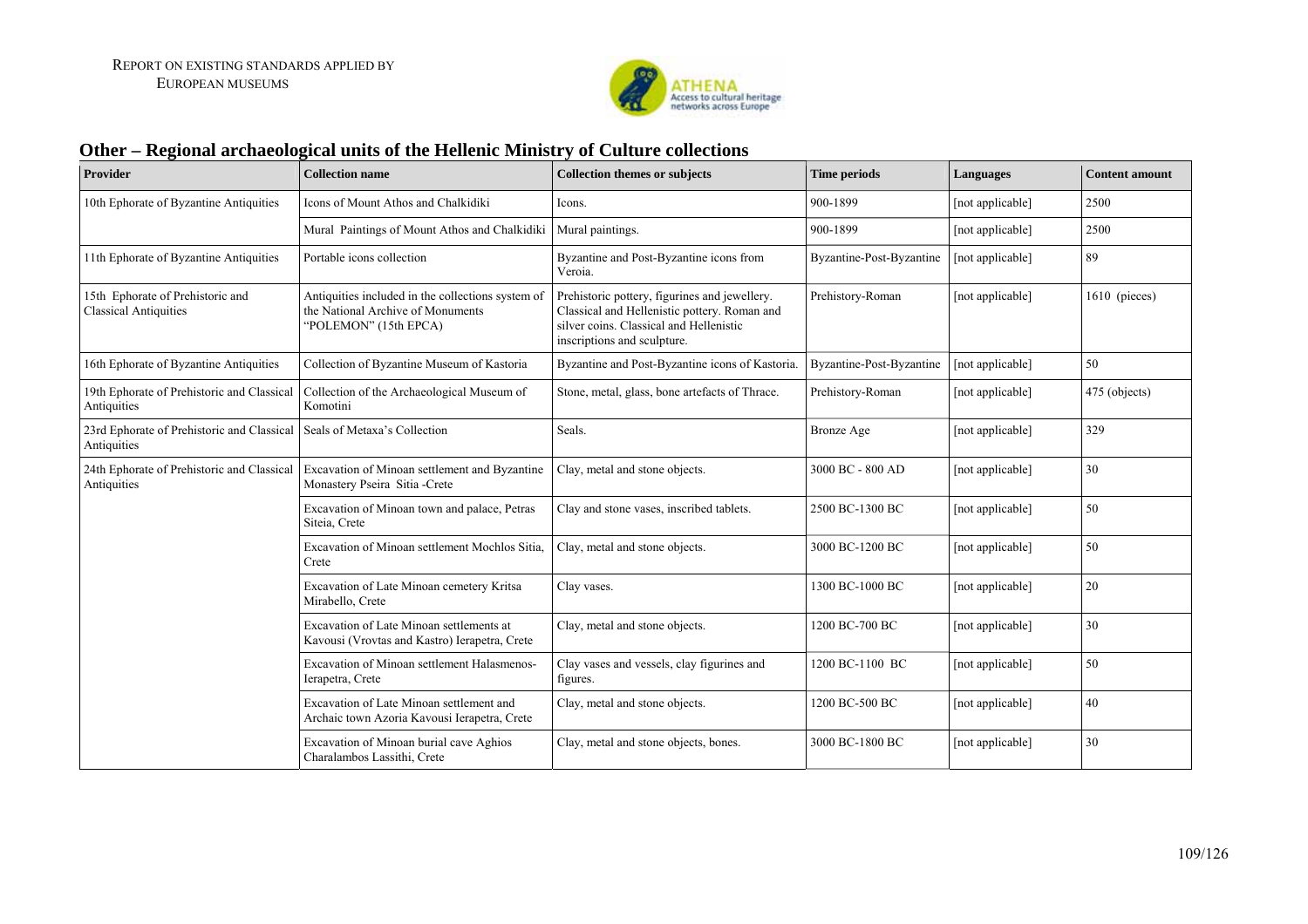## Other – Regional archaeological units of the Hellenic Ministry of Culture collections

| Provider | Collection name | Collection themes or subjects | Time periods | Languages | Content amount |
|---|---|---|---|---|---|
| 10th Ephorate of Byzantine Antiquities | Icons of Mount Athos and Chalkidiki | Icons. | 900-1899 | [not applicable] | 2500 |
| | Mural Paintings of Mount Athos and Chalkidiki | Mural paintings. | 900-1899 | [not applicable] | 2500 |
| 11th Ephorate of Byzantine Antiquities | Portable icons collection | Byzantine and Post-Byzantine icons from Veroia. | Byzantine-Post-Byzantine | [not applicable] | 89 |
| 15th Ephorate of Prehistoric and Classical Antiquities | Antiquities included in the collections system of the National Archive of Monuments "POLEMON" (15th EPCA) | Prehistoric pottery, figurines and jewellery. Classical and Hellenistic pottery. Roman and silver coins. Classical and Hellenistic inscriptions and sculpture. | Prehistory-Roman | [not applicable] | 1610 (pieces) |
| 16th Ephorate of Byzantine Antiquities | Collection of Byzantine Museum of Kastoria | Byzantine and Post-Byzantine icons of Kastoria. | Byzantine-Post-Byzantine | [not applicable] | 50 |
| 19th Ephorate of Prehistoric and Classical Antiquities | Collection of the Archaeological Museum of Komotini | Stone, metal, glass, bone artefacts of Thrace. | Prehistory-Roman | [not applicable] | 475 (objects) |
| 23rd Ephorate of Prehistoric and Classical Antiquities | Seals of Metaxa's Collection | Seals. | Bronze Age | [not applicable] | 329 |
| 24th Ephorate of Prehistoric and Classical Antiquities | Excavation of Minoan settlement and Byzantine Monastery Pseira Sitia -Crete | Clay, metal and stone objects. | 3000 BC - 800 AD | [not applicable] | 30 |
| | Excavation of Minoan town and palace, Petras Siteia, Crete | Clay and stone vases, inscribed tablets. | 2500 BC-1300 BC | [not applicable] | 50 |
| | Excavation of Minoan settlement Mochlos Sitia, Crete | Clay, metal and stone objects. | 3000 BC-1200 BC | [not applicable] | 50 |
| | Excavation of Late Minoan cemetery Kritsa Mirabello, Crete | Clay vases. | 1300 BC-1000 BC | [not applicable] | 20 |
| | Excavation of Late Minoan settlements at Kavousi (Vrovtas and Kastro) Ierapetra, Crete | Clay, metal and stone objects. | 1200 BC-700 BC | [not applicable] | 30 |
| | Excavation of Minoan settlement Halasmenos-Ierapetra, Crete | Clay vases and vessels, clay figurines and figures. | 1200 BC-1100 BC | [not applicable] | 50 |
| | Excavation of Late Minoan settlement and Archaic town Azoria Kavousi Ierapetra, Crete | Clay, metal and stone objects. | 1200 BC-500 BC | [not applicable] | 40 |
| | Excavation of Minoan burial cave Aghios Charalambos Lassithi, Crete | Clay, metal and stone objects, bones. | 3000 BC-1800 BC | [not applicable] | 30 |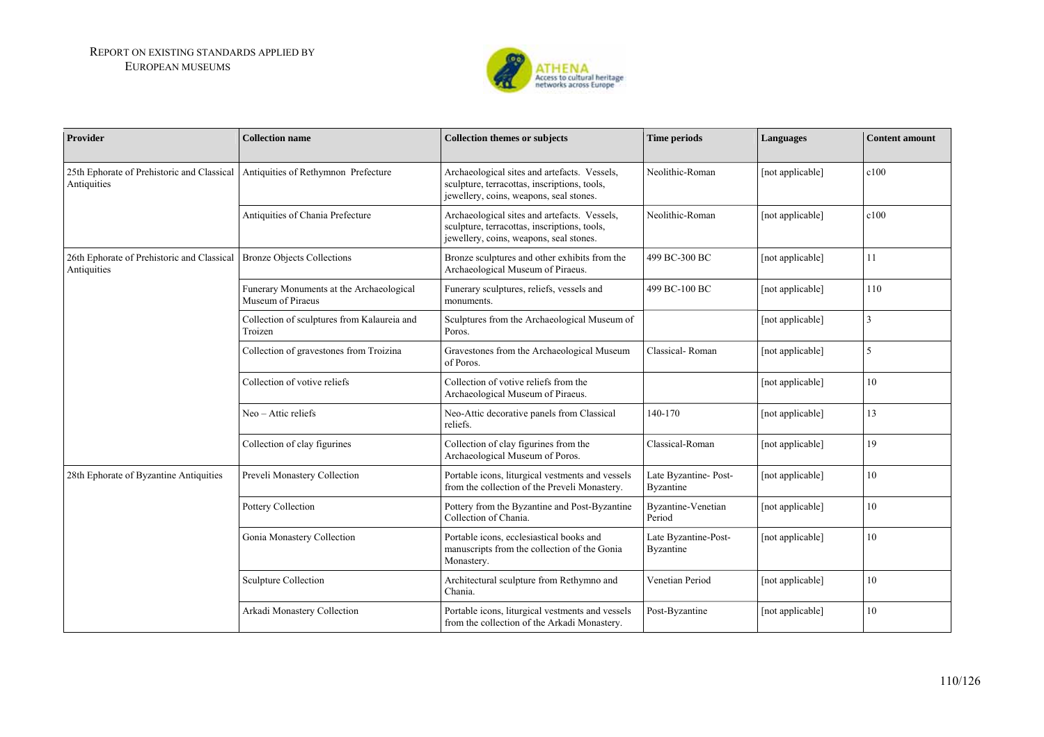| Provider | Collection name | Collection themes or subjects | Time periods | Languages | Content amount |
|---|---|---|---|---|---|
| 25th Ephorate of Prehistoric and Classical Antiquities | Antiquities of Rethymnon Prefecture | Archaeological sites and artefacts. Vessels, sculpture, terracottas, inscriptions, tools, jewellery, coins, weapons, seal stones. | Neolithic-Roman | [not applicable] | c100 |
| | Antiquities of Chania Prefecture | Archaeological sites and artefacts. Vessels, sculpture, terracottas, inscriptions, tools, jewellery, coins, weapons, seal stones. | Neolithic-Roman | [not applicable] | c100 |
| 26th Ephorate of Prehistoric and Classical Antiquities | Bronze Objects Collections | Bronze sculptures and other exhibits from the Archaeological Museum of Piraeus. | 499 BC-300 BC | [not applicable] | 11 |
| | Funerary Monuments at the Archaeological Museum of Piraeus | Funerary sculptures, reliefs, vessels and monuments. | 499 BC-100 BC | [not applicable] | 110 |
| | Collection of sculptures from Kalaureia and Troizen | Sculptures from the Archaeological Museum of Poros. | | [not applicable] | 3 |
| | Collection of gravestones from Troizina | Gravestones from the Archaeological Museum of Poros. | Classical- Roman | [not applicable] | 5 |
| | Collection of votive reliefs | Collection of votive reliefs from the Archaeological Museum of Piraeus. | | [not applicable] | 10 |
| | Neo – Attic reliefs | Neo-Attic decorative panels from Classical reliefs. | 140-170 | [not applicable] | 13 |
| | Collection of clay figurines | Collection of clay figurines from the Archaeological Museum of Poros. | Classical-Roman | [not applicable] | 19 |
| 28th Ephorate of Byzantine Antiquities | Preveli Monastery Collection | Portable icons, liturgical vestments and vessels from the collection of the Preveli Monastery. | Late Byzantine- Post-Byzantine | [not applicable] | 10 |
| | Pottery Collection | Pottery from the Byzantine and Post-Byzantine Collection of Chania. | Byzantine-Venetian Period | [not applicable] | 10 |
| | Gonia Monastery Collection | Portable icons, ecclesiastical books and manuscripts from the collection of the Gonia Monastery. | Late Byzantine-Post-Byzantine | [not applicable] | 10 |
| | Sculpture Collection | Architectural sculpture from Rethymno and Chania. | Venetian Period | [not applicable] | 10 |
| | Arkadi Monastery Collection | Portable icons, liturgical vestments and vessels from the collection of the Arkadi Monastery. | Post-Byzantine | [not applicable] | 10 |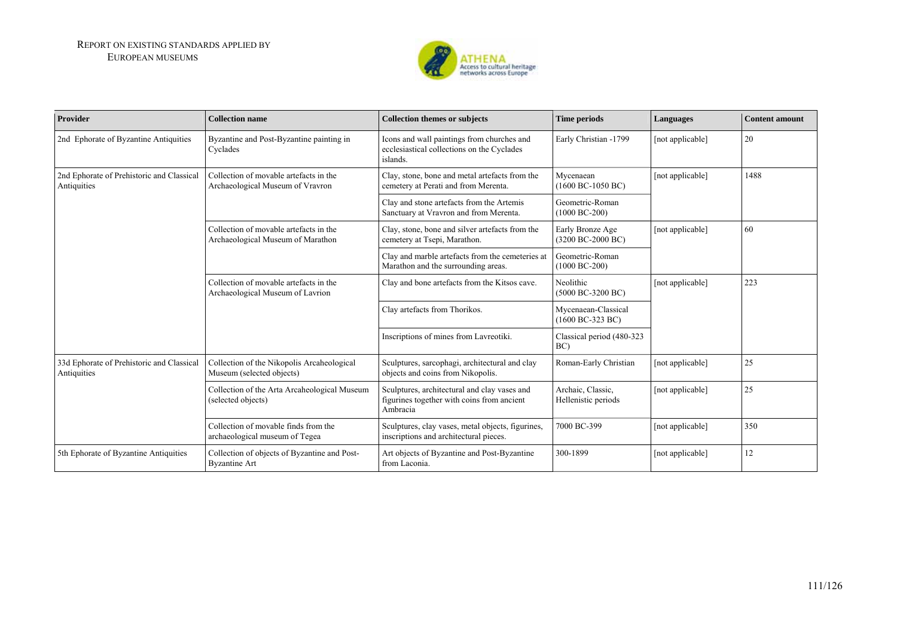| Provider | Collection name | Collection themes or subjects | Time periods | Languages | Content amount |
|---|---|---|---|---|---|
| 2nd Ephorate of Byzantine Antiquities | Byzantine and Post-Byzantine painting in Cyclades | Icons and wall paintings from churches and ecclesiastical collections on the Cyclades islands. | Early Christian -1799 | [not applicable] | 20 |
| 2nd Ephorate of Prehistoric and Classical Antiquities | Collection of movable artefacts in the Archaeological Museum of Vravron | Clay, stone, bone and metal artefacts from the cemetery at Perati and from Merenta. | Mycenaean (1600 BC-1050 BC) | [not applicable] | 1488 |
| | | Clay and stone artefacts from the Artemis Sanctuary at Vravron and from Merenta. | Geometric-Roman (1000 BC-200) | | |
| | Collection of movable artefacts in the Archaeological Museum of Marathon | Clay, stone, bone and silver artefacts from the cemetery at Tsepi, Marathon. | Early Bronze Age (3200 BC-2000 BC) | [not applicable] | 60 |
| | | Clay and marble artefacts from the cemeteries at Marathon and the surrounding areas. | Geometric-Roman (1000 BC-200) | | |
| | Collection of movable artefacts in the Archaeological Museum of Lavrion | Clay and bone artefacts from the Kitsos cave. | Neolithic (5000 BC-3200 BC) | [not applicable] | 223 |
| | | Clay artefacts from Thorikos. | Mycenaean-Classical (1600 BC-323 BC) | | |
| | | Inscriptions of mines from Lavreotiki. | Classical period (480-323 BC) | | |
| 33d Ephorate of Prehistoric and Classical Antiquities | Collection of the Nikopolis Arcaheological Museum (selected objects) | Sculptures, sarcophagi, architectural and clay objects and coins from Nikopolis. | Roman-Early Christian | [not applicable] | 25 |
| | Collection of the Arta Archaeological Museum (selected objects) | Sculptures, architectural and clay vases and figurines together with coins from ancient Ambracia | Archaic, Classic, Hellenistic periods | [not applicable] | 25 |
| | Collection of movable finds from the archaeological museum of Tegea | Sculptures, clay vases, metal objects, figurines, inscriptions and architectural pieces. | 7000 BC-399 | [not applicable] | 350 |
| 5th Ephorate of Byzantine Antiquities | Collection of objects of Byzantine and Post-Byzantine Art | Art objects of Byzantine and Post-Byzantine from Laconia. | 300-1899 | [not applicable] | 12 |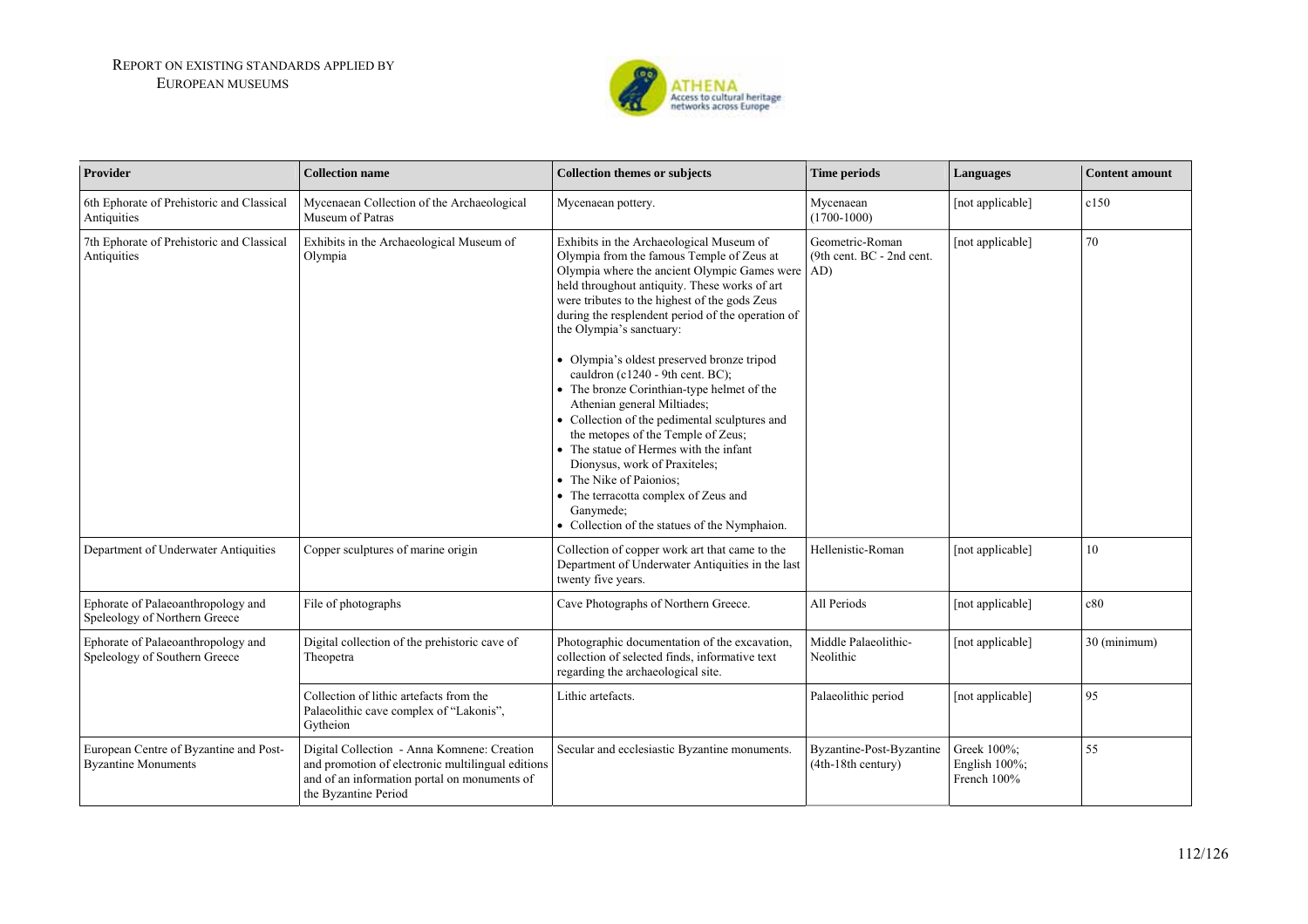| Provider | Collection name | Collection themes or subjects | Time periods | Languages | Content amount |
|---|---|---|---|---|---|
| 6th Ephorate of Prehistoric and Classical Antiquities | Mycenaean Collection of the Archaeological Museum of Patras | Mycenaean pottery. | Mycenaean (1700-1000) | [not applicable] | c150 |
| 7th Ephorate of Prehistoric and Classical Antiquities | Exhibits in the Archaeological Museum of Olympia | Exhibits in the Archaeological Museum of Olympia from the famous Temple of Zeus at Olympia where the ancient Olympic Games were held throughout antiquity. These works of art were tributes to the highest of the gods Zeus during the resplendent period of the operation of the Olympia's sanctuary: • Olympia's oldest preserved bronze tripod cauldron (c1240 - 9th cent. BC); • The bronze Corinthian-type helmet of the Athenian general Miltiades; • Collection of the pedimental sculptures and the metopes of the Temple of Zeus; • The statue of Hermes with the infant Dionysus, work of Praxiteles; • The Nike of Paionios; • The terracotta complex of Zeus and Ganymede; • Collection of the statues of the Nymphaion. | Geometric-Roman (9th cent. BC - 2nd cent. AD) | [not applicable] | 70 |
| Department of Underwater Antiquities | Copper sculptures of marine origin | Collection of copper work art that came to the Department of Underwater Antiquities in the last twenty five years. | Hellenistic-Roman | [not applicable] | 10 |
| Ephorate of Palaeoanthropology and Speleology of Northern Greece | File of photographs | Cave Photographs of Northern Greece. | All Periods | [not applicable] | c80 |
| Ephorate of Palaeoanthropology and Speleology of Southern Greece | Digital collection of the prehistoric cave of Theopetra | Photographic documentation of the excavation, collection of selected finds, informative text regarding the archaeological site. | Middle Palaeolithic-Neolithic | [not applicable] | 30 (minimum) |
| | Collection of lithic artefacts from the Palaeolithic cave complex of "Lakonis", Gytheion | Lithic artefacts. | Palaeolithic period | [not applicable] | 95 |
| European Centre of Byzantine and Post-Byzantine Monuments | Digital Collection - Anna Komnene: Creation and promotion of electronic multilingual editions and of an information portal on monuments of the Byzantine Period | Secular and ecclesiastic Byzantine monuments. | Byzantine-Post-Byzantine (4th-18th century) | Greek 100%; English 100%; French 100% | 55 |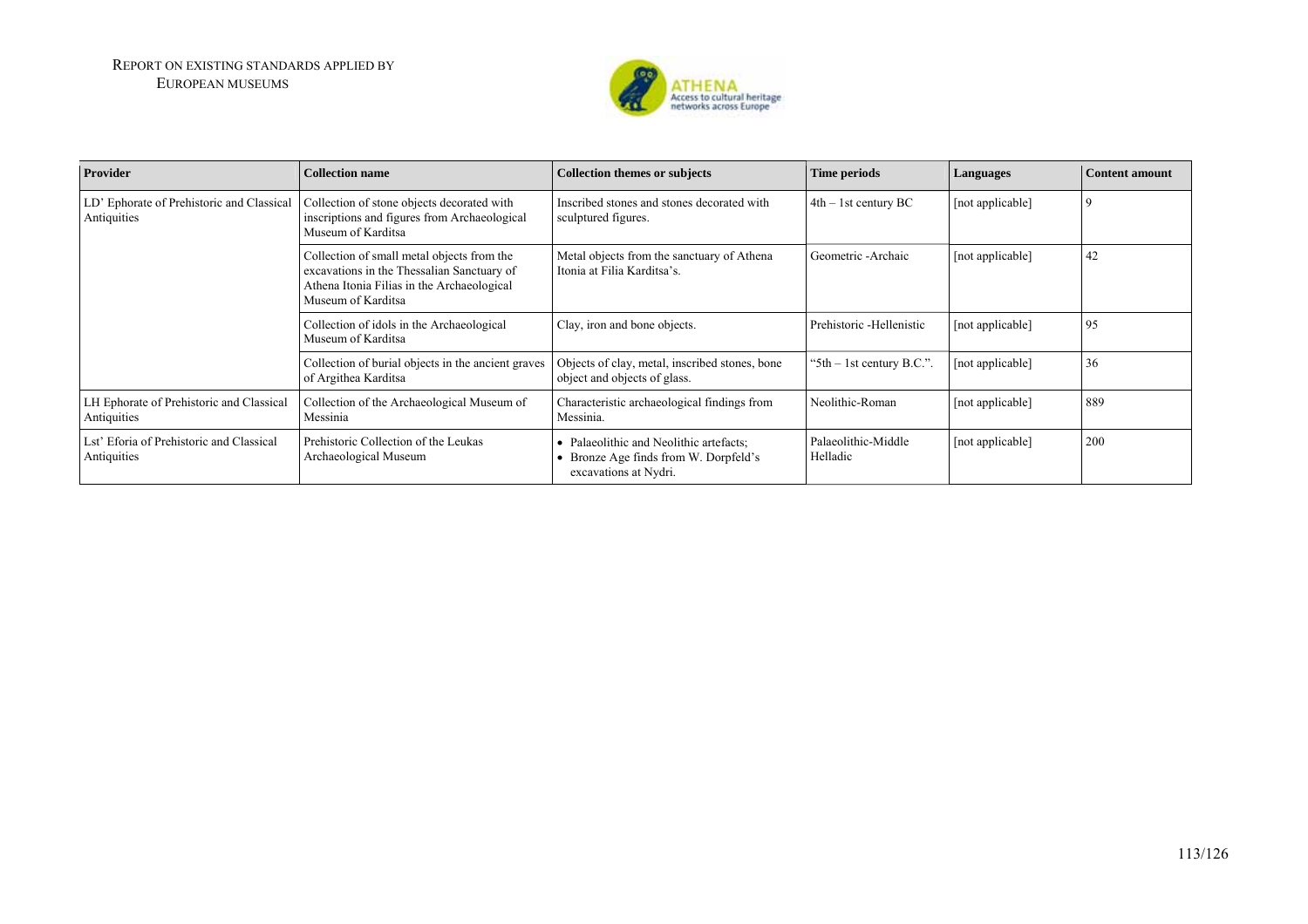| Provider | Collection name | Collection themes or subjects | Time periods | Languages | Content amount |
|---|---|---|---|---|---|
| LD' Ephorate of Prehistoric and Classical Antiquities | Collection of stone objects decorated with inscriptions and figures from Archaeological Museum of Karditsa | Inscribed stones and stones decorated with sculptured figures. | 4th – 1st century BC | [not applicable] | 9 |
| | Collection of small metal objects from the excavations in the Thessalian Sanctuary of Athena Itonia Filias in the Archaeological Museum of Karditsa | Metal objects from the sanctuary of Athena Itonia at Filia Karditsa's. | Geometric -Archaic | [not applicable] | 42 |
| | Collection of idols in the Archaeological Museum of Karditsa | Clay, iron and bone objects. | Prehistoric -Hellenistic | [not applicable] | 95 |
| | Collection of burial objects in the ancient graves of Argithea Karditsa | Objects of clay, metal, inscribed stones, bone object and objects of glass. | "5th – 1st century B.C.". | [not applicable] | 36 |
| LH Ephorate of Prehistoric and Classical Antiquities | Collection of the Archaeological Museum of Messinia | Characteristic archaeological findings from Messinia. | Neolithic-Roman | [not applicable] | 889 |
| Lst' Eforia of Prehistoric and Classical Antiquities | Prehistoric Collection of the Leukas Archaeological Museum | • Palaeolithic and Neolithic artefacts;<br>• Bronze Age finds from W. Dorpfeld's excavations at Nydri. | Palaeolithic-Middle Helladic | [not applicable] | 200 |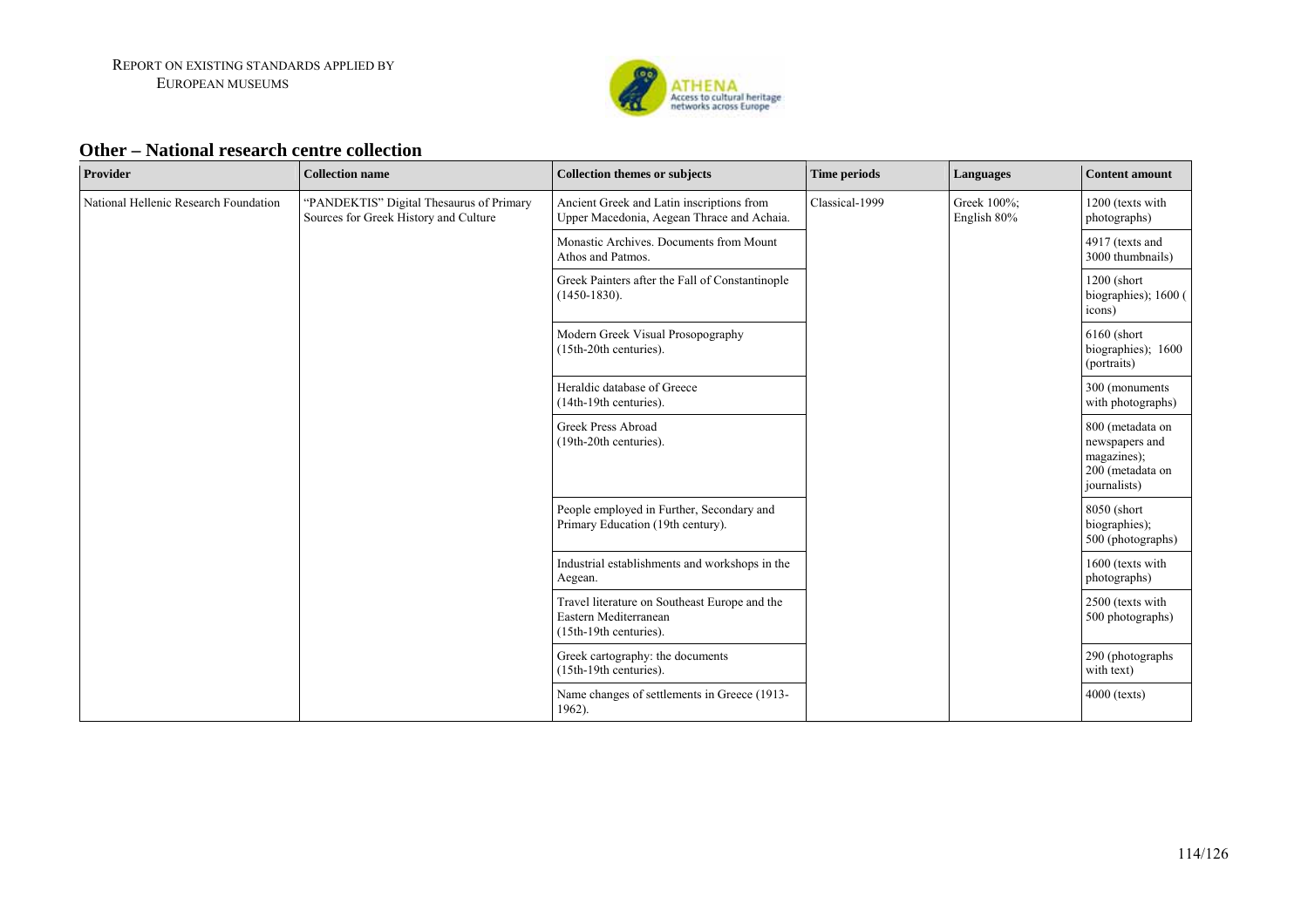## Other – National research centre collection

| Provider | Collection name | Collection themes or subjects | Time periods | Languages | Content amount |
|---|---|---|---|---|---|
| National Hellenic Research Foundation | "PANDEKTIS" Digital Thesaurus of Primary Sources for Greek History and Culture | Ancient Greek and Latin inscriptions from Upper Macedonia, Aegean Thrace and Achaia. | Classical-1999 | Greek 100%; English 80% | 1200 (texts with photographs) |
| | | Monastic Archives. Documents from Mount Athos and Patmos. | | | 4917 (texts and 3000 thumbnails) |
| | | Greek Painters after the Fall of Constantinople (1450-1830). | | | 1200 (short biographies); 1600 ( icons) |
| | | Modern Greek Visual Prosopography (15th-20th centuries). | | | 6160 (short biographies); 1600 (portraits) |
| | | Heraldic database of Greece (14th-19th centuries). | | | 300 (monuments with photographs) |
| | | Greek Press Abroad (19th-20th centuries). | | | 800 (metadata on newspapers and magazines); 200 (metadata on journalists) |
| | | People employed in Further, Secondary and Primary Education (19th century). | | | 8050 (short biographies); 500 (photographs) |
| | | Industrial establishments and workshops in the Aegean. | | | 1600 (texts with photographs) |
| | | Travel literature on Southeast Europe and the Eastern Mediterranean (15th-19th centuries). | | | 2500 (texts with 500 photographs) |
| | | Greek cartography: the documents (15th-19th centuries). | | | 290 (photographs with text) |
| | | Name changes of settlements in Greece (1913-1962). | | | 4000 (texts) |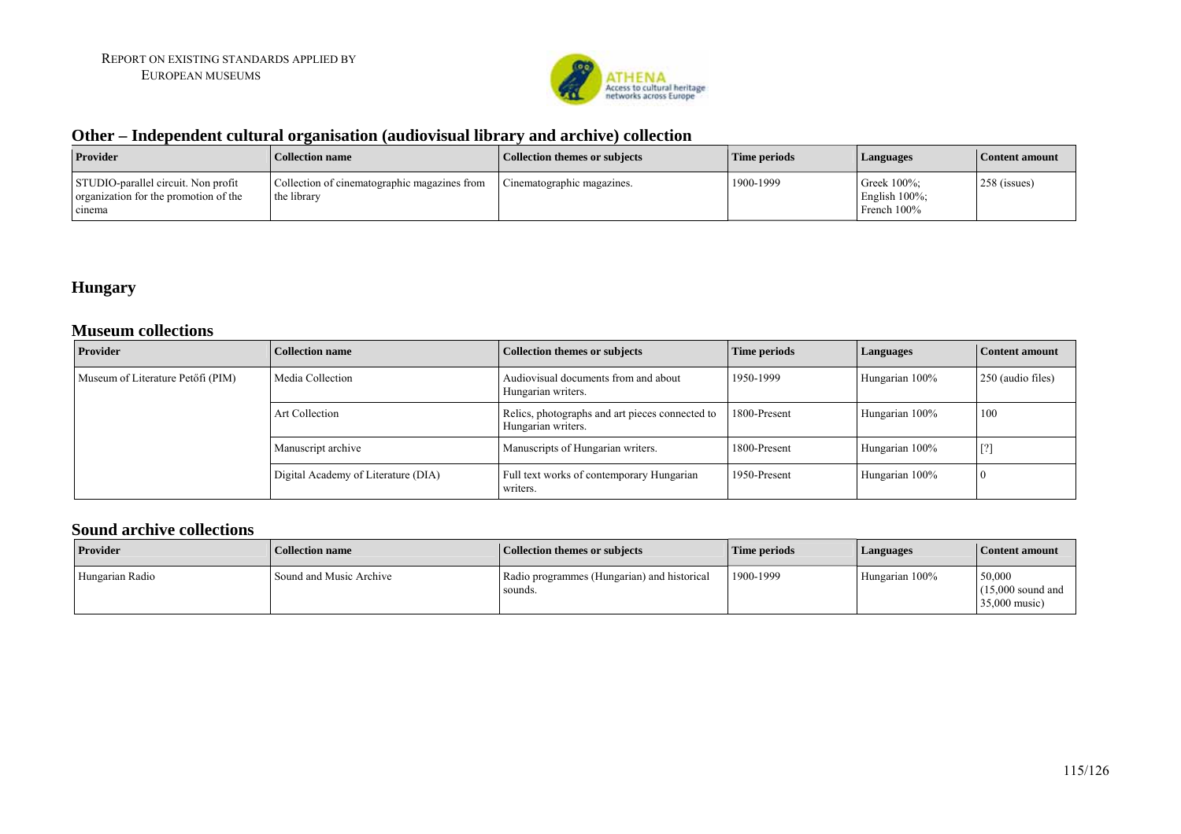## Other – Independent cultural organisation (audiovisual library and archive) collection

| Provider | Collection name | Collection themes or subjects | Time periods | Languages | Content amount |
|---|---|---|---|---|---|
| STUDIO-parallel circuit. Non profit organization for the promotion of the cinema | Collection of cinematographic magazines from the library | Cinematographic magazines. | 1900-1999 | Greek 100%; English 100%; French 100% | 258 (issues) |

# Hungary

## Museum collections

| Provider | Collection name | Collection themes or subjects | Time periods | Languages | Content amount |
|---|---|---|---|---|---|
| Museum of Literature Petőfi (PIM) | Media Collection | Audiovisual documents from and about Hungarian writers. | 1950-1999 | Hungarian 100% | 250 (audio files) |
| | Art Collection | Relics, photographs and art pieces connected to Hungarian writers. | 1800-Present | Hungarian 100% | 100 |
| | Manuscript archive | Manuscripts of Hungarian writers. | 1800-Present | Hungarian 100% | [?] |
| | Digital Academy of Literature (DIA) | Full text works of contemporary Hungarian writers. | 1950-Present | Hungarian 100% | 0 |

## Sound archive collections

| Provider | Collection name | Collection themes or subjects | Time periods | Languages | Content amount |
|---|---|---|---|---|---|
| Hungarian Radio | Sound and Music Archive | Radio programmes (Hungarian) and historical sounds. | 1900-1999 | Hungarian 100% | 50,000 (15,000 sound and 35,000 music) |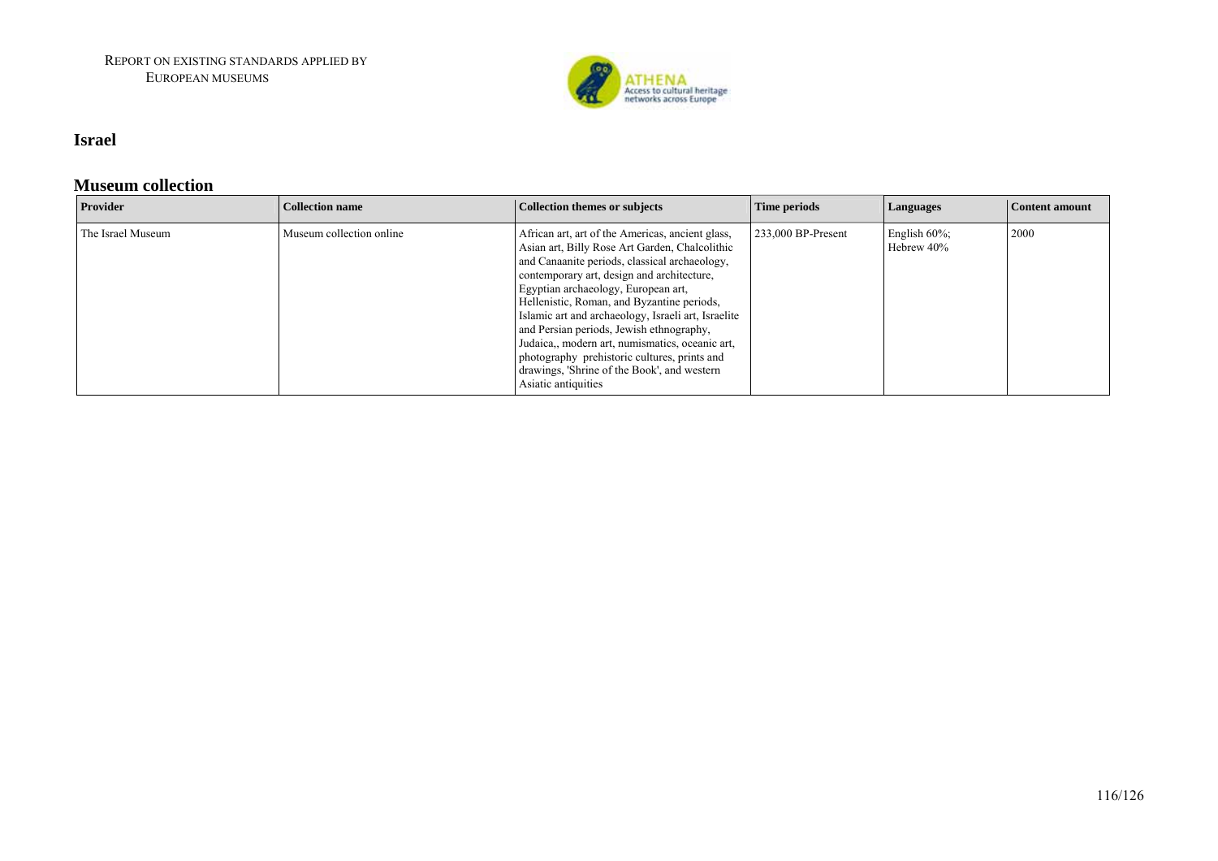## Israel

### Museum collection

| Provider | Collection name | Collection themes or subjects | Time periods | Languages | Content amount |
|---|---|---|---|---|---|
| The Israel Museum | Museum collection online | African art, art of the Americas, ancient glass, Asian art, Billy Rose Art Garden, Chalcolithic and Canaanite periods, classical archaeology, contemporary art, design and architecture, Egyptian archaeology, European art, Hellenistic, Roman, and Byzantine periods, Islamic art and archaeology, Israeli art, Israelite and Persian periods, Jewish ethnography, Judaica,, modern art, numismatics, oceanic art, photography prehistoric cultures, prints and drawings, 'Shrine of the Book', and western Asiatic antiquities | 233,000 BP-Present | English 60%; Hebrew 40% | 2000 |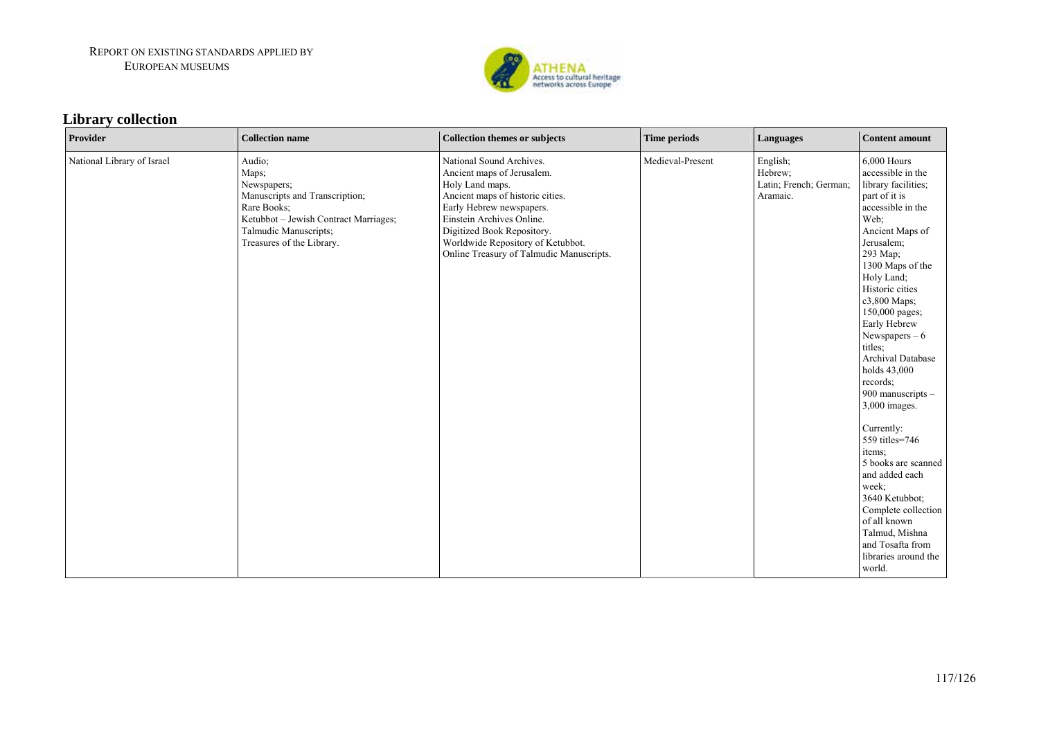## Library collection

| Provider | Collection name | Collection themes or subjects | Time periods | Languages | Content amount |
|---|---|---|---|---|---|
| National Library of Israel | Audio;<br>Maps;<br>Newspapers;<br>Manuscripts and Transcription;<br>Rare Books;<br>Ketubbot – Jewish Contract Marriages;<br>Talmudic Manuscripts;<br>Treasures of the Library. | National Sound Archives.<br>Ancient maps of Jerusalem.<br>Holy Land maps.<br>Ancient maps of historic cities.<br>Early Hebrew newspapers.<br>Einstein Archives Online.<br>Digitized Book Repository.<br>Worldwide Repository of Ketubbot.<br>Online Treasury of Talmudic Manuscripts. | Medieval-Present | English;<br>Hebrew;<br>Latin; French; German;<br>Aramaic. | 6,000 Hours accessible in the library facilities; part of it is accessible in the Web;<br>Ancient Maps of Jerusalem;<br>293 Map;<br>1300 Maps of the Holy Land;<br>Historic cities c3,800 Maps;<br>150,000 pages;<br>Early Hebrew Newspapers – 6 titles;<br>Archival Database holds 43,000 records;<br>900 manuscripts – 3,000 images.<br><br>Currently:<br>559 titles=746 items;<br>5 books are scanned and added each week;<br>3640 Ketubbot;<br>Complete collection of all known Talmud, Mishna and Tosafta from libraries around the world. |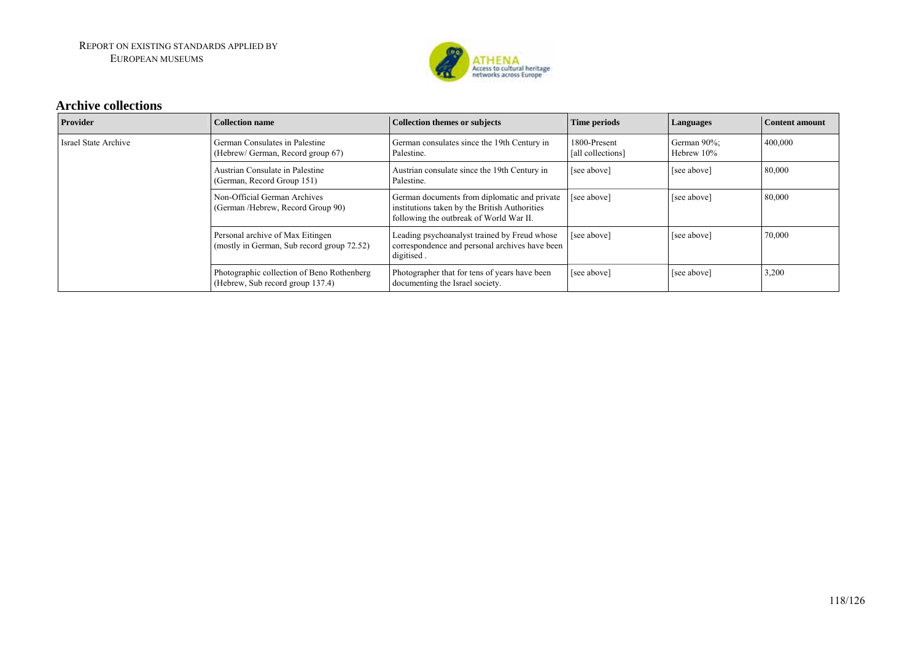## Archive collections

| Provider | Collection name | Collection themes or subjects | Time periods | Languages | Content amount |
|---|---|---|---|---|---|
| Israel State Archive | German Consulates in Palestine (Hebrew/ German, Record group 67) | German consulates since the 19th Century in Palestine. | 1800-Present [all collections] | German 90%; Hebrew 10% | 400,000 |
| | Austrian Consulate in Palestine (German, Record Group 151) | Austrian consulate since the 19th Century in Palestine. | [see above] | [see above] | 80,000 |
| | Non-Official German Archives (German /Hebrew, Record Group 90) | German documents from diplomatic and private institutions taken by the British Authorities following the outbreak of World War II. | [see above] | [see above] | 80,000 |
| | Personal archive of Max Eitingen (mostly in German, Sub record group 72.52) | Leading psychoanalyst trained by Freud whose correspondence and personal archives have been digitised . | [see above] | [see above] | 70,000 |
| | Photographic collection of Beno Rothenberg (Hebrew, Sub record group 137.4) | Photographer that for tens of years have been documenting the Israel society. | [see above] | [see above] | 3,200 |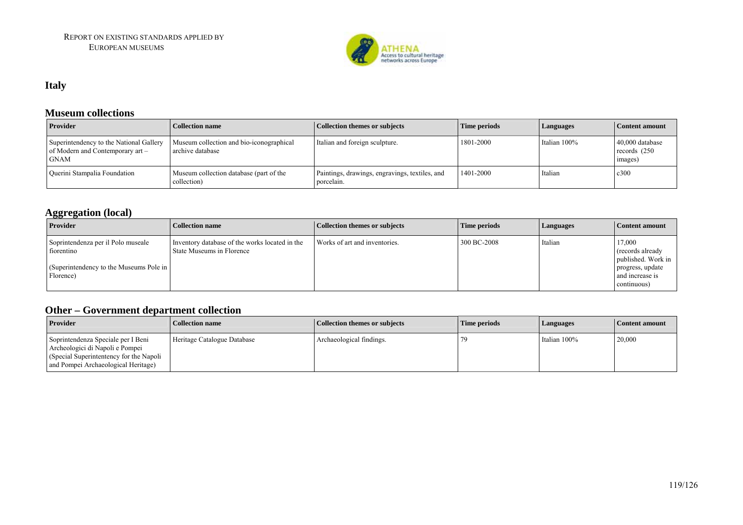# Italy

## Museum collections

| Provider | Collection name | Collection themes or subjects | Time periods | Languages | Content amount |
|---|---|---|---|---|---|
| Superintendency to the National Gallery of Modern and Contemporary art – GNAM | Museum collection and bio-iconographical archive database | Italian and foreign sculpture. | 1801-2000 | Italian 100% | 40,000 database records (250 images) |
| Querini Stampalia Foundation | Museum collection database (part of the collection) | Paintings, drawings, engravings, textiles, and porcelain. | 1401-2000 | Italian | c300 |

## Aggregation (local)

| Provider | Collection name | Collection themes or subjects | Time periods | Languages | Content amount |
|---|---|---|---|---|---|
| Soprintendenza per il Polo museale fiorentino<br><br>(Superintendency to the Museums Pole in Florence) | Inventory database of the works located in the State Museums in Florence | Works of art and inventories. | 300 BC-2008 | Italian | 17,000 (records already published. Work in progress, update and increase is continuous) |

## Other – Government department collection

| Provider | Collection name | Collection themes or subjects | Time periods | Languages | Content amount |
|---|---|---|---|---|---|
| Soprintendenza Speciale per I Beni Archeologici di Napoli e Pompei (Special Superintentency for the Napoli and Pompei Archaeological Heritage) | Heritage Catalogue Database | Archaeological findings. | 79 | Italian 100% | 20,000 |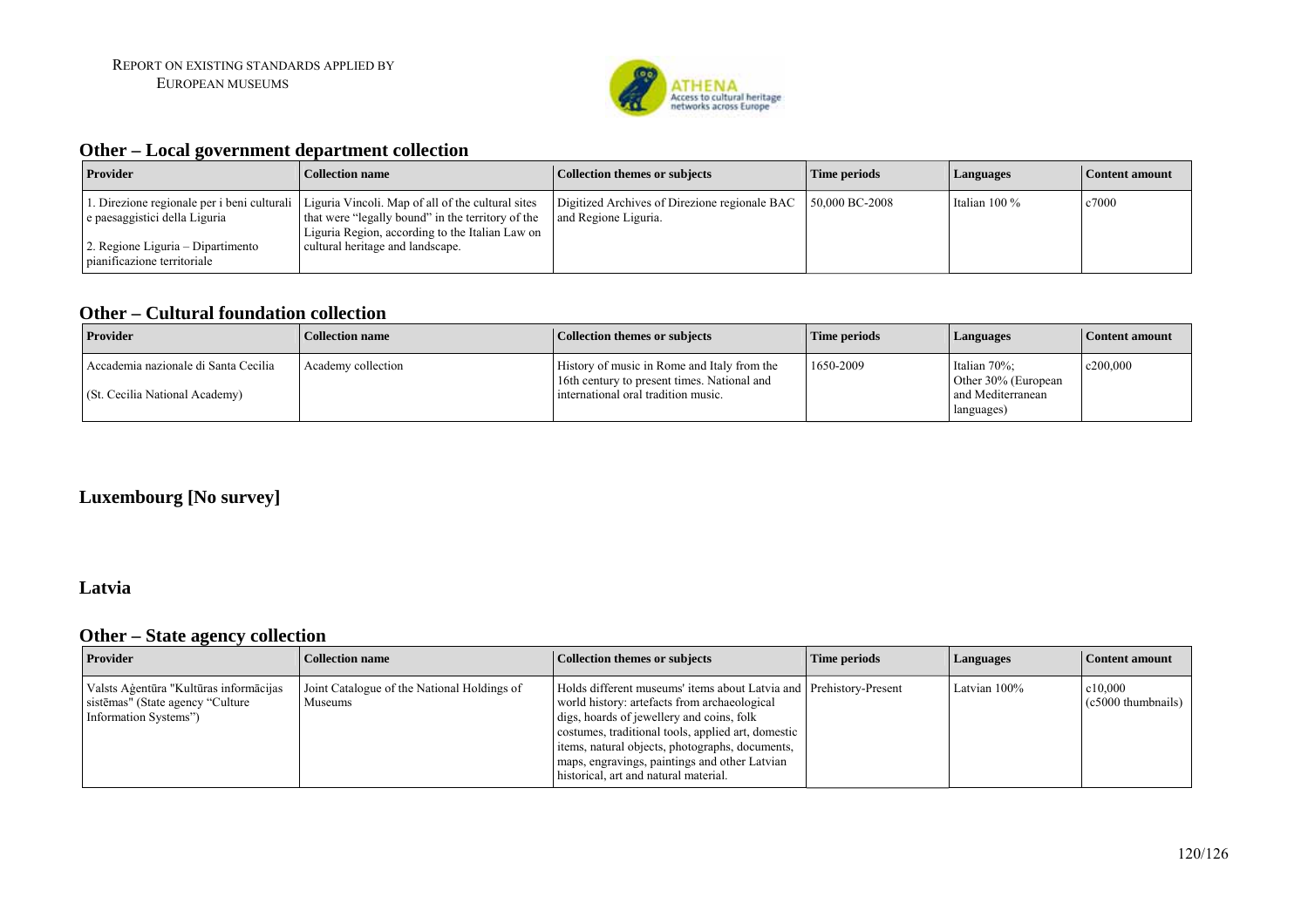## Other – Local government department collection

| Provider | Collection name | Collection themes or subjects | Time periods | Languages | Content amount |
|---|---|---|---|---|---|
| 1. Direzione regionale per i beni culturali e paesaggistici della Liguria<br><br>2. Regione Liguria – Dipartimento pianificazione territoriale | Liguria Vincoli. Map of all of the cultural sites that were "legally bound" in the territory of the Liguria Region, according to the Italian Law on cultural heritage and landscape. | Digitized Archives of Direzione regionale BAC and Regione Liguria. | 50,000 BC-2008 | Italian 100 % | c7000 |

## Other – Cultural foundation collection

| Provider | Collection name | Collection themes or subjects | Time periods | Languages | Content amount |
|---|---|---|---|---|---|
| Accademia nazionale di Santa Cecilia<br><br>(St. Cecilia National Academy) | Academy collection | History of music in Rome and Italy from the 16th century to present times. National and international oral tradition music. | 1650-2009 | Italian 70%; Other 30% (European and Mediterranean languages) | c200,000 |

# Luxembourg [No survey]

# Latvia

## Other – State agency collection

| Provider | Collection name | Collection themes or subjects | Time periods | Languages | Content amount |
|---|---|---|---|---|---|
| Valsts Aģentūra "Kultūras informācijas sistēmas" (State agency "Culture Information Systems") | Joint Catalogue of the National Holdings of Museums | Holds different museums' items about Latvia and world history: artefacts from archaeological digs, hoards of jewellery and coins, folk costumes, traditional tools, applied art, domestic items, natural objects, photographs, documents, maps, engravings, paintings and other Latvian historical, art and natural material. | Prehistory-Present | Latvian 100% | c10,000 (c5000 thumbnails) |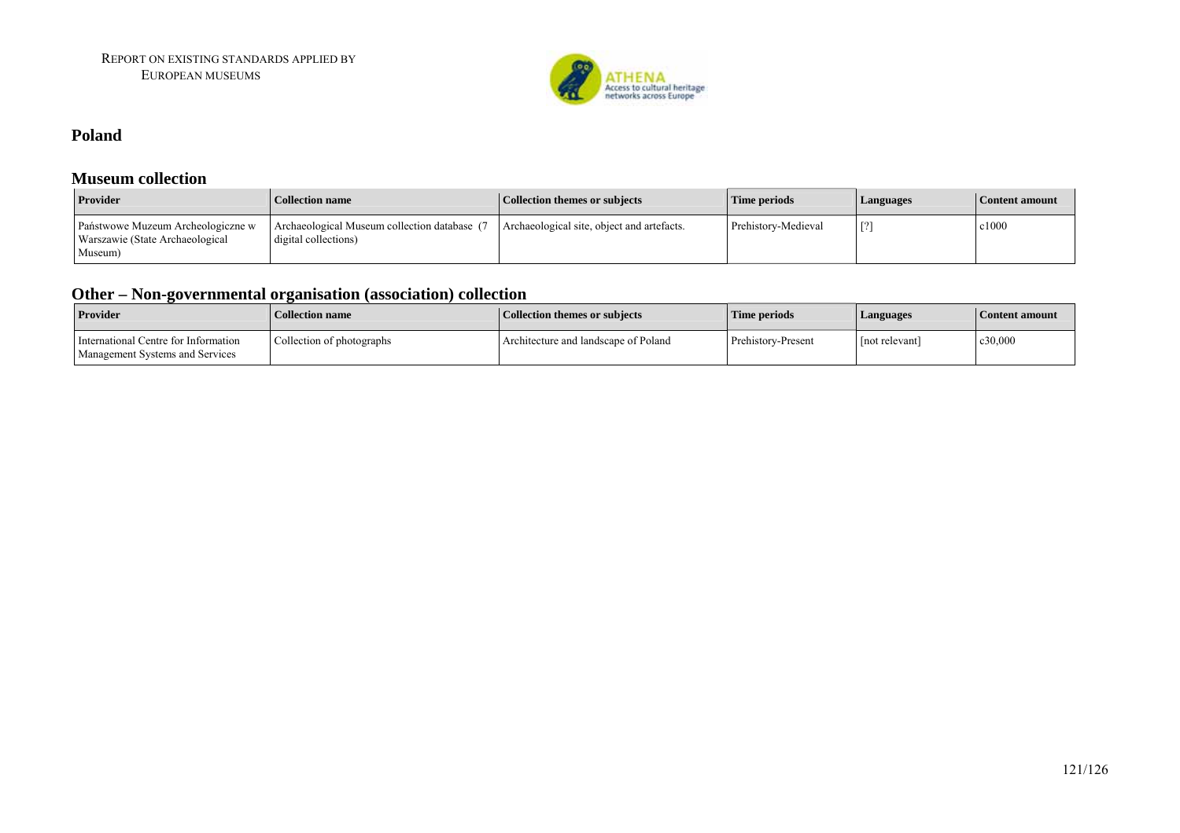# Poland

## Museum collection

| Provider | Collection name | Collection themes or subjects | Time periods | Languages | Content amount |
|---|---|---|---|---|---|
| Państwowe Muzeum Archeologiczne w Warszawie (State Archaeological Museum) | Archaeological Museum collection database (7 digital collections) | Archaeological site, object and artefacts. | Prehistory-Medieval | [?] | c1000 |

## Other – Non-governmental organisation (association) collection

| Provider | Collection name | Collection themes or subjects | Time periods | Languages | Content amount |
|---|---|---|---|---|---|
| International Centre for Information Management Systems and Services | Collection of photographs | Architecture and landscape of Poland | Prehistory-Present | [not relevant] | c30,000 |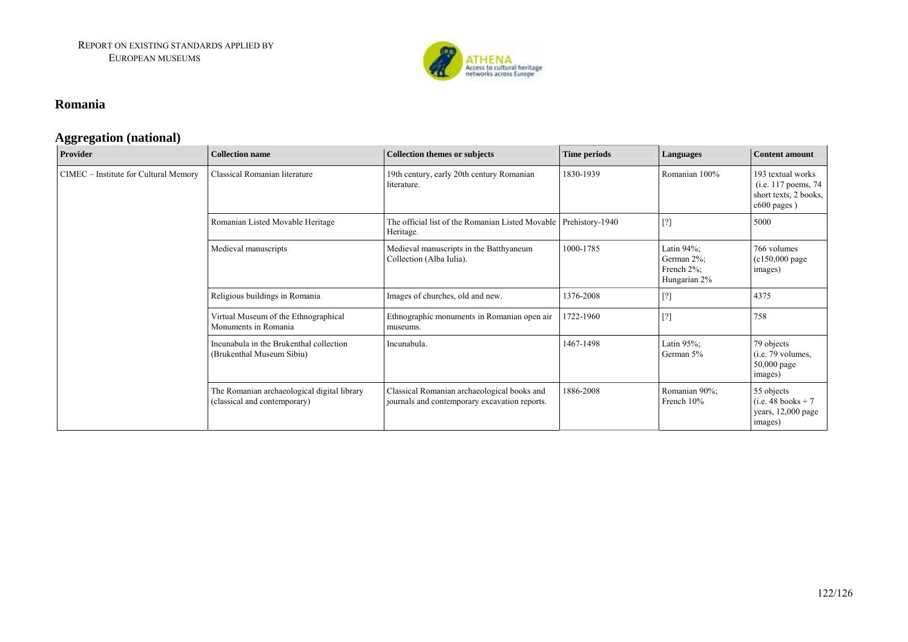## Romania

### Aggregation (national)

| Provider | Collection name | Collection themes or subjects | Time periods | Languages | Content amount |
|---|---|---|---|---|---|
| CIMEC – Institute for Cultural Memory | Classical Romanian literature | 19th century, early 20th century Romanian literature. | 1830-1939 | Romanian 100% | 193 textual works (i.e. 117 poems, 74 short texts, 2 books, c600 pages ) |
| | Romanian Listed Movable Heritage | The official list of the Romanian Listed Movable Heritage. | Prehistory-1940 | [?] | 5000 |
| | Medieval manuscripts | Medieval manuscripts in the Batthyaneum Collection (Alba Iulia). | 1000-1785 | Latin 94%; German 2%; French 2%; Hungarian 2% | 766 volumes (c150,000 page images) |
| | Religious buildings in Romania | Images of churches, old and new. | 1376-2008 | [?] | 4375 |
| | Virtual Museum of the Ethnographical Monuments in Romania | Ethnographic monuments in Romanian open air museums. | 1722-1960 | [?] | 758 |
| | Incunabula in the Brukenthal collection (Brukenthal Museum Sibiu) | Incunabula. | 1467-1498 | Latin 95%; German 5% | 79 objects (i.e. 79 volumes, 50,000 page images) |
| | The Romanian archaeological digital library (classical and contemporary) | Classical Romanian archaeological books and journals and contemporary excavation reports. | 1886-2008 | Romanian 90%; French 10% | 55 objects (i.e. 48 books + 7 years, 12,000 page images) |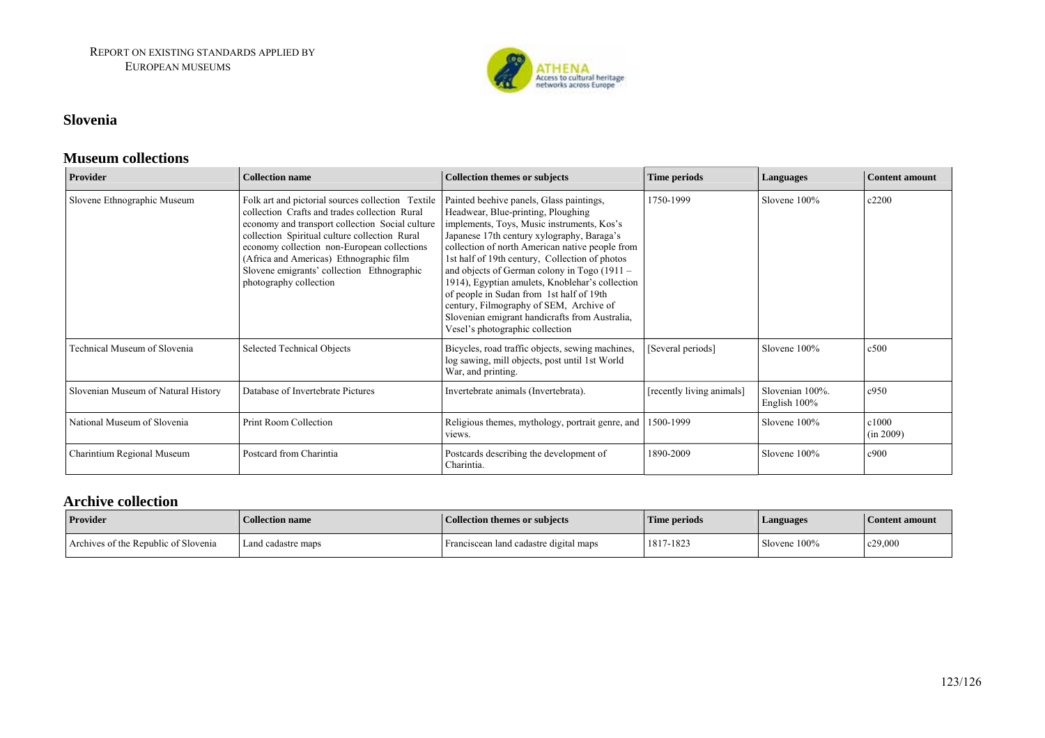## Slovenia

### Museum collections

| Provider | Collection name | Collection themes or subjects | Time periods | Languages | Content amount |
|---|---|---|---|---|---|
| Slovene Ethnographic Museum | Folk art and pictorial sources collection Textile collection Crafts and trades collection Rural economy and transport collection Social culture collection Spiritual culture collection Rural economy collection non-European collections (Africa and Americas) Ethnographic film Slovene emigrants' collection Ethnographic photography collection | Painted beehive panels, Glass paintings, Headwear, Blue-printing, Ploughing implements, Toys, Music instruments, Kos's Japanese 17th century xylography, Baraga's collection of north American native people from 1st half of 19th century, Collection of photos and objects of German colony in Togo (1911 – 1914), Egyptian amulets, Knoblehar's collection of people in Sudan from 1st half of 19th century, Filmography of SEM, Archive of Slovenian emigrant handicrafts from Australia, Vesel's photographic collection | 1750-1999 | Slovene 100% | c2200 |
| Technical Museum of Slovenia | Selected Technical Objects | Bicycles, road traffic objects, sewing machines, log sawing, mill objects, post until 1st World War, and printing. | [Several periods] | Slovene 100% | c500 |
| Slovenian Museum of Natural History | Database of Invertebrate Pictures | Invertebrate animals (Invertebrata). | [recently living animals] | Slovenian 100%. English 100% | c950 |
| National Museum of Slovenia | Print Room Collection | Religious themes, mythology, portrait genre, and views. | 1500-1999 | Slovene 100% | c1000 (in 2009) |
| Charintium Regional Museum | Postcard from Charintia | Postcards describing the development of Charintia. | 1890-2009 | Slovene 100% | c900 |

### Archive collection

| Provider | Collection name | Collection themes or subjects | Time periods | Languages | Content amount |
|---|---|---|---|---|---|
| Archives of the Republic of Slovenia | Land cadastre maps | Franciscean land cadastre digital maps | 1817-1823 | Slovene 100% | c29,000 |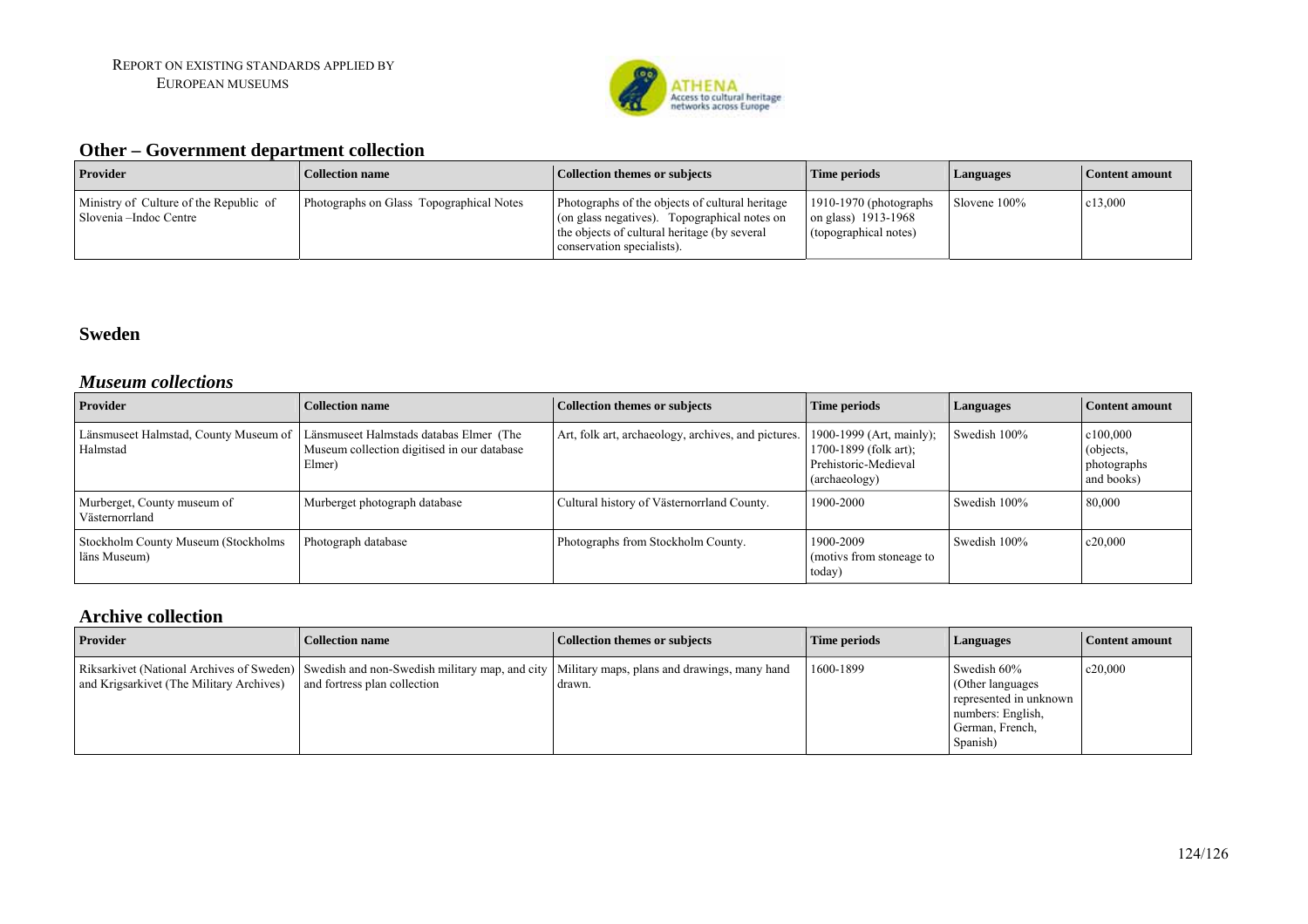## Other – Government department collection

| Provider | Collection name | Collection themes or subjects | Time periods | Languages | Content amount |
|---|---|---|---|---|---|
| Ministry of Culture of the Republic of Slovenia –Indoc Centre | Photographs on Glass Topographical Notes | Photographs of the objects of cultural heritage (on glass negatives). Topographical notes on the objects of cultural heritage (by several conservation specialists). | 1910-1970 (photographs on glass) 1913-1968 (topographical notes) | Slovene 100% | c13,000 |

## Sweden

### *Museum collections*

| Provider | Collection name | Collection themes or subjects | Time periods | Languages | Content amount |
|---|---|---|---|---|---|
| Länsmuseet Halmstad, County Museum of Halmstad | Länsmuseet Halmstads databas Elmer (The Museum collection digitised in our database Elmer) | Art, folk art, archaeology, archives, and pictures. | 1900-1999 (Art, mainly); 1700-1899 (folk art); Prehistoric-Medieval (archaeology) | Swedish 100% | c100,000 (objects, photographs and books) |
| Murberget, County museum of Västernorrland | Murberget photograph database | Cultural history of Västernorrland County. | 1900-2000 | Swedish 100% | 80,000 |
| Stockholm County Museum (Stockholms läns Museum) | Photograph database | Photographs from Stockholm County. | 1900-2009 (motivs from stoneage to today) | Swedish 100% | c20,000 |

### Archive collection

| Provider | Collection name | Collection themes or subjects | Time periods | Languages | Content amount |
|---|---|---|---|---|---|
| Riksarkivet (National Archives of Sweden) and Krigsarkivet (The Military Archives) | Swedish and non-Swedish military map, and city and fortress plan collection | Military maps, plans and drawings, many hand drawn. | 1600-1899 | Swedish 60% (Other languages represented in unknown numbers: English, German, French, Spanish) | c20,000 |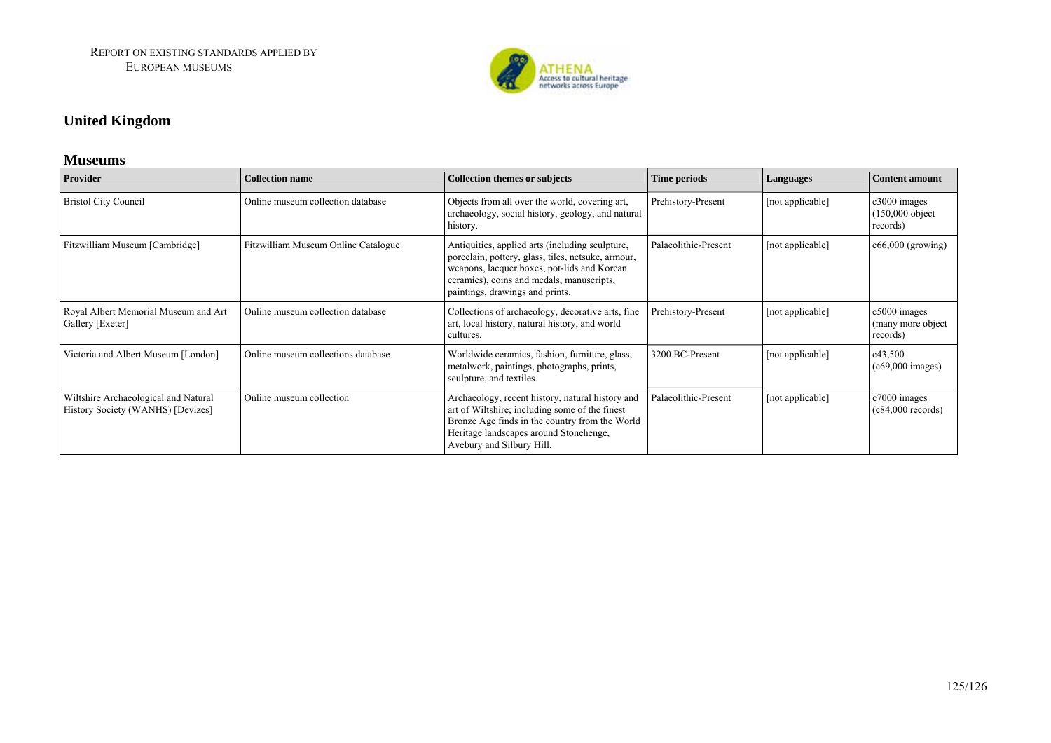## United Kingdom

### Museums

| Provider | Collection name | Collection themes or subjects | Time periods | Languages | Content amount |
|---|---|---|---|---|---|
| Bristol City Council | Online museum collection database | Objects from all over the world, covering art, archaeology, social history, geology, and natural history. | Prehistory-Present | [not applicable] | c3000 images (150,000 object records) |
| Fitzwilliam Museum [Cambridge] | Fitzwilliam Museum Online Catalogue | Antiquities, applied arts (including sculpture, porcelain, pottery, glass, tiles, netsuke, armour, weapons, lacquer boxes, pot-lids and Korean ceramics), coins and medals, manuscripts, paintings, drawings and prints. | Palaeolithic-Present | [not applicable] | c66,000 (growing) |
| Royal Albert Memorial Museum and Art Gallery [Exeter] | Online museum collection database | Collections of archaeology, decorative arts, fine art, local history, natural history, and world cultures. | Prehistory-Present | [not applicable] | c5000 images (many more object records) |
| Victoria and Albert Museum [London] | Online museum collections database | Worldwide ceramics, fashion, furniture, glass, metalwork, paintings, photographs, prints, sculpture, and textiles. | 3200 BC-Present | [not applicable] | c43,500 (c69,000 images) |
| Wiltshire Archaeological and Natural History Society (WANHS) [Devizes] | Online museum collection | Archaeology, recent history, natural history and art of Wiltshire; including some of the finest Bronze Age finds in the country from the World Heritage landscapes around Stonehenge, Avebury and Silbury Hill. | Palaeolithic-Present | [not applicable] | c7000 images (c84,000 records) |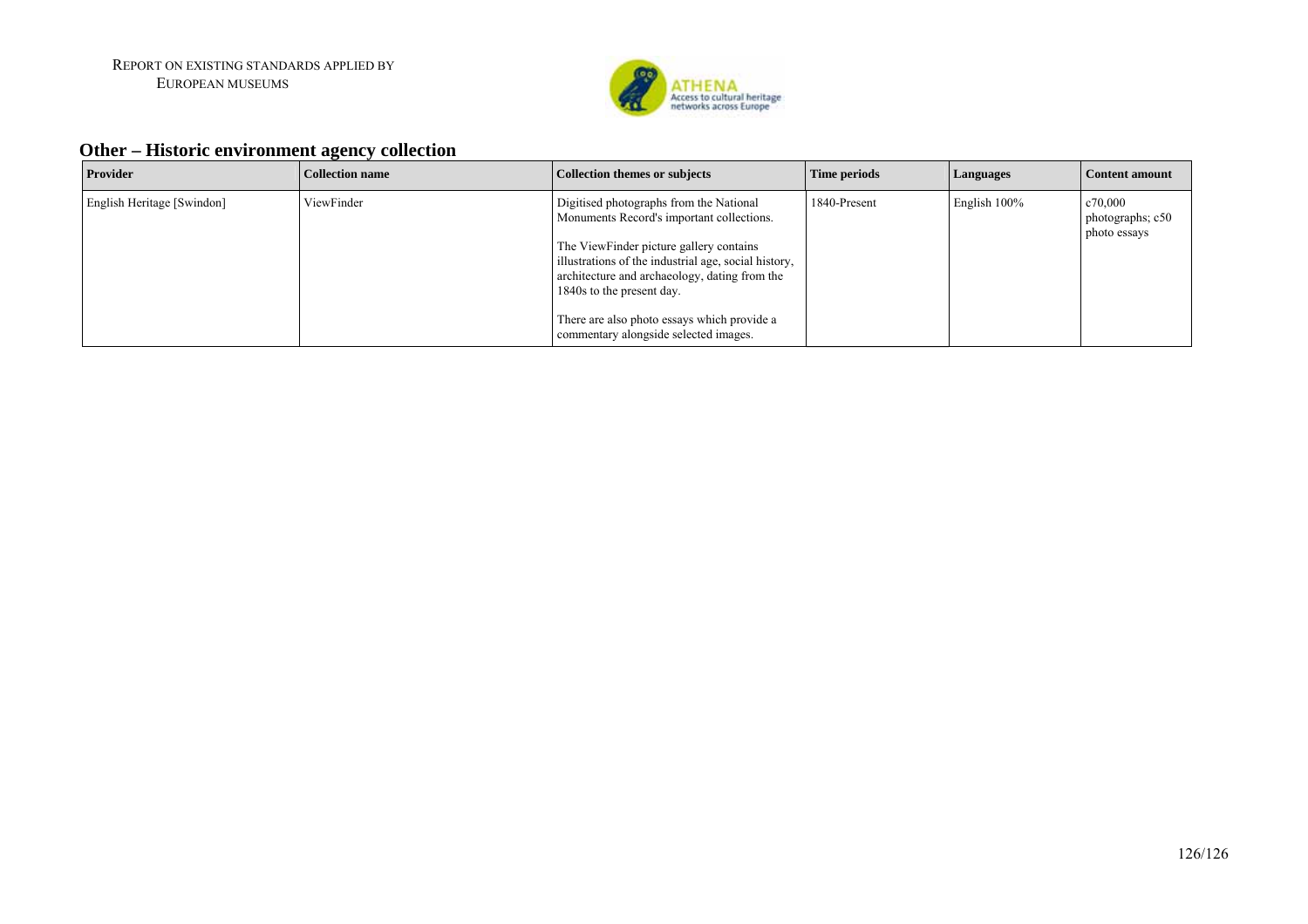## Other – Historic environment agency collection

| Provider | Collection name | Collection themes or subjects | Time periods | Languages | Content amount |
|---|---|---|---|---|---|
| English Heritage [Swindon] | ViewFinder | Digitised photographs from the National Monuments Record's important collections.<br><br>The ViewFinder picture gallery contains illustrations of the industrial age, social history, architecture and archaeology, dating from the 1840s to the present day.<br><br>There are also photo essays which provide a commentary alongside selected images. | 1840-Present | English 100% | c70,000 photographs; c50 photo essays |